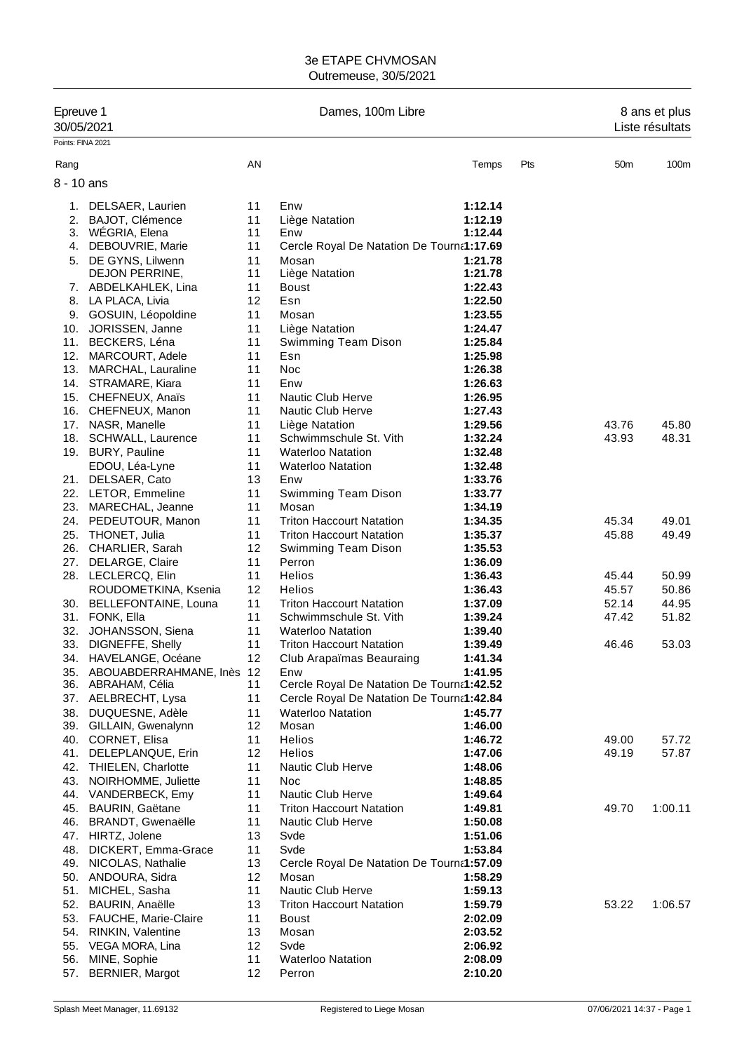# 3e ETAPE CHVMOSAN
Outremeuse, 30/5/2021

| Epreuve 1 | Dames, 100m Libre | 8 ans et plus |
|---|---|---|
| 30/05/2021 | | Liste résultats |

Points: FINA 2021

## 8 - 10 ans

| Rang | | AN | | Temps | Pts | 50m | 100m |
|---|---|---|---|---|---|---|---|
| 1. | DELSAER, Laurien | 11 | Enw | **1:12.14** | | | |
| 2. | BAJOT, Clémence | 11 | Liège Natation | **1:12.19** | | | |
| 3. | WÉGRIA, Elena | 11 | Enw | **1:12.44** | | | |
| 4. | DEBOUVRIE, Marie | 11 | Cercle Royal De Natation De Tourna | **1:17.69** | | | |
| 5. | DE GYNS, Lilwenn | 11 | Mosan | **1:21.78** | | | |
| | DEJON PERRINE, | 11 | Liège Natation | **1:21.78** | | | |
| 7. | ABDELKAHLEK, Lina | 11 | Boust | **1:22.43** | | | |
| 8. | LA PLACA, Livia | 12 | Esn | **1:22.50** | | | |
| 9. | GOSUIN, Léopoldine | 11 | Mosan | **1:23.55** | | | |
| 10. | JORISSEN, Janne | 11 | Liège Natation | **1:24.47** | | | |
| 11. | BECKERS, Léna | 11 | Swimming Team Dison | **1:25.84** | | | |
| 12. | MARCOURT, Adele | 11 | Esn | **1:25.98** | | | |
| 13. | MARCHAL, Lauraline | 11 | Noc | **1:26.38** | | | |
| 14. | STRAMARE, Kiara | 11 | Enw | **1:26.63** | | | |
| 15. | CHEFNEUX, Anaïs | 11 | Nautic Club Herve | **1:26.95** | | | |
| 16. | CHEFNEUX, Manon | 11 | Nautic Club Herve | **1:27.43** | | | |
| 17. | NASR, Manelle | 11 | Liège Natation | **1:29.56** | | 43.76 | 45.80 |
| 18. | SCHWALL, Laurence | 11 | Schwimmschule St. Vith | **1:32.24** | | 43.93 | 48.31 |
| 19. | BURY, Pauline | 11 | Waterloo Natation | **1:32.48** | | | |
| | EDOU, Léa-Lyne | 11 | Waterloo Natation | **1:32.48** | | | |
| 21. | DELSAER, Cato | 13 | Enw | **1:33.76** | | | |
| 22. | LETOR, Emmeline | 11 | Swimming Team Dison | **1:33.77** | | | |
| 23. | MARECHAL, Jeanne | 11 | Mosan | **1:34.19** | | | |
| 24. | PEDEUTOUR, Manon | 11 | Triton Haccourt Natation | **1:34.35** | | 45.34 | 49.01 |
| 25. | THONET, Julia | 11 | Triton Haccourt Natation | **1:35.37** | | 45.88 | 49.49 |
| 26. | CHARLIER, Sarah | 12 | Swimming Team Dison | **1:35.53** | | | |
| 27. | DELARGE, Claire | 11 | Perron | **1:36.09** | | | |
| 28. | LECLERCQ, Elin | 11 | Helios | **1:36.43** | | 45.44 | 50.99 |
| | ROUDOMETKINA, Ksenia | 12 | Helios | **1:36.43** | | 45.57 | 50.86 |
| 30. | BELLEFONTAINE, Louna | 11 | Triton Haccourt Natation | **1:37.09** | | 52.14 | 44.95 |
| 31. | FONK, Ella | 11 | Schwimmschule St. Vith | **1:39.24** | | 47.42 | 51.82 |
| 32. | JOHANSSON, Siena | 11 | Waterloo Natation | **1:39.40** | | | |
| 33. | DIGNEFFE, Shelly | 11 | Triton Haccourt Natation | **1:39.49** | | 46.46 | 53.03 |
| 34. | HAVELANGE, Océane | 12 | Club Arapaïmas Beauraing | **1:41.34** | | | |
| 35. | ABOUABDERRAHMANE, Inès | 12 | Enw | **1:41.95** | | | |
| 36. | ABRAHAM, Célia | 11 | Cercle Royal De Natation De Tourna | **1:42.52** | | | |
| 37. | AELBRECHT, Lysa | 11 | Cercle Royal De Natation De Tourna | **1:42.84** | | | |
| 38. | DUQUESNE, Adèle | 11 | Waterloo Natation | **1:45.77** | | | |
| 39. | GILLAIN, Gwenalynn | 12 | Mosan | **1:46.00** | | | |
| 40. | CORNET, Elisa | 11 | Helios | **1:46.72** | | 49.00 | 57.72 |
| 41. | DELEPLANQUE, Erin | 12 | Helios | **1:47.06** | | 49.19 | 57.87 |
| 42. | THIELEN, Charlotte | 11 | Nautic Club Herve | **1:48.06** | | | |
| 43. | NOIRHOMME, Juliette | 11 | Noc | **1:48.85** | | | |
| 44. | VANDERBECK, Emy | 11 | Nautic Club Herve | **1:49.64** | | | |
| 45. | BAURIN, Gaëtane | 11 | Triton Haccourt Natation | **1:49.81** | | 49.70 | 1:00.11 |
| 46. | BRANDT, Gwenaëlle | 11 | Nautic Club Herve | **1:50.08** | | | |
| 47. | HIRTZ, Jolene | 13 | Svde | **1:51.06** | | | |
| 48. | DICKERT, Emma-Grace | 11 | Svde | **1:53.84** | | | |
| 49. | NICOLAS, Nathalie | 13 | Cercle Royal De Natation De Tourna | **1:57.09** | | | |
| 50. | ANDOURA, Sidra | 12 | Mosan | **1:58.29** | | | |
| 51. | MICHEL, Sasha | 11 | Nautic Club Herve | **1:59.13** | | | |
| 52. | BAURIN, Anaëlle | 13 | Triton Haccourt Natation | **1:59.79** | | 53.22 | 1:06.57 |
| 53. | FAUCHE, Marie-Claire | 11 | Boust | **2:02.09** | | | |
| 54. | RINKIN, Valentine | 13 | Mosan | **2:03.52** | | | |
| 55. | VEGA MORA, Lina | 12 | Svde | **2:06.92** | | | |
| 56. | MINE, Sophie | 11 | Waterloo Natation | **2:08.09** | | | |
| 57. | BERNIER, Margot | 12 | Perron | **2:10.20** | | | |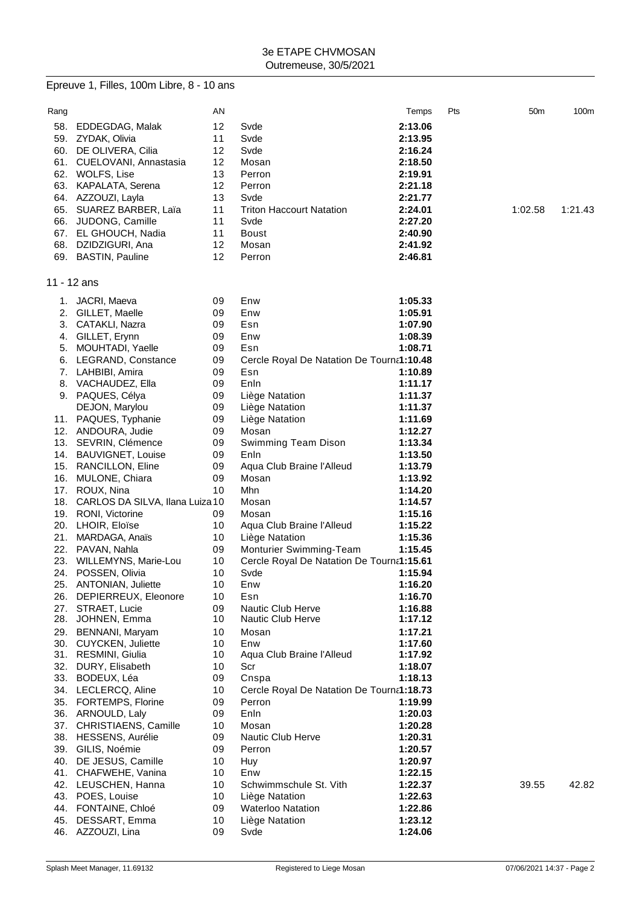3e ETAPE CHVMOSAN
Outremeuse, 30/5/2021

## Epreuve 1, Filles, 100m Libre, 8 - 10 ans

| Rang | | AN | | Temps | Pts | 50m | 100m |
|---|---|---|---|---|---|---|---|
| 58. | EDDEGDAG, Malak | 12 | Svde | **2:13.06** | | | |
| 59. | ZYDAK, Olivia | 11 | Svde | **2:13.95** | | | |
| 60. | DE OLIVERA, Cilia | 12 | Svde | **2:16.24** | | | |
| 61. | CUELOVANI, Annastasia | 12 | Mosan | **2:18.50** | | | |
| 62. | WOLFS, Lise | 13 | Perron | **2:19.91** | | | |
| 63. | KAPALATA, Serena | 12 | Perron | **2:21.18** | | | |
| 64. | AZZOUZI, Layla | 13 | Svde | **2:21.77** | | | |
| 65. | SUAREZ BARBER, Laïa | 11 | Triton Haccourt Natation | **2:24.01** | | 1:02.58 | 1:21.43 |
| 66. | JUDONG, Camille | 11 | Svde | **2:27.20** | | | |
| 67. | EL GHOUCH, Nadia | 11 | Boust | **2:40.90** | | | |
| 68. | DZIDZIGURI, Ana | 12 | Mosan | **2:41.92** | | | |
| 69. | BASTIN, Pauline | 12 | Perron | **2:46.81** | | | |

### 11 - 12 ans

| Rang | | AN | | Temps | Pts | 50m | 100m |
|---|---|---|---|---|---|---|---|
| 1. | JACRI, Maeva | 09 | Enw | **1:05.33** | | | |
| 2. | GILLET, Maelle | 09 | Enw | **1:05.91** | | | |
| 3. | CATAKLI, Nazra | 09 | Esn | **1:07.90** | | | |
| 4. | GILLET, Erynn | 09 | Enw | **1:08.39** | | | |
| 5. | MOUHTADI, Yaelle | 09 | Esn | **1:08.71** | | | |
| 6. | LEGRAND, Constance | 09 | Cercle Royal De Natation De Tourna | **1:10.48** | | | |
| 7. | LAHBIBI, Amira | 09 | Esn | **1:10.89** | | | |
| 8. | VACHAUDEZ, Ella | 09 | Enln | **1:11.17** | | | |
| 9. | PAQUES, Célya | 09 | Liège Natation | **1:11.37** | | | |
| | DEJON, Marylou | 09 | Liège Natation | **1:11.37** | | | |
| 11. | PAQUES, Typhanie | 09 | Liège Natation | **1:11.69** | | | |
| 12. | ANDOURA, Judie | 09 | Mosan | **1:12.27** | | | |
| 13. | SEVRIN, Clémence | 09 | Swimming Team Dison | **1:13.34** | | | |
| 14. | BAUVIGNET, Louise | 09 | Enln | **1:13.50** | | | |
| 15. | RANCILLON, Eline | 09 | Aqua Club Braine l'Alleud | **1:13.79** | | | |
| 16. | MULONE, Chiara | 09 | Mosan | **1:13.92** | | | |
| 17. | ROUX, Nina | 10 | Mhn | **1:14.20** | | | |
| 18. | CARLOS DA SILVA, Ilana Luiza | 10 | Mosan | **1:14.57** | | | |
| 19. | RONI, Victorine | 09 | Mosan | **1:15.16** | | | |
| 20. | LHOIR, Eloïse | 10 | Aqua Club Braine l'Alleud | **1:15.22** | | | |
| 21. | MARDAGA, Anaïs | 10 | Liège Natation | **1:15.36** | | | |
| 22. | PAVAN, Nahla | 09 | Monturier Swimming-Team | **1:15.45** | | | |
| 23. | WILLEMYNS, Marie-Lou | 10 | Cercle Royal De Natation De Tourna | **1:15.61** | | | |
| 24. | POSSEN, Olivia | 10 | Svde | **1:15.94** | | | |
| 25. | ANTONIAN, Juliette | 10 | Enw | **1:16.20** | | | |
| 26. | DEPIERREUX, Eleonore | 10 | Esn | **1:16.70** | | | |
| 27. | STRAET, Lucie | 09 | Nautic Club Herve | **1:16.88** | | | |
| 28. | JOHNEN, Emma | 10 | Nautic Club Herve | **1:17.12** | | | |
| 29. | BENNANI, Maryam | 10 | Mosan | **1:17.21** | | | |
| 30. | CUYCKEN, Juliette | 10 | Enw | **1:17.60** | | | |
| 31. | RESMINI, Giulia | 10 | Aqua Club Braine l'Alleud | **1:17.92** | | | |
| 32. | DURY, Elisabeth | 10 | Scr | **1:18.07** | | | |
| 33. | BODEUX, Léa | 09 | Cnspa | **1:18.13** | | | |
| 34. | LECLERCQ, Aline | 10 | Cercle Royal De Natation De Tourna | **1:18.73** | | | |
| 35. | FORTEMPS, Florine | 09 | Perron | **1:19.99** | | | |
| 36. | ARNOULD, Laly | 09 | Enln | **1:20.03** | | | |
| 37. | CHRISTIAENS, Camille | 10 | Mosan | **1:20.28** | | | |
| 38. | HESSENS, Aurélie | 09 | Nautic Club Herve | **1:20.31** | | | |
| 39. | GILIS, Noémie | 09 | Perron | **1:20.57** | | | |
| 40. | DE JESUS, Camille | 10 | Huy | **1:20.97** | | | |
| 41. | CHAFWEHE, Vanina | 10 | Enw | **1:22.15** | | | |
| 42. | LEUSCHEN, Hanna | 10 | Schwimmschule St. Vith | **1:22.37** | | 39.55 | 42.82 |
| 43. | POES, Louise | 10 | Liège Natation | **1:22.63** | | | |
| 44. | FONTAINE, Chloé | 09 | Waterloo Natation | **1:22.86** | | | |
| 45. | DESSART, Emma | 10 | Liège Natation | **1:23.12** | | | |
| 46. | AZZOUZI, Lina | 09 | Svde | **1:24.06** | | | |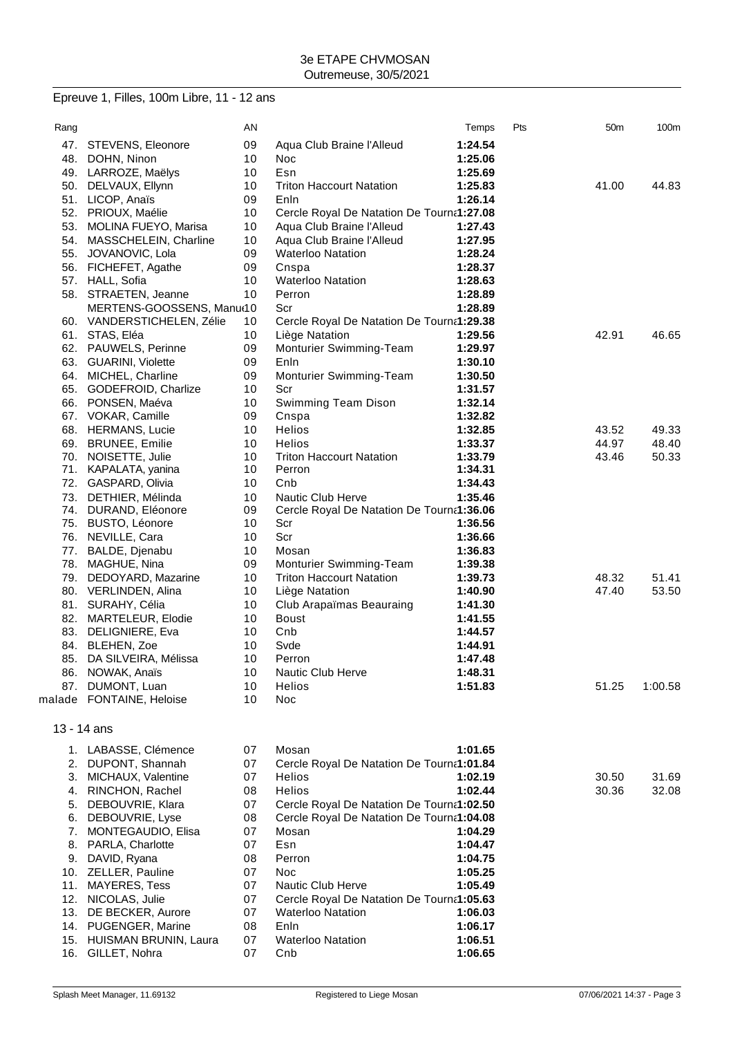3e ETAPE CHVMOSAN
Outremeuse, 30/5/2021

## Epreuve 1, Filles, 100m Libre, 11 - 12 ans

| Rang | | AN | | Temps | Pts | 50m | 100m |
|---|---|---|---|---|---|---|---|
| 47. | STEVENS, Eleonore | 09 | Aqua Club Braine l'Alleud | **1:24.54** | | | |
| 48. | DOHN, Ninon | 10 | Noc | **1:25.06** | | | |
| 49. | LARROZE, Maëlys | 10 | Esn | **1:25.69** | | | |
| 50. | DELVAUX, Ellynn | 10 | Triton Haccourt Natation | **1:25.83** | | 41.00 | 44.83 |
| 51. | LICOP, Anaïs | 09 | Enln | **1:26.14** | | | |
| 52. | PRIOUX, Maélie | 10 | Cercle Royal De Natation De Tourna | **1:27.08** | | | |
| 53. | MOLINA FUEYO, Marisa | 10 | Aqua Club Braine l'Alleud | **1:27.43** | | | |
| 54. | MASSCHELEIN, Charline | 10 | Aqua Club Braine l'Alleud | **1:27.95** | | | |
| 55. | JOVANOVIC, Lola | 09 | Waterloo Natation | **1:28.24** | | | |
| 56. | FICHEFET, Agathe | 09 | Cnspa | **1:28.37** | | | |
| 57. | HALL, Sofia | 10 | Waterloo Natation | **1:28.63** | | | |
| 58. | STRAETEN, Jeanne | 10 | Perron | **1:28.89** | | | |
| | MERTENS-GOOSSENS, Manu | 10 | Scr | **1:28.89** | | | |
| 60. | VANDERSTICHELEN, Zélie | 10 | Cercle Royal De Natation De Tourna | **1:29.38** | | | |
| 61. | STAS, Eléa | 10 | Liège Natation | **1:29.56** | | 42.91 | 46.65 |
| 62. | PAUWELS, Perinne | 09 | Monturier Swimming-Team | **1:29.97** | | | |
| 63. | GUARINI, Violette | 09 | Enln | **1:30.10** | | | |
| 64. | MICHEL, Charline | 09 | Monturier Swimming-Team | **1:30.50** | | | |
| 65. | GODEFROID, Charlize | 10 | Scr | **1:31.57** | | | |
| 66. | PONSEN, Maéva | 10 | Swimming Team Dison | **1:32.14** | | | |
| 67. | VOKAR, Camille | 09 | Cnspa | **1:32.82** | | | |
| 68. | HERMANS, Lucie | 10 | Helios | **1:32.85** | | 43.52 | 49.33 |
| 69. | BRUNEE, Emilie | 10 | Helios | **1:33.37** | | 44.97 | 48.40 |
| 70. | NOISETTE, Julie | 10 | Triton Haccourt Natation | **1:33.79** | | 43.46 | 50.33 |
| 71. | KAPALATA, yanina | 10 | Perron | **1:34.31** | | | |
| 72. | GASPARD, Olivia | 10 | Cnb | **1:34.43** | | | |
| 73. | DETHIER, Mélinda | 10 | Nautic Club Herve | **1:35.46** | | | |
| 74. | DURAND, Eléonore | 09 | Cercle Royal De Natation De Tourna | **1:36.06** | | | |
| 75. | BUSTO, Léonore | 10 | Scr | **1:36.56** | | | |
| 76. | NEVILLE, Cara | 10 | Scr | **1:36.66** | | | |
| 77. | BALDE, Djenabu | 10 | Mosan | **1:36.83** | | | |
| 78. | MAGHUE, Nina | 09 | Monturier Swimming-Team | **1:39.38** | | | |
| 79. | DEDOYARD, Mazarine | 10 | Triton Haccourt Natation | **1:39.73** | | 48.32 | 51.41 |
| 80. | VERLINDEN, Alina | 10 | Liège Natation | **1:40.90** | | 47.40 | 53.50 |
| 81. | SURAHY, Célia | 10 | Club Arapaïmas Beauraing | **1:41.30** | | | |
| 82. | MARTELEUR, Elodie | 10 | Boust | **1:41.55** | | | |
| 83. | DELIGNIERE, Eva | 10 | Cnb | **1:44.57** | | | |
| 84. | BLEHEN, Zoe | 10 | Svde | **1:44.91** | | | |
| 85. | DA SILVEIRA, Mélissa | 10 | Perron | **1:47.48** | | | |
| 86. | NOWAK, Anaïs | 10 | Nautic Club Herve | **1:48.31** | | | |
| 87. | DUMONT, Luan | 10 | Helios | **1:51.83** | | 51.25 | 1:00.58 |
| malade | FONTAINE, Heloise | 10 | Noc | | | | |

### 13 - 14 ans

| Rang | | AN | | Temps | Pts | 50m | 100m |
|---|---|---|---|---|---|---|---|
| 1. | LABASSE, Clémence | 07 | Mosan | **1:01.65** | | | |
| 2. | DUPONT, Shannah | 07 | Cercle Royal De Natation De Tourna | **1:01.84** | | | |
| 3. | MICHAUX, Valentine | 07 | Helios | **1:02.19** | | 30.50 | 31.69 |
| 4. | RINCHON, Rachel | 08 | Helios | **1:02.44** | | 30.36 | 32.08 |
| 5. | DEBOUVRIE, Klara | 07 | Cercle Royal De Natation De Tourna | **1:02.50** | | | |
| 6. | DEBOUVRIE, Lyse | 08 | Cercle Royal De Natation De Tourna | **1:04.08** | | | |
| 7. | MONTEGAUDIO, Elisa | 07 | Mosan | **1:04.29** | | | |
| 8. | PARLA, Charlotte | 07 | Esn | **1:04.47** | | | |
| 9. | DAVID, Ryana | 08 | Perron | **1:04.75** | | | |
| 10. | ZELLER, Pauline | 07 | Noc | **1:05.25** | | | |
| 11. | MAYERES, Tess | 07 | Nautic Club Herve | **1:05.49** | | | |
| 12. | NICOLAS, Julie | 07 | Cercle Royal De Natation De Tourna | **1:05.63** | | | |
| 13. | DE BECKER, Aurore | 07 | Waterloo Natation | **1:06.03** | | | |
| 14. | PUGENGER, Marine | 08 | Enln | **1:06.17** | | | |
| 15. | HUISMAN BRUNIN, Laura | 07 | Waterloo Natation | **1:06.51** | | | |
| 16. | GILLET, Nohra | 07 | Cnb | **1:06.65** | | | |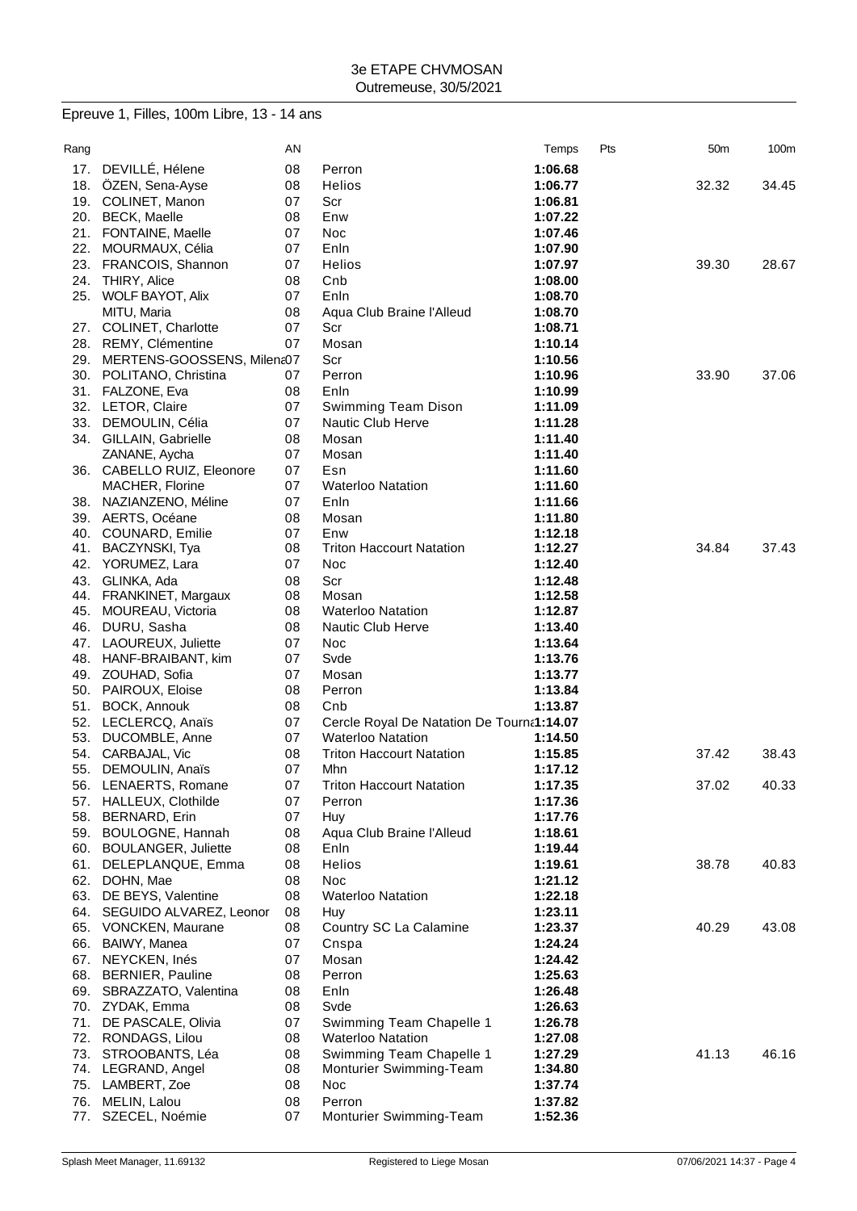3e ETAPE CHVMOSAN
Outremeuse, 30/5/2021

## Epreuve 1, Filles, 100m Libre, 13 - 14 ans

| Rang | | AN | | Temps | Pts | 50m | 100m |
|---|---|---|---|---|---|---|---|
| 17. | DEVILLÉ, Hélene | 08 | Perron | **1:06.68** | | | |
| 18. | ÖZEN, Sena-Ayse | 08 | Helios | **1:06.77** | | 32.32 | 34.45 |
| 19. | COLINET, Manon | 07 | Scr | **1:06.81** | | | |
| 20. | BECK, Maelle | 08 | Enw | **1:07.22** | | | |
| 21. | FONTAINE, Maelle | 07 | Noc | **1:07.46** | | | |
| 22. | MOURMAUX, Célia | 07 | Enln | **1:07.90** | | | |
| 23. | FRANCOIS, Shannon | 07 | Helios | **1:07.97** | | 39.30 | 28.67 |
| 24. | THIRY, Alice | 08 | Cnb | **1:08.00** | | | |
| 25. | WOLF BAYOT, Alix | 07 | Enln | **1:08.70** | | | |
| | MITU, Maria | 08 | Aqua Club Braine l'Alleud | **1:08.70** | | | |
| 27. | COLINET, Charlotte | 07 | Scr | **1:08.71** | | | |
| 28. | REMY, Clémentine | 07 | Mosan | **1:10.14** | | | |
| 29. | MERTENS-GOOSSENS, Milena | 07 | Scr | **1:10.56** | | | |
| 30. | POLITANO, Christina | 07 | Perron | **1:10.96** | | 33.90 | 37.06 |
| 31. | FALZONE, Eva | 08 | Enln | **1:10.99** | | | |
| 32. | LETOR, Claire | 07 | Swimming Team Dison | **1:11.09** | | | |
| 33. | DEMOULIN, Célia | 07 | Nautic Club Herve | **1:11.28** | | | |
| 34. | GILLAIN, Gabrielle | 08 | Mosan | **1:11.40** | | | |
| | ZANANE, Aycha | 07 | Mosan | **1:11.40** | | | |
| 36. | CABELLO RUIZ, Eleonore | 07 | Esn | **1:11.60** | | | |
| | MACHER, Florine | 07 | Waterloo Natation | **1:11.60** | | | |
| 38. | NAZIANZENO, Méline | 07 | Enln | **1:11.66** | | | |
| 39. | AERTS, Océane | 08 | Mosan | **1:11.80** | | | |
| 40. | COUNARD, Emilie | 07 | Enw | **1:12.18** | | | |
| 41. | BACZYNSKI, Tya | 08 | Triton Haccourt Natation | **1:12.27** | | 34.84 | 37.43 |
| 42. | YORUMEZ, Lara | 07 | Noc | **1:12.40** | | | |
| 43. | GLINKA, Ada | 08 | Scr | **1:12.48** | | | |
| 44. | FRANKINET, Margaux | 08 | Mosan | **1:12.58** | | | |
| 45. | MOUREAU, Victoria | 08 | Waterloo Natation | **1:12.87** | | | |
| 46. | DURU, Sasha | 08 | Nautic Club Herve | **1:13.40** | | | |
| 47. | LAOUREUX, Juliette | 07 | Noc | **1:13.64** | | | |
| 48. | HANF-BRAIBANT, kim | 07 | Svde | **1:13.76** | | | |
| 49. | ZOUHAD, Sofia | 07 | Mosan | **1:13.77** | | | |
| 50. | PAIROUX, Eloise | 08 | Perron | **1:13.84** | | | |
| 51. | BOCK, Annouk | 08 | Cnb | **1:13.87** | | | |
| 52. | LECLERCQ, Anaïs | 07 | Cercle Royal De Natation De Tourna | **1:14.07** | | | |
| 53. | DUCOMBLE, Anne | 07 | Waterloo Natation | **1:14.50** | | | |
| 54. | CARBAJAL, Vic | 08 | Triton Haccourt Natation | **1:15.85** | | 37.42 | 38.43 |
| 55. | DEMOULIN, Anaïs | 07 | Mhn | **1:17.12** | | | |
| 56. | LENAERTS, Romane | 07 | Triton Haccourt Natation | **1:17.35** | | 37.02 | 40.33 |
| 57. | HALLEUX, Clothilde | 07 | Perron | **1:17.36** | | | |
| 58. | BERNARD, Erin | 07 | Huy | **1:17.76** | | | |
| 59. | BOULOGNE, Hannah | 08 | Aqua Club Braine l'Alleud | **1:18.61** | | | |
| 60. | BOULANGER, Juliette | 08 | Enln | **1:19.44** | | | |
| 61. | DELEPLANQUE, Emma | 08 | Helios | **1:19.61** | | 38.78 | 40.83 |
| 62. | DOHN, Mae | 08 | Noc | **1:21.12** | | | |
| 63. | DE BEYS, Valentine | 08 | Waterloo Natation | **1:22.18** | | | |
| 64. | SEGUIDO ALVAREZ, Leonor | 08 | Huy | **1:23.11** | | | |
| 65. | VONCKEN, Maurane | 08 | Country SC La Calamine | **1:23.37** | | 40.29 | 43.08 |
| 66. | BAIWY, Manea | 07 | Cnspa | **1:24.24** | | | |
| 67. | NEYCKEN, Inés | 07 | Mosan | **1:24.42** | | | |
| 68. | BERNIER, Pauline | 08 | Perron | **1:25.63** | | | |
| 69. | SBRAZZATO, Valentina | 08 | Enln | **1:26.48** | | | |
| 70. | ZYDAK, Emma | 08 | Svde | **1:26.63** | | | |
| 71. | DE PASCALE, Olivia | 07 | Swimming Team Chapelle 1 | **1:26.78** | | | |
| 72. | RONDAGS, Lilou | 08 | Waterloo Natation | **1:27.08** | | | |
| 73. | STROOBANTS, Léa | 08 | Swimming Team Chapelle 1 | **1:27.29** | | 41.13 | 46.16 |
| 74. | LEGRAND, Angel | 08 | Monturier Swimming-Team | **1:34.80** | | | |
| 75. | LAMBERT, Zoe | 08 | Noc | **1:37.74** | | | |
| 76. | MELIN, Lalou | 08 | Perron | **1:37.82** | | | |
| 77. | SZECEL, Noémie | 07 | Monturier Swimming-Team | **1:52.36** | | | |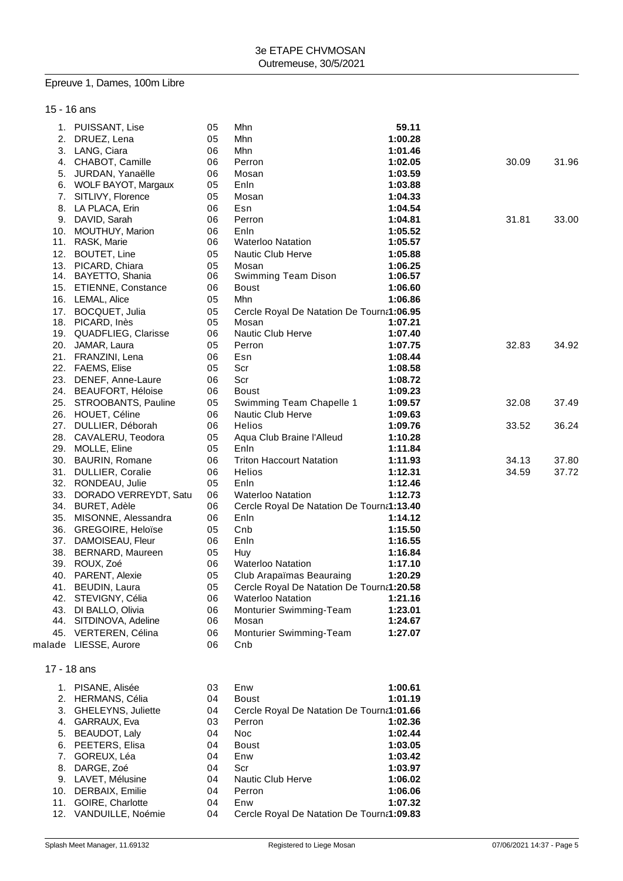3e ETAPE CHVMOSAN
Outremeuse, 30/5/2021

## Epreuve 1, Dames, 100m Libre

### 15 - 16 ans

| Rang | Nom | Année | Club | Temps | 50m | 100m |
|---|---|---|---|---|---|---|
| 1. | PUISSANT, Lise | 05 | Mhn | **59.11** | | |
| 2. | DRUEZ, Lena | 05 | Mhn | **1:00.28** | | |
| 3. | LANG, Ciara | 06 | Mhn | **1:01.46** | | |
| 4. | CHABOT, Camille | 06 | Perron | **1:02.05** | 30.09 | 31.96 |
| 5. | JURDAN, Yanaëlle | 06 | Mosan | **1:03.59** | | |
| 6. | WOLF BAYOT, Margaux | 05 | Enln | **1:03.88** | | |
| 7. | SITLIVY, Florence | 05 | Mosan | **1:04.33** | | |
| 8. | LA PLACA, Erin | 06 | Esn | **1:04.54** | | |
| 9. | DAVID, Sarah | 06 | Perron | **1:04.81** | 31.81 | 33.00 |
| 10. | MOUTHUY, Marion | 06 | Enln | **1:05.52** | | |
| 11. | RASK, Marie | 06 | Waterloo Natation | **1:05.57** | | |
| 12. | BOUTET, Line | 05 | Nautic Club Herve | **1:05.88** | | |
| 13. | PICARD, Chiara | 05 | Mosan | **1:06.25** | | |
| 14. | BAYETTO, Shania | 06 | Swimming Team Dison | **1:06.57** | | |
| 15. | ETIENNE, Constance | 06 | Boust | **1:06.60** | | |
| 16. | LEMAL, Alice | 05 | Mhn | **1:06.86** | | |
| 17. | BOCQUET, Julia | 05 | Cercle Royal De Natation De Tourna | **1:06.95** | | |
| 18. | PICARD, Inès | 05 | Mosan | **1:07.21** | | |
| 19. | QUADFLIEG, Clarisse | 06 | Nautic Club Herve | **1:07.40** | | |
| 20. | JAMAR, Laura | 05 | Perron | **1:07.75** | 32.83 | 34.92 |
| 21. | FRANZINI, Lena | 06 | Esn | **1:08.44** | | |
| 22. | FAEMS, Elise | 05 | Scr | **1:08.58** | | |
| 23. | DENEF, Anne-Laure | 06 | Scr | **1:08.72** | | |
| 24. | BEAUFORT, Héloise | 06 | Boust | **1:09.23** | | |
| 25. | STROOBANTS, Pauline | 05 | Swimming Team Chapelle 1 | **1:09.57** | 32.08 | 37.49 |
| 26. | HOUET, Céline | 06 | Nautic Club Herve | **1:09.63** | | |
| 27. | DULLIER, Déborah | 06 | Helios | **1:09.76** | 33.52 | 36.24 |
| 28. | CAVALERU, Teodora | 05 | Aqua Club Braine l'Alleud | **1:10.28** | | |
| 29. | MOLLE, Eline | 05 | Enln | **1:11.84** | | |
| 30. | BAURIN, Romane | 06 | Triton Haccourt Natation | **1:11.93** | 34.13 | 37.80 |
| 31. | DULLIER, Coralie | 06 | Helios | **1:12.31** | 34.59 | 37.72 |
| 32. | RONDEAU, Julie | 05 | Enln | **1:12.46** | | |
| 33. | DORADO VERREYDT, Satu | 06 | Waterloo Natation | **1:12.73** | | |
| 34. | BURET, Adèle | 06 | Cercle Royal De Natation De Tourna | **1:13.40** | | |
| 35. | MISONNE, Alessandra | 06 | Enln | **1:14.12** | | |
| 36. | GREGOIRE, Heloïse | 05 | Cnb | **1:15.50** | | |
| 37. | DAMOISEAU, Fleur | 06 | Enln | **1:16.55** | | |
| 38. | BERNARD, Maureen | 05 | Huy | **1:16.84** | | |
| 39. | ROUX, Zoé | 06 | Waterloo Natation | **1:17.10** | | |
| 40. | PARENT, Alexie | 05 | Club Arapaïmas Beauraing | **1:20.29** | | |
| 41. | BEUDIN, Laura | 05 | Cercle Royal De Natation De Tourna | **1:20.58** | | |
| 42. | STEVIGNY, Célia | 06 | Waterloo Natation | **1:21.16** | | |
| 43. | DI BALLO, Olivia | 06 | Monturier Swimming-Team | **1:23.01** | | |
| 44. | SITDINOVA, Adeline | 06 | Mosan | **1:24.67** | | |
| 45. | VERTEREN, Célina | 06 | Monturier Swimming-Team | **1:27.07** | | |
| malade | LIESSE, Aurore | 06 | Cnb | | | |

### 17 - 18 ans

| Rang | Nom | Année | Club | Temps |
|---|---|---|---|---|
| 1. | PISANE, Alisée | 03 | Enw | **1:00.61** |
| 2. | HERMANS, Célia | 04 | Boust | **1:01.19** |
| 3. | GHELEYNS, Juliette | 04 | Cercle Royal De Natation De Tourna | **1:01.66** |
| 4. | GARRAUX, Eva | 03 | Perron | **1:02.36** |
| 5. | BEAUDOT, Laly | 04 | Noc | **1:02.44** |
| 6. | PEETERS, Elisa | 04 | Boust | **1:03.05** |
| 7. | GOREUX, Léa | 04 | Enw | **1:03.42** |
| 8. | DARGE, Zoé | 04 | Scr | **1:03.97** |
| 9. | LAVET, Mélusine | 04 | Nautic Club Herve | **1:06.02** |
| 10. | DERBAIX, Emilie | 04 | Perron | **1:06.06** |
| 11. | GOIRE, Charlotte | 04 | Enw | **1:07.32** |
| 12. | VANDUILLE, Noémie | 04 | Cercle Royal De Natation De Tourna | **1:09.83** |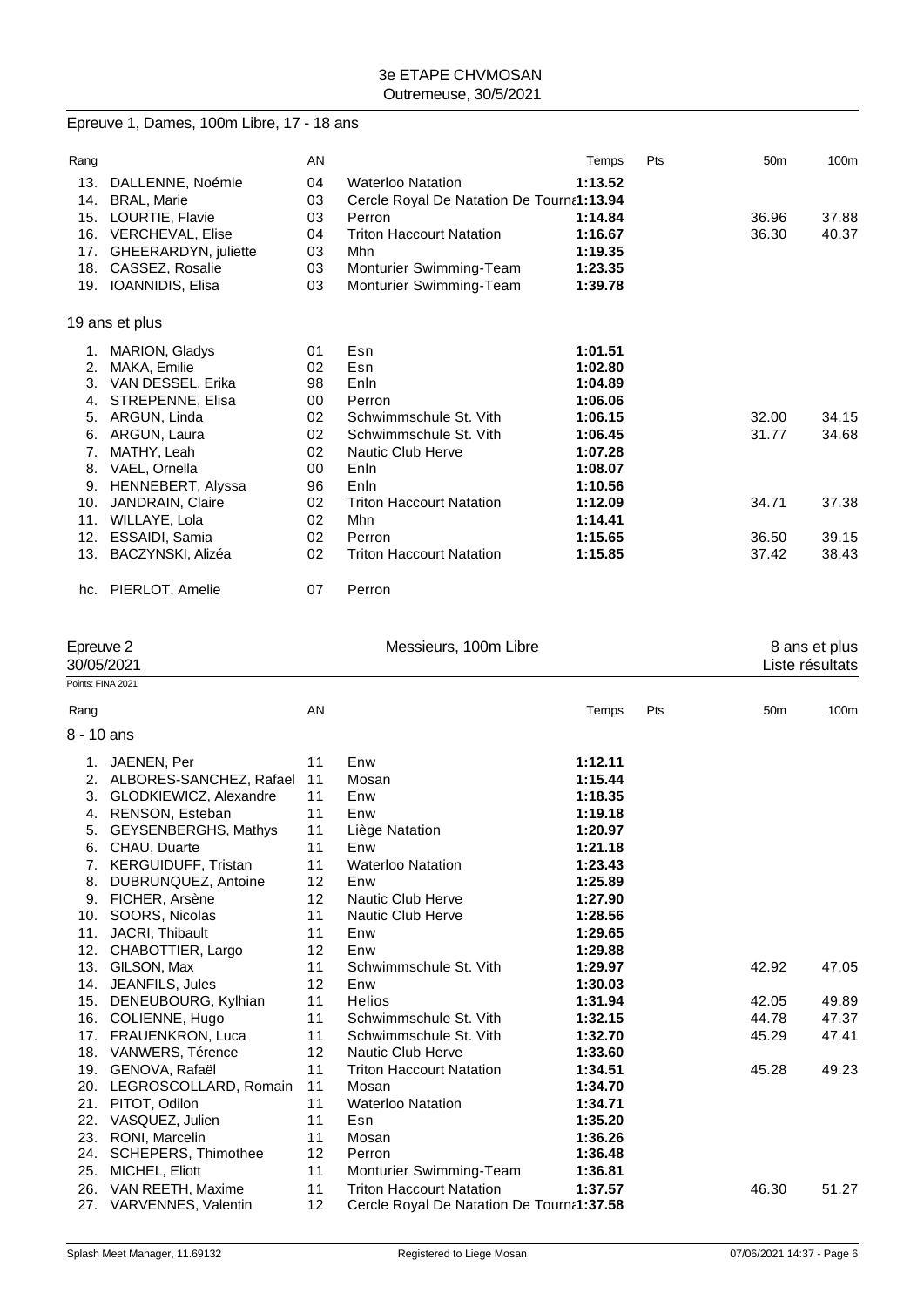## Epreuve 1, Dames, 100m Libre, 17 - 18 ans

| Rang | | AN | | Temps | Pts | 50m | 100m |
|---|---|---|---|---|---|---|---|
| 13. | DALLENNE, Noémie | 04 | Waterloo Natation | 1:13.52 | | | |
| 14. | BRAL, Marie | 03 | Cercle Royal De Natation De Tourna | 1:13.94 | | | |
| 15. | LOURTIE, Flavie | 03 | Perron | 1:14.84 | | 36.96 | 37.88 |
| 16. | VERCHEVAL, Elise | 04 | Triton Haccourt Natation | 1:16.67 | | 36.30 | 40.37 |
| 17. | GHEERARDYN, juliette | 03 | Mhn | 1:19.35 | | | |
| 18. | CASSEZ, Rosalie | 03 | Monturier Swimming-Team | 1:23.35 | | | |
| 19. | IOANNIDIS, Elisa | 03 | Monturier Swimming-Team | 1:39.78 | | | |

### 19 ans et plus

| Rang | | AN | | Temps | Pts | 50m | 100m |
|---|---|---|---|---|---|---|---|
| 1. | MARION, Gladys | 01 | Esn | 1:01.51 | | | |
| 2. | MAKA, Emilie | 02 | Esn | 1:02.80 | | | |
| 3. | VAN DESSEL, Erika | 98 | Enln | 1:04.89 | | | |
| 4. | STREPENNE, Elisa | 00 | Perron | 1:06.06 | | | |
| 5. | ARGUN, Linda | 02 | Schwimmschule St. Vith | 1:06.15 | | 32.00 | 34.15 |
| 6. | ARGUN, Laura | 02 | Schwimmschule St. Vith | 1:06.45 | | 31.77 | 34.68 |
| 7. | MATHY, Leah | 02 | Nautic Club Herve | 1:07.28 | | | |
| 8. | VAEL, Ornella | 00 | Enln | 1:08.07 | | | |
| 9. | HENNEBERT, Alyssa | 96 | Enln | 1:10.56 | | | |
| 10. | JANDRAIN, Claire | 02 | Triton Haccourt Natation | 1:12.09 | | 34.71 | 37.38 |
| 11. | WILLAYE, Lola | 02 | Mhn | 1:14.41 | | | |
| 12. | ESSAIDI, Samia | 02 | Perron | 1:15.65 | | 36.50 | 39.15 |
| 13. | BACZYNSKI, Alizéa | 02 | Triton Haccourt Natation | 1:15.85 | | 37.42 | 38.43 |
| hc. | PIERLOT, Amelie | 07 | Perron | | | | |

## Epreuve 2 — Messieurs, 100m Libre — 8 ans et plus

30/05/2021 — Liste résultats

Points: FINA 2021

### 8 - 10 ans

| Rang | | AN | | Temps | Pts | 50m | 100m |
|---|---|---|---|---|---|---|---|
| 1. | JAENEN, Per | 11 | Enw | 1:12.11 | | | |
| 2. | ALBORES-SANCHEZ, Rafael | 11 | Mosan | 1:15.44 | | | |
| 3. | GLODKIEWICZ, Alexandre | 11 | Enw | 1:18.35 | | | |
| 4. | RENSON, Esteban | 11 | Enw | 1:19.18 | | | |
| 5. | GEYSENBERGHS, Mathys | 11 | Liège Natation | 1:20.97 | | | |
| 6. | CHAU, Duarte | 11 | Enw | 1:21.18 | | | |
| 7. | KERGUIDUFF, Tristan | 11 | Waterloo Natation | 1:23.43 | | | |
| 8. | DUBRUNQUEZ, Antoine | 12 | Enw | 1:25.89 | | | |
| 9. | FICHER, Arsène | 12 | Nautic Club Herve | 1:27.90 | | | |
| 10. | SOORS, Nicolas | 11 | Nautic Club Herve | 1:28.56 | | | |
| 11. | JACRI, Thibault | 11 | Enw | 1:29.65 | | | |
| 12. | CHABOTTIER, Largo | 12 | Enw | 1:29.88 | | | |
| 13. | GILSON, Max | 11 | Schwimmschule St. Vith | 1:29.97 | | 42.92 | 47.05 |
| 14. | JEANFILS, Jules | 12 | Enw | 1:30.03 | | | |
| 15. | DENEUBOURG, Kylhian | 11 | Helios | 1:31.94 | | 42.05 | 49.89 |
| 16. | COLIENNE, Hugo | 11 | Schwimmschule St. Vith | 1:32.15 | | 44.78 | 47.37 |
| 17. | FRAUENKRON, Luca | 11 | Schwimmschule St. Vith | 1:32.70 | | 45.29 | 47.41 |
| 18. | VANWERS, Térence | 12 | Nautic Club Herve | 1:33.60 | | | |
| 19. | GENOVA, Rafaël | 11 | Triton Haccourt Natation | 1:34.51 | | 45.28 | 49.23 |
| 20. | LEGROSCOLLARD, Romain | 11 | Mosan | 1:34.70 | | | |
| 21. | PITOT, Odilon | 11 | Waterloo Natation | 1:34.71 | | | |
| 22. | VASQUEZ, Julien | 11 | Esn | 1:35.20 | | | |
| 23. | RONI, Marcelin | 11 | Mosan | 1:36.26 | | | |
| 24. | SCHEPERS, Thimothee | 12 | Perron | 1:36.48 | | | |
| 25. | MICHEL, Eliott | 11 | Monturier Swimming-Team | 1:36.81 | | | |
| 26. | VAN REETH, Maxime | 11 | Triton Haccourt Natation | 1:37.57 | | 46.30 | 51.27 |
| 27. | VARVENNES, Valentin | 12 | Cercle Royal De Natation De Tourna | 1:37.58 | | | |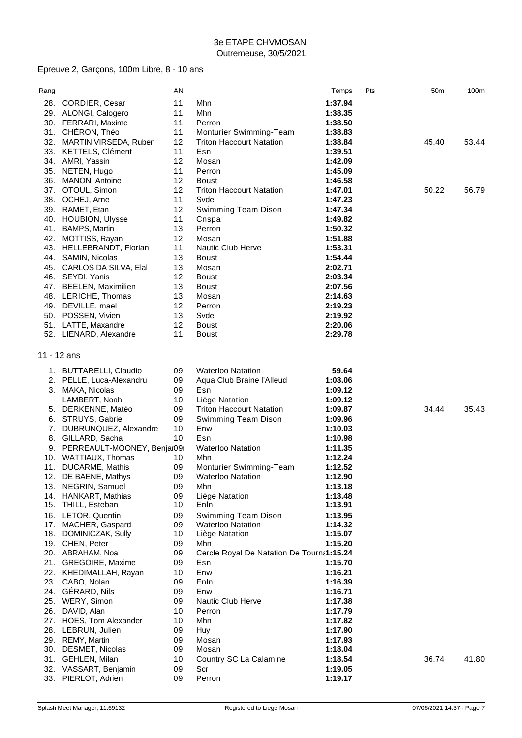3e ETAPE CHVMOSAN
Outremeuse, 30/5/2021

## Epreuve 2, Garçons, 100m Libre, 8 - 10 ans

| Rang | | AN | | Temps | Pts | 50m | 100m |
|---|---|---|---|---|---|---|---|
| 28. | CORDIER, Cesar | 11 | Mhn | 1:37.94 | | | |
| 29. | ALONGI, Calogero | 11 | Mhn | 1:38.35 | | | |
| 30. | FERRARI, Maxime | 11 | Perron | 1:38.50 | | | |
| 31. | CHÉRON, Théo | 11 | Monturier Swimming-Team | 1:38.83 | | | |
| 32. | MARTIN VIRSEDA, Ruben | 12 | Triton Haccourt Natation | 1:38.84 | | 45.40 | 53.44 |
| 33. | KETTELS, Clément | 11 | Esn | 1:39.51 | | | |
| 34. | AMRI, Yassin | 12 | Mosan | 1:42.09 | | | |
| 35. | NETEN, Hugo | 11 | Perron | 1:45.09 | | | |
| 36. | MANON, Antoine | 12 | Boust | 1:46.58 | | | |
| 37. | OTOUL, Simon | 12 | Triton Haccourt Natation | 1:47.01 | | 50.22 | 56.79 |
| 38. | OCHEJ, Arne | 11 | Svde | 1:47.23 | | | |
| 39. | RAMET, Etan | 12 | Swimming Team Dison | 1:47.34 | | | |
| 40. | HOUBION, Ulysse | 11 | Cnspa | 1:49.82 | | | |
| 41. | BAMPS, Martin | 13 | Perron | 1:50.32 | | | |
| 42. | MOTTISS, Rayan | 12 | Mosan | 1:51.88 | | | |
| 43. | HELLEBRANDT, Florian | 11 | Nautic Club Herve | 1:53.31 | | | |
| 44. | SAMIN, Nicolas | 13 | Boust | 1:54.44 | | | |
| 45. | CARLOS DA SILVA, Elal | 13 | Mosan | 2:02.71 | | | |
| 46. | SEYDI, Yanis | 12 | Boust | 2:03.34 | | | |
| 47. | BEELEN, Maximilien | 13 | Boust | 2:07.56 | | | |
| 48. | LERICHE, Thomas | 13 | Mosan | 2:14.63 | | | |
| 49. | DEVILLE, mael | 12 | Perron | 2:19.23 | | | |
| 50. | POSSEN, Vivien | 13 | Svde | 2:19.92 | | | |
| 51. | LATTE, Maxandre | 12 | Boust | 2:20.06 | | | |
| 52. | LIENARD, Alexandre | 11 | Boust | 2:29.78 | | | |

### 11 - 12 ans

| Rang | | AN | | Temps | Pts | 50m | 100m |
|---|---|---|---|---|---|---|---|
| 1. | BUTTARELLI, Claudio | 09 | Waterloo Natation | 59.64 | | | |
| 2. | PELLE, Luca-Alexandru | 09 | Aqua Club Braine l'Alleud | 1:03.06 | | | |
| 3. | MAKA, Nicolas | 09 | Esn | 1:09.12 | | | |
| | LAMBERT, Noah | 10 | Liège Natation | 1:09.12 | | | |
| 5. | DERKENNE, Matéo | 09 | Triton Haccourt Natation | 1:09.87 | | 34.44 | 35.43 |
| 6. | STRUYS, Gabriel | 09 | Swimming Team Dison | 1:09.96 | | | |
| 7. | DUBRUNQUEZ, Alexandre | 10 | Enw | 1:10.03 | | | |
| 8. | GILLARD, Sacha | 10 | Esn | 1:10.98 | | | |
| 9. | PERREAULT-MOONEY, Benjar | 09 | Waterloo Natation | 1:11.35 | | | |
| 10. | WATTIAUX, Thomas | 10 | Mhn | 1:12.24 | | | |
| 11. | DUCARME, Mathis | 09 | Monturier Swimming-Team | 1:12.52 | | | |
| 12. | DE BAENE, Mathys | 09 | Waterloo Natation | 1:12.90 | | | |
| 13. | NEGRIN, Samuel | 09 | Mhn | 1:13.18 | | | |
| 14. | HANKART, Mathias | 09 | Liège Natation | 1:13.48 | | | |
| 15. | THILL, Esteban | 10 | Enln | 1:13.91 | | | |
| 16. | LETOR, Quentin | 09 | Swimming Team Dison | 1:13.95 | | | |
| 17. | MACHER, Gaspard | 09 | Waterloo Natation | 1:14.32 | | | |
| 18. | DOMINICZAK, Sully | 10 | Liège Natation | 1:15.07 | | | |
| 19. | CHEN, Peter | 09 | Mhn | 1:15.20 | | | |
| 20. | ABRAHAM, Noa | 09 | Cercle Royal De Natation De Tourna | 1:15.24 | | | |
| 21. | GREGOIRE, Maxime | 09 | Esn | 1:15.70 | | | |
| 22. | KHEDIMALLAH, Rayan | 10 | Enw | 1:16.21 | | | |
| 23. | CABO, Nolan | 09 | Enln | 1:16.39 | | | |
| 24. | GÉRARD, Nils | 09 | Enw | 1:16.71 | | | |
| 25. | WERY, Simon | 09 | Nautic Club Herve | 1:17.38 | | | |
| 26. | DAVID, Alan | 10 | Perron | 1:17.79 | | | |
| 27. | HOES, Tom Alexander | 10 | Mhn | 1:17.82 | | | |
| 28. | LEBRUN, Julien | 09 | Huy | 1:17.90 | | | |
| 29. | REMY, Martin | 09 | Mosan | 1:17.93 | | | |
| 30. | DESMET, Nicolas | 09 | Mosan | 1:18.04 | | | |
| 31. | GEHLEN, Milan | 10 | Country SC La Calamine | 1:18.54 | | 36.74 | 41.80 |
| 32. | VASSART, Benjamin | 09 | Scr | 1:19.05 | | | |
| 33. | PIERLOT, Adrien | 09 | Perron | 1:19.17 | | | |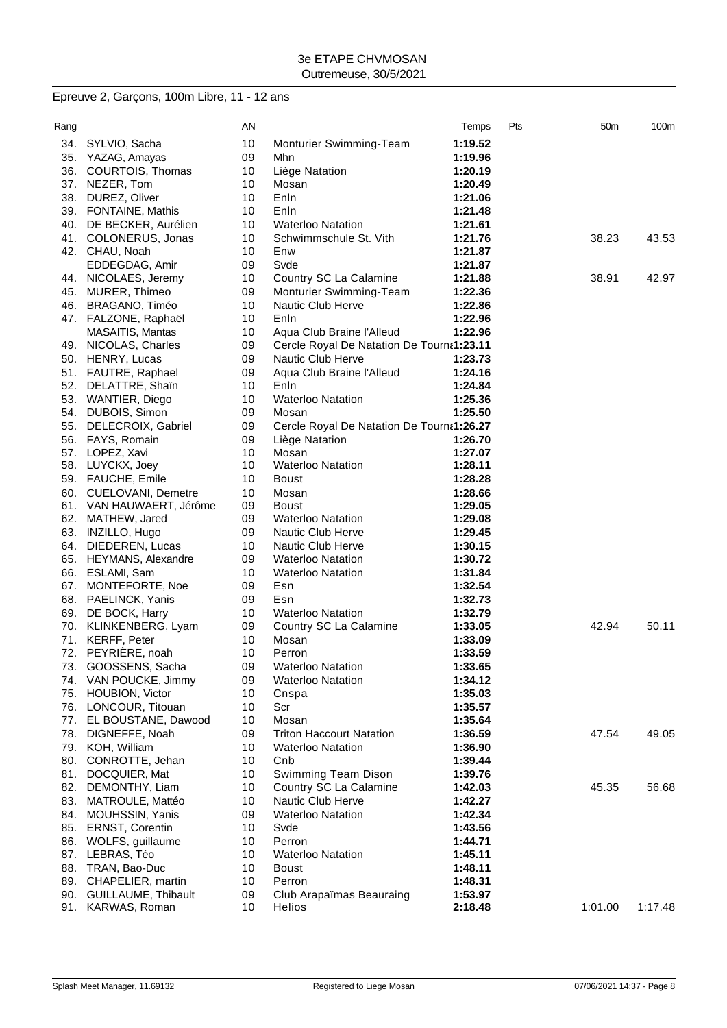3e ETAPE CHVMOSAN
Outremeuse, 30/5/2021

## Epreuve 2, Garçons, 100m Libre, 11 - 12 ans

| Rang | | AN | | Temps | Pts | 50m | 100m |
|---|---|---|---|---|---|---|---|
| 34. | SYLVIO, Sacha | 10 | Monturier Swimming-Team | **1:19.52** | | | |
| 35. | YAZAG, Amayas | 09 | Mhn | **1:19.96** | | | |
| 36. | COURTOIS, Thomas | 10 | Liège Natation | **1:20.19** | | | |
| 37. | NEZER, Tom | 10 | Mosan | **1:20.49** | | | |
| 38. | DUREZ, Oliver | 10 | Enln | **1:21.06** | | | |
| 39. | FONTAINE, Mathis | 10 | Enln | **1:21.48** | | | |
| 40. | DE BECKER, Aurélien | 10 | Waterloo Natation | **1:21.61** | | | |
| 41. | COLONERUS, Jonas | 10 | Schwimmschule St. Vith | **1:21.76** | | 38.23 | 43.53 |
| 42. | CHAU, Noah | 10 | Enw | **1:21.87** | | | |
| | EDDEGDAG, Amir | 09 | Svde | **1:21.87** | | | |
| 44. | NICOLAES, Jeremy | 10 | Country SC La Calamine | **1:21.88** | | 38.91 | 42.97 |
| 45. | MURER, Thimeo | 09 | Monturier Swimming-Team | **1:22.36** | | | |
| 46. | BRAGANO, Timéo | 10 | Nautic Club Herve | **1:22.86** | | | |
| 47. | FALZONE, Raphaël | 10 | Enln | **1:22.96** | | | |
| | MASAITIS, Mantas | 10 | Aqua Club Braine l'Alleud | **1:22.96** | | | |
| 49. | NICOLAS, Charles | 09 | Cercle Royal De Natation De Tourna | **1:23.11** | | | |
| 50. | HENRY, Lucas | 09 | Nautic Club Herve | **1:23.73** | | | |
| 51. | FAUTRE, Raphael | 09 | Aqua Club Braine l'Alleud | **1:24.16** | | | |
| 52. | DELATTRE, Shaïn | 10 | Enln | **1:24.84** | | | |
| 53. | WANTIER, Diego | 10 | Waterloo Natation | **1:25.36** | | | |
| 54. | DUBOIS, Simon | 09 | Mosan | **1:25.50** | | | |
| 55. | DELECROIX, Gabriel | 09 | Cercle Royal De Natation De Tourna | **1:26.27** | | | |
| 56. | FAYS, Romain | 09 | Liège Natation | **1:26.70** | | | |
| 57. | LOPEZ, Xavi | 10 | Mosan | **1:27.07** | | | |
| 58. | LUYCKX, Joey | 10 | Waterloo Natation | **1:28.11** | | | |
| 59. | FAUCHE, Emile | 10 | Boust | **1:28.28** | | | |
| 60. | CUELOVANI, Demetre | 10 | Mosan | **1:28.66** | | | |
| 61. | VAN HAUWAERT, Jérôme | 09 | Boust | **1:29.05** | | | |
| 62. | MATHEW, Jared | 09 | Waterloo Natation | **1:29.08** | | | |
| 63. | INZILLO, Hugo | 09 | Nautic Club Herve | **1:29.45** | | | |
| 64. | DIEDEREN, Lucas | 10 | Nautic Club Herve | **1:30.15** | | | |
| 65. | HEYMANS, Alexandre | 09 | Waterloo Natation | **1:30.72** | | | |
| 66. | ESLAMI, Sam | 10 | Waterloo Natation | **1:31.84** | | | |
| 67. | MONTEFORTE, Noe | 09 | Esn | **1:32.54** | | | |
| 68. | PAELINCK, Yanis | 09 | Esn | **1:32.73** | | | |
| 69. | DE BOCK, Harry | 10 | Waterloo Natation | **1:32.79** | | | |
| 70. | KLINKENBERG, Lyam | 09 | Country SC La Calamine | **1:33.05** | | 42.94 | 50.11 |
| 71. | KERFF, Peter | 10 | Mosan | **1:33.09** | | | |
| 72. | PEYRIÈRE, noah | 10 | Perron | **1:33.59** | | | |
| 73. | GOOSSENS, Sacha | 09 | Waterloo Natation | **1:33.65** | | | |
| 74. | VAN POUCKE, Jimmy | 09 | Waterloo Natation | **1:34.12** | | | |
| 75. | HOUBION, Victor | 10 | Cnspa | **1:35.03** | | | |
| 76. | LONCOUR, Titouan | 10 | Scr | **1:35.57** | | | |
| 77. | EL BOUSTANE, Dawood | 10 | Mosan | **1:35.64** | | | |
| 78. | DIGNEFFE, Noah | 09 | Triton Haccourt Natation | **1:36.59** | | 47.54 | 49.05 |
| 79. | KOH, William | 10 | Waterloo Natation | **1:36.90** | | | |
| 80. | CONROTTE, Jehan | 10 | Cnb | **1:39.44** | | | |
| 81. | DOCQUIER, Mat | 10 | Swimming Team Dison | **1:39.76** | | | |
| 82. | DEMONTHY, Liam | 10 | Country SC La Calamine | **1:42.03** | | 45.35 | 56.68 |
| 83. | MATROULE, Mattéo | 10 | Nautic Club Herve | **1:42.27** | | | |
| 84. | MOUHSSIN, Yanis | 09 | Waterloo Natation | **1:42.34** | | | |
| 85. | ERNST, Corentin | 10 | Svde | **1:43.56** | | | |
| 86. | WOLFS, guillaume | 10 | Perron | **1:44.71** | | | |
| 87. | LEBRAS, Téo | 10 | Waterloo Natation | **1:45.11** | | | |
| 88. | TRAN, Bao-Duc | 10 | Boust | **1:48.11** | | | |
| 89. | CHAPELIER, martin | 10 | Perron | **1:48.31** | | | |
| 90. | GUILLAUME, Thibault | 09 | Club Arapaïmas Beauraing | **1:53.97** | | | |
| 91. | KARWAS, Roman | 10 | Helios | **2:18.48** | | 1:01.00 | 1:17.48 |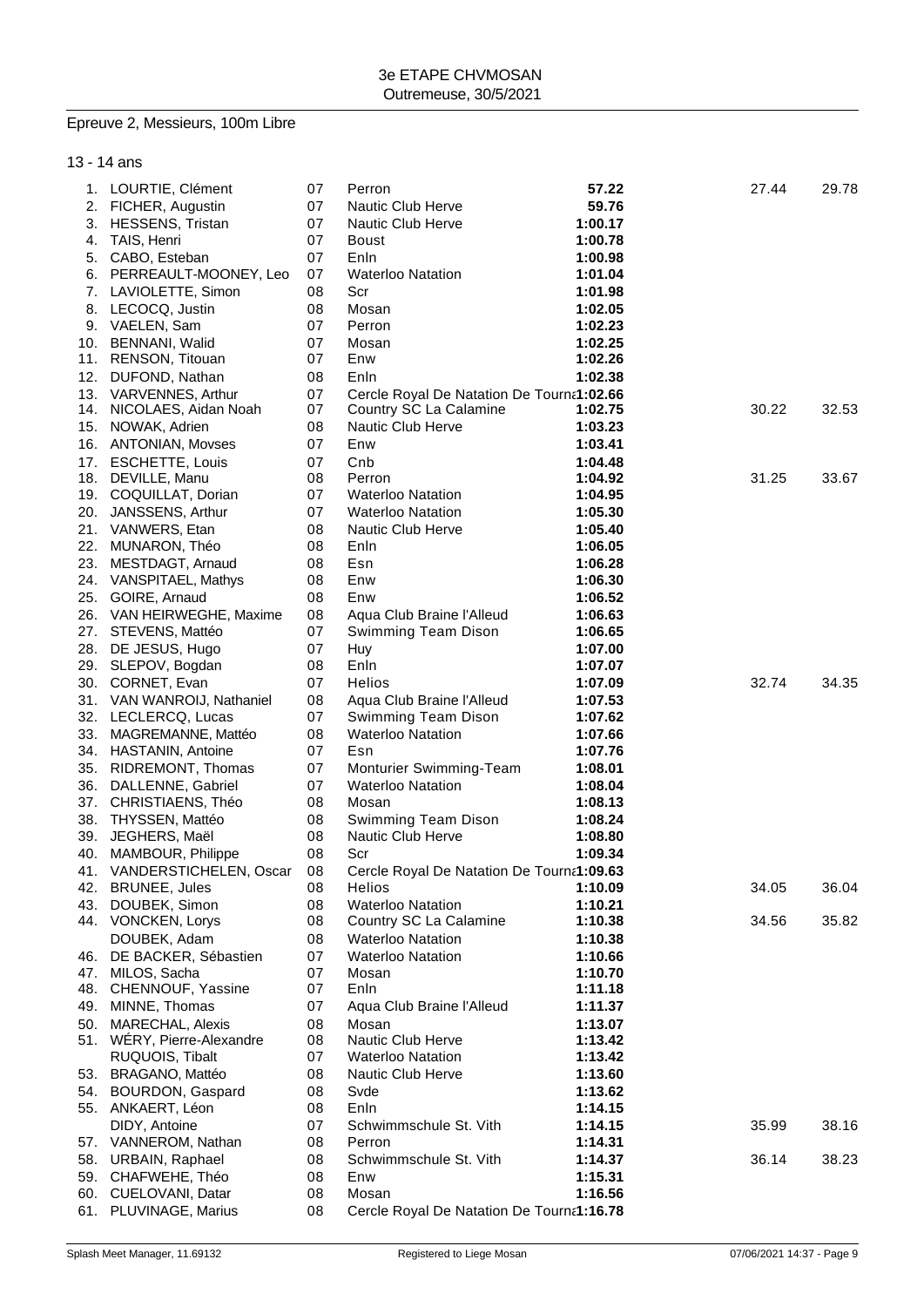3e ETAPE CHVMOSAN
Outremeuse, 30/5/2021

## Epreuve 2, Messieurs, 100m Libre

### 13 - 14 ans

| Pl. | Nom | Année | Club | Temps | 50m | 100m |
|---|---|---|---|---|---|---|
| 1. | LOURTIE, Clément | 07 | Perron | **57.22** | 27.44 | 29.78 |
| 2. | FICHER, Augustin | 07 | Nautic Club Herve | **59.76** | | |
| 3. | HESSENS, Tristan | 07 | Nautic Club Herve | **1:00.17** | | |
| 4. | TAIS, Henri | 07 | Boust | **1:00.78** | | |
| 5. | CABO, Esteban | 07 | Enln | **1:00.98** | | |
| 6. | PERREAULT-MOONEY, Leo | 07 | Waterloo Natation | **1:01.04** | | |
| 7. | LAVIOLETTE, Simon | 08 | Scr | **1:01.98** | | |
| 8. | LECOCQ, Justin | 08 | Mosan | **1:02.05** | | |
| 9. | VAELEN, Sam | 07 | Perron | **1:02.23** | | |
| 10. | BENNANI, Walid | 07 | Mosan | **1:02.25** | | |
| 11. | RENSON, Titouan | 07 | Enw | **1:02.26** | | |
| 12. | DUFOND, Nathan | 08 | Enln | **1:02.38** | | |
| 13. | VARVENNES, Arthur | 07 | Cercle Royal De Natation De Tourna | **1:02.66** | | |
| 14. | NICOLAES, Aidan Noah | 07 | Country SC La Calamine | **1:02.75** | 30.22 | 32.53 |
| 15. | NOWAK, Adrien | 08 | Nautic Club Herve | **1:03.23** | | |
| 16. | ANTONIAN, Movses | 07 | Enw | **1:03.41** | | |
| 17. | ESCHETTE, Louis | 07 | Cnb | **1:04.48** | | |
| 18. | DEVILLE, Manu | 08 | Perron | **1:04.92** | 31.25 | 33.67 |
| 19. | COQUILLAT, Dorian | 07 | Waterloo Natation | **1:04.95** | | |
| 20. | JANSSENS, Arthur | 07 | Waterloo Natation | **1:05.30** | | |
| 21. | VANWERS, Etan | 08 | Nautic Club Herve | **1:05.40** | | |
| 22. | MUNARON, Théo | 08 | Enln | **1:06.05** | | |
| 23. | MESTDAGT, Arnaud | 08 | Esn | **1:06.28** | | |
| 24. | VANSPITAEL, Mathys | 08 | Enw | **1:06.30** | | |
| 25. | GOIRE, Arnaud | 08 | Enw | **1:06.52** | | |
| 26. | VAN HEIRWEGHE, Maxime | 08 | Aqua Club Braine l'Alleud | **1:06.63** | | |
| 27. | STEVENS, Mattéo | 07 | Swimming Team Dison | **1:06.65** | | |
| 28. | DE JESUS, Hugo | 07 | Huy | **1:07.00** | | |
| 29. | SLEPOV, Bogdan | 08 | Enln | **1:07.07** | | |
| 30. | CORNET, Evan | 07 | Helios | **1:07.09** | 32.74 | 34.35 |
| 31. | VAN WANROIJ, Nathaniel | 08 | Aqua Club Braine l'Alleud | **1:07.53** | | |
| 32. | LECLERCQ, Lucas | 07 | Swimming Team Dison | **1:07.62** | | |
| 33. | MAGREMANNE, Mattéo | 08 | Waterloo Natation | **1:07.66** | | |
| 34. | HASTANIN, Antoine | 07 | Esn | **1:07.76** | | |
| 35. | RIDREMONT, Thomas | 07 | Monturier Swimming-Team | **1:08.01** | | |
| 36. | DALLENNE, Gabriel | 07 | Waterloo Natation | **1:08.04** | | |
| 37. | CHRISTIAENS, Théo | 08 | Mosan | **1:08.13** | | |
| 38. | THYSSEN, Mattéo | 08 | Swimming Team Dison | **1:08.24** | | |
| 39. | JEGHERS, Maël | 08 | Nautic Club Herve | **1:08.80** | | |
| 40. | MAMBOUR, Philippe | 08 | Scr | **1:09.34** | | |
| 41. | VANDERSTICHELEN, Oscar | 08 | Cercle Royal De Natation De Tourna | **1:09.63** | | |
| 42. | BRUNEE, Jules | 08 | Helios | **1:10.09** | 34.05 | 36.04 |
| 43. | DOUBEK, Simon | 08 | Waterloo Natation | **1:10.21** | | |
| 44. | VONCKEN, Lorys | 08 | Country SC La Calamine | **1:10.38** | 34.56 | 35.82 |
| | DOUBEK, Adam | 08 | Waterloo Natation | **1:10.38** | | |
| 46. | DE BACKER, Sébastien | 07 | Waterloo Natation | **1:10.66** | | |
| 47. | MILOS, Sacha | 07 | Mosan | **1:10.70** | | |
| 48. | CHENNOUF, Yassine | 07 | Enln | **1:11.18** | | |
| 49. | MINNE, Thomas | 07 | Aqua Club Braine l'Alleud | **1:11.37** | | |
| 50. | MARECHAL, Alexis | 08 | Mosan | **1:13.07** | | |
| 51. | WÉRY, Pierre-Alexandre | 08 | Nautic Club Herve | **1:13.42** | | |
| | RUQUOIS, Tibalt | 07 | Waterloo Natation | **1:13.42** | | |
| 53. | BRAGANO, Mattéo | 08 | Nautic Club Herve | **1:13.60** | | |
| 54. | BOURDON, Gaspard | 08 | Svde | **1:13.62** | | |
| 55. | ANKAERT, Léon | 08 | Enln | **1:14.15** | | |
| | DIDY, Antoine | 07 | Schwimmschule St. Vith | **1:14.15** | 35.99 | 38.16 |
| 57. | VANNEROM, Nathan | 08 | Perron | **1:14.31** | | |
| 58. | URBAIN, Raphael | 08 | Schwimmschule St. Vith | **1:14.37** | 36.14 | 38.23 |
| 59. | CHAFWEHE, Théo | 08 | Enw | **1:15.31** | | |
| 60. | CUELOVANI, Datar | 08 | Mosan | **1:16.56** | | |
| 61. | PLUVINAGE, Marius | 08 | Cercle Royal De Natation De Tourna | **1:16.78** | | |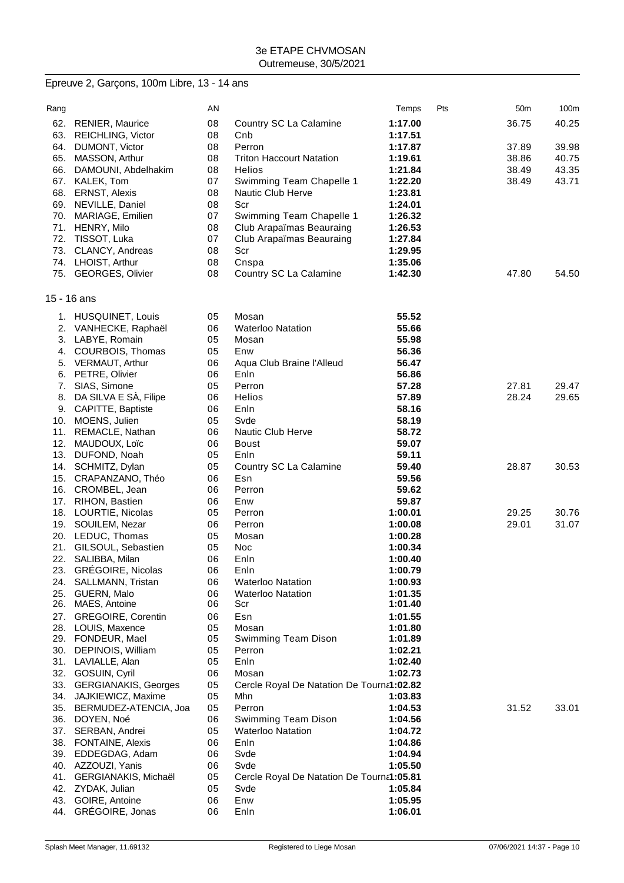3e ETAPE CHVMOSAN
Outremeuse, 30/5/2021

## Epreuve 2, Garçons, 100m Libre, 13 - 14 ans

| Rang | | AN | | Temps | Pts | 50m | 100m |
|---|---|---|---|---|---|---|---|
| 62. | RENIER, Maurice | 08 | Country SC La Calamine | 1:17.00 | | 36.75 | 40.25 |
| 63. | REICHLING, Victor | 08 | Cnb | 1:17.51 | | | |
| 64. | DUMONT, Victor | 08 | Perron | 1:17.87 | | 37.89 | 39.98 |
| 65. | MASSON, Arthur | 08 | Triton Haccourt Natation | 1:19.61 | | 38.86 | 40.75 |
| 66. | DAMOUNI, Abdelhakim | 08 | Helios | 1:21.84 | | 38.49 | 43.35 |
| 67. | KALEK, Tom | 07 | Swimming Team Chapelle 1 | 1:22.20 | | 38.49 | 43.71 |
| 68. | ERNST, Alexis | 08 | Nautic Club Herve | 1:23.81 | | | |
| 69. | NEVILLE, Daniel | 08 | Scr | 1:24.01 | | | |
| 70. | MARIAGE, Emilien | 07 | Swimming Team Chapelle 1 | 1:26.32 | | | |
| 71. | HENRY, Milo | 08 | Club Arapaïmas Beauraing | 1:26.53 | | | |
| 72. | TISSOT, Luka | 07 | Club Arapaïmas Beauraing | 1:27.84 | | | |
| 73. | CLANCY, Andreas | 08 | Scr | 1:29.95 | | | |
| 74. | LHOIST, Arthur | 08 | Cnspa | 1:35.06 | | | |
| 75. | GEORGES, Olivier | 08 | Country SC La Calamine | 1:42.30 | | 47.80 | 54.50 |

### 15 - 16 ans

| Rang | | AN | | Temps | Pts | 50m | 100m |
|---|---|---|---|---|---|---|---|
| 1. | HUSQUINET, Louis | 05 | Mosan | 55.52 | | | |
| 2. | VANHECKE, Raphaël | 06 | Waterloo Natation | 55.66 | | | |
| 3. | LABYE, Romain | 05 | Mosan | 55.98 | | | |
| 4. | COURBOIS, Thomas | 05 | Enw | 56.36 | | | |
| 5. | VERMAUT, Arthur | 06 | Aqua Club Braine l'Alleud | 56.47 | | | |
| 6. | PETRE, Olivier | 06 | Enln | 56.86 | | | |
| 7. | SIAS, Simone | 05 | Perron | 57.28 | | 27.81 | 29.47 |
| 8. | DA SILVA E SÀ, Filipe | 06 | Helios | 57.89 | | 28.24 | 29.65 |
| 9. | CAPITTE, Baptiste | 06 | Enln | 58.16 | | | |
| 10. | MOENS, Julien | 05 | Svde | 58.19 | | | |
| 11. | REMACLE, Nathan | 06 | Nautic Club Herve | 58.72 | | | |
| 12. | MAUDOUX, Loïc | 06 | Boust | 59.07 | | | |
| 13. | DUFOND, Noah | 05 | Enln | 59.11 | | | |
| 14. | SCHMITZ, Dylan | 05 | Country SC La Calamine | 59.40 | | 28.87 | 30.53 |
| 15. | CRAPANZANO, Théo | 06 | Esn | 59.56 | | | |
| 16. | CROMBEL, Jean | 06 | Perron | 59.62 | | | |
| 17. | RIHON, Bastien | 06 | Enw | 59.87 | | | |
| 18. | LOURTIE, Nicolas | 05 | Perron | 1:00.01 | | 29.25 | 30.76 |
| 19. | SOUILEM, Nezar | 06 | Perron | 1:00.08 | | 29.01 | 31.07 |
| 20. | LEDUC, Thomas | 05 | Mosan | 1:00.28 | | | |
| 21. | GILSOUL, Sebastien | 05 | Noc | 1:00.34 | | | |
| 22. | SALIBBA, Milan | 06 | Enln | 1:00.40 | | | |
| 23. | GRÉGOIRE, Nicolas | 06 | Enln | 1:00.79 | | | |
| 24. | SALLMANN, Tristan | 06 | Waterloo Natation | 1:00.93 | | | |
| 25. | GUERN, Malo | 06 | Waterloo Natation | 1:01.35 | | | |
| 26. | MAES, Antoine | 06 | Scr | 1:01.40 | | | |
| 27. | GREGOIRE, Corentin | 06 | Esn | 1:01.55 | | | |
| 28. | LOUIS, Maxence | 05 | Mosan | 1:01.80 | | | |
| 29. | FONDEUR, Mael | 05 | Swimming Team Dison | 1:01.89 | | | |
| 30. | DEPINOIS, William | 05 | Perron | 1:02.21 | | | |
| 31. | LAVIALLE, Alan | 05 | Enln | 1:02.40 | | | |
| 32. | GOSUIN, Cyril | 06 | Mosan | 1:02.73 | | | |
| 33. | GERGIANAKIS, Georges | 05 | Cercle Royal De Natation De Tourna | 1:02.82 | | | |
| 34. | JAJKIEWICZ, Maxime | 05 | Mhn | 1:03.83 | | | |
| 35. | BERMUDEZ-ATENCIA, Joa | 05 | Perron | 1:04.53 | | 31.52 | 33.01 |
| 36. | DOYEN, Noé | 06 | Swimming Team Dison | 1:04.56 | | | |
| 37. | SERBAN, Andrei | 05 | Waterloo Natation | 1:04.72 | | | |
| 38. | FONTAINE, Alexis | 06 | Enln | 1:04.86 | | | |
| 39. | EDDEGDAG, Adam | 06 | Svde | 1:04.94 | | | |
| 40. | AZZOUZI, Yanis | 06 | Svde | 1:05.50 | | | |
| 41. | GERGIANAKIS, Michaël | 05 | Cercle Royal De Natation De Tourna | 1:05.81 | | | |
| 42. | ZYDAK, Julian | 05 | Svde | 1:05.84 | | | |
| 43. | GOIRE, Antoine | 06 | Enw | 1:05.95 | | | |
| 44. | GRÉGOIRE, Jonas | 06 | Enln | 1:06.01 | | | |

Splash Meet Manager, 11.69132 — Registered to Liege Mosan — 07/06/2021 14:37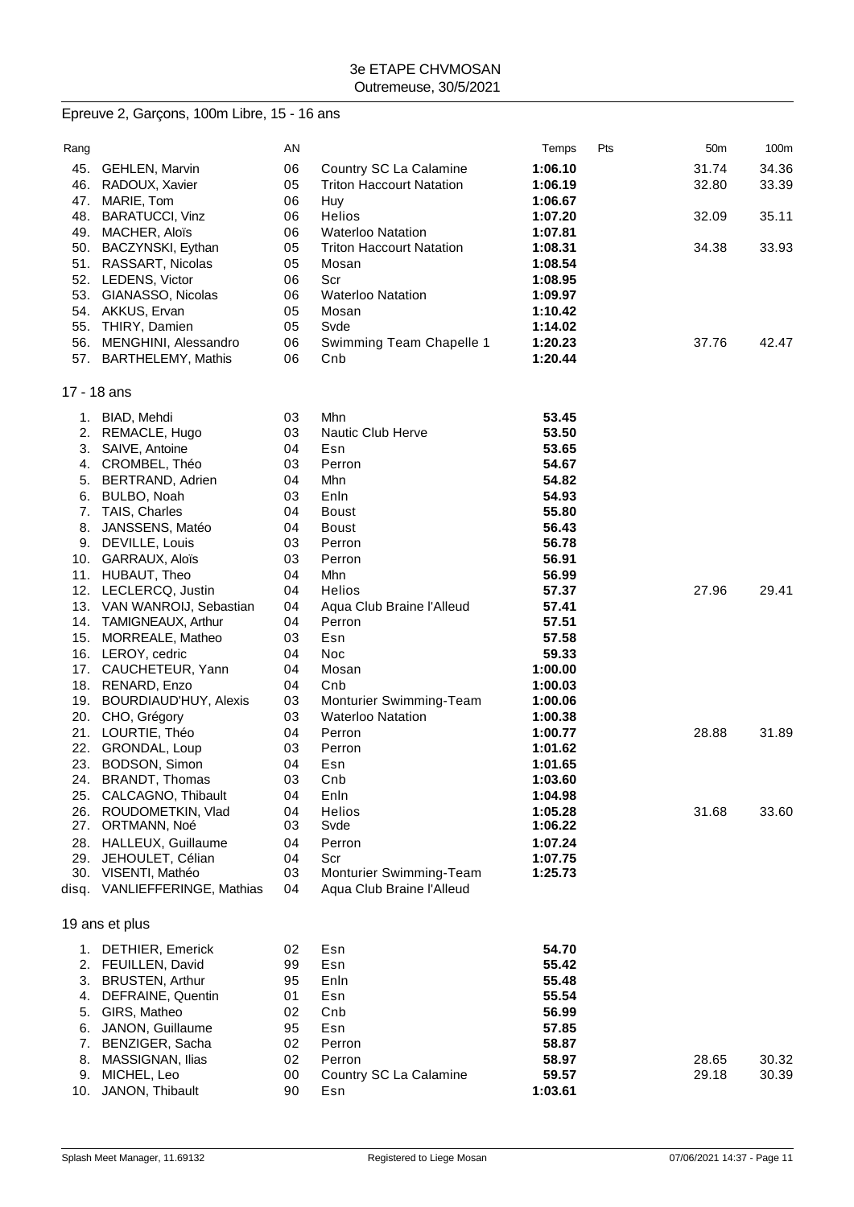3e ETAPE CHVMOSAN
Outremeuse, 30/5/2021

## Epreuve 2, Garçons, 100m Libre, 15 - 16 ans

| Rang | | AN | | Temps | Pts | 50m | 100m |
|---|---|---|---|---|---|---|---|
| 45. | GEHLEN, Marvin | 06 | Country SC La Calamine | **1:06.10** | | 31.74 | 34.36 |
| 46. | RADOUX, Xavier | 05 | Triton Haccourt Natation | **1:06.19** | | 32.80 | 33.39 |
| 47. | MARIE, Tom | 06 | Huy | **1:06.67** | | | |
| 48. | BARATUCCI, Vinz | 06 | Helios | **1:07.20** | | 32.09 | 35.11 |
| 49. | MACHER, Aloïs | 06 | Waterloo Natation | **1:07.81** | | | |
| 50. | BACZYNSKI, Eythan | 05 | Triton Haccourt Natation | **1:08.31** | | 34.38 | 33.93 |
| 51. | RASSART, Nicolas | 05 | Mosan | **1:08.54** | | | |
| 52. | LEDENS, Victor | 06 | Scr | **1:08.95** | | | |
| 53. | GIANASSO, Nicolas | 06 | Waterloo Natation | **1:09.97** | | | |
| 54. | AKKUS, Ervan | 05 | Mosan | **1:10.42** | | | |
| 55. | THIRY, Damien | 05 | Svde | **1:14.02** | | | |
| 56. | MENGHINI, Alessandro | 06 | Swimming Team Chapelle 1 | **1:20.23** | | 37.76 | 42.47 |
| 57. | BARTHELEMY, Mathis | 06 | Cnb | **1:20.44** | | | |

## 17 - 18 ans

| Rang | | AN | | Temps | Pts | 50m | 100m |
|---|---|---|---|---|---|---|---|
| 1. | BIAD, Mehdi | 03 | Mhn | **53.45** | | | |
| 2. | REMACLE, Hugo | 03 | Nautic Club Herve | **53.50** | | | |
| 3. | SAIVE, Antoine | 04 | Esn | **53.65** | | | |
| 4. | CROMBEL, Théo | 03 | Perron | **54.67** | | | |
| 5. | BERTRAND, Adrien | 04 | Mhn | **54.82** | | | |
| 6. | BULBO, Noah | 03 | Enln | **54.93** | | | |
| 7. | TAIS, Charles | 04 | Boust | **55.80** | | | |
| 8. | JANSSENS, Matéo | 04 | Boust | **56.43** | | | |
| 9. | DEVILLE, Louis | 03 | Perron | **56.78** | | | |
| 10. | GARRAUX, Aloïs | 03 | Perron | **56.91** | | | |
| 11. | HUBAUT, Theo | 04 | Mhn | **56.99** | | | |
| 12. | LECLERCQ, Justin | 04 | Helios | **57.37** | | 27.96 | 29.41 |
| 13. | VAN WANROIJ, Sebastian | 04 | Aqua Club Braine l'Alleud | **57.41** | | | |
| 14. | TAMIGNEAUX, Arthur | 04 | Perron | **57.51** | | | |
| 15. | MORREALE, Matheo | 03 | Esn | **57.58** | | | |
| 16. | LEROY, cedric | 04 | Noc | **59.33** | | | |
| 17. | CAUCHETEUR, Yann | 04 | Mosan | **1:00.00** | | | |
| 18. | RENARD, Enzo | 04 | Cnb | **1:00.03** | | | |
| 19. | BOURDIAUD'HUY, Alexis | 03 | Monturier Swimming-Team | **1:00.06** | | | |
| 20. | CHO, Grégory | 03 | Waterloo Natation | **1:00.38** | | | |
| 21. | LOURTIE, Théo | 04 | Perron | **1:00.77** | | 28.88 | 31.89 |
| 22. | GRONDAL, Loup | 03 | Perron | **1:01.62** | | | |
| 23. | BODSON, Simon | 04 | Esn | **1:01.65** | | | |
| 24. | BRANDT, Thomas | 03 | Cnb | **1:03.60** | | | |
| 25. | CALCAGNO, Thibault | 04 | Enln | **1:04.98** | | | |
| 26. | ROUDOMETKIN, Vlad | 04 | Helios | **1:05.28** | | 31.68 | 33.60 |
| 27. | ORTMANN, Noé | 03 | Svde | **1:06.22** | | | |
| 28. | HALLEUX, Guillaume | 04 | Perron | **1:07.24** | | | |
| 29. | JEHOULET, Célian | 04 | Scr | **1:07.75** | | | |
| 30. | VISENTI, Mathéo | 03 | Monturier Swimming-Team | **1:25.73** | | | |
| disq. | VANLIEFFERINGE, Mathias | 04 | Aqua Club Braine l'Alleud | | | | |

## 19 ans et plus

| Rang | | AN | | Temps | Pts | 50m | 100m |
|---|---|---|---|---|---|---|---|
| 1. | DETHIER, Emerick | 02 | Esn | **54.70** | | | |
| 2. | FEUILLEN, David | 99 | Esn | **55.42** | | | |
| 3. | BRUSTEN, Arthur | 95 | Enln | **55.48** | | | |
| 4. | DEFRAINE, Quentin | 01 | Esn | **55.54** | | | |
| 5. | GIRS, Matheo | 02 | Cnb | **56.99** | | | |
| 6. | JANON, Guillaume | 95 | Esn | **57.85** | | | |
| 7. | BENZIGER, Sacha | 02 | Perron | **58.87** | | | |
| 8. | MASSIGNAN, Ilias | 02 | Perron | **58.97** | | 28.65 | 30.32 |
| 9. | MICHEL, Leo | 00 | Country SC La Calamine | **59.57** | | 29.18 | 30.39 |
| 10. | JANON, Thibault | 90 | Esn | **1:03.61** | | | |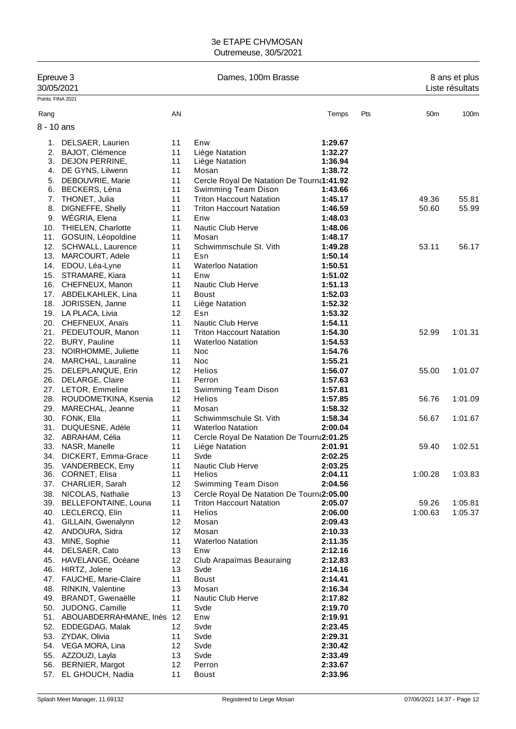3e ETAPE CHVMOSAN
Outremeuse, 30/5/2021

Epreuve 3 — Dames, 100m Brasse — 8 ans et plus
30/05/2021 — Liste résultats

Points: FINA 2021

| Rang | | AN | | Temps | Pts | 50m | 100m |
|---|---|---|---|---|---|---|---|
| **8 - 10 ans** | | | | | | | |
| 1. | DELSAER, Laurien | 11 | Enw | **1:29.67** | | | |
| 2. | BAJOT, Clémence | 11 | Liège Natation | **1:32.27** | | | |
| 3. | DEJON PERRINE, | 11 | Liège Natation | **1:36.94** | | | |
| 4. | DE GYNS, Lilwenn | 11 | Mosan | **1:38.72** | | | |
| 5. | DEBOUVRIE, Marie | 11 | Cercle Royal De Natation De Tourn | **1:41.92** | | | |
| 6. | BECKERS, Léna | 11 | Swimming Team Dison | **1:43.66** | | | |
| 7. | THONET, Julia | 11 | Triton Haccourt Natation | **1:45.17** | | 49.36 | 55.81 |
| 8. | DIGNEFFE, Shelly | 11 | Triton Haccourt Natation | **1:46.59** | | 50.60 | 55.99 |
| 9. | WÉGRIA, Elena | 11 | Enw | **1:48.03** | | | |
| 10. | THIELEN, Charlotte | 11 | Nautic Club Herve | **1:48.06** | | | |
| 11. | GOSUIN, Léopoldine | 11 | Mosan | **1:48.17** | | | |
| 12. | SCHWALL, Laurence | 11 | Schwimmschule St. Vith | **1:49.28** | | 53.11 | 56.17 |
| 13. | MARCOURT, Adele | 11 | Esn | **1:50.14** | | | |
| 14. | EDOU, Léa-Lyne | 11 | Waterloo Natation | **1:50.51** | | | |
| 15. | STRAMARE, Kiara | 11 | Enw | **1:51.02** | | | |
| 16. | CHEFNEUX, Manon | 11 | Nautic Club Herve | **1:51.13** | | | |
| 17. | ABDELKAHLEK, Lina | 11 | Boust | **1:52.03** | | | |
| 18. | JORISSEN, Janne | 11 | Liège Natation | **1:52.32** | | | |
| 19. | LA PLACA, Livia | 12 | Esn | **1:53.32** | | | |
| 20. | CHEFNEUX, Anaïs | 11 | Nautic Club Herve | **1:54.11** | | | |
| 21. | PEDEUTOUR, Manon | 11 | Triton Haccourt Natation | **1:54.30** | | 52.99 | 1:01.31 |
| 22. | BURY, Pauline | 11 | Waterloo Natation | **1:54.53** | | | |
| 23. | NOIRHOMME, Juliette | 11 | Noc | **1:54.76** | | | |
| 24. | MARCHAL, Lauraline | 11 | Noc | **1:55.21** | | | |
| 25. | DELEPLANQUE, Erin | 12 | Helios | **1:56.07** | | 55.00 | 1:01.07 |
| 26. | DELARGE, Claire | 11 | Perron | **1:57.63** | | | |
| 27. | LETOR, Emmeline | 11 | Swimming Team Dison | **1:57.81** | | | |
| 28. | ROUDOMETKINA, Ksenia | 12 | Helios | **1:57.85** | | 56.76 | 1:01.09 |
| 29. | MARECHAL, Jeanne | 11 | Mosan | **1:58.32** | | | |
| 30. | FONK, Ella | 11 | Schwimmschule St. Vith | **1:58.34** | | 56.67 | 1:01.67 |
| 31. | DUQUESNE, Adèle | 11 | Waterloo Natation | **2:00.04** | | | |
| 32. | ABRAHAM, Célia | 11 | Cercle Royal De Natation De Tourn | **2:01.25** | | | |
| 33. | NASR, Manelle | 11 | Liège Natation | **2:01.91** | | 59.40 | 1:02.51 |
| 34. | DICKERT, Emma-Grace | 11 | Svde | **2:02.25** | | | |
| 35. | VANDERBECK, Emy | 11 | Nautic Club Herve | **2:03.25** | | | |
| 36. | CORNET, Elisa | 11 | Helios | **2:04.11** | | 1:00.28 | 1:03.83 |
| 37. | CHARLIER, Sarah | 12 | Swimming Team Dison | **2:04.56** | | | |
| 38. | NICOLAS, Nathalie | 13 | Cercle Royal De Natation De Tourn | **2:05.00** | | | |
| 39. | BELLEFONTAINE, Louna | 11 | Triton Haccourt Natation | **2:05.07** | | 59.26 | 1:05.81 |
| 40. | LECLERCQ, Elin | 11 | Helios | **2:06.00** | | 1:00.63 | 1:05.37 |
| 41. | GILLAIN, Gwenalynn | 12 | Mosan | **2:09.43** | | | |
| 42. | ANDOURA, Sidra | 12 | Mosan | **2:10.33** | | | |
| 43. | MINE, Sophie | 11 | Waterloo Natation | **2:11.35** | | | |
| 44. | DELSAER, Cato | 13 | Enw | **2:12.16** | | | |
| 45. | HAVELANGE, Océane | 12 | Club Arapaïmas Beauraing | **2:12.83** | | | |
| 46. | HIRTZ, Jolene | 13 | Svde | **2:14.16** | | | |
| 47. | FAUCHE, Marie-Claire | 11 | Boust | **2:14.41** | | | |
| 48. | RINKIN, Valentine | 13 | Mosan | **2:16.34** | | | |
| 49. | BRANDT, Gwenaëlle | 11 | Nautic Club Herve | **2:17.82** | | | |
| 50. | JUDONG, Camille | 11 | Svde | **2:19.70** | | | |
| 51. | ABOUABDERRAHMANE, Inès | 12 | Enw | **2:19.91** | | | |
| 52. | EDDEGDAG, Malak | 12 | Svde | **2:23.45** | | | |
| 53. | ZYDAK, Olivia | 11 | Svde | **2:29.31** | | | |
| 54. | VEGA MORA, Lina | 12 | Svde | **2:30.42** | | | |
| 55. | AZZOUZI, Layla | 13 | Svde | **2:33.49** | | | |
| 56. | BERNIER, Margot | 12 | Perron | **2:33.67** | | | |
| 57. | EL GHOUCH, Nadia | 11 | Boust | **2:33.96** | | | |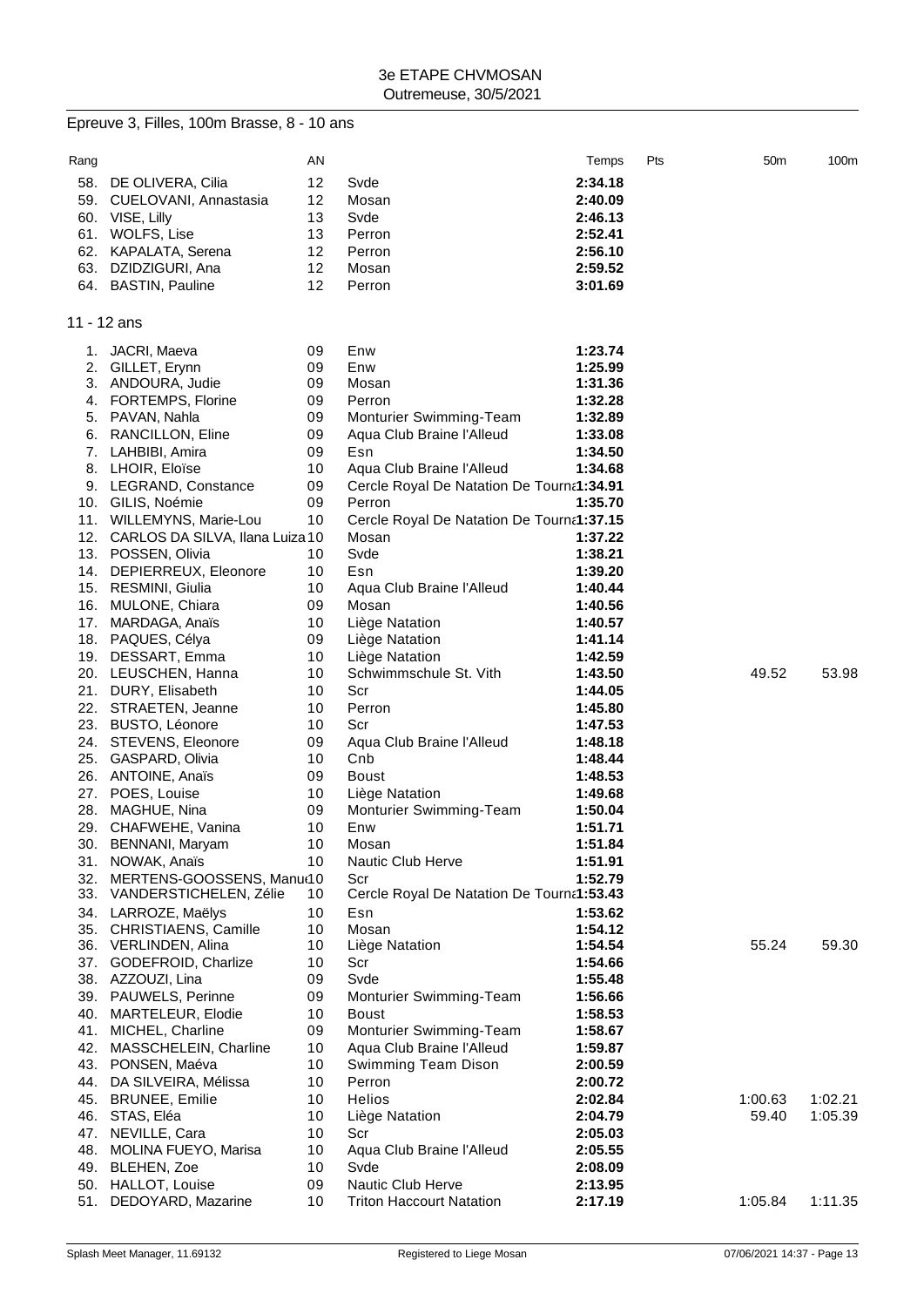3e ETAPE CHVMOSAN
Outremeuse, 30/5/2021

## Epreuve 3, Filles, 100m Brasse, 8 - 10 ans

| Rang | | AN | | Temps | Pts | 50m | 100m |
|---|---|---|---|---|---|---|---|
| 58. | DE OLIVERA, Cilia | 12 | Svde | 2:34.18 | | | |
| 59. | CUELOVANI, Annastasia | 12 | Mosan | 2:40.09 | | | |
| 60. | VISE, Lilly | 13 | Svde | 2:46.13 | | | |
| 61. | WOLFS, Lise | 13 | Perron | 2:52.41 | | | |
| 62. | KAPALATA, Serena | 12 | Perron | 2:56.10 | | | |
| 63. | DZIDZIGURI, Ana | 12 | Mosan | 2:59.52 | | | |
| 64. | BASTIN, Pauline | 12 | Perron | 3:01.69 | | | |

### 11 - 12 ans

| Rang | | AN | | Temps | Pts | 50m | 100m |
|---|---|---|---|---|---|---|---|
| 1. | JACRI, Maeva | 09 | Enw | 1:23.74 | | | |
| 2. | GILLET, Erynn | 09 | Enw | 1:25.99 | | | |
| 3. | ANDOURA, Judie | 09 | Mosan | 1:31.36 | | | |
| 4. | FORTEMPS, Florine | 09 | Perron | 1:32.28 | | | |
| 5. | PAVAN, Nahla | 09 | Monturier Swimming-Team | 1:32.89 | | | |
| 6. | RANCILLON, Eline | 09 | Aqua Club Braine l'Alleud | 1:33.08 | | | |
| 7. | LAHBIBI, Amira | 09 | Esn | 1:34.50 | | | |
| 8. | LHOIR, Eloïse | 10 | Aqua Club Braine l'Alleud | 1:34.68 | | | |
| 9. | LEGRAND, Constance | 09 | Cercle Royal De Natation De Tourna | 1:34.91 | | | |
| 10. | GILIS, Noémie | 09 | Perron | 1:35.70 | | | |
| 11. | WILLEMYNS, Marie-Lou | 10 | Cercle Royal De Natation De Tourna | 1:37.15 | | | |
| 12. | CARLOS DA SILVA, Ilana Luiza | 10 | Mosan | 1:37.22 | | | |
| 13. | POSSEN, Olivia | 10 | Svde | 1:38.21 | | | |
| 14. | DEPIERREUX, Eleonore | 10 | Esn | 1:39.20 | | | |
| 15. | RESMINI, Giulia | 10 | Aqua Club Braine l'Alleud | 1:40.44 | | | |
| 16. | MULONE, Chiara | 09 | Mosan | 1:40.56 | | | |
| 17. | MARDAGA, Anaïs | 10 | Liège Natation | 1:40.57 | | | |
| 18. | PAQUES, Célya | 09 | Liège Natation | 1:41.14 | | | |
| 19. | DESSART, Emma | 10 | Liège Natation | 1:42.59 | | | |
| 20. | LEUSCHEN, Hanna | 10 | Schwimmschule St. Vith | 1:43.50 | | 49.52 | 53.98 |
| 21. | DURY, Elisabeth | 10 | Scr | 1:44.05 | | | |
| 22. | STRAETEN, Jeanne | 10 | Perron | 1:45.80 | | | |
| 23. | BUSTO, Léonore | 10 | Scr | 1:47.53 | | | |
| 24. | STEVENS, Eleonore | 09 | Aqua Club Braine l'Alleud | 1:48.18 | | | |
| 25. | GASPARD, Olivia | 10 | Cnb | 1:48.44 | | | |
| 26. | ANTOINE, Anaïs | 09 | Boust | 1:48.53 | | | |
| 27. | POES, Louise | 10 | Liège Natation | 1:49.68 | | | |
| 28. | MAGHUE, Nina | 09 | Monturier Swimming-Team | 1:50.04 | | | |
| 29. | CHAFWEHE, Vanina | 10 | Enw | 1:51.71 | | | |
| 30. | BENNANI, Maryam | 10 | Mosan | 1:51.84 | | | |
| 31. | NOWAK, Anaïs | 10 | Nautic Club Herve | 1:51.91 | | | |
| 32. | MERTENS-GOOSSENS, Manu | 10 | Scr | 1:52.79 | | | |
| 33. | VANDERSTICHELEN, Zélie | 10 | Cercle Royal De Natation De Tourna | 1:53.43 | | | |
| 34. | LARROZE, Maëlys | 10 | Esn | 1:53.62 | | | |
| 35. | CHRISTIAENS, Camille | 10 | Mosan | 1:54.12 | | | |
| 36. | VERLINDEN, Alina | 10 | Liège Natation | 1:54.54 | | 55.24 | 59.30 |
| 37. | GODEFROID, Charlize | 10 | Scr | 1:54.66 | | | |
| 38. | AZZOUZI, Lina | 09 | Svde | 1:55.48 | | | |
| 39. | PAUWELS, Perinne | 09 | Monturier Swimming-Team | 1:56.66 | | | |
| 40. | MARTELEUR, Elodie | 10 | Boust | 1:58.53 | | | |
| 41. | MICHEL, Charline | 09 | Monturier Swimming-Team | 1:58.67 | | | |
| 42. | MASSCHELEIN, Charline | 10 | Aqua Club Braine l'Alleud | 1:59.87 | | | |
| 43. | PONSEN, Maéva | 10 | Swimming Team Dison | 2:00.59 | | | |
| 44. | DA SILVEIRA, Mélissa | 10 | Perron | 2:00.72 | | | |
| 45. | BRUNEE, Emilie | 10 | Helios | 2:02.84 | | 1:00.63 | 1:02.21 |
| 46. | STAS, Eléa | 10 | Liège Natation | 2:04.79 | | 59.40 | 1:05.39 |
| 47. | NEVILLE, Cara | 10 | Scr | 2:05.03 | | | |
| 48. | MOLINA FUEYO, Marisa | 10 | Aqua Club Braine l'Alleud | 2:05.55 | | | |
| 49. | BLEHEN, Zoe | 10 | Svde | 2:08.09 | | | |
| 50. | HALLOT, Louise | 09 | Nautic Club Herve | 2:13.95 | | | |
| 51. | DEDOYARD, Mazarine | 10 | Triton Haccourt Natation | 2:17.19 | | 1:05.84 | 1:11.35 |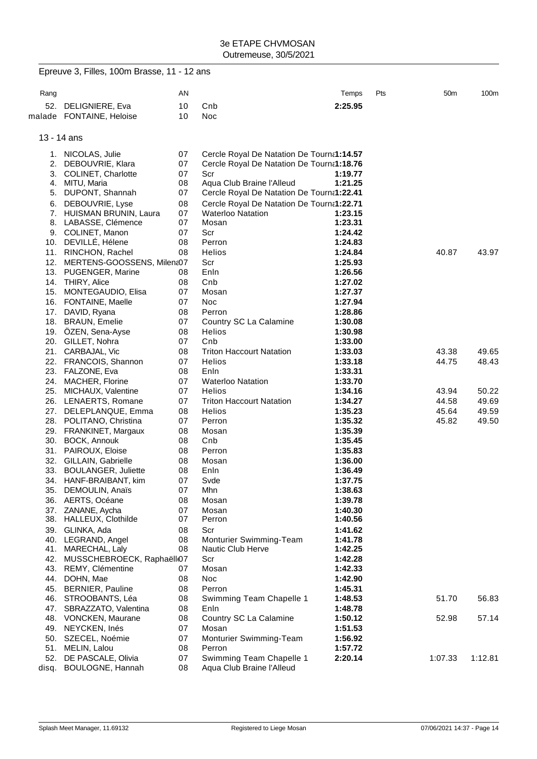3e ETAPE CHVMOSAN
Outremeuse, 30/5/2021

## Epreuve 3, Filles, 100m Brasse, 11 - 12 ans

| Rang | | AN | | Temps | Pts | 50m | 100m |
|---|---|---|---|---|---|---|---|
| 52. | DELIGNIERE, Eva | 10 | Cnb | 2:25.95 | | | |
| malade | FONTAINE, Heloise | 10 | Noc | | | | |

### 13 - 14 ans

| Rang | | AN | | Temps | Pts | 50m | 100m |
|---|---|---|---|---|---|---|---|
| 1. | NICOLAS, Julie | 07 | Cercle Royal De Natation De Tourna | 1:14.57 | | | |
| 2. | DEBOUVRIE, Klara | 07 | Cercle Royal De Natation De Tourna | 1:18.76 | | | |
| 3. | COLINET, Charlotte | 07 | Scr | 1:19.77 | | | |
| 4. | MITU, Maria | 08 | Aqua Club Braine l'Alleud | 1:21.25 | | | |
| 5. | DUPONT, Shannah | 07 | Cercle Royal De Natation De Tourna | 1:22.41 | | | |
| 6. | DEBOUVRIE, Lyse | 08 | Cercle Royal De Natation De Tourna | 1:22.71 | | | |
| 7. | HUISMAN BRUNIN, Laura | 07 | Waterloo Natation | 1:23.15 | | | |
| 8. | LABASSE, Clémence | 07 | Mosan | 1:23.31 | | | |
| 9. | COLINET, Manon | 07 | Scr | 1:24.42 | | | |
| 10. | DEVILLÉ, Hélene | 08 | Perron | 1:24.83 | | | |
| 11. | RINCHON, Rachel | 08 | Helios | 1:24.84 | | 40.87 | 43.97 |
| 12. | MERTENS-GOOSSENS, Milena | 07 | Scr | 1:25.93 | | | |
| 13. | PUGENGER, Marine | 08 | Enln | 1:26.56 | | | |
| 14. | THIRY, Alice | 08 | Cnb | 1:27.02 | | | |
| 15. | MONTEGAUDIO, Elisa | 07 | Mosan | 1:27.37 | | | |
| 16. | FONTAINE, Maelle | 07 | Noc | 1:27.94 | | | |
| 17. | DAVID, Ryana | 08 | Perron | 1:28.86 | | | |
| 18. | BRAUN, Emelie | 07 | Country SC La Calamine | 1:30.08 | | | |
| 19. | ÖZEN, Sena-Ayse | 08 | Helios | 1:30.98 | | | |
| 20. | GILLET, Nohra | 07 | Cnb | 1:33.00 | | | |
| 21. | CARBAJAL, Vic | 08 | Triton Haccourt Natation | 1:33.03 | | 43.38 | 49.65 |
| 22. | FRANCOIS, Shannon | 07 | Helios | 1:33.18 | | 44.75 | 48.43 |
| 23. | FALZONE, Eva | 08 | Enln | 1:33.31 | | | |
| 24. | MACHER, Florine | 07 | Waterloo Natation | 1:33.70 | | | |
| 25. | MICHAUX, Valentine | 07 | Helios | 1:34.16 | | 43.94 | 50.22 |
| 26. | LENAERTS, Romane | 07 | Triton Haccourt Natation | 1:34.27 | | 44.58 | 49.69 |
| 27. | DELEPLANQUE, Emma | 08 | Helios | 1:35.23 | | 45.64 | 49.59 |
| 28. | POLITANO, Christina | 07 | Perron | 1:35.32 | | 45.82 | 49.50 |
| 29. | FRANKINET, Margaux | 08 | Mosan | 1:35.39 | | | |
| 30. | BOCK, Annouk | 08 | Cnb | 1:35.45 | | | |
| 31. | PAIROUX, Eloise | 08 | Perron | 1:35.83 | | | |
| 32. | GILLAIN, Gabrielle | 08 | Mosan | 1:36.00 | | | |
| 33. | BOULANGER, Juliette | 08 | Enln | 1:36.49 | | | |
| 34. | HANF-BRAIBANT, kim | 07 | Svde | 1:37.75 | | | |
| 35. | DEMOULIN, Anaïs | 07 | Mhn | 1:38.63 | | | |
| 36. | AERTS, Océane | 08 | Mosan | 1:39.78 | | | |
| 37. | ZANANE, Aycha | 07 | Mosan | 1:40.30 | | | |
| 38. | HALLEUX, Clothilde | 07 | Perron | 1:40.56 | | | |
| 39. | GLINKA, Ada | 08 | Scr | 1:41.62 | | | |
| 40. | LEGRAND, Angel | 08 | Monturier Swimming-Team | 1:41.78 | | | |
| 41. | MARECHAL, Laly | 08 | Nautic Club Herve | 1:42.25 | | | |
| 42. | MUSSCHEBROECK, Raphaëlle | 07 | Scr | 1:42.28 | | | |
| 43. | REMY, Clémentine | 07 | Mosan | 1:42.33 | | | |
| 44. | DOHN, Mae | 08 | Noc | 1:42.90 | | | |
| 45. | BERNIER, Pauline | 08 | Perron | 1:45.31 | | | |
| 46. | STROOBANTS, Léa | 08 | Swimming Team Chapelle 1 | 1:48.53 | | 51.70 | 56.83 |
| 47. | SBRAZZATO, Valentina | 08 | Enln | 1:48.78 | | | |
| 48. | VONCKEN, Maurane | 08 | Country SC La Calamine | 1:50.12 | | 52.98 | 57.14 |
| 49. | NEYCKEN, Inés | 07 | Mosan | 1:51.53 | | | |
| 50. | SZECEL, Noémie | 07 | Monturier Swimming-Team | 1:56.92 | | | |
| 51. | MELIN, Lalou | 08 | Perron | 1:57.72 | | | |
| 52. | DE PASCALE, Olivia | 07 | Swimming Team Chapelle 1 | 2:20.14 | | 1:07.33 | 1:12.81 |
| disq. | BOULOGNE, Hannah | 08 | Aqua Club Braine l'Alleud | | | | |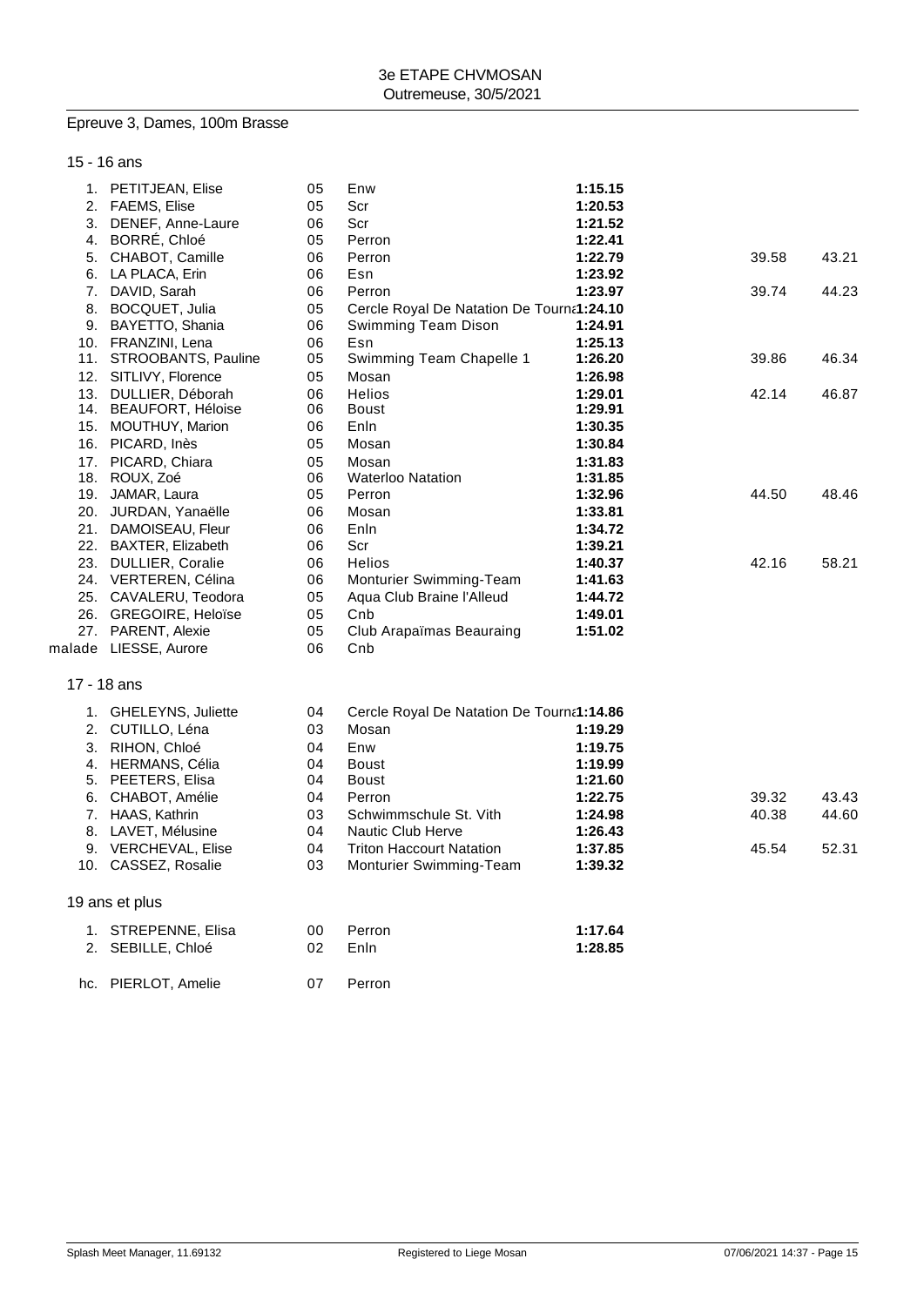3e ETAPE CHVMOSAN
Outremeuse, 30/5/2021

## Epreuve 3, Dames, 100m Brasse

### 15 - 16 ans

| Rang | Nom | Année | Club | Temps | 50m | 100m |
|---|---|---|---|---|---|---|
| 1. | PETITJEAN, Elise | 05 | Enw | 1:15.15 | | |
| 2. | FAEMS, Elise | 05 | Scr | 1:20.53 | | |
| 3. | DENEF, Anne-Laure | 06 | Scr | 1:21.52 | | |
| 4. | BORRÉ, Chloé | 05 | Perron | 1:22.41 | | |
| 5. | CHABOT, Camille | 06 | Perron | 1:22.79 | 39.58 | 43.21 |
| 6. | LA PLACA, Erin | 06 | Esn | 1:23.92 | | |
| 7. | DAVID, Sarah | 06 | Perron | 1:23.97 | 39.74 | 44.23 |
| 8. | BOCQUET, Julia | 05 | Cercle Royal De Natation De Tourna | 1:24.10 | | |
| 9. | BAYETTO, Shania | 06 | Swimming Team Dison | 1:24.91 | | |
| 10. | FRANZINI, Lena | 06 | Esn | 1:25.13 | | |
| 11. | STROOBANTS, Pauline | 05 | Swimming Team Chapelle 1 | 1:26.20 | 39.86 | 46.34 |
| 12. | SITLIVY, Florence | 05 | Mosan | 1:26.98 | | |
| 13. | DULLIER, Déborah | 06 | Helios | 1:29.01 | 42.14 | 46.87 |
| 14. | BEAUFORT, Héloise | 06 | Boust | 1:29.91 | | |
| 15. | MOUTHUY, Marion | 06 | Enln | 1:30.35 | | |
| 16. | PICARD, Inès | 05 | Mosan | 1:30.84 | | |
| 17. | PICARD, Chiara | 05 | Mosan | 1:31.83 | | |
| 18. | ROUX, Zoé | 06 | Waterloo Natation | 1:31.85 | | |
| 19. | JAMAR, Laura | 05 | Perron | 1:32.96 | 44.50 | 48.46 |
| 20. | JURDAN, Yanaëlle | 06 | Mosan | 1:33.81 | | |
| 21. | DAMOISEAU, Fleur | 06 | Enln | 1:34.72 | | |
| 22. | BAXTER, Elizabeth | 06 | Scr | 1:39.21 | | |
| 23. | DULLIER, Coralie | 06 | Helios | 1:40.37 | 42.16 | 58.21 |
| 24. | VERTEREN, Célina | 06 | Monturier Swimming-Team | 1:41.63 | | |
| 25. | CAVALERU, Teodora | 05 | Aqua Club Braine l'Alleud | 1:44.72 | | |
| 26. | GREGOIRE, Heloïse | 05 | Cnb | 1:49.01 | | |
| 27. | PARENT, Alexie | 05 | Club Arapaïmas Beauraing | 1:51.02 | | |
| malade | LIESSE, Aurore | 06 | Cnb | | | |

### 17 - 18 ans

| Rang | Nom | Année | Club | Temps | 50m | 100m |
|---|---|---|---|---|---|---|
| 1. | GHELEYNS, Juliette | 04 | Cercle Royal De Natation De Tourna | 1:14.86 | | |
| 2. | CUTILLO, Léna | 03 | Mosan | 1:19.29 | | |
| 3. | RIHON, Chloé | 04 | Enw | 1:19.75 | | |
| 4. | HERMANS, Célia | 04 | Boust | 1:19.99 | | |
| 5. | PEETERS, Elisa | 04 | Boust | 1:21.60 | | |
| 6. | CHABOT, Amélie | 04 | Perron | 1:22.75 | 39.32 | 43.43 |
| 7. | HAAS, Kathrin | 03 | Schwimmschule St. Vith | 1:24.98 | 40.38 | 44.60 |
| 8. | LAVET, Mélusine | 04 | Nautic Club Herve | 1:26.43 | | |
| 9. | VERCHEVAL, Elise | 04 | Triton Haccourt Natation | 1:37.85 | 45.54 | 52.31 |
| 10. | CASSEZ, Rosalie | 03 | Monturier Swimming-Team | 1:39.32 | | |

### 19 ans et plus

| Rang | Nom | Année | Club | Temps |
|---|---|---|---|---|
| 1. | STREPENNE, Elisa | 00 | Perron | 1:17.64 |
| 2. | SEBILLE, Chloé | 02 | Enln | 1:28.85 |
| hc. | PIERLOT, Amelie | 07 | Perron | |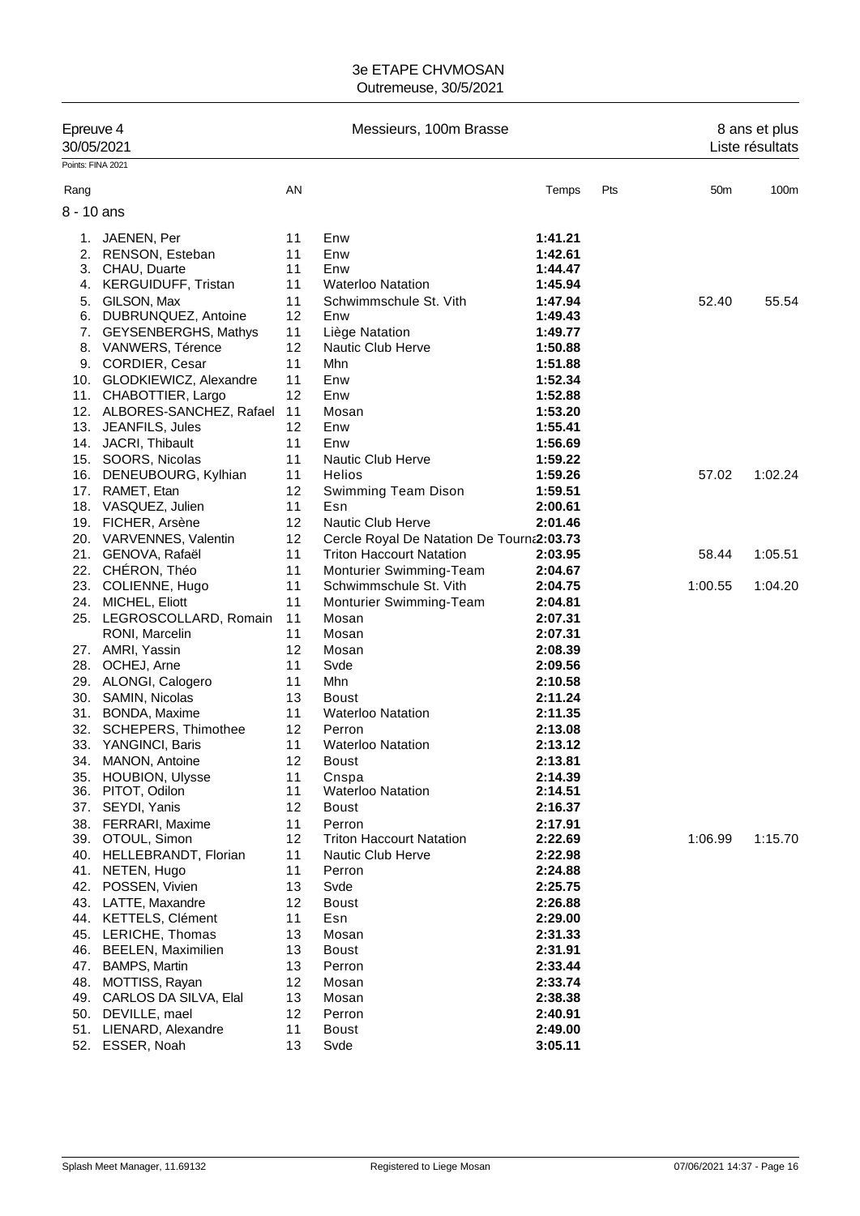# 3e ETAPE CHVMOSAN

Outremeuse, 30/5/2021

**Epreuve 4** — Messieurs, 100m Brasse — 8 ans et plus

30/05/2021 — Liste résultats

Points: FINA 2021

## 8 - 10 ans

| Rang | | AN | | Temps | Pts | 50m | 100m |
|---|---|---|---|---|---|---|---|
| 1. | JAENEN, Per | 11 | Enw | **1:41.21** | | | |
| 2. | RENSON, Esteban | 11 | Enw | **1:42.61** | | | |
| 3. | CHAU, Duarte | 11 | Enw | **1:44.47** | | | |
| 4. | KERGUIDUFF, Tristan | 11 | Waterloo Natation | **1:45.94** | | | |
| 5. | GILSON, Max | 11 | Schwimmschule St. Vith | **1:47.94** | | 52.40 | 55.54 |
| 6. | DUBRUNQUEZ, Antoine | 12 | Enw | **1:49.43** | | | |
| 7. | GEYSENBERGHS, Mathys | 11 | Liège Natation | **1:49.77** | | | |
| 8. | VANWERS, Térence | 12 | Nautic Club Herve | **1:50.88** | | | |
| 9. | CORDIER, Cesar | 11 | Mhn | **1:51.88** | | | |
| 10. | GLODKIEWICZ, Alexandre | 11 | Enw | **1:52.34** | | | |
| 11. | CHABOTTIER, Largo | 12 | Enw | **1:52.88** | | | |
| 12. | ALBORES-SANCHEZ, Rafael | 11 | Mosan | **1:53.20** | | | |
| 13. | JEANFILS, Jules | 12 | Enw | **1:55.41** | | | |
| 14. | JACRI, Thibault | 11 | Enw | **1:56.69** | | | |
| 15. | SOORS, Nicolas | 11 | Nautic Club Herve | **1:59.22** | | | |
| 16. | DENEUBOURG, Kylhian | 11 | Helios | **1:59.26** | | 57.02 | 1:02.24 |
| 17. | RAMET, Etan | 12 | Swimming Team Dison | **1:59.51** | | | |
| 18. | VASQUEZ, Julien | 11 | Esn | **2:00.61** | | | |
| 19. | FICHER, Arsène | 12 | Nautic Club Herve | **2:01.46** | | | |
| 20. | VARVENNES, Valentin | 12 | Cercle Royal De Natation De Tourna | **2:03.73** | | | |
| 21. | GENOVA, Rafaël | 11 | Triton Haccourt Natation | **2:03.95** | | 58.44 | 1:05.51 |
| 22. | CHÉRON, Théo | 11 | Monturier Swimming-Team | **2:04.67** | | | |
| 23. | COLIENNE, Hugo | 11 | Schwimmschule St. Vith | **2:04.75** | | 1:00.55 | 1:04.20 |
| 24. | MICHEL, Eliott | 11 | Monturier Swimming-Team | **2:04.81** | | | |
| 25. | LEGROSCOLLARD, Romain | 11 | Mosan | **2:07.31** | | | |
| | RONI, Marcelin | 11 | Mosan | **2:07.31** | | | |
| 27. | AMRI, Yassin | 12 | Mosan | **2:08.39** | | | |
| 28. | OCHEJ, Arne | 11 | Svde | **2:09.56** | | | |
| 29. | ALONGI, Calogero | 11 | Mhn | **2:10.58** | | | |
| 30. | SAMIN, Nicolas | 13 | Boust | **2:11.24** | | | |
| 31. | BONDA, Maxime | 11 | Waterloo Natation | **2:11.35** | | | |
| 32. | SCHEPERS, Thimothee | 12 | Perron | **2:13.08** | | | |
| 33. | YANGINCI, Baris | 11 | Waterloo Natation | **2:13.12** | | | |
| 34. | MANON, Antoine | 12 | Boust | **2:13.81** | | | |
| 35. | HOUBION, Ulysse | 11 | Cnspa | **2:14.39** | | | |
| 36. | PITOT, Odilon | 11 | Waterloo Natation | **2:14.51** | | | |
| 37. | SEYDI, Yanis | 12 | Boust | **2:16.37** | | | |
| 38. | FERRARI, Maxime | 11 | Perron | **2:17.91** | | | |
| 39. | OTOUL, Simon | 12 | Triton Haccourt Natation | **2:22.69** | | 1:06.99 | 1:15.70 |
| 40. | HELLEBRANDT, Florian | 11 | Nautic Club Herve | **2:22.98** | | | |
| 41. | NETEN, Hugo | 11 | Perron | **2:24.88** | | | |
| 42. | POSSEN, Vivien | 13 | Svde | **2:25.75** | | | |
| 43. | LATTE, Maxandre | 12 | Boust | **2:26.88** | | | |
| 44. | KETTELS, Clément | 11 | Esn | **2:29.00** | | | |
| 45. | LERICHE, Thomas | 13 | Mosan | **2:31.33** | | | |
| 46. | BEELEN, Maximilien | 13 | Boust | **2:31.91** | | | |
| 47. | BAMPS, Martin | 13 | Perron | **2:33.44** | | | |
| 48. | MOTTISS, Rayan | 12 | Mosan | **2:33.74** | | | |
| 49. | CARLOS DA SILVA, Elal | 13 | Mosan | **2:38.38** | | | |
| 50. | DEVILLE, mael | 12 | Perron | **2:40.91** | | | |
| 51. | LIENARD, Alexandre | 11 | Boust | **2:49.00** | | | |
| 52. | ESSER, Noah | 13 | Svde | **3:05.11** | | | |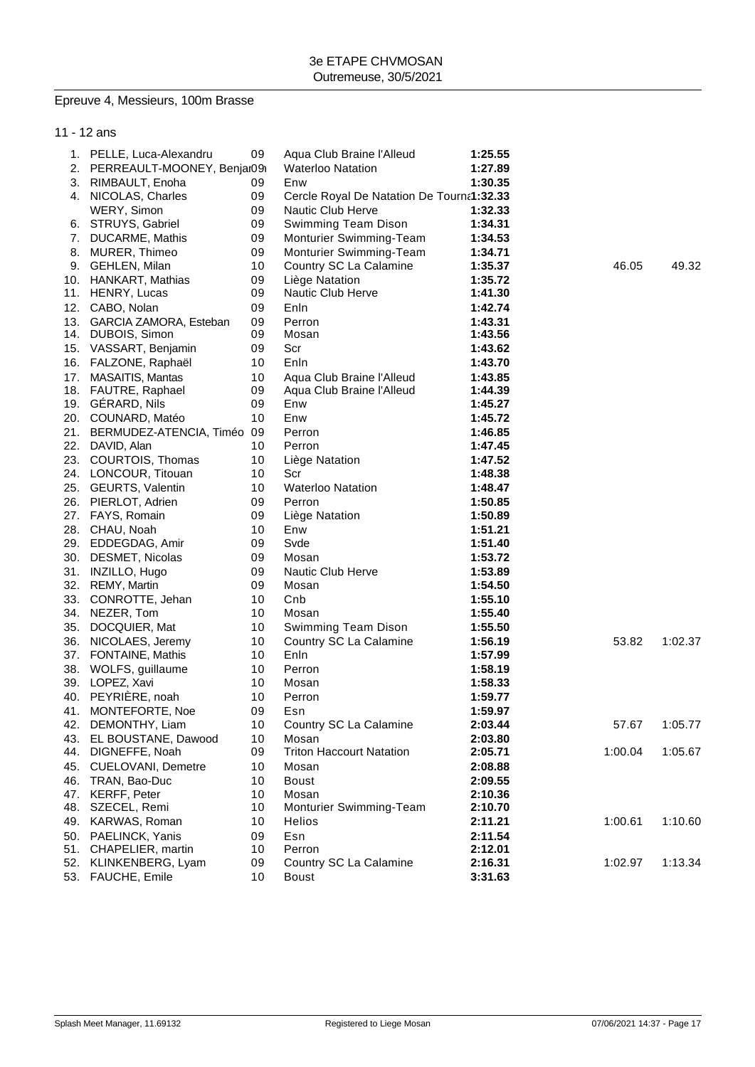3e ETAPE CHVMOSAN
Outremeuse, 30/5/2021

## Epreuve 4, Messieurs, 100m Brasse

### 11 - 12 ans

| Pl. | Nom | Année | Club | Temps | 50m | 100m |
|---|---|---|---|---|---|---|
| 1. | PELLE, Luca-Alexandru | 09 | Aqua Club Braine l'Alleud | **1:25.55** | | |
| 2. | PERREAULT-MOONEY, Benjar09 | | Waterloo Natation | **1:27.89** | | |
| 3. | RIMBAULT, Enoha | 09 | Enw | **1:30.35** | | |
| 4. | NICOLAS, Charles | 09 | Cercle Royal De Natation De Tourna | **1:32.33** | | |
| | WERY, Simon | 09 | Nautic Club Herve | **1:32.33** | | |
| 6. | STRUYS, Gabriel | 09 | Swimming Team Dison | **1:34.31** | | |
| 7. | DUCARME, Mathis | 09 | Monturier Swimming-Team | **1:34.53** | | |
| 8. | MURER, Thimeo | 09 | Monturier Swimming-Team | **1:34.71** | | |
| 9. | GEHLEN, Milan | 10 | Country SC La Calamine | **1:35.37** | 46.05 | 49.32 |
| 10. | HANKART, Mathias | 09 | Liège Natation | **1:35.72** | | |
| 11. | HENRY, Lucas | 09 | Nautic Club Herve | **1:41.30** | | |
| 12. | CABO, Nolan | 09 | Enln | **1:42.74** | | |
| 13. | GARCIA ZAMORA, Esteban | 09 | Perron | **1:43.31** | | |
| 14. | DUBOIS, Simon | 09 | Mosan | **1:43.56** | | |
| 15. | VASSART, Benjamin | 09 | Scr | **1:43.62** | | |
| 16. | FALZONE, Raphaël | 10 | Enln | **1:43.70** | | |
| 17. | MASAITIS, Mantas | 10 | Aqua Club Braine l'Alleud | **1:43.85** | | |
| 18. | FAUTRE, Raphael | 09 | Aqua Club Braine l'Alleud | **1:44.39** | | |
| 19. | GÉRARD, Nils | 09 | Enw | **1:45.27** | | |
| 20. | COUNARD, Matéo | 10 | Enw | **1:45.72** | | |
| 21. | BERMUDEZ-ATENCIA, Timéo | 09 | Perron | **1:46.85** | | |
| 22. | DAVID, Alan | 10 | Perron | **1:47.45** | | |
| 23. | COURTOIS, Thomas | 10 | Liège Natation | **1:47.52** | | |
| 24. | LONCOUR, Titouan | 10 | Scr | **1:48.38** | | |
| 25. | GEURTS, Valentin | 10 | Waterloo Natation | **1:48.47** | | |
| 26. | PIERLOT, Adrien | 09 | Perron | **1:50.85** | | |
| 27. | FAYS, Romain | 09 | Liège Natation | **1:50.89** | | |
| 28. | CHAU, Noah | 10 | Enw | **1:51.21** | | |
| 29. | EDDEGDAG, Amir | 09 | Svde | **1:51.40** | | |
| 30. | DESMET, Nicolas | 09 | Mosan | **1:53.72** | | |
| 31. | INZILLO, Hugo | 09 | Nautic Club Herve | **1:53.89** | | |
| 32. | REMY, Martin | 09 | Mosan | **1:54.50** | | |
| 33. | CONROTTE, Jehan | 10 | Cnb | **1:55.10** | | |
| 34. | NEZER, Tom | 10 | Mosan | **1:55.40** | | |
| 35. | DOCQUIER, Mat | 10 | Swimming Team Dison | **1:55.50** | | |
| 36. | NICOLAES, Jeremy | 10 | Country SC La Calamine | **1:56.19** | 53.82 | 1:02.37 |
| 37. | FONTAINE, Mathis | 10 | Enln | **1:57.99** | | |
| 38. | WOLFS, guillaume | 10 | Perron | **1:58.19** | | |
| 39. | LOPEZ, Xavi | 10 | Mosan | **1:58.33** | | |
| 40. | PEYRIÈRE, noah | 10 | Perron | **1:59.77** | | |
| 41. | MONTEFORTE, Noe | 09 | Esn | **1:59.97** | | |
| 42. | DEMONTHY, Liam | 10 | Country SC La Calamine | **2:03.44** | 57.67 | 1:05.77 |
| 43. | EL BOUSTANE, Dawood | 10 | Mosan | **2:03.80** | | |
| 44. | DIGNEFFE, Noah | 09 | Triton Haccourt Natation | **2:05.71** | 1:00.04 | 1:05.67 |
| 45. | CUELOVANI, Demetre | 10 | Mosan | **2:08.88** | | |
| 46. | TRAN, Bao-Duc | 10 | Boust | **2:09.55** | | |
| 47. | KERFF, Peter | 10 | Mosan | **2:10.36** | | |
| 48. | SZECEL, Remi | 10 | Monturier Swimming-Team | **2:10.70** | | |
| 49. | KARWAS, Roman | 10 | Helios | **2:11.21** | 1:00.61 | 1:10.60 |
| 50. | PAELINCK, Yanis | 09 | Esn | **2:11.54** | | |
| 51. | CHAPELIER, martin | 10 | Perron | **2:12.01** | | |
| 52. | KLINKENBERG, Lyam | 09 | Country SC La Calamine | **2:16.31** | 1:02.97 | 1:13.34 |
| 53. | FAUCHE, Emile | 10 | Boust | **3:31.63** | | |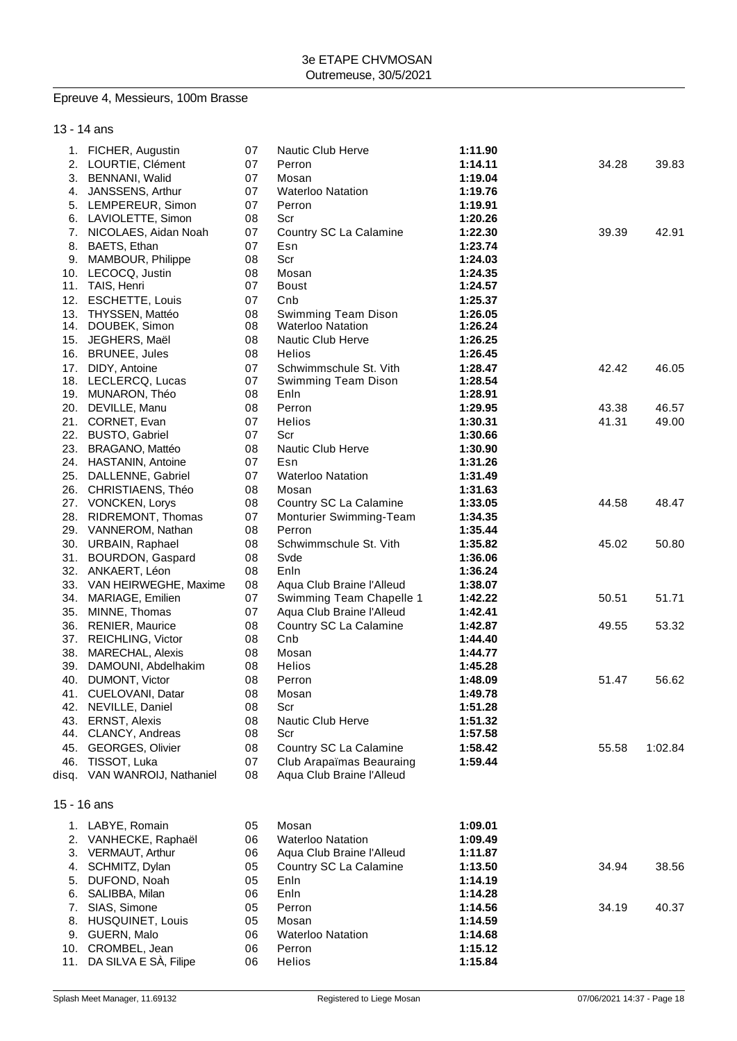3e ETAPE CHVMOSAN
Outremeuse, 30/5/2021

## Epreuve 4, Messieurs, 100m Brasse

### 13 - 14 ans

| Pl. | Nom | Année | Club | Temps | 50m | 100m |
|---|---|---|---|---|---|---|
| 1. | FICHER, Augustin | 07 | Nautic Club Herve | **1:11.90** | | |
| 2. | LOURTIE, Clément | 07 | Perron | **1:14.11** | 34.28 | 39.83 |
| 3. | BENNANI, Walid | 07 | Mosan | **1:19.04** | | |
| 4. | JANSSENS, Arthur | 07 | Waterloo Natation | **1:19.76** | | |
| 5. | LEMPEREUR, Simon | 07 | Perron | **1:19.91** | | |
| 6. | LAVIOLETTE, Simon | 08 | Scr | **1:20.26** | | |
| 7. | NICOLAES, Aidan Noah | 07 | Country SC La Calamine | **1:22.30** | 39.39 | 42.91 |
| 8. | BAETS, Ethan | 07 | Esn | **1:23.74** | | |
| 9. | MAMBOUR, Philippe | 08 | Scr | **1:24.03** | | |
| 10. | LECOCQ, Justin | 08 | Mosan | **1:24.35** | | |
| 11. | TAIS, Henri | 07 | Boust | **1:24.57** | | |
| 12. | ESCHETTE, Louis | 07 | Cnb | **1:25.37** | | |
| 13. | THYSSEN, Mattéo | 08 | Swimming Team Dison | **1:26.05** | | |
| 14. | DOUBEK, Simon | 08 | Waterloo Natation | **1:26.24** | | |
| 15. | JEGHERS, Maël | 08 | Nautic Club Herve | **1:26.25** | | |
| 16. | BRUNEE, Jules | 08 | Helios | **1:26.45** | | |
| 17. | DIDY, Antoine | 07 | Schwimmschule St. Vith | **1:28.47** | 42.42 | 46.05 |
| 18. | LECLERCQ, Lucas | 07 | Swimming Team Dison | **1:28.54** | | |
| 19. | MUNARON, Théo | 08 | Enln | **1:28.91** | | |
| 20. | DEVILLE, Manu | 08 | Perron | **1:29.95** | 43.38 | 46.57 |
| 21. | CORNET, Evan | 07 | Helios | **1:30.31** | 41.31 | 49.00 |
| 22. | BUSTO, Gabriel | 07 | Scr | **1:30.66** | | |
| 23. | BRAGANO, Mattéo | 08 | Nautic Club Herve | **1:30.90** | | |
| 24. | HASTANIN, Antoine | 07 | Esn | **1:31.26** | | |
| 25. | DALLENNE, Gabriel | 07 | Waterloo Natation | **1:31.49** | | |
| 26. | CHRISTIAENS, Théo | 08 | Mosan | **1:31.63** | | |
| 27. | VONCKEN, Lorys | 08 | Country SC La Calamine | **1:33.05** | 44.58 | 48.47 |
| 28. | RIDREMONT, Thomas | 07 | Monturier Swimming-Team | **1:34.35** | | |
| 29. | VANNEROM, Nathan | 08 | Perron | **1:35.44** | | |
| 30. | URBAIN, Raphael | 08 | Schwimmschule St. Vith | **1:35.82** | 45.02 | 50.80 |
| 31. | BOURDON, Gaspard | 08 | Svde | **1:36.06** | | |
| 32. | ANKAERT, Léon | 08 | Enln | **1:36.24** | | |
| 33. | VAN HEIRWEGHE, Maxime | 08 | Aqua Club Braine l'Alleud | **1:38.07** | | |
| 34. | MARIAGE, Emilien | 07 | Swimming Team Chapelle 1 | **1:42.22** | 50.51 | 51.71 |
| 35. | MINNE, Thomas | 07 | Aqua Club Braine l'Alleud | **1:42.41** | | |
| 36. | RENIER, Maurice | 08 | Country SC La Calamine | **1:42.87** | 49.55 | 53.32 |
| 37. | REICHLING, Victor | 08 | Cnb | **1:44.40** | | |
| 38. | MARECHAL, Alexis | 08 | Mosan | **1:44.77** | | |
| 39. | DAMOUNI, Abdelhakim | 08 | Helios | **1:45.28** | | |
| 40. | DUMONT, Victor | 08 | Perron | **1:48.09** | 51.47 | 56.62 |
| 41. | CUELOVANI, Datar | 08 | Mosan | **1:49.78** | | |
| 42. | NEVILLE, Daniel | 08 | Scr | **1:51.28** | | |
| 43. | ERNST, Alexis | 08 | Nautic Club Herve | **1:51.32** | | |
| 44. | CLANCY, Andreas | 08 | Scr | **1:57.58** | | |
| 45. | GEORGES, Olivier | 08 | Country SC La Calamine | **1:58.42** | 55.58 | 1:02.84 |
| 46. | TISSOT, Luka | 07 | Club Arapaïmas Beauraing | **1:59.44** | | |
| disq. | VAN WANROIJ, Nathaniel | 08 | Aqua Club Braine l'Alleud | | | |

### 15 - 16 ans

| Pl. | Nom | Année | Club | Temps | 50m | 100m |
|---|---|---|---|---|---|---|
| 1. | LABYE, Romain | 05 | Mosan | **1:09.01** | | |
| 2. | VANHECKE, Raphaël | 06 | Waterloo Natation | **1:09.49** | | |
| 3. | VERMAUT, Arthur | 06 | Aqua Club Braine l'Alleud | **1:11.87** | | |
| 4. | SCHMITZ, Dylan | 05 | Country SC La Calamine | **1:13.50** | 34.94 | 38.56 |
| 5. | DUFOND, Noah | 05 | Enln | **1:14.19** | | |
| 6. | SALIBBA, Milan | 06 | Enln | **1:14.28** | | |
| 7. | SIAS, Simone | 05 | Perron | **1:14.56** | 34.19 | 40.37 |
| 8. | HUSQUINET, Louis | 05 | Mosan | **1:14.59** | | |
| 9. | GUERN, Malo | 06 | Waterloo Natation | **1:14.68** | | |
| 10. | CROMBEL, Jean | 06 | Perron | **1:15.12** | | |
| 11. | DA SILVA E SÀ, Filipe | 06 | Helios | **1:15.84** | | |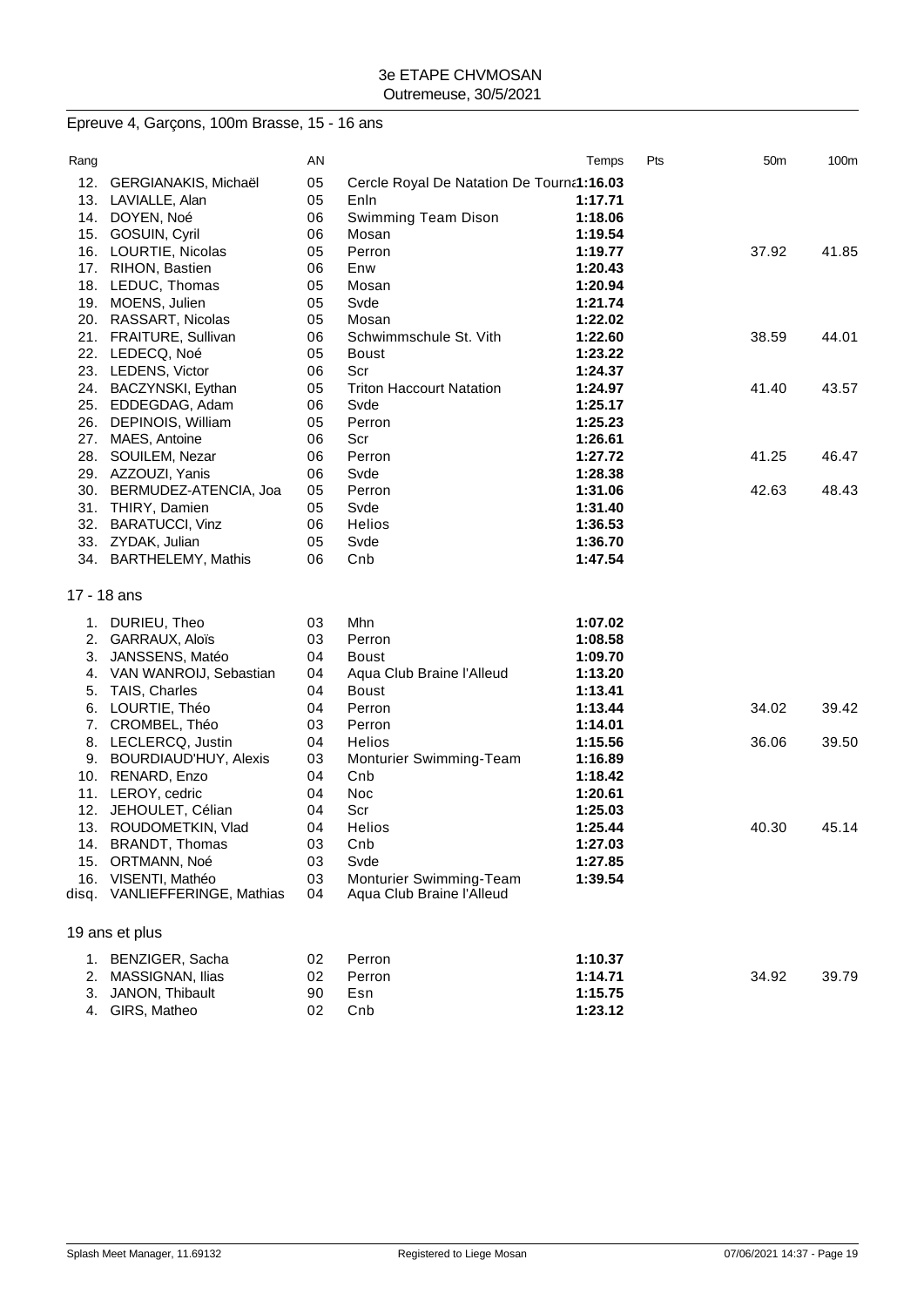3e ETAPE CHVMOSAN
Outremeuse, 30/5/2021

## Epreuve 4, Garçons, 100m Brasse, 15 - 16 ans

| Rang | | AN | | Temps | Pts | 50m | 100m |
|---|---|---|---|---|---|---|---|
| 12. | GERGIANAKIS, Michaël | 05 | Cercle Royal De Natation De Tourna | 1:16.03 | | | |
| 13. | LAVIALLE, Alan | 05 | Enln | 1:17.71 | | | |
| 14. | DOYEN, Noé | 06 | Swimming Team Dison | 1:18.06 | | | |
| 15. | GOSUIN, Cyril | 06 | Mosan | 1:19.54 | | | |
| 16. | LOURTIE, Nicolas | 05 | Perron | 1:19.77 | | 37.92 | 41.85 |
| 17. | RIHON, Bastien | 06 | Enw | 1:20.43 | | | |
| 18. | LEDUC, Thomas | 05 | Mosan | 1:20.94 | | | |
| 19. | MOENS, Julien | 05 | Svde | 1:21.74 | | | |
| 20. | RASSART, Nicolas | 05 | Mosan | 1:22.02 | | | |
| 21. | FRAITURE, Sullivan | 06 | Schwimmschule St. Vith | 1:22.60 | | 38.59 | 44.01 |
| 22. | LEDECQ, Noé | 05 | Boust | 1:23.22 | | | |
| 23. | LEDENS, Victor | 06 | Scr | 1:24.37 | | | |
| 24. | BACZYNSKI, Eythan | 05 | Triton Haccourt Natation | 1:24.97 | | 41.40 | 43.57 |
| 25. | EDDEGDAG, Adam | 06 | Svde | 1:25.17 | | | |
| 26. | DEPINOIS, William | 05 | Perron | 1:25.23 | | | |
| 27. | MAES, Antoine | 06 | Scr | 1:26.61 | | | |
| 28. | SOUILEM, Nezar | 06 | Perron | 1:27.72 | | 41.25 | 46.47 |
| 29. | AZZOUZI, Yanis | 06 | Svde | 1:28.38 | | | |
| 30. | BERMUDEZ-ATENCIA, Joa | 05 | Perron | 1:31.06 | | 42.63 | 48.43 |
| 31. | THIRY, Damien | 05 | Svde | 1:31.40 | | | |
| 32. | BARATUCCI, Vinz | 06 | Helios | 1:36.53 | | | |
| 33. | ZYDAK, Julian | 05 | Svde | 1:36.70 | | | |
| 34. | BARTHELEMY, Mathis | 06 | Cnb | 1:47.54 | | | |

### 17 - 18 ans

| Rang | | AN | | Temps | Pts | 50m | 100m |
|---|---|---|---|---|---|---|---|
| 1. | DURIEU, Theo | 03 | Mhn | 1:07.02 | | | |
| 2. | GARRAUX, Aloïs | 03 | Perron | 1:08.58 | | | |
| 3. | JANSSENS, Matéo | 04 | Boust | 1:09.70 | | | |
| 4. | VAN WANROIJ, Sebastian | 04 | Aqua Club Braine l'Alleud | 1:13.20 | | | |
| 5. | TAIS, Charles | 04 | Boust | 1:13.41 | | | |
| 6. | LOURTIE, Théo | 04 | Perron | 1:13.44 | | 34.02 | 39.42 |
| 7. | CROMBEL, Théo | 03 | Perron | 1:14.01 | | | |
| 8. | LECLERCQ, Justin | 04 | Helios | 1:15.56 | | 36.06 | 39.50 |
| 9. | BOURDIAUD'HUY, Alexis | 03 | Monturier Swimming-Team | 1:16.89 | | | |
| 10. | RENARD, Enzo | 04 | Cnb | 1:18.42 | | | |
| 11. | LEROY, cedric | 04 | Noc | 1:20.61 | | | |
| 12. | JEHOULET, Célian | 04 | Scr | 1:25.03 | | | |
| 13. | ROUDOMETKIN, Vlad | 04 | Helios | 1:25.44 | | 40.30 | 45.14 |
| 14. | BRANDT, Thomas | 03 | Cnb | 1:27.03 | | | |
| 15. | ORTMANN, Noé | 03 | Svde | 1:27.85 | | | |
| 16. | VISENTI, Mathéo | 03 | Monturier Swimming-Team | 1:39.54 | | | |
| disq. | VANLIEFFERINGE, Mathias | 04 | Aqua Club Braine l'Alleud | | | | |

### 19 ans et plus

| Rang | | AN | | Temps | Pts | 50m | 100m |
|---|---|---|---|---|---|---|---|
| 1. | BENZIGER, Sacha | 02 | Perron | 1:10.37 | | | |
| 2. | MASSIGNAN, Ilias | 02 | Perron | 1:14.71 | | 34.92 | 39.79 |
| 3. | JANON, Thibault | 90 | Esn | 1:15.75 | | | |
| 4. | GIRS, Matheo | 02 | Cnb | 1:23.12 | | | |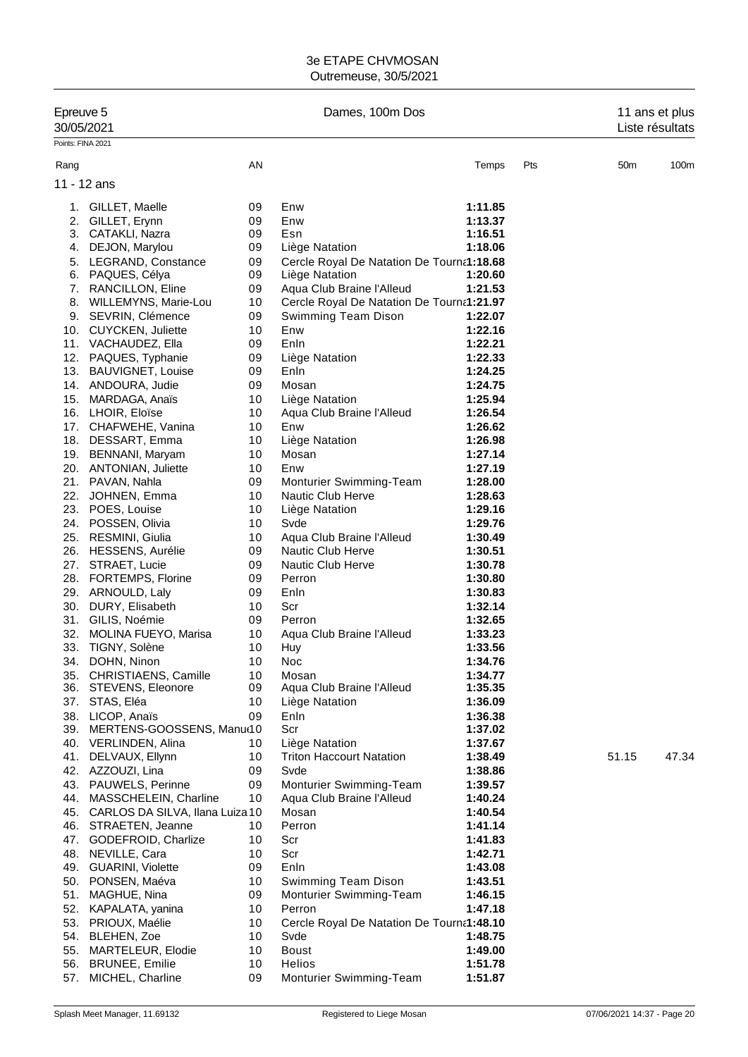3e ETAPE CHVMOSAN
Outremeuse, 30/5/2021

Epreuve 5 — Dames, 100m Dos — 11 ans et plus
30/05/2021 — Liste résultats

Points: FINA 2021

| Rang | | AN | | Temps | Pts | 50m | 100m |
|---|---|---|---|---|---|---|---|
| **11 - 12 ans** | | | | | | | |
| 1. | GILLET, Maelle | 09 | Enw | **1:11.85** | | | |
| 2. | GILLET, Erynn | 09 | Enw | **1:13.37** | | | |
| 3. | CATAKLI, Nazra | 09 | Esn | **1:16.51** | | | |
| 4. | DEJON, Marylou | 09 | Liège Natation | **1:18.06** | | | |
| 5. | LEGRAND, Constance | 09 | Cercle Royal De Natation De Tourna | **1:18.68** | | | |
| 6. | PAQUES, Célya | 09 | Liège Natation | **1:20.60** | | | |
| 7. | RANCILLON, Eline | 09 | Aqua Club Braine l'Alleud | **1:21.53** | | | |
| 8. | WILLEMYNS, Marie-Lou | 10 | Cercle Royal De Natation De Tourna | **1:21.97** | | | |
| 9. | SEVRIN, Clémence | 09 | Swimming Team Dison | **1:22.07** | | | |
| 10. | CUYCKEN, Juliette | 10 | Enw | **1:22.16** | | | |
| 11. | VACHAUDEZ, Ella | 09 | Enln | **1:22.21** | | | |
| 12. | PAQUES, Typhanie | 09 | Liège Natation | **1:22.33** | | | |
| 13. | BAUVIGNET, Louise | 09 | Enln | **1:24.25** | | | |
| 14. | ANDOURA, Judie | 09 | Mosan | **1:24.75** | | | |
| 15. | MARDAGA, Anaïs | 10 | Liège Natation | **1:25.94** | | | |
| 16. | LHOIR, Eloïse | 10 | Aqua Club Braine l'Alleud | **1:26.54** | | | |
| 17. | CHAFWEHE, Vanina | 10 | Enw | **1:26.62** | | | |
| 18. | DESSART, Emma | 10 | Liège Natation | **1:26.98** | | | |
| 19. | BENNANI, Maryam | 10 | Mosan | **1:27.14** | | | |
| 20. | ANTONIAN, Juliette | 10 | Enw | **1:27.19** | | | |
| 21. | PAVAN, Nahla | 09 | Monturier Swimming-Team | **1:28.00** | | | |
| 22. | JOHNEN, Emma | 10 | Nautic Club Herve | **1:28.63** | | | |
| 23. | POES, Louise | 10 | Liège Natation | **1:29.16** | | | |
| 24. | POSSEN, Olivia | 10 | Svde | **1:29.76** | | | |
| 25. | RESMINI, Giulia | 10 | Aqua Club Braine l'Alleud | **1:30.49** | | | |
| 26. | HESSENS, Aurélie | 09 | Nautic Club Herve | **1:30.51** | | | |
| 27. | STRAET, Lucie | 09 | Nautic Club Herve | **1:30.78** | | | |
| 28. | FORTEMPS, Florine | 09 | Perron | **1:30.80** | | | |
| 29. | ARNOULD, Laly | 09 | Enln | **1:30.83** | | | |
| 30. | DURY, Elisabeth | 10 | Scr | **1:32.14** | | | |
| 31. | GILIS, Noémie | 09 | Perron | **1:32.65** | | | |
| 32. | MOLINA FUEYO, Marisa | 10 | Aqua Club Braine l'Alleud | **1:33.23** | | | |
| 33. | TIGNY, Solène | 10 | Huy | **1:33.56** | | | |
| 34. | DOHN, Ninon | 10 | Noc | **1:34.76** | | | |
| 35. | CHRISTIAENS, Camille | 10 | Mosan | **1:34.77** | | | |
| 36. | STEVENS, Eleonore | 09 | Aqua Club Braine l'Alleud | **1:35.35** | | | |
| 37. | STAS, Eléa | 10 | Liège Natation | **1:36.09** | | | |
| 38. | LICOP, Anaïs | 09 | Enln | **1:36.38** | | | |
| 39. | MERTENS-GOOSSENS, Manu | 10 | Scr | **1:37.02** | | | |
| 40. | VERLINDEN, Alina | 10 | Liège Natation | **1:37.67** | | | |
| 41. | DELVAUX, Ellynn | 10 | Triton Haccourt Natation | **1:38.49** | | 51.15 | 47.34 |
| 42. | AZZOUZI, Lina | 09 | Svde | **1:38.86** | | | |
| 43. | PAUWELS, Perinne | 09 | Monturier Swimming-Team | **1:39.57** | | | |
| 44. | MASSCHELEIN, Charline | 10 | Aqua Club Braine l'Alleud | **1:40.24** | | | |
| 45. | CARLOS DA SILVA, Ilana Luiza | 10 | Mosan | **1:40.54** | | | |
| 46. | STRAETEN, Jeanne | 10 | Perron | **1:41.14** | | | |
| 47. | GODEFROID, Charlize | 10 | Scr | **1:41.83** | | | |
| 48. | NEVILLE, Cara | 10 | Scr | **1:42.71** | | | |
| 49. | GUARINI, Violette | 09 | Enln | **1:43.08** | | | |
| 50. | PONSEN, Maéva | 10 | Swimming Team Dison | **1:43.51** | | | |
| 51. | MAGHUE, Nina | 09 | Monturier Swimming-Team | **1:46.15** | | | |
| 52. | KAPALATA, yanina | 10 | Perron | **1:47.18** | | | |
| 53. | PRIOUX, Maélie | 10 | Cercle Royal De Natation De Tourna | **1:48.10** | | | |
| 54. | BLEHEN, Zoe | 10 | Svde | **1:48.75** | | | |
| 55. | MARTELEUR, Elodie | 10 | Boust | **1:49.00** | | | |
| 56. | BRUNEE, Emilie | 10 | Helios | **1:51.78** | | | |
| 57. | MICHEL, Charline | 09 | Monturier Swimming-Team | **1:51.87** | | | |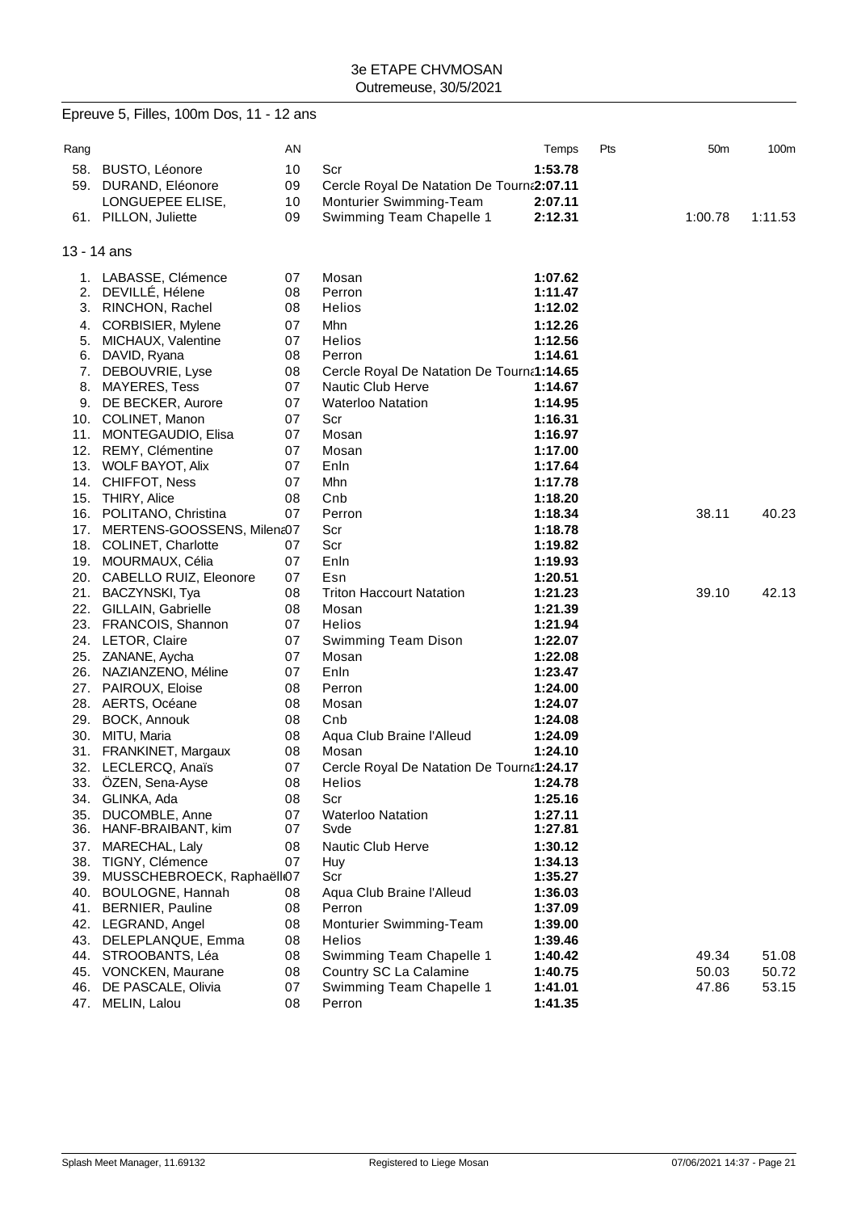3e ETAPE CHVMOSAN
Outremeuse, 30/5/2021

## Epreuve 5, Filles, 100m Dos, 11 - 12 ans

| Rang | | AN | | Temps | Pts | 50m | 100m |
|---|---|---|---|---|---|---|---|
| 58. | BUSTO, Léonore | 10 | Scr | **1:53.78** | | | |
| 59. | DURAND, Eléonore | 09 | Cercle Royal De Natation De Tourna | **2:07.11** | | | |
| | LONGUEPEE ELISE, | 10 | Monturier Swimming-Team | **2:07.11** | | | |
| 61. | PILLON, Juliette | 09 | Swimming Team Chapelle 1 | **2:12.31** | | 1:00.78 | 1:11.53 |

### 13 - 14 ans

| Rang | | AN | | Temps | Pts | 50m | 100m |
|---|---|---|---|---|---|---|---|
| 1. | LABASSE, Clémence | 07 | Mosan | **1:07.62** | | | |
| 2. | DEVILLÉ, Hélene | 08 | Perron | **1:11.47** | | | |
| 3. | RINCHON, Rachel | 08 | Helios | **1:12.02** | | | |
| 4. | CORBISIER, Mylene | 07 | Mhn | **1:12.26** | | | |
| 5. | MICHAUX, Valentine | 07 | Helios | **1:12.56** | | | |
| 6. | DAVID, Ryana | 08 | Perron | **1:14.61** | | | |
| 7. | DEBOUVRIE, Lyse | 08 | Cercle Royal De Natation De Tourna | **1:14.65** | | | |
| 8. | MAYERES, Tess | 07 | Nautic Club Herve | **1:14.67** | | | |
| 9. | DE BECKER, Aurore | 07 | Waterloo Natation | **1:14.95** | | | |
| 10. | COLINET, Manon | 07 | Scr | **1:16.31** | | | |
| 11. | MONTEGAUDIO, Elisa | 07 | Mosan | **1:16.97** | | | |
| 12. | REMY, Clémentine | 07 | Mosan | **1:17.00** | | | |
| 13. | WOLF BAYOT, Alix | 07 | Enln | **1:17.64** | | | |
| 14. | CHIFFOT, Ness | 07 | Mhn | **1:17.78** | | | |
| 15. | THIRY, Alice | 08 | Cnb | **1:18.20** | | | |
| 16. | POLITANO, Christina | 07 | Perron | **1:18.34** | | 38.11 | 40.23 |
| 17. | MERTENS-GOOSSENS, Milena | 07 | Scr | **1:18.78** | | | |
| 18. | COLINET, Charlotte | 07 | Scr | **1:19.82** | | | |
| 19. | MOURMAUX, Célia | 07 | Enln | **1:19.93** | | | |
| 20. | CABELLO RUIZ, Eleonore | 07 | Esn | **1:20.51** | | | |
| 21. | BACZYNSKI, Tya | 08 | Triton Haccourt Natation | **1:21.23** | | 39.10 | 42.13 |
| 22. | GILLAIN, Gabrielle | 08 | Mosan | **1:21.39** | | | |
| 23. | FRANCOIS, Shannon | 07 | Helios | **1:21.94** | | | |
| 24. | LETOR, Claire | 07 | Swimming Team Dison | **1:22.07** | | | |
| 25. | ZANANE, Aycha | 07 | Mosan | **1:22.08** | | | |
| 26. | NAZIANZENO, Méline | 07 | Enln | **1:23.47** | | | |
| 27. | PAIROUX, Eloise | 08 | Perron | **1:24.00** | | | |
| 28. | AERTS, Océane | 08 | Mosan | **1:24.07** | | | |
| 29. | BOCK, Annouk | 08 | Cnb | **1:24.08** | | | |
| 30. | MITU, Maria | 08 | Aqua Club Braine l'Alleud | **1:24.09** | | | |
| 31. | FRANKINET, Margaux | 08 | Mosan | **1:24.10** | | | |
| 32. | LECLERCQ, Anaïs | 07 | Cercle Royal De Natation De Tourna | **1:24.17** | | | |
| 33. | ÖZEN, Sena-Ayse | 08 | Helios | **1:24.78** | | | |
| 34. | GLINKA, Ada | 08 | Scr | **1:25.16** | | | |
| 35. | DUCOMBLE, Anne | 07 | Waterloo Natation | **1:27.11** | | | |
| 36. | HANF-BRAIBANT, kim | 07 | Svde | **1:27.81** | | | |
| 37. | MARECHAL, Laly | 08 | Nautic Club Herve | **1:30.12** | | | |
| 38. | TIGNY, Clémence | 07 | Huy | **1:34.13** | | | |
| 39. | MUSSCHEBROECK, Raphaëlle | 07 | Scr | **1:35.27** | | | |
| 40. | BOULOGNE, Hannah | 08 | Aqua Club Braine l'Alleud | **1:36.03** | | | |
| 41. | BERNIER, Pauline | 08 | Perron | **1:37.09** | | | |
| 42. | LEGRAND, Angel | 08 | Monturier Swimming-Team | **1:39.00** | | | |
| 43. | DELEPLANQUE, Emma | 08 | Helios | **1:39.46** | | | |
| 44. | STROOBANTS, Léa | 08 | Swimming Team Chapelle 1 | **1:40.42** | | 49.34 | 51.08 |
| 45. | VONCKEN, Maurane | 08 | Country SC La Calamine | **1:40.75** | | 50.03 | 50.72 |
| 46. | DE PASCALE, Olivia | 07 | Swimming Team Chapelle 1 | **1:41.01** | | 47.86 | 53.15 |
| 47. | MELIN, Lalou | 08 | Perron | **1:41.35** | | | |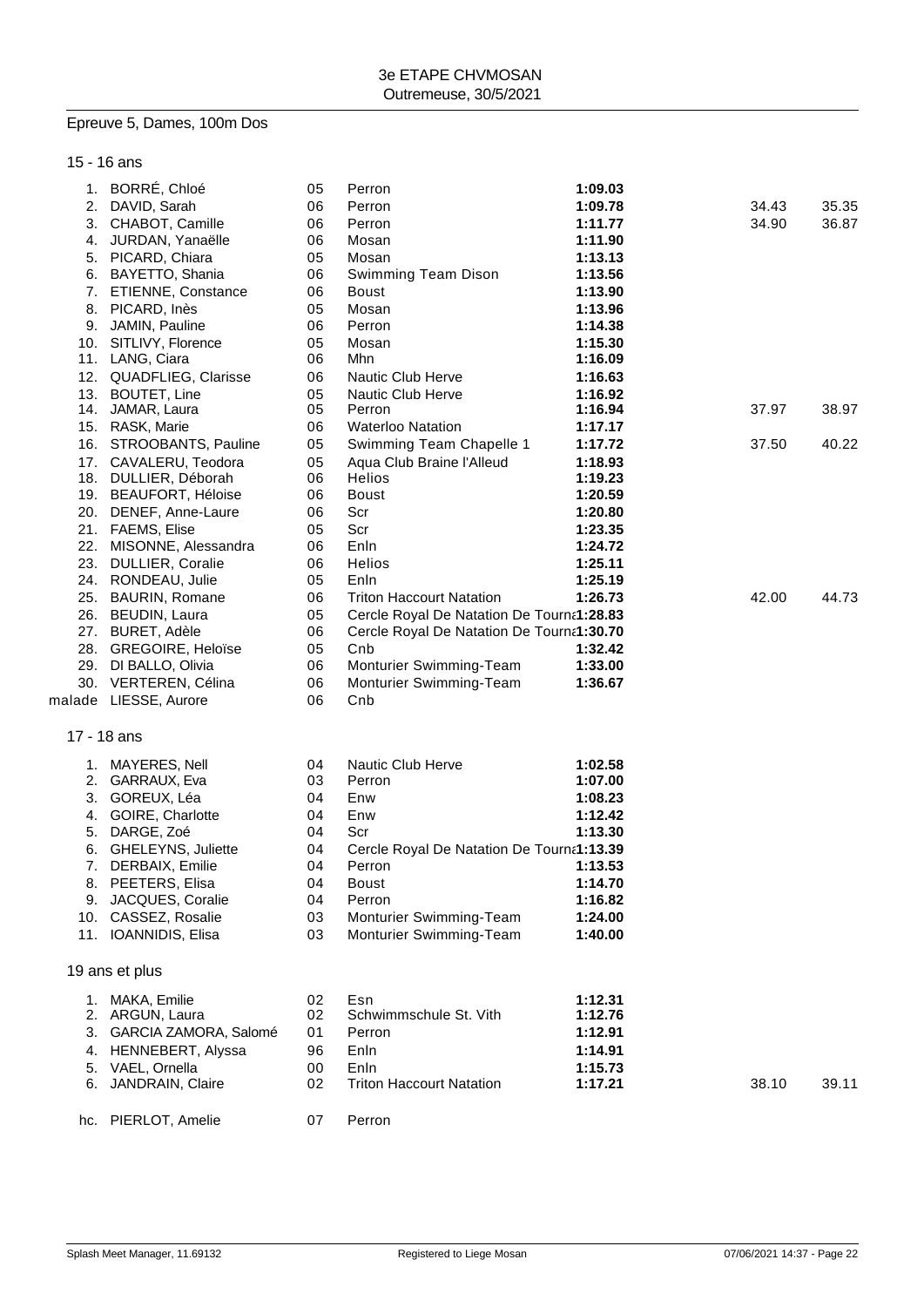3e ETAPE CHVMOSAN
Outremeuse, 30/5/2021

## Epreuve 5, Dames, 100m Dos

### 15 - 16 ans

| Rang | Nom | Année | Club | Temps | 50m | 100m |
|---|---|---|---|---|---|---|
| 1. | BORRÉ, Chloé | 05 | Perron | **1:09.03** | | |
| 2. | DAVID, Sarah | 06 | Perron | **1:09.78** | 34.43 | 35.35 |
| 3. | CHABOT, Camille | 06 | Perron | **1:11.77** | 34.90 | 36.87 |
| 4. | JURDAN, Yanaëlle | 06 | Mosan | **1:11.90** | | |
| 5. | PICARD, Chiara | 05 | Mosan | **1:13.13** | | |
| 6. | BAYETTO, Shania | 06 | Swimming Team Dison | **1:13.56** | | |
| 7. | ETIENNE, Constance | 06 | Boust | **1:13.90** | | |
| 8. | PICARD, Inès | 05 | Mosan | **1:13.96** | | |
| 9. | JAMIN, Pauline | 06 | Perron | **1:14.38** | | |
| 10. | SITLIVY, Florence | 05 | Mosan | **1:15.30** | | |
| 11. | LANG, Ciara | 06 | Mhn | **1:16.09** | | |
| 12. | QUADFLIEG, Clarisse | 06 | Nautic Club Herve | **1:16.63** | | |
| 13. | BOUTET, Line | 05 | Nautic Club Herve | **1:16.92** | | |
| 14. | JAMAR, Laura | 05 | Perron | **1:16.94** | 37.97 | 38.97 |
| 15. | RASK, Marie | 06 | Waterloo Natation | **1:17.17** | | |
| 16. | STROOBANTS, Pauline | 05 | Swimming Team Chapelle 1 | **1:17.72** | 37.50 | 40.22 |
| 17. | CAVALERU, Teodora | 05 | Aqua Club Braine l'Alleud | **1:18.93** | | |
| 18. | DULLIER, Déborah | 06 | Helios | **1:19.23** | | |
| 19. | BEAUFORT, Héloïse | 06 | Boust | **1:20.59** | | |
| 20. | DENEF, Anne-Laure | 06 | Scr | **1:20.80** | | |
| 21. | FAEMS, Elise | 05 | Scr | **1:23.35** | | |
| 22. | MISONNE, Alessandra | 06 | Enln | **1:24.72** | | |
| 23. | DULLIER, Coralie | 06 | Helios | **1:25.11** | | |
| 24. | RONDEAU, Julie | 05 | Enln | **1:25.19** | | |
| 25. | BAURIN, Romane | 06 | Triton Haccourt Natation | **1:26.73** | 42.00 | 44.73 |
| 26. | BEUDIN, Laura | 05 | Cercle Royal De Natation De Tourna | **1:28.83** | | |
| 27. | BURET, Adèle | 06 | Cercle Royal De Natation De Tourna | **1:30.70** | | |
| 28. | GREGOIRE, Heloïse | 05 | Cnb | **1:32.42** | | |
| 29. | DI BALLO, Olivia | 06 | Monturier Swimming-Team | **1:33.00** | | |
| 30. | VERTEREN, Célina | 06 | Monturier Swimming-Team | **1:36.67** | | |
| malade | LIESSE, Aurore | 06 | Cnb | | | |

### 17 - 18 ans

| Rang | Nom | Année | Club | Temps |
|---|---|---|---|---|
| 1. | MAYERES, Nell | 04 | Nautic Club Herve | **1:02.58** |
| 2. | GARRAUX, Eva | 03 | Perron | **1:07.00** |
| 3. | GOREUX, Léa | 04 | Enw | **1:08.23** |
| 4. | GOIRE, Charlotte | 04 | Enw | **1:12.42** |
| 5. | DARGE, Zoé | 04 | Scr | **1:13.30** |
| 6. | GHELEYNS, Juliette | 04 | Cercle Royal De Natation De Tourna | **1:13.39** |
| 7. | DERBAIX, Emilie | 04 | Perron | **1:13.53** |
| 8. | PEETERS, Elisa | 04 | Boust | **1:14.70** |
| 9. | JACQUES, Coralie | 04 | Perron | **1:16.82** |
| 10. | CASSEZ, Rosalie | 03 | Monturier Swimming-Team | **1:24.00** |
| 11. | IOANNIDIS, Elisa | 03 | Monturier Swimming-Team | **1:40.00** |

### 19 ans et plus

| Rang | Nom | Année | Club | Temps | 50m | 100m |
|---|---|---|---|---|---|---|
| 1. | MAKA, Emilie | 02 | Esn | **1:12.31** | | |
| 2. | ARGUN, Laura | 02 | Schwimmschule St. Vith | **1:12.76** | | |
| 3. | GARCIA ZAMORA, Salomé | 01 | Perron | **1:12.91** | | |
| 4. | HENNEBERT, Alyssa | 96 | Enln | **1:14.91** | | |
| 5. | VAEL, Ornella | 00 | Enln | **1:15.73** | | |
| 6. | JANDRAIN, Claire | 02 | Triton Haccourt Natation | **1:17.21** | 38.10 | 39.11 |
| hc. | PIERLOT, Amelie | 07 | Perron | | | |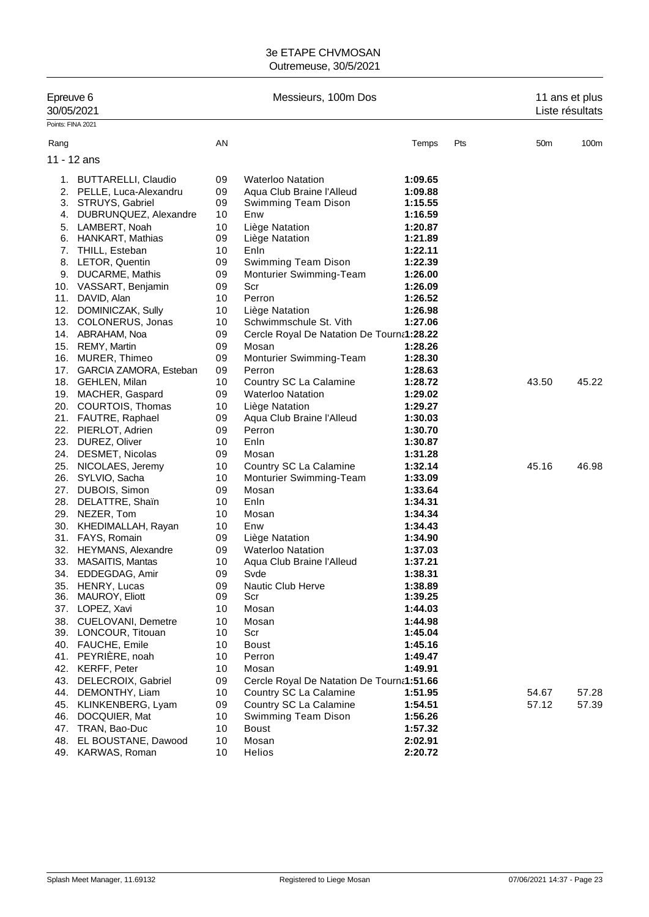# 3e ETAPE CHVMOSAN

Outremeuse, 30/5/2021

Epreuve 6 — Messieurs, 100m Dos — 11 ans et plus

30/05/2021 — Liste résultats

Points: FINA 2021

## 11 - 12 ans

| Rang | | AN | | Temps | Pts | 50m | 100m |
|---|---|---|---|---|---|---|---|
| 1. | BUTTARELLI, Claudio | 09 | Waterloo Natation | **1:09.65** | | | |
| 2. | PELLE, Luca-Alexandru | 09 | Aqua Club Braine l'Alleud | **1:09.88** | | | |
| 3. | STRUYS, Gabriel | 09 | Swimming Team Dison | **1:15.55** | | | |
| 4. | DUBRUNQUEZ, Alexandre | 10 | Enw | **1:16.59** | | | |
| 5. | LAMBERT, Noah | 10 | Liège Natation | **1:20.87** | | | |
| 6. | HANKART, Mathias | 09 | Liège Natation | **1:21.89** | | | |
| 7. | THILL, Esteban | 10 | Enln | **1:22.11** | | | |
| 8. | LETOR, Quentin | 09 | Swimming Team Dison | **1:22.39** | | | |
| 9. | DUCARME, Mathis | 09 | Monturier Swimming-Team | **1:26.00** | | | |
| 10. | VASSART, Benjamin | 09 | Scr | **1:26.09** | | | |
| 11. | DAVID, Alan | 10 | Perron | **1:26.52** | | | |
| 12. | DOMINICZAK, Sully | 10 | Liège Natation | **1:26.98** | | | |
| 13. | COLONERUS, Jonas | 10 | Schwimmschule St. Vith | **1:27.06** | | | |
| 14. | ABRAHAM, Noa | 09 | Cercle Royal De Natation De Tourna | **1:28.22** | | | |
| 15. | REMY, Martin | 09 | Mosan | **1:28.26** | | | |
| 16. | MURER, Thimeo | 09 | Monturier Swimming-Team | **1:28.30** | | | |
| 17. | GARCIA ZAMORA, Esteban | 09 | Perron | **1:28.63** | | | |
| 18. | GEHLEN, Milan | 10 | Country SC La Calamine | **1:28.72** | | 43.50 | 45.22 |
| 19. | MACHER, Gaspard | 09 | Waterloo Natation | **1:29.02** | | | |
| 20. | COURTOIS, Thomas | 10 | Liège Natation | **1:29.27** | | | |
| 21. | FAUTRE, Raphael | 09 | Aqua Club Braine l'Alleud | **1:30.03** | | | |
| 22. | PIERLOT, Adrien | 09 | Perron | **1:30.70** | | | |
| 23. | DUREZ, Oliver | 10 | Enln | **1:30.87** | | | |
| 24. | DESMET, Nicolas | 09 | Mosan | **1:31.28** | | | |
| 25. | NICOLAES, Jeremy | 10 | Country SC La Calamine | **1:32.14** | | 45.16 | 46.98 |
| 26. | SYLVIO, Sacha | 10 | Monturier Swimming-Team | **1:33.09** | | | |
| 27. | DUBOIS, Simon | 09 | Mosan | **1:33.64** | | | |
| 28. | DELATTRE, Shaïn | 10 | Enln | **1:34.31** | | | |
| 29. | NEZER, Tom | 10 | Mosan | **1:34.34** | | | |
| 30. | KHEDIMALLAH, Rayan | 10 | Enw | **1:34.43** | | | |
| 31. | FAYS, Romain | 09 | Liège Natation | **1:34.90** | | | |
| 32. | HEYMANS, Alexandre | 09 | Waterloo Natation | **1:37.03** | | | |
| 33. | MASAITIS, Mantas | 10 | Aqua Club Braine l'Alleud | **1:37.21** | | | |
| 34. | EDDEGDAG, Amir | 09 | Svde | **1:38.31** | | | |
| 35. | HENRY, Lucas | 09 | Nautic Club Herve | **1:38.89** | | | |
| 36. | MAUROY, Eliott | 09 | Scr | **1:39.25** | | | |
| 37. | LOPEZ, Xavi | 10 | Mosan | **1:44.03** | | | |
| 38. | CUELOVANI, Demetre | 10 | Mosan | **1:44.98** | | | |
| 39. | LONCOUR, Titouan | 10 | Scr | **1:45.04** | | | |
| 40. | FAUCHE, Emile | 10 | Boust | **1:45.16** | | | |
| 41. | PEYRIÈRE, noah | 10 | Perron | **1:49.47** | | | |
| 42. | KERFF, Peter | 10 | Mosan | **1:49.91** | | | |
| 43. | DELECROIX, Gabriel | 09 | Cercle Royal De Natation De Tourna | **1:51.66** | | | |
| 44. | DEMONTHY, Liam | 10 | Country SC La Calamine | **1:51.95** | | 54.67 | 57.28 |
| 45. | KLINKENBERG, Lyam | 09 | Country SC La Calamine | **1:54.51** | | 57.12 | 57.39 |
| 46. | DOCQUIER, Mat | 10 | Swimming Team Dison | **1:56.26** | | | |
| 47. | TRAN, Bao-Duc | 10 | Boust | **1:57.32** | | | |
| 48. | EL BOUSTANE, Dawood | 10 | Mosan | **2:02.91** | | | |
| 49. | KARWAS, Roman | 10 | Helios | **2:20.72** | | | |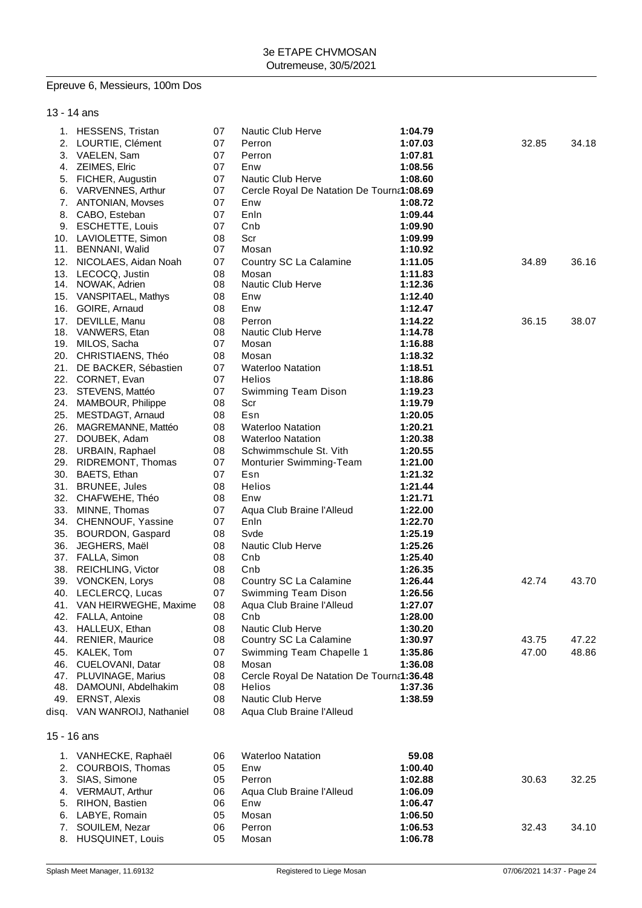3e ETAPE CHVMOSAN
Outremeuse, 30/5/2021

## Epreuve 6, Messieurs, 100m Dos

### 13 - 14 ans

| Place | Nom | Année | Club | Temps | 50m | 100m |
|---|---|---|---|---|---|---|
| 1. | HESSENS, Tristan | 07 | Nautic Club Herve | 1:04.79 | | |
| 2. | LOURTIE, Clément | 07 | Perron | 1:07.03 | 32.85 | 34.18 |
| 3. | VAELEN, Sam | 07 | Perron | 1:07.81 | | |
| 4. | ZEIMES, Elric | 07 | Enw | 1:08.56 | | |
| 5. | FICHER, Augustin | 07 | Nautic Club Herve | 1:08.60 | | |
| 6. | VARVENNES, Arthur | 07 | Cercle Royal De Natation De Tourna | 1:08.69 | | |
| 7. | ANTONIAN, Movses | 07 | Enw | 1:08.72 | | |
| 8. | CABO, Esteban | 07 | Enln | 1:09.44 | | |
| 9. | ESCHETTE, Louis | 07 | Cnb | 1:09.90 | | |
| 10. | LAVIOLETTE, Simon | 08 | Scr | 1:09.99 | | |
| 11. | BENNANI, Walid | 07 | Mosan | 1:10.92 | | |
| 12. | NICOLAES, Aidan Noah | 07 | Country SC La Calamine | 1:11.05 | 34.89 | 36.16 |
| 13. | LECOCQ, Justin | 08 | Mosan | 1:11.83 | | |
| 14. | NOWAK, Adrien | 08 | Nautic Club Herve | 1:12.36 | | |
| 15. | VANSPITAEL, Mathys | 08 | Enw | 1:12.40 | | |
| 16. | GOIRE, Arnaud | 08 | Enw | 1:12.47 | | |
| 17. | DEVILLE, Manu | 08 | Perron | 1:14.22 | 36.15 | 38.07 |
| 18. | VANWERS, Etan | 08 | Nautic Club Herve | 1:14.78 | | |
| 19. | MILOS, Sacha | 07 | Mosan | 1:16.88 | | |
| 20. | CHRISTIAENS, Théo | 08 | Mosan | 1:18.32 | | |
| 21. | DE BACKER, Sébastien | 07 | Waterloo Natation | 1:18.51 | | |
| 22. | CORNET, Evan | 07 | Helios | 1:18.86 | | |
| 23. | STEVENS, Mattéo | 07 | Swimming Team Dison | 1:19.23 | | |
| 24. | MAMBOUR, Philippe | 08 | Scr | 1:19.79 | | |
| 25. | MESTDAGT, Arnaud | 08 | Esn | 1:20.05 | | |
| 26. | MAGREMANNE, Mattéo | 08 | Waterloo Natation | 1:20.21 | | |
| 27. | DOUBEK, Adam | 08 | Waterloo Natation | 1:20.38 | | |
| 28. | URBAIN, Raphael | 08 | Schwimmschule St. Vith | 1:20.55 | | |
| 29. | RIDREMONT, Thomas | 07 | Monturier Swimming-Team | 1:21.00 | | |
| 30. | BAETS, Ethan | 07 | Esn | 1:21.32 | | |
| 31. | BRUNEE, Jules | 08 | Helios | 1:21.44 | | |
| 32. | CHAFWEHE, Théo | 08 | Enw | 1:21.71 | | |
| 33. | MINNE, Thomas | 07 | Aqua Club Braine l'Alleud | 1:22.00 | | |
| 34. | CHENNOUF, Yassine | 07 | Enln | 1:22.70 | | |
| 35. | BOURDON, Gaspard | 08 | Svde | 1:25.19 | | |
| 36. | JEGHERS, Maël | 08 | Nautic Club Herve | 1:25.26 | | |
| 37. | FALLA, Simon | 08 | Cnb | 1:25.40 | | |
| 38. | REICHLING, Victor | 08 | Cnb | 1:26.35 | | |
| 39. | VONCKEN, Lorys | 08 | Country SC La Calamine | 1:26.44 | 42.74 | 43.70 |
| 40. | LECLERCQ, Lucas | 07 | Swimming Team Dison | 1:26.56 | | |
| 41. | VAN HEIRWEGHE, Maxime | 08 | Aqua Club Braine l'Alleud | 1:27.07 | | |
| 42. | FALLA, Antoine | 08 | Cnb | 1:28.00 | | |
| 43. | HALLEUX, Ethan | 08 | Nautic Club Herve | 1:30.20 | | |
| 44. | RENIER, Maurice | 08 | Country SC La Calamine | 1:30.97 | 43.75 | 47.22 |
| 45. | KALEK, Tom | 07 | Swimming Team Chapelle 1 | 1:35.86 | 47.00 | 48.86 |
| 46. | CUELOVANI, Datar | 08 | Mosan | 1:36.08 | | |
| 47. | PLUVINAGE, Marius | 08 | Cercle Royal De Natation De Tourna | 1:36.48 | | |
| 48. | DAMOUNI, Abdelhakim | 08 | Helios | 1:37.36 | | |
| 49. | ERNST, Alexis | 08 | Nautic Club Herve | 1:38.59 | | |
| disq. | VAN WANROIJ, Nathaniel | 08 | Aqua Club Braine l'Alleud | | | |

### 15 - 16 ans

| Place | Nom | Année | Club | Temps | 50m | 100m |
|---|---|---|---|---|---|---|
| 1. | VANHECKE, Raphaël | 06 | Waterloo Natation | 59.08 | | |
| 2. | COURBOIS, Thomas | 05 | Enw | 1:00.40 | | |
| 3. | SIAS, Simone | 05 | Perron | 1:02.88 | 30.63 | 32.25 |
| 4. | VERMAUT, Arthur | 06 | Aqua Club Braine l'Alleud | 1:06.09 | | |
| 5. | RIHON, Bastien | 06 | Enw | 1:06.47 | | |
| 6. | LABYE, Romain | 05 | Mosan | 1:06.50 | | |
| 7. | SOUILEM, Nezar | 06 | Perron | 1:06.53 | 32.43 | 34.10 |
| 8. | HUSQUINET, Louis | 05 | Mosan | 1:06.78 | | |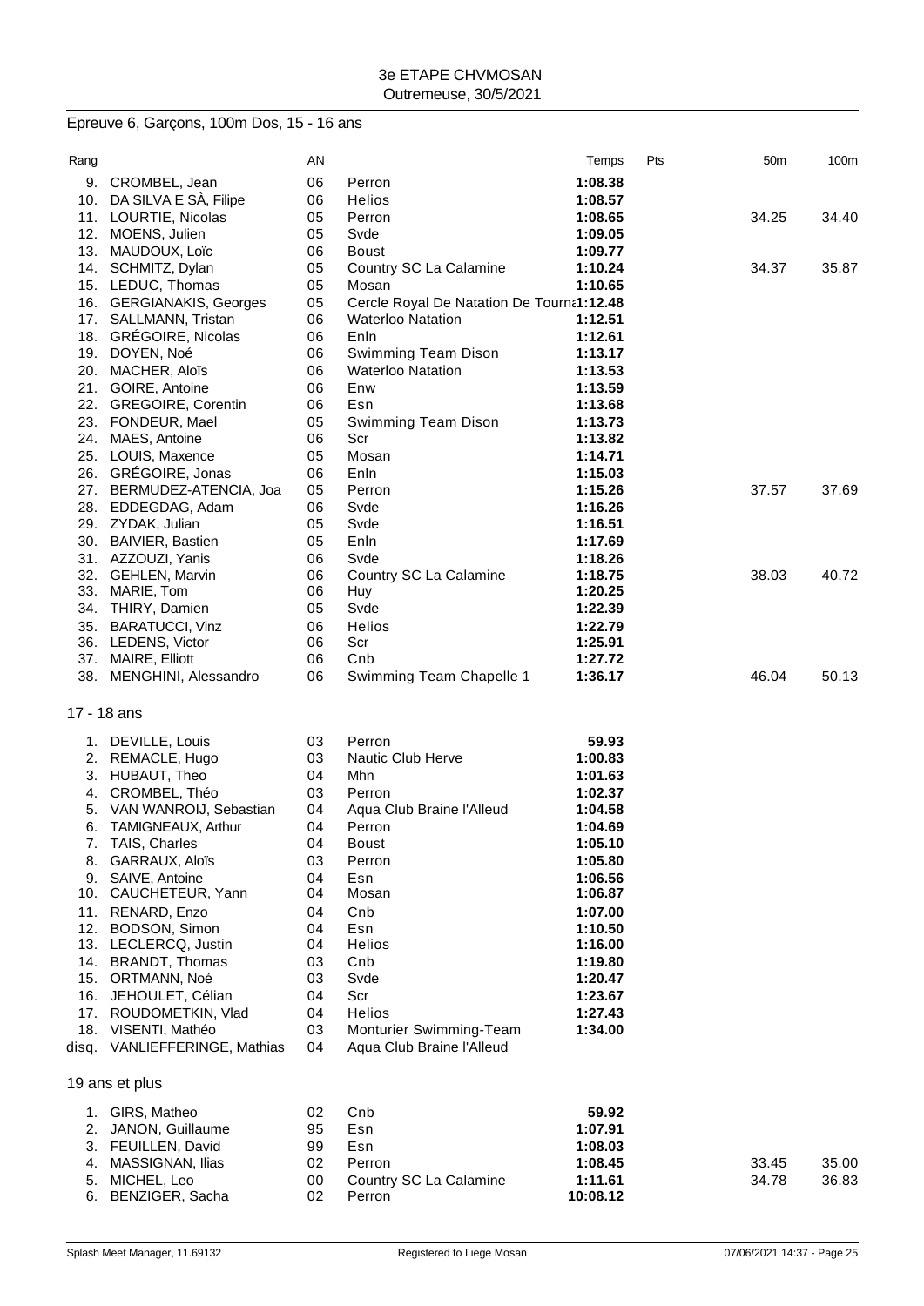3e ETAPE CHVMOSAN
Outremeuse, 30/5/2021

## Epreuve 6, Garçons, 100m Dos, 15 - 16 ans

| Rang | | AN | | Temps | Pts | 50m | 100m |
|---|---|---|---|---|---|---|---|
| 9. | CROMBEL, Jean | 06 | Perron | 1:08.38 | | | |
| 10. | DA SILVA E SÀ, Filipe | 06 | Helios | 1:08.57 | | | |
| 11. | LOURTIE, Nicolas | 05 | Perron | 1:08.65 | | 34.25 | 34.40 |
| 12. | MOENS, Julien | 05 | Svde | 1:09.05 | | | |
| 13. | MAUDOUX, Loïc | 06 | Boust | 1:09.77 | | | |
| 14. | SCHMITZ, Dylan | 05 | Country SC La Calamine | 1:10.24 | | 34.37 | 35.87 |
| 15. | LEDUC, Thomas | 05 | Mosan | 1:10.65 | | | |
| 16. | GERGIANAKIS, Georges | 05 | Cercle Royal De Natation De Tourna | 1:12.48 | | | |
| 17. | SALLMANN, Tristan | 06 | Waterloo Natation | 1:12.51 | | | |
| 18. | GRÉGOIRE, Nicolas | 06 | Enln | 1:12.61 | | | |
| 19. | DOYEN, Noé | 06 | Swimming Team Dison | 1:13.17 | | | |
| 20. | MACHER, Aloïs | 06 | Waterloo Natation | 1:13.53 | | | |
| 21. | GOIRE, Antoine | 06 | Enw | 1:13.59 | | | |
| 22. | GREGOIRE, Corentin | 06 | Esn | 1:13.68 | | | |
| 23. | FONDEUR, Mael | 05 | Swimming Team Dison | 1:13.73 | | | |
| 24. | MAES, Antoine | 06 | Scr | 1:13.82 | | | |
| 25. | LOUIS, Maxence | 05 | Mosan | 1:14.71 | | | |
| 26. | GRÉGOIRE, Jonas | 06 | Enln | 1:15.03 | | | |
| 27. | BERMUDEZ-ATENCIA, Joa | 05 | Perron | 1:15.26 | | 37.57 | 37.69 |
| 28. | EDDEGDAG, Adam | 06 | Svde | 1:16.26 | | | |
| 29. | ZYDAK, Julian | 05 | Svde | 1:16.51 | | | |
| 30. | BAIVIER, Bastien | 05 | Enln | 1:17.69 | | | |
| 31. | AZZOUZI, Yanis | 06 | Svde | 1:18.26 | | | |
| 32. | GEHLEN, Marvin | 06 | Country SC La Calamine | 1:18.75 | | 38.03 | 40.72 |
| 33. | MARIE, Tom | 06 | Huy | 1:20.25 | | | |
| 34. | THIRY, Damien | 05 | Svde | 1:22.39 | | | |
| 35. | BARATUCCI, Vinz | 06 | Helios | 1:22.79 | | | |
| 36. | LEDENS, Victor | 06 | Scr | 1:25.91 | | | |
| 37. | MAIRE, Elliott | 06 | Cnb | 1:27.72 | | | |
| 38. | MENGHINI, Alessandro | 06 | Swimming Team Chapelle 1 | 1:36.17 | | 46.04 | 50.13 |

### 17 - 18 ans

| Rang | | AN | | Temps | Pts | 50m | 100m |
|---|---|---|---|---|---|---|---|
| 1. | DEVILLE, Louis | 03 | Perron | 59.93 | | | |
| 2. | REMACLE, Hugo | 03 | Nautic Club Herve | 1:00.83 | | | |
| 3. | HUBAUT, Theo | 04 | Mhn | 1:01.63 | | | |
| 4. | CROMBEL, Théo | 03 | Perron | 1:02.37 | | | |
| 5. | VAN WANROIJ, Sebastian | 04 | Aqua Club Braine l'Alleud | 1:04.58 | | | |
| 6. | TAMIGNEAUX, Arthur | 04 | Perron | 1:04.69 | | | |
| 7. | TAIS, Charles | 04 | Boust | 1:05.10 | | | |
| 8. | GARRAUX, Aloïs | 03 | Perron | 1:05.80 | | | |
| 9. | SAIVE, Antoine | 04 | Esn | 1:06.56 | | | |
| 10. | CAUCHETEUR, Yann | 04 | Mosan | 1:06.87 | | | |
| 11. | RENARD, Enzo | 04 | Cnb | 1:07.00 | | | |
| 12. | BODSON, Simon | 04 | Esn | 1:10.50 | | | |
| 13. | LECLERCQ, Justin | 04 | Helios | 1:16.00 | | | |
| 14. | BRANDT, Thomas | 03 | Cnb | 1:19.80 | | | |
| 15. | ORTMANN, Noé | 03 | Svde | 1:20.47 | | | |
| 16. | JEHOULET, Célian | 04 | Scr | 1:23.67 | | | |
| 17. | ROUDOMETKIN, Vlad | 04 | Helios | 1:27.43 | | | |
| 18. | VISENTI, Mathéo | 03 | Monturier Swimming-Team | 1:34.00 | | | |
| disq. | VANLIEFFERINGE, Mathias | 04 | Aqua Club Braine l'Alleud | | | | |

### 19 ans et plus

| Rang | | AN | | Temps | Pts | 50m | 100m |
|---|---|---|---|---|---|---|---|
| 1. | GIRS, Matheo | 02 | Cnb | 59.92 | | | |
| 2. | JANON, Guillaume | 95 | Esn | 1:07.91 | | | |
| 3. | FEUILLEN, David | 99 | Esn | 1:08.03 | | | |
| 4. | MASSIGNAN, Ilias | 02 | Perron | 1:08.45 | | 33.45 | 35.00 |
| 5. | MICHEL, Leo | 00 | Country SC La Calamine | 1:11.61 | | 34.78 | 36.83 |
| 6. | BENZIGER, Sacha | 02 | Perron | 10:08.12 | | | |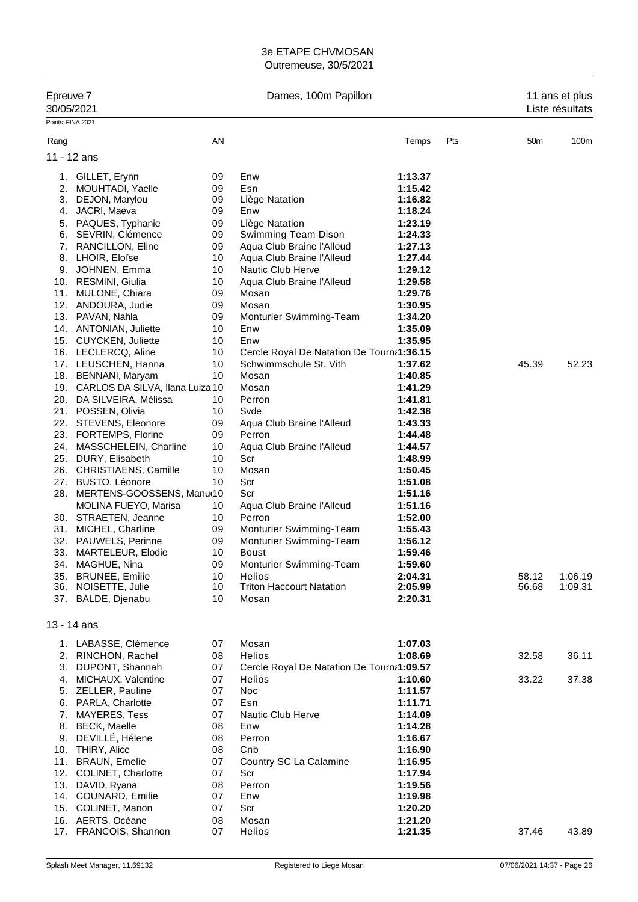3e ETAPE CHVMOSAN
Outremeuse, 30/5/2021

Epreuve 7 — Dames, 100m Papillon — 11 ans et plus
30/05/2021 — Liste résultats

Points: FINA 2021

| Rang | | AN | | Temps | Pts | 50m | 100m |
|---|---|---|---|---|---|---|---|
| **11 - 12 ans** | | | | | | | |
| 1. | GILLET, Erynn | 09 | Enw | **1:13.37** | | | |
| 2. | MOUHTADI, Yaelle | 09 | Esn | **1:15.42** | | | |
| 3. | DEJON, Marylou | 09 | Liège Natation | **1:16.82** | | | |
| 4. | JACRI, Maeva | 09 | Enw | **1:18.24** | | | |
| 5. | PAQUES, Typhanie | 09 | Liège Natation | **1:23.19** | | | |
| 6. | SEVRIN, Clémence | 09 | Swimming Team Dison | **1:24.33** | | | |
| 7. | RANCILLON, Eline | 09 | Aqua Club Braine l'Alleud | **1:27.13** | | | |
| 8. | LHOIR, Eloïse | 10 | Aqua Club Braine l'Alleud | **1:27.44** | | | |
| 9. | JOHNEN, Emma | 10 | Nautic Club Herve | **1:29.12** | | | |
| 10. | RESMINI, Giulia | 10 | Aqua Club Braine l'Alleud | **1:29.58** | | | |
| 11. | MULONE, Chiara | 09 | Mosan | **1:29.76** | | | |
| 12. | ANDOURA, Judie | 09 | Mosan | **1:30.95** | | | |
| 13. | PAVAN, Nahla | 09 | Monturier Swimming-Team | **1:34.20** | | | |
| 14. | ANTONIAN, Juliette | 10 | Enw | **1:35.09** | | | |
| 15. | CUYCKEN, Juliette | 10 | Enw | **1:35.95** | | | |
| 16. | LECLERCQ, Aline | 10 | Cercle Royal De Natation De Tourna | **1:36.15** | | | |
| 17. | LEUSCHEN, Hanna | 10 | Schwimmschule St. Vith | **1:37.62** | | 45.39 | 52.23 |
| 18. | BENNANI, Maryam | 10 | Mosan | **1:40.85** | | | |
| 19. | CARLOS DA SILVA, Ilana Luiza | 10 | Mosan | **1:41.29** | | | |
| 20. | DA SILVEIRA, Mélissa | 10 | Perron | **1:41.81** | | | |
| 21. | POSSEN, Olivia | 10 | Svde | **1:42.38** | | | |
| 22. | STEVENS, Eleonore | 09 | Aqua Club Braine l'Alleud | **1:43.33** | | | |
| 23. | FORTEMPS, Florine | 09 | Perron | **1:44.48** | | | |
| 24. | MASSCHELEIN, Charline | 10 | Aqua Club Braine l'Alleud | **1:44.57** | | | |
| 25. | DURY, Elisabeth | 10 | Scr | **1:48.99** | | | |
| 26. | CHRISTIAENS, Camille | 10 | Mosan | **1:50.45** | | | |
| 27. | BUSTO, Léonore | 10 | Scr | **1:51.08** | | | |
| 28. | MERTENS-GOOSSENS, Manu | 10 | Scr | **1:51.16** | | | |
| | MOLINA FUEYO, Marisa | 10 | Aqua Club Braine l'Alleud | **1:51.16** | | | |
| 30. | STRAETEN, Jeanne | 10 | Perron | **1:52.00** | | | |
| 31. | MICHEL, Charline | 09 | Monturier Swimming-Team | **1:55.43** | | | |
| 32. | PAUWELS, Perinne | 09 | Monturier Swimming-Team | **1:56.12** | | | |
| 33. | MARTELEUR, Elodie | 10 | Boust | **1:59.46** | | | |
| 34. | MAGHUE, Nina | 09 | Monturier Swimming-Team | **1:59.60** | | | |
| 35. | BRUNEE, Emilie | 10 | Helios | **2:04.31** | | 58.12 | 1:06.19 |
| 36. | NOISETTE, Julie | 10 | Triton Haccourt Natation | **2:05.99** | | 56.68 | 1:09.31 |
| 37. | BALDE, Djenabu | 10 | Mosan | **2:20.31** | | | |
| **13 - 14 ans** | | | | | | | |
| 1. | LABASSE, Clémence | 07 | Mosan | **1:07.03** | | | |
| 2. | RINCHON, Rachel | 08 | Helios | **1:08.69** | | 32.58 | 36.11 |
| 3. | DUPONT, Shannah | 07 | Cercle Royal De Natation De Tourna | **1:09.57** | | | |
| 4. | MICHAUX, Valentine | 07 | Helios | **1:10.60** | | 33.22 | 37.38 |
| 5. | ZELLER, Pauline | 07 | Noc | **1:11.57** | | | |
| 6. | PARLA, Charlotte | 07 | Esn | **1:11.71** | | | |
| 7. | MAYERES, Tess | 07 | Nautic Club Herve | **1:14.09** | | | |
| 8. | BECK, Maelle | 08 | Enw | **1:14.28** | | | |
| 9. | DEVILLÉ, Hélene | 08 | Perron | **1:16.67** | | | |
| 10. | THIRY, Alice | 08 | Cnb | **1:16.90** | | | |
| 11. | BRAUN, Emelie | 07 | Country SC La Calamine | **1:16.95** | | | |
| 12. | COLINET, Charlotte | 07 | Scr | **1:17.94** | | | |
| 13. | DAVID, Ryana | 08 | Perron | **1:19.56** | | | |
| 14. | COUNARD, Emilie | 07 | Enw | **1:19.98** | | | |
| 15. | COLINET, Manon | 07 | Scr | **1:20.20** | | | |
| 16. | AERTS, Océane | 08 | Mosan | **1:21.20** | | | |
| 17. | FRANCOIS, Shannon | 07 | Helios | **1:21.35** | | 37.46 | 43.89 |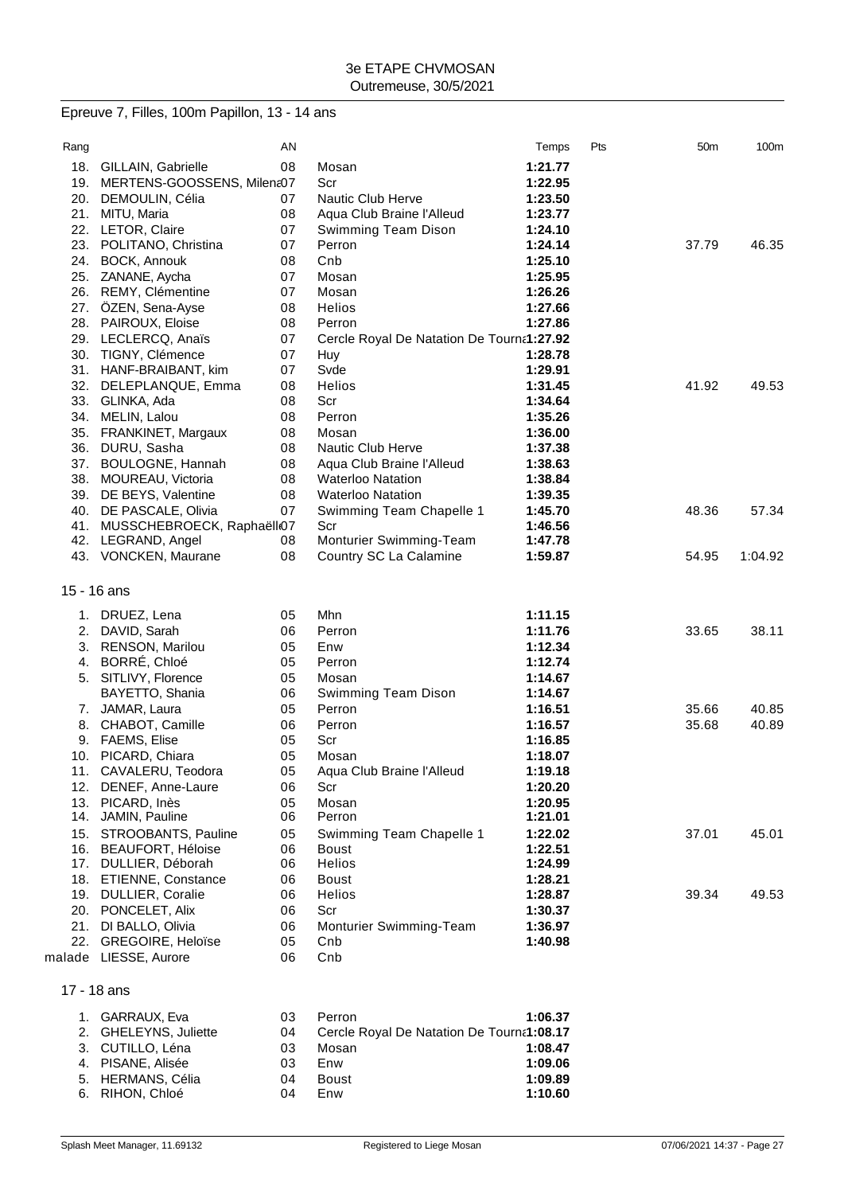3e ETAPE CHVMOSAN
Outremeuse, 30/5/2021

## Epreuve 7, Filles, 100m Papillon, 13 - 14 ans

| Rang | | AN | | Temps | Pts | 50m | 100m |
|---|---|---|---|---|---|---|---|
| 18. | GILLAIN, Gabrielle | 08 | Mosan | 1:21.77 | | | |
| 19. | MERTENS-GOOSSENS, Milena | 07 | Scr | 1:22.95 | | | |
| 20. | DEMOULIN, Célia | 07 | Nautic Club Herve | 1:23.50 | | | |
| 21. | MITU, Maria | 08 | Aqua Club Braine l'Alleud | 1:23.77 | | | |
| 22. | LETOR, Claire | 07 | Swimming Team Dison | 1:24.10 | | | |
| 23. | POLITANO, Christina | 07 | Perron | 1:24.14 | | 37.79 | 46.35 |
| 24. | BOCK, Annouk | 08 | Cnb | 1:25.10 | | | |
| 25. | ZANANE, Aycha | 07 | Mosan | 1:25.95 | | | |
| 26. | REMY, Clémentine | 07 | Mosan | 1:26.26 | | | |
| 27. | ÖZEN, Sena-Ayse | 08 | Helios | 1:27.66 | | | |
| 28. | PAIROUX, Eloise | 08 | Perron | 1:27.86 | | | |
| 29. | LECLERCQ, Anaïs | 07 | Cercle Royal De Natation De Tourna | 1:27.92 | | | |
| 30. | TIGNY, Clémence | 07 | Huy | 1:28.78 | | | |
| 31. | HANF-BRAIBANT, kim | 07 | Svde | 1:29.91 | | | |
| 32. | DELEPLANQUE, Emma | 08 | Helios | 1:31.45 | | 41.92 | 49.53 |
| 33. | GLINKA, Ada | 08 | Scr | 1:34.64 | | | |
| 34. | MELIN, Lalou | 08 | Perron | 1:35.26 | | | |
| 35. | FRANKINET, Margaux | 08 | Mosan | 1:36.00 | | | |
| 36. | DURU, Sasha | 08 | Nautic Club Herve | 1:37.38 | | | |
| 37. | BOULOGNE, Hannah | 08 | Aqua Club Braine l'Alleud | 1:38.63 | | | |
| 38. | MOUREAU, Victoria | 08 | Waterloo Natation | 1:38.84 | | | |
| 39. | DE BEYS, Valentine | 08 | Waterloo Natation | 1:39.35 | | | |
| 40. | DE PASCALE, Olivia | 07 | Swimming Team Chapelle 1 | 1:45.70 | | 48.36 | 57.34 |
| 41. | MUSSCHEBROECK, Raphaëll | 07 | Scr | 1:46.56 | | | |
| 42. | LEGRAND, Angel | 08 | Monturier Swimming-Team | 1:47.78 | | | |
| 43. | VONCKEN, Maurane | 08 | Country SC La Calamine | 1:59.87 | | 54.95 | 1:04.92 |

### 15 - 16 ans

| Rang | | AN | | Temps | Pts | 50m | 100m |
|---|---|---|---|---|---|---|---|
| 1. | DRUEZ, Lena | 05 | Mhn | 1:11.15 | | | |
| 2. | DAVID, Sarah | 06 | Perron | 1:11.76 | | 33.65 | 38.11 |
| 3. | RENSON, Marilou | 05 | Enw | 1:12.34 | | | |
| 4. | BORRÉ, Chloé | 05 | Perron | 1:12.74 | | | |
| 5. | SITLIVY, Florence | 05 | Mosan | 1:14.67 | | | |
| | BAYETTO, Shania | 06 | Swimming Team Dison | 1:14.67 | | | |
| 7. | JAMAR, Laura | 05 | Perron | 1:16.51 | | 35.66 | 40.85 |
| 8. | CHABOT, Camille | 06 | Perron | 1:16.57 | | 35.68 | 40.89 |
| 9. | FAEMS, Elise | 05 | Scr | 1:16.85 | | | |
| 10. | PICARD, Chiara | 05 | Mosan | 1:18.07 | | | |
| 11. | CAVALERU, Teodora | 05 | Aqua Club Braine l'Alleud | 1:19.18 | | | |
| 12. | DENEF, Anne-Laure | 06 | Scr | 1:20.20 | | | |
| 13. | PICARD, Inès | 05 | Mosan | 1:20.95 | | | |
| 14. | JAMIN, Pauline | 06 | Perron | 1:21.01 | | | |
| 15. | STROOBANTS, Pauline | 05 | Swimming Team Chapelle 1 | 1:22.02 | | 37.01 | 45.01 |
| 16. | BEAUFORT, Héloise | 06 | Boust | 1:22.51 | | | |
| 17. | DULLIER, Déborah | 06 | Helios | 1:24.99 | | | |
| 18. | ETIENNE, Constance | 06 | Boust | 1:28.21 | | | |
| 19. | DULLIER, Coralie | 06 | Helios | 1:28.87 | | 39.34 | 49.53 |
| 20. | PONCELET, Alix | 06 | Scr | 1:30.37 | | | |
| 21. | DI BALLO, Olivia | 06 | Monturier Swimming-Team | 1:36.97 | | | |
| 22. | GREGOIRE, Heloïse | 05 | Cnb | 1:40.98 | | | |
| malade | LIESSE, Aurore | 06 | Cnb | | | | |

### 17 - 18 ans

| Rang | | AN | | Temps | Pts | 50m | 100m |
|---|---|---|---|---|---|---|---|
| 1. | GARRAUX, Eva | 03 | Perron | 1:06.37 | | | |
| 2. | GHELEYNS, Juliette | 04 | Cercle Royal De Natation De Tourna | 1:08.17 | | | |
| 3. | CUTILLO, Léna | 03 | Mosan | 1:08.47 | | | |
| 4. | PISANE, Alisée | 03 | Enw | 1:09.06 | | | |
| 5. | HERMANS, Célia | 04 | Boust | 1:09.89 | | | |
| 6. | RIHON, Chloé | 04 | Enw | 1:10.60 | | | |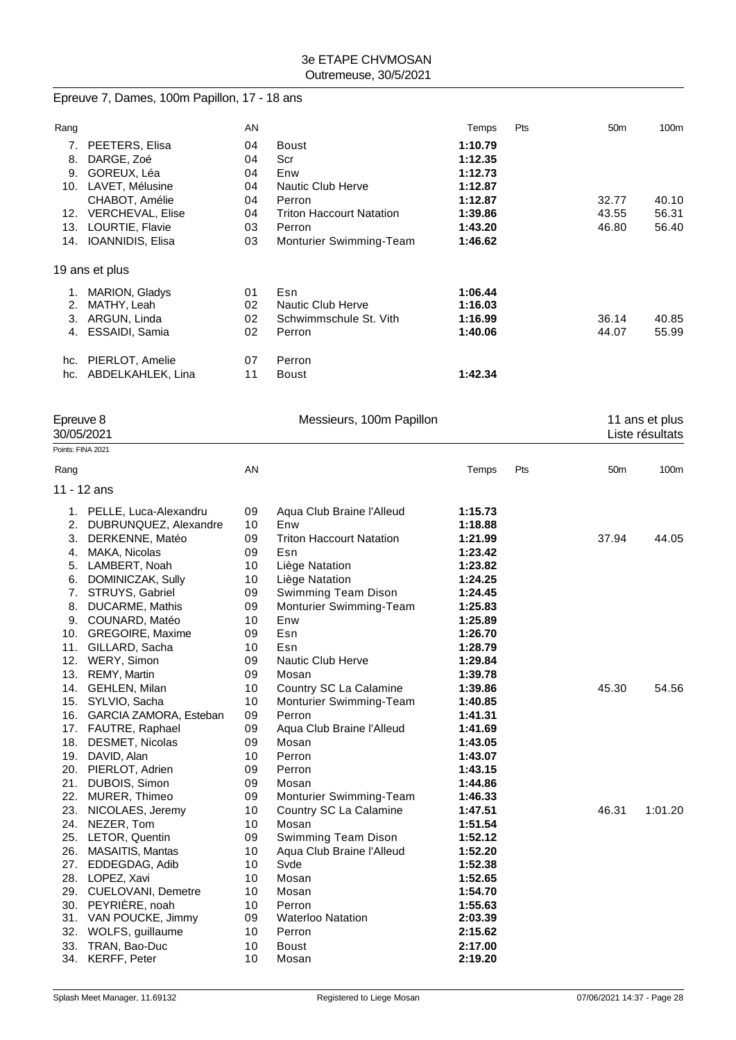3e ETAPE CHVMOSAN
Outremeuse, 30/5/2021

## Epreuve 7, Dames, 100m Papillon, 17 - 18 ans

| Rang | | AN | | Temps | Pts | 50m | 100m |
|---|---|---|---|---|---|---|---|
| 7. | PEETERS, Elisa | 04 | Boust | **1:10.79** | | | |
| 8. | DARGE, Zoé | 04 | Scr | **1:12.35** | | | |
| 9. | GOREUX, Léa | 04 | Enw | **1:12.73** | | | |
| 10. | LAVET, Mélusine | 04 | Nautic Club Herve | **1:12.87** | | | |
| | CHABOT, Amélie | 04 | Perron | **1:12.87** | | 32.77 | 40.10 |
| 12. | VERCHEVAL, Elise | 04 | Triton Haccourt Natation | **1:39.86** | | 43.55 | 56.31 |
| 13. | LOURTIE, Flavie | 03 | Perron | **1:43.20** | | 46.80 | 56.40 |
| 14. | IOANNIDIS, Elisa | 03 | Monturier Swimming-Team | **1:46.62** | | | |
| **19 ans et plus** | | | | | | | |
| 1. | MARION, Gladys | 01 | Esn | **1:06.44** | | | |
| 2. | MATHY, Leah | 02 | Nautic Club Herve | **1:16.03** | | | |
| 3. | ARGUN, Linda | 02 | Schwimmschule St. Vith | **1:16.99** | | 36.14 | 40.85 |
| 4. | ESSAIDI, Samia | 02 | Perron | **1:40.06** | | 44.07 | 55.99 |
| hc. | PIERLOT, Amelie | 07 | Perron | | | | |
| hc. | ABDELKAHLEK, Lina | 11 | Boust | **1:42.34** | | | |

## Epreuve 8 — Messieurs, 100m Papillon — 11 ans et plus

30/05/2021 — Liste résultats

Points: FINA 2021

| Rang | | AN | | Temps | Pts | 50m | 100m |
|---|---|---|---|---|---|---|---|
| **11 - 12 ans** | | | | | | | |
| 1. | PELLE, Luca-Alexandru | 09 | Aqua Club Braine l'Alleud | **1:15.73** | | | |
| 2. | DUBRUNQUEZ, Alexandre | 10 | Enw | **1:18.88** | | | |
| 3. | DERKENNE, Matéo | 09 | Triton Haccourt Natation | **1:21.99** | | 37.94 | 44.05 |
| 4. | MAKA, Nicolas | 09 | Esn | **1:23.42** | | | |
| 5. | LAMBERT, Noah | 10 | Liège Natation | **1:23.82** | | | |
| 6. | DOMINICZAK, Sully | 10 | Liège Natation | **1:24.25** | | | |
| 7. | STRUYS, Gabriel | 09 | Swimming Team Dison | **1:24.45** | | | |
| 8. | DUCARME, Mathis | 09 | Monturier Swimming-Team | **1:25.83** | | | |
| 9. | COUNARD, Matéo | 10 | Enw | **1:25.89** | | | |
| 10. | GREGOIRE, Maxime | 09 | Esn | **1:26.70** | | | |
| 11. | GILLARD, Sacha | 10 | Esn | **1:28.79** | | | |
| 12. | WERY, Simon | 09 | Nautic Club Herve | **1:29.84** | | | |
| 13. | REMY, Martin | 09 | Mosan | **1:39.78** | | | |
| 14. | GEHLEN, Milan | 10 | Country SC La Calamine | **1:39.86** | | 45.30 | 54.56 |
| 15. | SYLVIO, Sacha | 10 | Monturier Swimming-Team | **1:40.85** | | | |
| 16. | GARCIA ZAMORA, Esteban | 09 | Perron | **1:41.31** | | | |
| 17. | FAUTRE, Raphael | 09 | Aqua Club Braine l'Alleud | **1:41.69** | | | |
| 18. | DESMET, Nicolas | 09 | Mosan | **1:43.05** | | | |
| 19. | DAVID, Alan | 10 | Perron | **1:43.07** | | | |
| 20. | PIERLOT, Adrien | 09 | Perron | **1:43.15** | | | |
| 21. | DUBOIS, Simon | 09 | Mosan | **1:44.86** | | | |
| 22. | MURER, Thimeo | 09 | Monturier Swimming-Team | **1:46.33** | | | |
| 23. | NICOLAES, Jeremy | 10 | Country SC La Calamine | **1:47.51** | | 46.31 | 1:01.20 |
| 24. | NEZER, Tom | 10 | Mosan | **1:51.54** | | | |
| 25. | LETOR, Quentin | 09 | Swimming Team Dison | **1:52.12** | | | |
| 26. | MASAITIS, Mantas | 10 | Aqua Club Braine l'Alleud | **1:52.20** | | | |
| 27. | EDDEGDAG, Adib | 10 | Svde | **1:52.38** | | | |
| 28. | LOPEZ, Xavi | 10 | Mosan | **1:52.65** | | | |
| 29. | CUELOVANI, Demetre | 10 | Mosan | **1:54.70** | | | |
| 30. | PEYRIÈRE, noah | 10 | Perron | **1:55.63** | | | |
| 31. | VAN POUCKE, Jimmy | 09 | Waterloo Natation | **2:03.39** | | | |
| 32. | WOLFS, guillaume | 10 | Perron | **2:15.62** | | | |
| 33. | TRAN, Bao-Duc | 10 | Boust | **2:17.00** | | | |
| 34. | KERFF, Peter | 10 | Mosan | **2:19.20** | | | |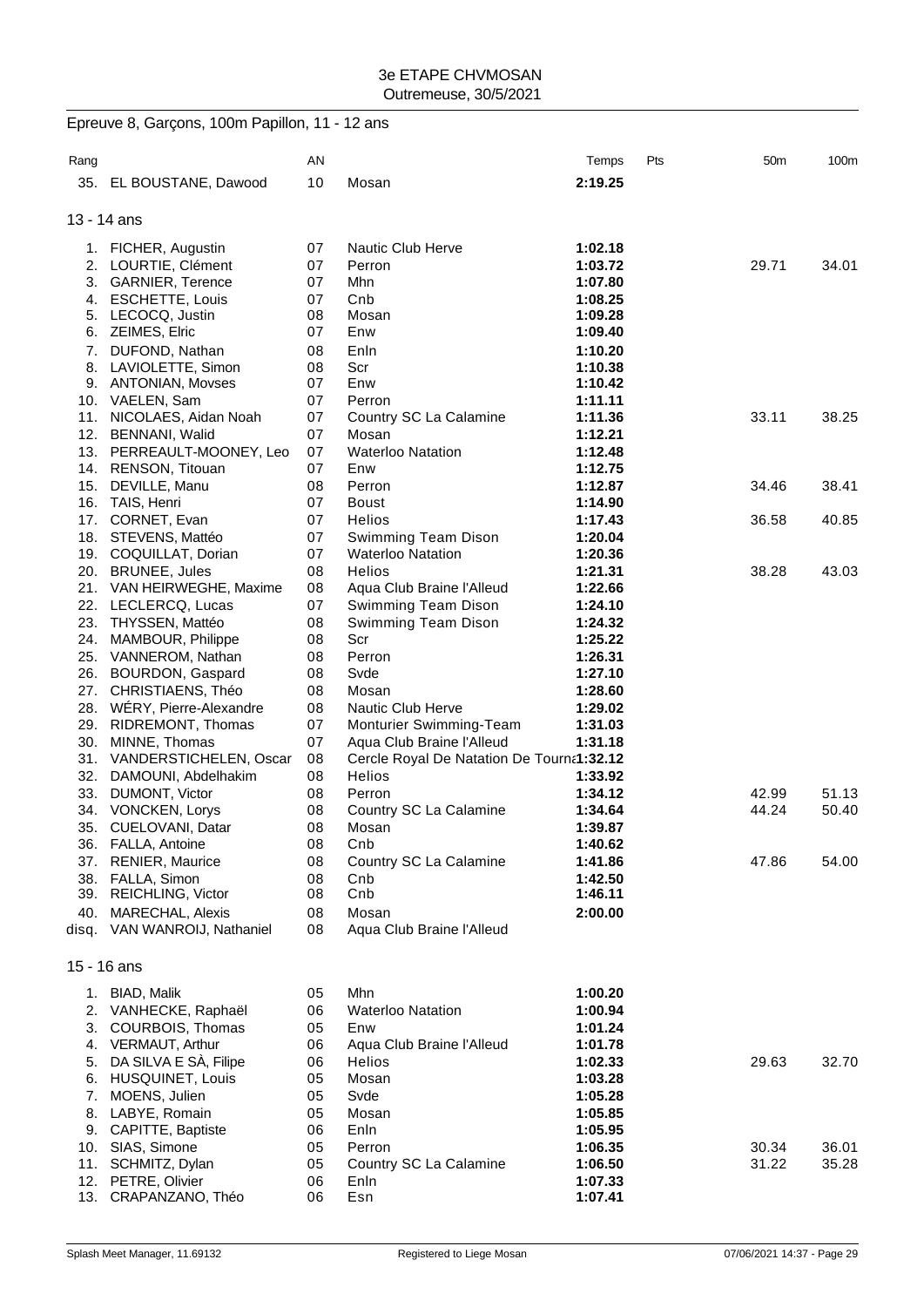3e ETAPE CHVMOSAN
Outremeuse, 30/5/2021

## Epreuve 8, Garçons, 100m Papillon, 11 - 12 ans

| Rang | | AN | | Temps | Pts | 50m | 100m |
|---|---|---|---|---|---|---|---|
| 35. | EL BOUSTANE, Dawood | 10 | Mosan | **2:19.25** | | | |

### 13 - 14 ans

| Rang | | AN | | Temps | Pts | 50m | 100m |
|---|---|---|---|---|---|---|---|
| 1. | FICHER, Augustin | 07 | Nautic Club Herve | **1:02.18** | | | |
| 2. | LOURTIE, Clément | 07 | Perron | **1:03.72** | | 29.71 | 34.01 |
| 3. | GARNIER, Terence | 07 | Mhn | **1:07.80** | | | |
| 4. | ESCHETTE, Louis | 07 | Cnb | **1:08.25** | | | |
| 5. | LECOCQ, Justin | 08 | Mosan | **1:09.28** | | | |
| 6. | ZEIMES, Elric | 07 | Enw | **1:09.40** | | | |
| 7. | DUFOND, Nathan | 08 | Enln | **1:10.20** | | | |
| 8. | LAVIOLETTE, Simon | 08 | Scr | **1:10.38** | | | |
| 9. | ANTONIAN, Movses | 07 | Enw | **1:10.42** | | | |
| 10. | VAELEN, Sam | 07 | Perron | **1:11.11** | | | |
| 11. | NICOLAES, Aidan Noah | 07 | Country SC La Calamine | **1:11.36** | | 33.11 | 38.25 |
| 12. | BENNANI, Walid | 07 | Mosan | **1:12.21** | | | |
| 13. | PERREAULT-MOONEY, Leo | 07 | Waterloo Natation | **1:12.48** | | | |
| 14. | RENSON, Titouan | 07 | Enw | **1:12.75** | | | |
| 15. | DEVILLE, Manu | 08 | Perron | **1:12.87** | | 34.46 | 38.41 |
| 16. | TAIS, Henri | 07 | Boust | **1:14.90** | | | |
| 17. | CORNET, Evan | 07 | Helios | **1:17.43** | | 36.58 | 40.85 |
| 18. | STEVENS, Mattéo | 07 | Swimming Team Dison | **1:20.04** | | | |
| 19. | COQUILLAT, Dorian | 07 | Waterloo Natation | **1:20.36** | | | |
| 20. | BRUNEE, Jules | 08 | Helios | **1:21.31** | | 38.28 | 43.03 |
| 21. | VAN HEIRWEGHE, Maxime | 08 | Aqua Club Braine l'Alleud | **1:22.66** | | | |
| 22. | LECLERCQ, Lucas | 07 | Swimming Team Dison | **1:24.10** | | | |
| 23. | THYSSEN, Mattéo | 08 | Swimming Team Dison | **1:24.32** | | | |
| 24. | MAMBOUR, Philippe | 08 | Scr | **1:25.22** | | | |
| 25. | VANNEROM, Nathan | 08 | Perron | **1:26.31** | | | |
| 26. | BOURDON, Gaspard | 08 | Svde | **1:27.10** | | | |
| 27. | CHRISTIAENS, Théo | 08 | Mosan | **1:28.60** | | | |
| 28. | WÉRY, Pierre-Alexandre | 08 | Nautic Club Herve | **1:29.02** | | | |
| 29. | RIDREMONT, Thomas | 07 | Monturier Swimming-Team | **1:31.03** | | | |
| 30. | MINNE, Thomas | 07 | Aqua Club Braine l'Alleud | **1:31.18** | | | |
| 31. | VANDERSTICHELEN, Oscar | 08 | Cercle Royal De Natation De Tourna | **1:32.12** | | | |
| 32. | DAMOUNI, Abdelhakim | 08 | Helios | **1:33.92** | | | |
| 33. | DUMONT, Victor | 08 | Perron | **1:34.12** | | 42.99 | 51.13 |
| 34. | VONCKEN, Lorys | 08 | Country SC La Calamine | **1:34.64** | | 44.24 | 50.40 |
| 35. | CUELOVANI, Datar | 08 | Mosan | **1:39.87** | | | |
| 36. | FALLA, Antoine | 08 | Cnb | **1:40.62** | | | |
| 37. | RENIER, Maurice | 08 | Country SC La Calamine | **1:41.86** | | 47.86 | 54.00 |
| 38. | FALLA, Simon | 08 | Cnb | **1:42.50** | | | |
| 39. | REICHLING, Victor | 08 | Cnb | **1:46.11** | | | |
| 40. | MARECHAL, Alexis | 08 | Mosan | **2:00.00** | | | |
| disq. | VAN WANROIJ, Nathaniel | 08 | Aqua Club Braine l'Alleud | | | | |

### 15 - 16 ans

| Rang | | AN | | Temps | Pts | 50m | 100m |
|---|---|---|---|---|---|---|---|
| 1. | BIAD, Malik | 05 | Mhn | **1:00.20** | | | |
| 2. | VANHECKE, Raphaël | 06 | Waterloo Natation | **1:00.94** | | | |
| 3. | COURBOIS, Thomas | 05 | Enw | **1:01.24** | | | |
| 4. | VERMAUT, Arthur | 06 | Aqua Club Braine l'Alleud | **1:01.78** | | | |
| 5. | DA SILVA E SÀ, Filipe | 06 | Helios | **1:02.33** | | 29.63 | 32.70 |
| 6. | HUSQUINET, Louis | 05 | Mosan | **1:03.28** | | | |
| 7. | MOENS, Julien | 05 | Svde | **1:05.28** | | | |
| 8. | LABYE, Romain | 05 | Mosan | **1:05.85** | | | |
| 9. | CAPITTE, Baptiste | 06 | Enln | **1:05.95** | | | |
| 10. | SIAS, Simone | 05 | Perron | **1:06.35** | | 30.34 | 36.01 |
| 11. | SCHMITZ, Dylan | 05 | Country SC La Calamine | **1:06.50** | | 31.22 | 35.28 |
| 12. | PETRE, Olivier | 06 | Enln | **1:07.33** | | | |
| 13. | CRAPANZANO, Théo | 06 | Esn | **1:07.41** | | | |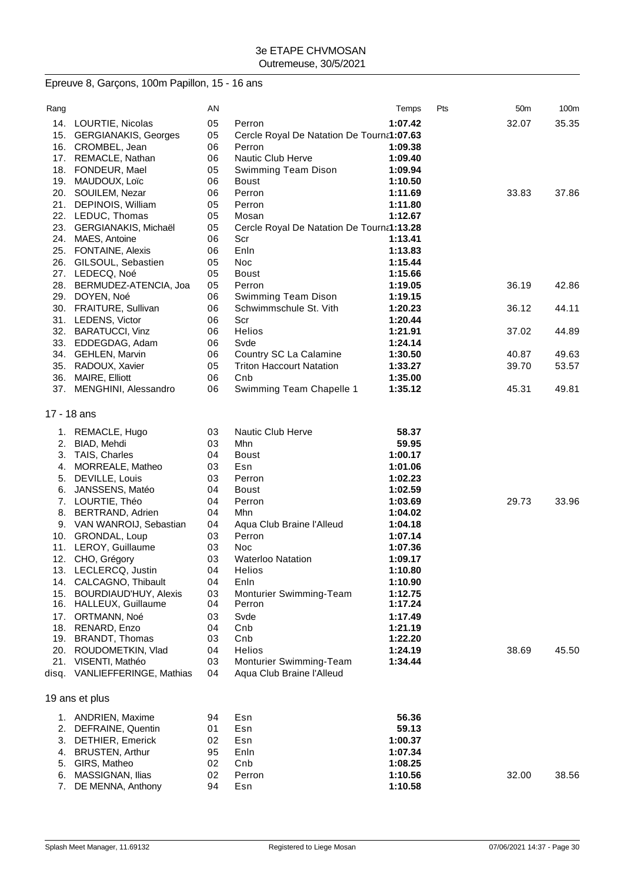3e ETAPE CHVMOSAN
Outremeuse, 30/5/2021

## Epreuve 8, Garçons, 100m Papillon, 15 - 16 ans

| Rang | | AN | | Temps | Pts | 50m | 100m |
|---|---|---|---|---|---|---|---|
| 14. | LOURTIE, Nicolas | 05 | Perron | 1:07.42 | | 32.07 | 35.35 |
| 15. | GERGIANAKIS, Georges | 05 | Cercle Royal De Natation De Tourna | 1:07.63 | | | |
| 16. | CROMBEL, Jean | 06 | Perron | 1:09.38 | | | |
| 17. | REMACLE, Nathan | 06 | Nautic Club Herve | 1:09.40 | | | |
| 18. | FONDEUR, Mael | 05 | Swimming Team Dison | 1:09.94 | | | |
| 19. | MAUDOUX, Loïc | 06 | Boust | 1:10.50 | | | |
| 20. | SOUILEM, Nezar | 06 | Perron | 1:11.69 | | 33.83 | 37.86 |
| 21. | DEPINOIS, William | 05 | Perron | 1:11.80 | | | |
| 22. | LEDUC, Thomas | 05 | Mosan | 1:12.67 | | | |
| 23. | GERGIANAKIS, Michaël | 05 | Cercle Royal De Natation De Tourna | 1:13.28 | | | |
| 24. | MAES, Antoine | 06 | Scr | 1:13.41 | | | |
| 25. | FONTAINE, Alexis | 06 | Enln | 1:13.83 | | | |
| 26. | GILSOUL, Sebastien | 05 | Noc | 1:15.44 | | | |
| 27. | LEDECQ, Noé | 05 | Boust | 1:15.66 | | | |
| 28. | BERMUDEZ-ATENCIA, Joa | 05 | Perron | 1:19.05 | | 36.19 | 42.86 |
| 29. | DOYEN, Noé | 06 | Swimming Team Dison | 1:19.15 | | | |
| 30. | FRAITURE, Sullivan | 06 | Schwimmschule St. Vith | 1:20.23 | | 36.12 | 44.11 |
| 31. | LEDENS, Victor | 06 | Scr | 1:20.44 | | | |
| 32. | BARATUCCI, Vinz | 06 | Helios | 1:21.91 | | 37.02 | 44.89 |
| 33. | EDDEGDAG, Adam | 06 | Svde | 1:24.14 | | | |
| 34. | GEHLEN, Marvin | 06 | Country SC La Calamine | 1:30.50 | | 40.87 | 49.63 |
| 35. | RADOUX, Xavier | 05 | Triton Haccourt Natation | 1:33.27 | | 39.70 | 53.57 |
| 36. | MAIRE, Elliott | 06 | Cnb | 1:35.00 | | | |
| 37. | MENGHINI, Alessandro | 06 | Swimming Team Chapelle 1 | 1:35.12 | | 45.31 | 49.81 |

### 17 - 18 ans

| Rang | | AN | | Temps | Pts | 50m | 100m |
|---|---|---|---|---|---|---|---|
| 1. | REMACLE, Hugo | 03 | Nautic Club Herve | 58.37 | | | |
| 2. | BIAD, Mehdi | 03 | Mhn | 59.95 | | | |
| 3. | TAIS, Charles | 04 | Boust | 1:00.17 | | | |
| 4. | MORREALE, Matheo | 03 | Esn | 1:01.06 | | | |
| 5. | DEVILLE, Louis | 03 | Perron | 1:02.23 | | | |
| 6. | JANSSENS, Matéo | 04 | Boust | 1:02.59 | | | |
| 7. | LOURTIE, Théo | 04 | Perron | 1:03.69 | | 29.73 | 33.96 |
| 8. | BERTRAND, Adrien | 04 | Mhn | 1:04.02 | | | |
| 9. | VAN WANROIJ, Sebastian | 04 | Aqua Club Braine l'Alleud | 1:04.18 | | | |
| 10. | GRONDAL, Loup | 03 | Perron | 1:07.14 | | | |
| 11. | LEROY, Guillaume | 03 | Noc | 1:07.36 | | | |
| 12. | CHO, Grégory | 03 | Waterloo Natation | 1:09.17 | | | |
| 13. | LECLERCQ, Justin | 04 | Helios | 1:10.80 | | | |
| 14. | CALCAGNO, Thibault | 04 | Enln | 1:10.90 | | | |
| 15. | BOURDIAUD'HUY, Alexis | 03 | Monturier Swimming-Team | 1:12.75 | | | |
| 16. | HALLEUX, Guillaume | 04 | Perron | 1:17.24 | | | |
| 17. | ORTMANN, Noé | 03 | Svde | 1:17.49 | | | |
| 18. | RENARD, Enzo | 04 | Cnb | 1:21.19 | | | |
| 19. | BRANDT, Thomas | 03 | Cnb | 1:22.20 | | | |
| 20. | ROUDOMETKIN, Vlad | 04 | Helios | 1:24.19 | | 38.69 | 45.50 |
| 21. | VISENTI, Mathéo | 03 | Monturier Swimming-Team | 1:34.44 | | | |
| disq. | VANLIEFFERINGE, Mathias | 04 | Aqua Club Braine l'Alleud | | | | |

### 19 ans et plus

| Rang | | AN | | Temps | Pts | 50m | 100m |
|---|---|---|---|---|---|---|---|
| 1. | ANDRIEN, Maxime | 94 | Esn | 56.36 | | | |
| 2. | DEFRAINE, Quentin | 01 | Esn | 59.13 | | | |
| 3. | DETHIER, Emerick | 02 | Esn | 1:00.37 | | | |
| 4. | BRUSTEN, Arthur | 95 | Enln | 1:07.34 | | | |
| 5. | GIRS, Matheo | 02 | Cnb | 1:08.25 | | | |
| 6. | MASSIGNAN, Ilias | 02 | Perron | 1:10.56 | | 32.00 | 38.56 |
| 7. | DE MENNA, Anthony | 94 | Esn | 1:10.58 | | | |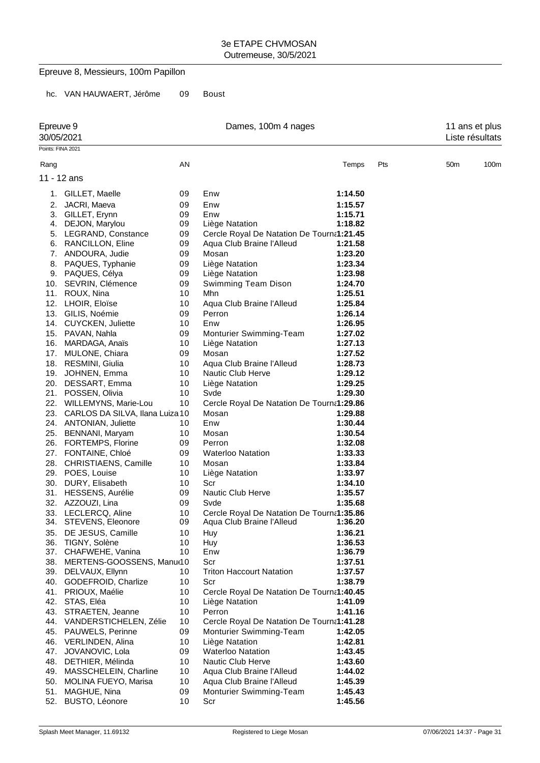3e ETAPE CHVMOSAN
Outremeuse, 30/5/2021

## Epreuve 8, Messieurs, 100m Papillon

hc. VAN HAUWAERT, Jérôme 09 Boust

## Epreuve 9 — Dames, 100m 4 nages — 11 ans et plus

30/05/2021 — Liste résultats

Points: FINA 2021

### 11 - 12 ans

| Rang | | AN | | Temps | Pts | 50m | 100m |
|---|---|---|---|---|---|---|---|
| 1. | GILLET, Maelle | 09 | Enw | **1:14.50** | | | |
| 2. | JACRI, Maeva | 09 | Enw | **1:15.57** | | | |
| 3. | GILLET, Erynn | 09 | Enw | **1:15.71** | | | |
| 4. | DEJON, Marylou | 09 | Liège Natation | **1:18.82** | | | |
| 5. | LEGRAND, Constance | 09 | Cercle Royal De Natation De Tourna | **1:21.45** | | | |
| 6. | RANCILLON, Eline | 09 | Aqua Club Braine l'Alleud | **1:21.58** | | | |
| 7. | ANDOURA, Judie | 09 | Mosan | **1:23.20** | | | |
| 8. | PAQUES, Typhanie | 09 | Liège Natation | **1:23.34** | | | |
| 9. | PAQUES, Célya | 09 | Liège Natation | **1:23.98** | | | |
| 10. | SEVRIN, Clémence | 09 | Swimming Team Dison | **1:24.70** | | | |
| 11. | ROUX, Nina | 10 | Mhn | **1:25.51** | | | |
| 12. | LHOIR, Eloïse | 10 | Aqua Club Braine l'Alleud | **1:25.84** | | | |
| 13. | GILIS, Noémie | 09 | Perron | **1:26.14** | | | |
| 14. | CUYCKEN, Juliette | 10 | Enw | **1:26.95** | | | |
| 15. | PAVAN, Nahla | 09 | Monturier Swimming-Team | **1:27.02** | | | |
| 16. | MARDAGA, Anaïs | 10 | Liège Natation | **1:27.13** | | | |
| 17. | MULONE, Chiara | 09 | Mosan | **1:27.52** | | | |
| 18. | RESMINI, Giulia | 10 | Aqua Club Braine l'Alleud | **1:28.73** | | | |
| 19. | JOHNEN, Emma | 10 | Nautic Club Herve | **1:29.12** | | | |
| 20. | DESSART, Emma | 10 | Liège Natation | **1:29.25** | | | |
| 21. | POSSEN, Olivia | 10 | Svde | **1:29.30** | | | |
| 22. | WILLEMYNS, Marie-Lou | 10 | Cercle Royal De Natation De Tourna | **1:29.86** | | | |
| 23. | CARLOS DA SILVA, Ilana Luiza | 10 | Mosan | **1:29.88** | | | |
| 24. | ANTONIAN, Juliette | 10 | Enw | **1:30.44** | | | |
| 25. | BENNANI, Maryam | 10 | Mosan | **1:30.54** | | | |
| 26. | FORTEMPS, Florine | 09 | Perron | **1:32.08** | | | |
| 27. | FONTAINE, Chloé | 09 | Waterloo Natation | **1:33.33** | | | |
| 28. | CHRISTIAENS, Camille | 10 | Mosan | **1:33.84** | | | |
| 29. | POES, Louise | 10 | Liège Natation | **1:33.97** | | | |
| 30. | DURY, Elisabeth | 10 | Scr | **1:34.10** | | | |
| 31. | HESSENS, Aurélie | 09 | Nautic Club Herve | **1:35.57** | | | |
| 32. | AZZOUZI, Lina | 09 | Svde | **1:35.68** | | | |
| 33. | LECLERCQ, Aline | 10 | Cercle Royal De Natation De Tourna | **1:35.86** | | | |
| 34. | STEVENS, Eleonore | 09 | Aqua Club Braine l'Alleud | **1:36.20** | | | |
| 35. | DE JESUS, Camille | 10 | Huy | **1:36.21** | | | |
| 36. | TIGNY, Solène | 10 | Huy | **1:36.53** | | | |
| 37. | CHAFWEHE, Vanina | 10 | Enw | **1:36.79** | | | |
| 38. | MERTENS-GOOSSENS, Manu | 10 | Scr | **1:37.51** | | | |
| 39. | DELVAUX, Ellynn | 10 | Triton Haccourt Natation | **1:37.57** | | | |
| 40. | GODEFROID, Charlize | 10 | Scr | **1:38.79** | | | |
| 41. | PRIOUX, Maélie | 10 | Cercle Royal De Natation De Tourna | **1:40.45** | | | |
| 42. | STAS, Eléa | 10 | Liège Natation | **1:41.09** | | | |
| 43. | STRAETEN, Jeanne | 10 | Perron | **1:41.16** | | | |
| 44. | VANDERSTICHELEN, Zélie | 10 | Cercle Royal De Natation De Tourna | **1:41.28** | | | |
| 45. | PAUWELS, Perinne | 09 | Monturier Swimming-Team | **1:42.05** | | | |
| 46. | VERLINDEN, Alina | 10 | Liège Natation | **1:42.81** | | | |
| 47. | JOVANOVIC, Lola | 09 | Waterloo Natation | **1:43.45** | | | |
| 48. | DETHIER, Mélinda | 10 | Nautic Club Herve | **1:43.60** | | | |
| 49. | MASSCHELEIN, Charline | 10 | Aqua Club Braine l'Alleud | **1:44.02** | | | |
| 50. | MOLINA FUEYO, Marisa | 10 | Aqua Club Braine l'Alleud | **1:45.39** | | | |
| 51. | MAGHUE, Nina | 09 | Monturier Swimming-Team | **1:45.43** | | | |
| 52. | BUSTO, Léonore | 10 | Scr | **1:45.56** | | | |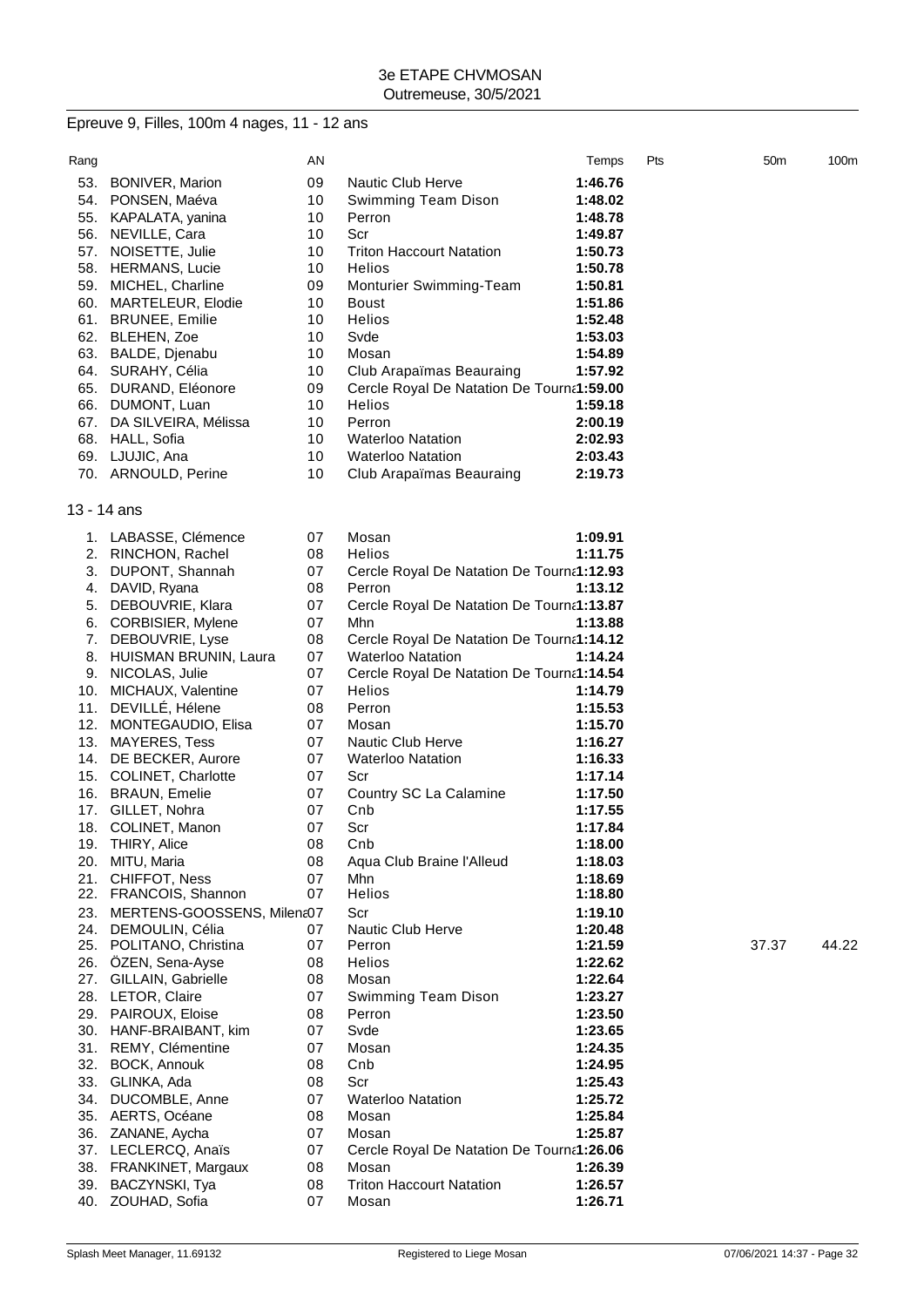3e ETAPE CHVMOSAN
Outremeuse, 30/5/2021

## Epreuve 9, Filles, 100m 4 nages, 11 - 12 ans

| Rang | | AN | | Temps | Pts | 50m | 100m |
|---|---|---|---|---|---|---|---|
| 53. | BONIVER, Marion | 09 | Nautic Club Herve | **1:46.76** | | | |
| 54. | PONSEN, Maéva | 10 | Swimming Team Dison | **1:48.02** | | | |
| 55. | KAPALATA, yanina | 10 | Perron | **1:48.78** | | | |
| 56. | NEVILLE, Cara | 10 | Scr | **1:49.87** | | | |
| 57. | NOISETTE, Julie | 10 | Triton Haccourt Natation | **1:50.73** | | | |
| 58. | HERMANS, Lucie | 10 | Helios | **1:50.78** | | | |
| 59. | MICHEL, Charline | 09 | Monturier Swimming-Team | **1:50.81** | | | |
| 60. | MARTELEUR, Elodie | 10 | Boust | **1:51.86** | | | |
| 61. | BRUNEE, Emilie | 10 | Helios | **1:52.48** | | | |
| 62. | BLEHEN, Zoe | 10 | Svde | **1:53.03** | | | |
| 63. | BALDE, Djenabu | 10 | Mosan | **1:54.89** | | | |
| 64. | SURAHY, Célia | 10 | Club Arapaïmas Beauraing | **1:57.92** | | | |
| 65. | DURAND, Eléonore | 09 | Cercle Royal De Natation De Tourna | **1:59.00** | | | |
| 66. | DUMONT, Luan | 10 | Helios | **1:59.18** | | | |
| 67. | DA SILVEIRA, Mélissa | 10 | Perron | **2:00.19** | | | |
| 68. | HALL, Sofia | 10 | Waterloo Natation | **2:02.93** | | | |
| 69. | LJUJIC, Ana | 10 | Waterloo Natation | **2:03.43** | | | |
| 70. | ARNOULD, Perine | 10 | Club Arapaïmas Beauraing | **2:19.73** | | | |

### 13 - 14 ans

| Rang | | AN | | Temps | Pts | 50m | 100m |
|---|---|---|---|---|---|---|---|
| 1. | LABASSE, Clémence | 07 | Mosan | **1:09.91** | | | |
| 2. | RINCHON, Rachel | 08 | Helios | **1:11.75** | | | |
| 3. | DUPONT, Shannah | 07 | Cercle Royal De Natation De Tourna | **1:12.93** | | | |
| 4. | DAVID, Ryana | 08 | Perron | **1:13.12** | | | |
| 5. | DEBOUVRIE, Klara | 07 | Cercle Royal De Natation De Tourna | **1:13.87** | | | |
| 6. | CORBISIER, Mylene | 07 | Mhn | **1:13.88** | | | |
| 7. | DEBOUVRIE, Lyse | 08 | Cercle Royal De Natation De Tourna | **1:14.12** | | | |
| 8. | HUISMAN BRUNIN, Laura | 07 | Waterloo Natation | **1:14.24** | | | |
| 9. | NICOLAS, Julie | 07 | Cercle Royal De Natation De Tourna | **1:14.54** | | | |
| 10. | MICHAUX, Valentine | 07 | Helios | **1:14.79** | | | |
| 11. | DEVILLÉ, Hélene | 08 | Perron | **1:15.53** | | | |
| 12. | MONTEGAUDIO, Elisa | 07 | Mosan | **1:15.70** | | | |
| 13. | MAYERES, Tess | 07 | Nautic Club Herve | **1:16.27** | | | |
| 14. | DE BECKER, Aurore | 07 | Waterloo Natation | **1:16.33** | | | |
| 15. | COLINET, Charlotte | 07 | Scr | **1:17.14** | | | |
| 16. | BRAUN, Emelie | 07 | Country SC La Calamine | **1:17.50** | | | |
| 17. | GILLET, Nohra | 07 | Cnb | **1:17.55** | | | |
| 18. | COLINET, Manon | 07 | Scr | **1:17.84** | | | |
| 19. | THIRY, Alice | 08 | Cnb | **1:18.00** | | | |
| 20. | MITU, Maria | 08 | Aqua Club Braine l'Alleud | **1:18.03** | | | |
| 21. | CHIFFOT, Ness | 07 | Mhn | **1:18.69** | | | |
| 22. | FRANCOIS, Shannon | 07 | Helios | **1:18.80** | | | |
| 23. | MERTENS-GOOSSENS, Milena | 07 | Scr | **1:19.10** | | | |
| 24. | DEMOULIN, Célia | 07 | Nautic Club Herve | **1:20.48** | | | |
| 25. | POLITANO, Christina | 07 | Perron | **1:21.59** | | 37.37 | 44.22 |
| 26. | ÖZEN, Sena-Ayse | 08 | Helios | **1:22.62** | | | |
| 27. | GILLAIN, Gabrielle | 08 | Mosan | **1:22.64** | | | |
| 28. | LETOR, Claire | 07 | Swimming Team Dison | **1:23.27** | | | |
| 29. | PAIROUX, Eloise | 08 | Perron | **1:23.50** | | | |
| 30. | HANF-BRAIBANT, kim | 07 | Svde | **1:23.65** | | | |
| 31. | REMY, Clémentine | 07 | Mosan | **1:24.35** | | | |
| 32. | BOCK, Annouk | 08 | Cnb | **1:24.95** | | | |
| 33. | GLINKA, Ada | 08 | Scr | **1:25.43** | | | |
| 34. | DUCOMBLE, Anne | 07 | Waterloo Natation | **1:25.72** | | | |
| 35. | AERTS, Océane | 08 | Mosan | **1:25.84** | | | |
| 36. | ZANANE, Aycha | 07 | Mosan | **1:25.87** | | | |
| 37. | LECLERCQ, Anaïs | 07 | Cercle Royal De Natation De Tourna | **1:26.06** | | | |
| 38. | FRANKINET, Margaux | 08 | Mosan | **1:26.39** | | | |
| 39. | BACZYNSKI, Tya | 08 | Triton Haccourt Natation | **1:26.57** | | | |
| 40. | ZOUHAD, Sofia | 07 | Mosan | **1:26.71** | | | |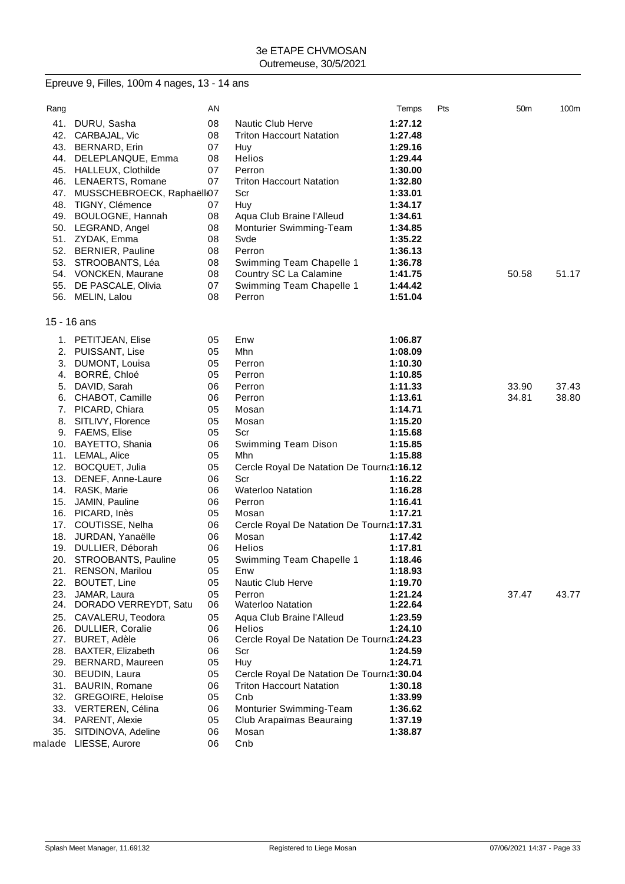3e ETAPE CHVMOSAN
Outremeuse, 30/5/2021

## Epreuve 9, Filles, 100m 4 nages, 13 - 14 ans

| Rang | | AN | | Temps | Pts | 50m | 100m |
|---|---|---|---|---|---|---|---|
| 41. | DURU, Sasha | 08 | Nautic Club Herve | **1:27.12** | | | |
| 42. | CARBAJAL, Vic | 08 | Triton Haccourt Natation | **1:27.48** | | | |
| 43. | BERNARD, Erin | 07 | Huy | **1:29.16** | | | |
| 44. | DELEPLANQUE, Emma | 08 | Helios | **1:29.44** | | | |
| 45. | HALLEUX, Clothilde | 07 | Perron | **1:30.00** | | | |
| 46. | LENAERTS, Romane | 07 | Triton Haccourt Natation | **1:32.80** | | | |
| 47. | MUSSCHEBROECK, Raphaëll | 07 | Scr | **1:33.01** | | | |
| 48. | TIGNY, Clémence | 07 | Huy | **1:34.17** | | | |
| 49. | BOULOGNE, Hannah | 08 | Aqua Club Braine l'Alleud | **1:34.61** | | | |
| 50. | LEGRAND, Angel | 08 | Monturier Swimming-Team | **1:34.85** | | | |
| 51. | ZYDAK, Emma | 08 | Svde | **1:35.22** | | | |
| 52. | BERNIER, Pauline | 08 | Perron | **1:36.13** | | | |
| 53. | STROOBANTS, Léa | 08 | Swimming Team Chapelle 1 | **1:36.78** | | | |
| 54. | VONCKEN, Maurane | 08 | Country SC La Calamine | **1:41.75** | | 50.58 | 51.17 |
| 55. | DE PASCALE, Olivia | 07 | Swimming Team Chapelle 1 | **1:44.42** | | | |
| 56. | MELIN, Lalou | 08 | Perron | **1:51.04** | | | |

### 15 - 16 ans

| Rang | | AN | | Temps | Pts | 50m | 100m |
|---|---|---|---|---|---|---|---|
| 1. | PETITJEAN, Elise | 05 | Enw | **1:06.87** | | | |
| 2. | PUISSANT, Lise | 05 | Mhn | **1:08.09** | | | |
| 3. | DUMONT, Louisa | 05 | Perron | **1:10.30** | | | |
| 4. | BORRÉ, Chloé | 05 | Perron | **1:10.85** | | | |
| 5. | DAVID, Sarah | 06 | Perron | **1:11.33** | | 33.90 | 37.43 |
| 6. | CHABOT, Camille | 06 | Perron | **1:13.61** | | 34.81 | 38.80 |
| 7. | PICARD, Chiara | 05 | Mosan | **1:14.71** | | | |
| 8. | SITLIVY, Florence | 05 | Mosan | **1:15.20** | | | |
| 9. | FAEMS, Elise | 05 | Scr | **1:15.68** | | | |
| 10. | BAYETTO, Shania | 06 | Swimming Team Dison | **1:15.85** | | | |
| 11. | LEMAL, Alice | 05 | Mhn | **1:15.88** | | | |
| 12. | BOCQUET, Julia | 05 | Cercle Royal De Natation De Tourna | **1:16.12** | | | |
| 13. | DENEF, Anne-Laure | 06 | Scr | **1:16.22** | | | |
| 14. | RASK, Marie | 06 | Waterloo Natation | **1:16.28** | | | |
| 15. | JAMIN, Pauline | 06 | Perron | **1:16.41** | | | |
| 16. | PICARD, Inès | 05 | Mosan | **1:17.21** | | | |
| 17. | COUTISSE, Nelha | 06 | Cercle Royal De Natation De Tourna | **1:17.31** | | | |
| 18. | JURDAN, Yanaëlle | 06 | Mosan | **1:17.42** | | | |
| 19. | DULLIER, Déborah | 06 | Helios | **1:17.81** | | | |
| 20. | STROOBANTS, Pauline | 05 | Swimming Team Chapelle 1 | **1:18.46** | | | |
| 21. | RENSON, Marilou | 05 | Enw | **1:18.93** | | | |
| 22. | BOUTET, Line | 05 | Nautic Club Herve | **1:19.70** | | | |
| 23. | JAMAR, Laura | 05 | Perron | **1:21.24** | | 37.47 | 43.77 |
| 24. | DORADO VERREYDT, Satu | 06 | Waterloo Natation | **1:22.64** | | | |
| 25. | CAVALERU, Teodora | 05 | Aqua Club Braine l'Alleud | **1:23.59** | | | |
| 26. | DULLIER, Coralie | 06 | Helios | **1:24.10** | | | |
| 27. | BURET, Adèle | 06 | Cercle Royal De Natation De Tourna | **1:24.23** | | | |
| 28. | BAXTER, Elizabeth | 06 | Scr | **1:24.59** | | | |
| 29. | BERNARD, Maureen | 05 | Huy | **1:24.71** | | | |
| 30. | BEUDIN, Laura | 05 | Cercle Royal De Natation De Tourna | **1:30.04** | | | |
| 31. | BAURIN, Romane | 06 | Triton Haccourt Natation | **1:30.18** | | | |
| 32. | GREGOIRE, Heloïse | 05 | Cnb | **1:33.99** | | | |
| 33. | VERTEREN, Célina | 06 | Monturier Swimming-Team | **1:36.62** | | | |
| 34. | PARENT, Alexie | 05 | Club Arapaïmas Beauraing | **1:37.19** | | | |
| 35. | SITDINOVA, Adeline | 06 | Mosan | **1:38.87** | | | |
| malade | LIESSE, Aurore | 06 | Cnb | | | | |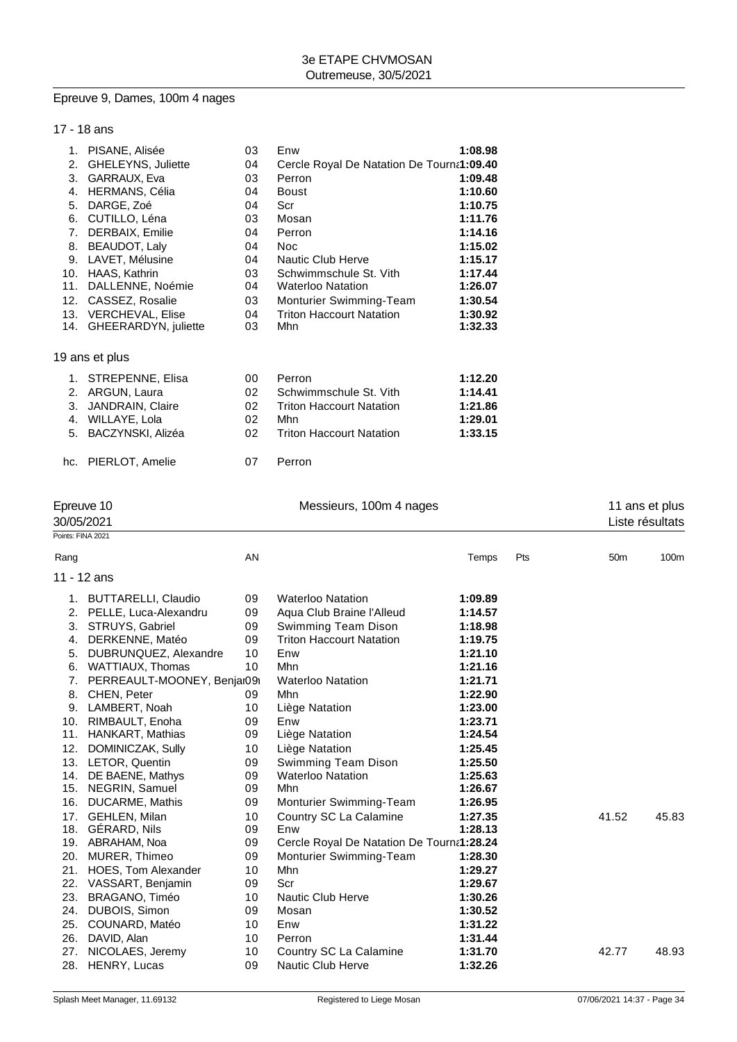## Epreuve 9, Dames, 100m 4 nages

### 17 - 18 ans

| Rang | Nom | AN | Club | Temps |
|---|---|---|---|---|
| 1. | PISANE, Alisée | 03 | Enw | 1:08.98 |
| 2. | GHELEYNS, Juliette | 04 | Cercle Royal De Natation De Tourna | 1:09.40 |
| 3. | GARRAUX, Eva | 03 | Perron | 1:09.48 |
| 4. | HERMANS, Célia | 04 | Boust | 1:10.60 |
| 5. | DARGE, Zoé | 04 | Scr | 1:10.75 |
| 6. | CUTILLO, Léna | 03 | Mosan | 1:11.76 |
| 7. | DERBAIX, Emilie | 04 | Perron | 1:14.16 |
| 8. | BEAUDOT, Laly | 04 | Noc | 1:15.02 |
| 9. | LAVET, Mélusine | 04 | Nautic Club Herve | 1:15.17 |
| 10. | HAAS, Kathrin | 03 | Schwimmschule St. Vith | 1:17.44 |
| 11. | DALLENNE, Noémie | 04 | Waterloo Natation | 1:26.07 |
| 12. | CASSEZ, Rosalie | 03 | Monturier Swimming-Team | 1:30.54 |
| 13. | VERCHEVAL, Elise | 04 | Triton Haccourt Natation | 1:30.92 |
| 14. | GHEERARDYN, juliette | 03 | Mhn | 1:32.33 |

### 19 ans et plus

| Rang | Nom | AN | Club | Temps |
|---|---|---|---|---|
| 1. | STREPENNE, Elisa | 00 | Perron | 1:12.20 |
| 2. | ARGUN, Laura | 02 | Schwimmschule St. Vith | 1:14.41 |
| 3. | JANDRAIN, Claire | 02 | Triton Haccourt Natation | 1:21.86 |
| 4. | WILLAYE, Lola | 02 | Mhn | 1:29.01 |
| 5. | BACZYNSKI, Alizéa | 02 | Triton Haccourt Natation | 1:33.15 |
| hc. | PIERLOT, Amelie | 07 | Perron | |

## Epreuve 10 — Messieurs, 100m 4 nages — 11 ans et plus

30/05/2021 — Liste résultats

Points: FINA 2021

### 11 - 12 ans

| Rang | Nom | AN | Club | Temps | Pts | 50m | 100m |
|---|---|---|---|---|---|---|---|
| 1. | BUTTARELLI, Claudio | 09 | Waterloo Natation | 1:09.89 | | | |
| 2. | PELLE, Luca-Alexandru | 09 | Aqua Club Braine l'Alleud | 1:14.57 | | | |
| 3. | STRUYS, Gabriel | 09 | Swimming Team Dison | 1:18.98 | | | |
| 4. | DERKENNE, Matéo | 09 | Triton Haccourt Natation | 1:19.75 | | | |
| 5. | DUBRUNQUEZ, Alexandre | 10 | Enw | 1:21.10 | | | |
| 6. | WATTIAUX, Thomas | 10 | Mhn | 1:21.16 | | | |
| 7. | PERREAULT-MOONEY, Benja | 09 | Waterloo Natation | 1:21.71 | | | |
| 8. | CHEN, Peter | 09 | Mhn | 1:22.90 | | | |
| 9. | LAMBERT, Noah | 10 | Liège Natation | 1:23.00 | | | |
| 10. | RIMBAULT, Enoha | 09 | Enw | 1:23.71 | | | |
| 11. | HANKART, Mathias | 09 | Liège Natation | 1:24.54 | | | |
| 12. | DOMINICZAK, Sully | 10 | Liège Natation | 1:25.45 | | | |
| 13. | LETOR, Quentin | 09 | Swimming Team Dison | 1:25.50 | | | |
| 14. | DE BAENE, Mathys | 09 | Waterloo Natation | 1:25.63 | | | |
| 15. | NEGRIN, Samuel | 09 | Mhn | 1:26.67 | | | |
| 16. | DUCARME, Mathis | 09 | Monturier Swimming-Team | 1:26.95 | | | |
| 17. | GEHLEN, Milan | 10 | Country SC La Calamine | 1:27.35 | | 41.52 | 45.83 |
| 18. | GÉRARD, Nils | 09 | Enw | 1:28.13 | | | |
| 19. | ABRAHAM, Noa | 09 | Cercle Royal De Natation De Tourna | 1:28.24 | | | |
| 20. | MURER, Thimeo | 09 | Monturier Swimming-Team | 1:28.30 | | | |
| 21. | HOES, Tom Alexander | 10 | Mhn | 1:29.27 | | | |
| 22. | VASSART, Benjamin | 09 | Scr | 1:29.67 | | | |
| 23. | BRAGANO, Timéo | 10 | Nautic Club Herve | 1:30.26 | | | |
| 24. | DUBOIS, Simon | 09 | Mosan | 1:30.52 | | | |
| 25. | COUNARD, Matéo | 10 | Enw | 1:31.22 | | | |
| 26. | DAVID, Alan | 10 | Perron | 1:31.44 | | | |
| 27. | NICOLAES, Jeremy | 10 | Country SC La Calamine | 1:31.70 | | 42.77 | 48.93 |
| 28. | HENRY, Lucas | 09 | Nautic Club Herve | 1:32.26 | | | |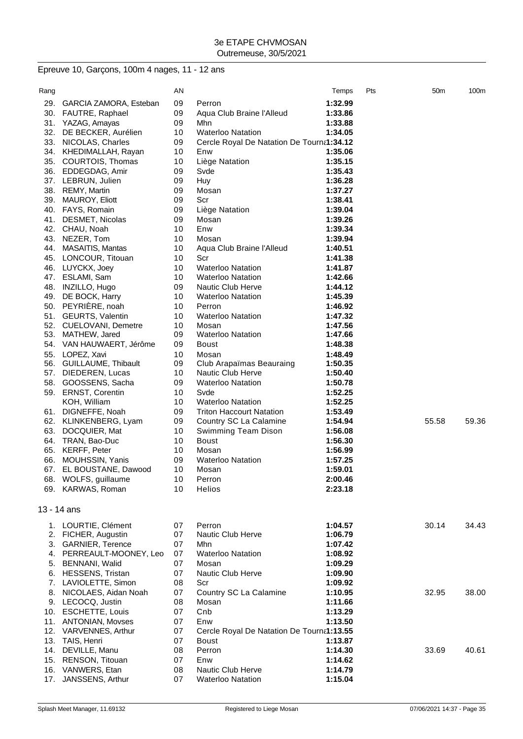3e ETAPE CHVMOSAN
Outremeuse, 30/5/2021

## Epreuve 10, Garçons, 100m 4 nages, 11 - 12 ans

| Rang | | AN | | Temps | Pts | 50m | 100m |
|---|---|---|---|---|---|---|---|
| 29. | GARCIA ZAMORA, Esteban | 09 | Perron | **1:32.99** | | | |
| 30. | FAUTRE, Raphael | 09 | Aqua Club Braine l'Alleud | **1:33.86** | | | |
| 31. | YAZAG, Amayas | 09 | Mhn | **1:33.88** | | | |
| 32. | DE BECKER, Aurélien | 10 | Waterloo Natation | **1:34.05** | | | |
| 33. | NICOLAS, Charles | 09 | Cercle Royal De Natation De Tourna | **1:34.12** | | | |
| 34. | KHEDIMALLAH, Rayan | 10 | Enw | **1:35.06** | | | |
| 35. | COURTOIS, Thomas | 10 | Liège Natation | **1:35.15** | | | |
| 36. | EDDEGDAG, Amir | 09 | Svde | **1:35.43** | | | |
| 37. | LEBRUN, Julien | 09 | Huy | **1:36.28** | | | |
| 38. | REMY, Martin | 09 | Mosan | **1:37.27** | | | |
| 39. | MAUROY, Eliott | 09 | Scr | **1:38.41** | | | |
| 40. | FAYS, Romain | 09 | Liège Natation | **1:39.04** | | | |
| 41. | DESMET, Nicolas | 09 | Mosan | **1:39.26** | | | |
| 42. | CHAU, Noah | 10 | Enw | **1:39.34** | | | |
| 43. | NEZER, Tom | 10 | Mosan | **1:39.94** | | | |
| 44. | MASAITIS, Mantas | 10 | Aqua Club Braine l'Alleud | **1:40.51** | | | |
| 45. | LONCOUR, Titouan | 10 | Scr | **1:41.38** | | | |
| 46. | LUYCKX, Joey | 10 | Waterloo Natation | **1:41.87** | | | |
| 47. | ESLAMI, Sam | 10 | Waterloo Natation | **1:42.66** | | | |
| 48. | INZILLO, Hugo | 09 | Nautic Club Herve | **1:44.12** | | | |
| 49. | DE BOCK, Harry | 10 | Waterloo Natation | **1:45.39** | | | |
| 50. | PEYRIÈRE, noah | 10 | Perron | **1:46.92** | | | |
| 51. | GEURTS, Valentin | 10 | Waterloo Natation | **1:47.32** | | | |
| 52. | CUELOVANI, Demetre | 10 | Mosan | **1:47.56** | | | |
| 53. | MATHEW, Jared | 09 | Waterloo Natation | **1:47.66** | | | |
| 54. | VAN HAUWAERT, Jérôme | 09 | Boust | **1:48.38** | | | |
| 55. | LOPEZ, Xavi | 10 | Mosan | **1:48.49** | | | |
| 56. | GUILLAUME, Thibault | 09 | Club Arapaïmas Beauraing | **1:50.35** | | | |
| 57. | DIEDEREN, Lucas | 10 | Nautic Club Herve | **1:50.40** | | | |
| 58. | GOOSSENS, Sacha | 09 | Waterloo Natation | **1:50.78** | | | |
| 59. | ERNST, Corentin | 10 | Svde | **1:52.25** | | | |
| | KOH, William | 10 | Waterloo Natation | **1:52.25** | | | |
| 61. | DIGNEFFE, Noah | 09 | Triton Haccourt Natation | **1:53.49** | | | |
| 62. | KLINKENBERG, Lyam | 09 | Country SC La Calamine | **1:54.94** | | 55.58 | 59.36 |
| 63. | DOCQUIER, Mat | 10 | Swimming Team Dison | **1:56.08** | | | |
| 64. | TRAN, Bao-Duc | 10 | Boust | **1:56.30** | | | |
| 65. | KERFF, Peter | 10 | Mosan | **1:56.99** | | | |
| 66. | MOUHSSIN, Yanis | 09 | Waterloo Natation | **1:57.25** | | | |
| 67. | EL BOUSTANE, Dawood | 10 | Mosan | **1:59.01** | | | |
| 68. | WOLFS, guillaume | 10 | Perron | **2:00.46** | | | |
| 69. | KARWAS, Roman | 10 | Helios | **2:23.18** | | | |

### 13 - 14 ans

| Rang | | AN | | Temps | Pts | 50m | 100m |
|---|---|---|---|---|---|---|---|
| 1. | LOURTIE, Clément | 07 | Perron | **1:04.57** | | 30.14 | 34.43 |
| 2. | FICHER, Augustin | 07 | Nautic Club Herve | **1:06.79** | | | |
| 3. | GARNIER, Terence | 07 | Mhn | **1:07.42** | | | |
| 4. | PERREAULT-MOONEY, Leo | 07 | Waterloo Natation | **1:08.92** | | | |
| 5. | BENNANI, Walid | 07 | Mosan | **1:09.29** | | | |
| 6. | HESSENS, Tristan | 07 | Nautic Club Herve | **1:09.90** | | | |
| 7. | LAVIOLETTE, Simon | 08 | Scr | **1:09.92** | | | |
| 8. | NICOLAES, Aidan Noah | 07 | Country SC La Calamine | **1:10.95** | | 32.95 | 38.00 |
| 9. | LECOCQ, Justin | 08 | Mosan | **1:11.66** | | | |
| 10. | ESCHETTE, Louis | 07 | Cnb | **1:13.29** | | | |
| 11. | ANTONIAN, Movses | 07 | Enw | **1:13.50** | | | |
| 12. | VARVENNES, Arthur | 07 | Cercle Royal De Natation De Tourna | **1:13.55** | | | |
| 13. | TAIS, Henri | 07 | Boust | **1:13.87** | | | |
| 14. | DEVILLE, Manu | 08 | Perron | **1:14.30** | | 33.69 | 40.61 |
| 15. | RENSON, Titouan | 07 | Enw | **1:14.62** | | | |
| 16. | VANWERS, Etan | 08 | Nautic Club Herve | **1:14.79** | | | |
| 17. | JANSSENS, Arthur | 07 | Waterloo Natation | **1:15.04** | | | |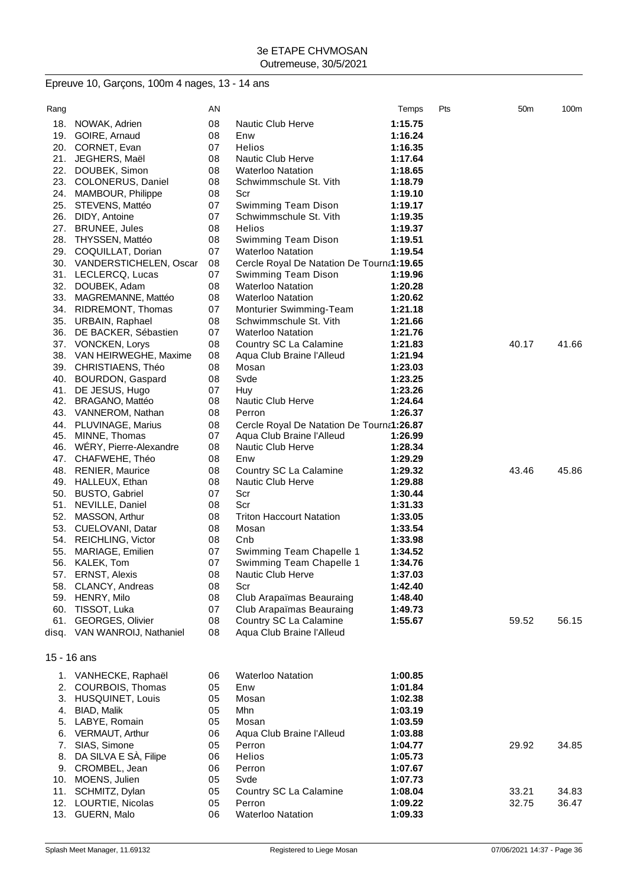3e ETAPE CHVMOSAN
Outremeuse, 30/5/2021

## Epreuve 10, Garçons, 100m 4 nages, 13 - 14 ans

| Rang | | AN | | Temps | Pts | 50m | 100m |
|---|---|---|---|---|---|---|---|
| 18. | NOWAK, Adrien | 08 | Nautic Club Herve | **1:15.75** | | | |
| 19. | GOIRE, Arnaud | 08 | Enw | **1:16.24** | | | |
| 20. | CORNET, Evan | 07 | Helios | **1:16.35** | | | |
| 21. | JEGHERS, Maël | 08 | Nautic Club Herve | **1:17.64** | | | |
| 22. | DOUBEK, Simon | 08 | Waterloo Natation | **1:18.65** | | | |
| 23. | COLONERUS, Daniel | 08 | Schwimmschule St. Vith | **1:18.79** | | | |
| 24. | MAMBOUR, Philippe | 08 | Scr | **1:19.10** | | | |
| 25. | STEVENS, Mattéo | 07 | Swimming Team Dison | **1:19.17** | | | |
| 26. | DIDY, Antoine | 07 | Schwimmschule St. Vith | **1:19.35** | | | |
| 27. | BRUNEE, Jules | 08 | Helios | **1:19.37** | | | |
| 28. | THYSSEN, Mattéo | 08 | Swimming Team Dison | **1:19.51** | | | |
| 29. | COQUILLAT, Dorian | 07 | Waterloo Natation | **1:19.54** | | | |
| 30. | VANDERSTICHELEN, Oscar | 08 | Cercle Royal De Natation De Tourna | **1:19.65** | | | |
| 31. | LECLERCQ, Lucas | 07 | Swimming Team Dison | **1:19.96** | | | |
| 32. | DOUBEK, Adam | 08 | Waterloo Natation | **1:20.28** | | | |
| 33. | MAGREMANNE, Mattéo | 08 | Waterloo Natation | **1:20.62** | | | |
| 34. | RIDREMONT, Thomas | 07 | Monturier Swimming-Team | **1:21.18** | | | |
| 35. | URBAIN, Raphael | 08 | Schwimmschule St. Vith | **1:21.66** | | | |
| 36. | DE BACKER, Sébastien | 07 | Waterloo Natation | **1:21.76** | | | |
| 37. | VONCKEN, Lorys | 08 | Country SC La Calamine | **1:21.83** | | 40.17 | 41.66 |
| 38. | VAN HEIRWEGHE, Maxime | 08 | Aqua Club Braine l'Alleud | **1:21.94** | | | |
| 39. | CHRISTIAENS, Théo | 08 | Mosan | **1:23.03** | | | |
| 40. | BOURDON, Gaspard | 08 | Svde | **1:23.25** | | | |
| 41. | DE JESUS, Hugo | 07 | Huy | **1:23.26** | | | |
| 42. | BRAGANO, Mattéo | 08 | Nautic Club Herve | **1:24.64** | | | |
| 43. | VANNEROM, Nathan | 08 | Perron | **1:26.37** | | | |
| 44. | PLUVINAGE, Marius | 08 | Cercle Royal De Natation De Tourna | **1:26.87** | | | |
| 45. | MINNE, Thomas | 07 | Aqua Club Braine l'Alleud | **1:26.99** | | | |
| 46. | WÉRY, Pierre-Alexandre | 08 | Nautic Club Herve | **1:28.34** | | | |
| 47. | CHAFWEHE, Théo | 08 | Enw | **1:29.29** | | | |
| 48. | RENIER, Maurice | 08 | Country SC La Calamine | **1:29.32** | | 43.46 | 45.86 |
| 49. | HALLEUX, Ethan | 08 | Nautic Club Herve | **1:29.88** | | | |
| 50. | BUSTO, Gabriel | 07 | Scr | **1:30.44** | | | |
| 51. | NEVILLE, Daniel | 08 | Scr | **1:31.33** | | | |
| 52. | MASSON, Arthur | 08 | Triton Haccourt Natation | **1:33.05** | | | |
| 53. | CUELOVANI, Datar | 08 | Mosan | **1:33.54** | | | |
| 54. | REICHLING, Victor | 08 | Cnb | **1:33.98** | | | |
| 55. | MARIAGE, Emilien | 07 | Swimming Team Chapelle 1 | **1:34.52** | | | |
| 56. | KALEK, Tom | 07 | Swimming Team Chapelle 1 | **1:34.76** | | | |
| 57. | ERNST, Alexis | 08 | Nautic Club Herve | **1:37.03** | | | |
| 58. | CLANCY, Andreas | 08 | Scr | **1:42.40** | | | |
| 59. | HENRY, Milo | 08 | Club Arapaïmas Beauraing | **1:48.40** | | | |
| 60. | TISSOT, Luka | 07 | Club Arapaïmas Beauraing | **1:49.73** | | | |
| 61. | GEORGES, Olivier | 08 | Country SC La Calamine | **1:55.67** | | 59.52 | 56.15 |
| disq. | VAN WANROIJ, Nathaniel | 08 | Aqua Club Braine l'Alleud | | | | |

### 15 - 16 ans

| Rang | | AN | | Temps | Pts | 50m | 100m |
|---|---|---|---|---|---|---|---|
| 1. | VANHECKE, Raphaël | 06 | Waterloo Natation | **1:00.85** | | | |
| 2. | COURBOIS, Thomas | 05 | Enw | **1:01.84** | | | |
| 3. | HUSQUINET, Louis | 05 | Mosan | **1:02.38** | | | |
| 4. | BIAD, Malik | 05 | Mhn | **1:03.19** | | | |
| 5. | LABYE, Romain | 05 | Mosan | **1:03.59** | | | |
| 6. | VERMAUT, Arthur | 06 | Aqua Club Braine l'Alleud | **1:03.88** | | | |
| 7. | SIAS, Simone | 05 | Perron | **1:04.77** | | 29.92 | 34.85 |
| 8. | DA SILVA E SÀ, Filipe | 06 | Helios | **1:05.73** | | | |
| 9. | CROMBEL, Jean | 06 | Perron | **1:07.67** | | | |
| 10. | MOENS, Julien | 05 | Svde | **1:07.73** | | | |
| 11. | SCHMITZ, Dylan | 05 | Country SC La Calamine | **1:08.04** | | 33.21 | 34.83 |
| 12. | LOURTIE, Nicolas | 05 | Perron | **1:09.22** | | 32.75 | 36.47 |
| 13. | GUERN, Malo | 06 | Waterloo Natation | **1:09.33** | | | |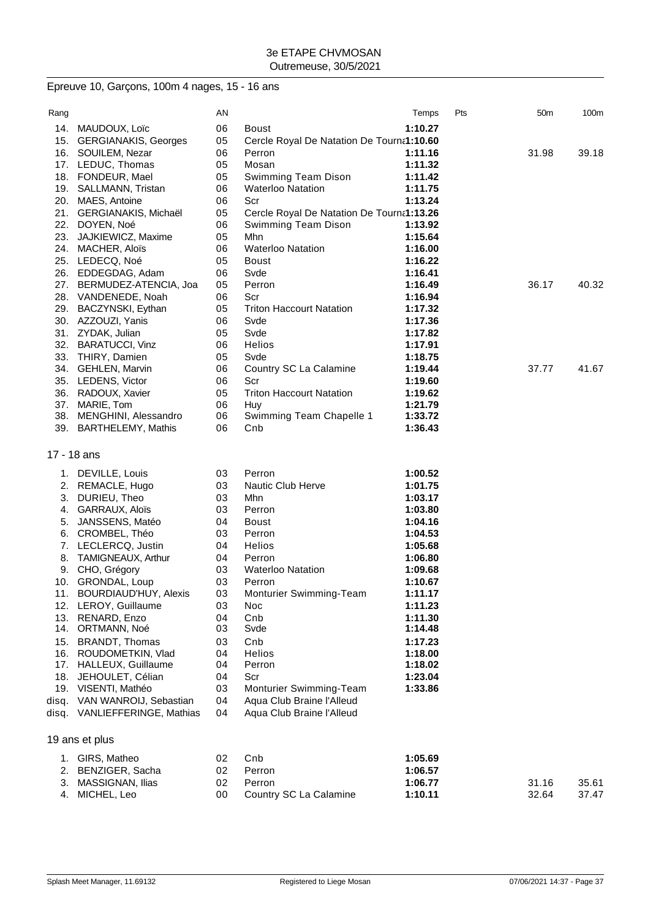3e ETAPE CHVMOSAN
Outremeuse, 30/5/2021

## Epreuve 10, Garçons, 100m 4 nages, 15 - 16 ans

| Rang | | AN | | Temps | Pts | 50m | 100m |
|---|---|---|---|---|---|---|---|
| 14. | MAUDOUX, Loïc | 06 | Boust | 1:10.27 | | | |
| 15. | GERGIANAKIS, Georges | 05 | Cercle Royal De Natation De Tourna | 1:10.60 | | | |
| 16. | SOUILEM, Nezar | 06 | Perron | 1:11.16 | | 31.98 | 39.18 |
| 17. | LEDUC, Thomas | 05 | Mosan | 1:11.32 | | | |
| 18. | FONDEUR, Mael | 05 | Swimming Team Dison | 1:11.42 | | | |
| 19. | SALLMANN, Tristan | 06 | Waterloo Natation | 1:11.75 | | | |
| 20. | MAES, Antoine | 06 | Scr | 1:13.24 | | | |
| 21. | GERGIANAKIS, Michaël | 05 | Cercle Royal De Natation De Tourna | 1:13.26 | | | |
| 22. | DOYEN, Noé | 06 | Swimming Team Dison | 1:13.92 | | | |
| 23. | JAJKIEWICZ, Maxime | 05 | Mhn | 1:15.64 | | | |
| 24. | MACHER, Aloïs | 06 | Waterloo Natation | 1:16.00 | | | |
| 25. | LEDECQ, Noé | 05 | Boust | 1:16.22 | | | |
| 26. | EDDEGDAG, Adam | 06 | Svde | 1:16.41 | | | |
| 27. | BERMUDEZ-ATENCIA, Joa | 05 | Perron | 1:16.49 | | 36.17 | 40.32 |
| 28. | VANDENEDE, Noah | 06 | Scr | 1:16.94 | | | |
| 29. | BACZYNSKI, Eythan | 05 | Triton Haccourt Natation | 1:17.32 | | | |
| 30. | AZZOUZI, Yanis | 06 | Svde | 1:17.36 | | | |
| 31. | ZYDAK, Julian | 05 | Svde | 1:17.82 | | | |
| 32. | BARATUCCI, Vinz | 06 | Helios | 1:17.91 | | | |
| 33. | THIRY, Damien | 05 | Svde | 1:18.75 | | | |
| 34. | GEHLEN, Marvin | 06 | Country SC La Calamine | 1:19.44 | | 37.77 | 41.67 |
| 35. | LEDENS, Victor | 06 | Scr | 1:19.60 | | | |
| 36. | RADOUX, Xavier | 05 | Triton Haccourt Natation | 1:19.62 | | | |
| 37. | MARIE, Tom | 06 | Huy | 1:21.79 | | | |
| 38. | MENGHINI, Alessandro | 06 | Swimming Team Chapelle 1 | 1:33.72 | | | |
| 39. | BARTHELEMY, Mathis | 06 | Cnb | 1:36.43 | | | |

### 17 - 18 ans

| Rang | | AN | | Temps | Pts | 50m | 100m |
|---|---|---|---|---|---|---|---|
| 1. | DEVILLE, Louis | 03 | Perron | 1:00.52 | | | |
| 2. | REMACLE, Hugo | 03 | Nautic Club Herve | 1:01.75 | | | |
| 3. | DURIEU, Theo | 03 | Mhn | 1:03.17 | | | |
| 4. | GARRAUX, Aloïs | 03 | Perron | 1:03.80 | | | |
| 5. | JANSSENS, Matéo | 04 | Boust | 1:04.16 | | | |
| 6. | CROMBEL, Théo | 03 | Perron | 1:04.53 | | | |
| 7. | LECLERCQ, Justin | 04 | Helios | 1:05.68 | | | |
| 8. | TAMIGNEAUX, Arthur | 04 | Perron | 1:06.80 | | | |
| 9. | CHO, Grégory | 03 | Waterloo Natation | 1:09.68 | | | |
| 10. | GRONDAL, Loup | 03 | Perron | 1:10.67 | | | |
| 11. | BOURDIAUD'HUY, Alexis | 03 | Monturier Swimming-Team | 1:11.17 | | | |
| 12. | LEROY, Guillaume | 03 | Noc | 1:11.23 | | | |
| 13. | RENARD, Enzo | 04 | Cnb | 1:11.30 | | | |
| 14. | ORTMANN, Noé | 03 | Svde | 1:14.48 | | | |
| 15. | BRANDT, Thomas | 03 | Cnb | 1:17.23 | | | |
| 16. | ROUDOMETKIN, Vlad | 04 | Helios | 1:18.00 | | | |
| 17. | HALLEUX, Guillaume | 04 | Perron | 1:18.02 | | | |
| 18. | JEHOULET, Célian | 04 | Scr | 1:23.04 | | | |
| 19. | VISENTI, Mathéo | 03 | Monturier Swimming-Team | 1:33.86 | | | |
| disq. | VAN WANROIJ, Sebastian | 04 | Aqua Club Braine l'Alleud | | | | |
| disq. | VANLIEFFERINGE, Mathias | 04 | Aqua Club Braine l'Alleud | | | | |

### 19 ans et plus

| Rang | | AN | | Temps | Pts | 50m | 100m |
|---|---|---|---|---|---|---|---|
| 1. | GIRS, Matheo | 02 | Cnb | 1:05.69 | | | |
| 2. | BENZIGER, Sacha | 02 | Perron | 1:06.57 | | | |
| 3. | MASSIGNAN, Ilias | 02 | Perron | 1:06.77 | | 31.16 | 35.61 |
| 4. | MICHEL, Leo | 00 | Country SC La Calamine | 1:10.11 | | 32.64 | 37.47 |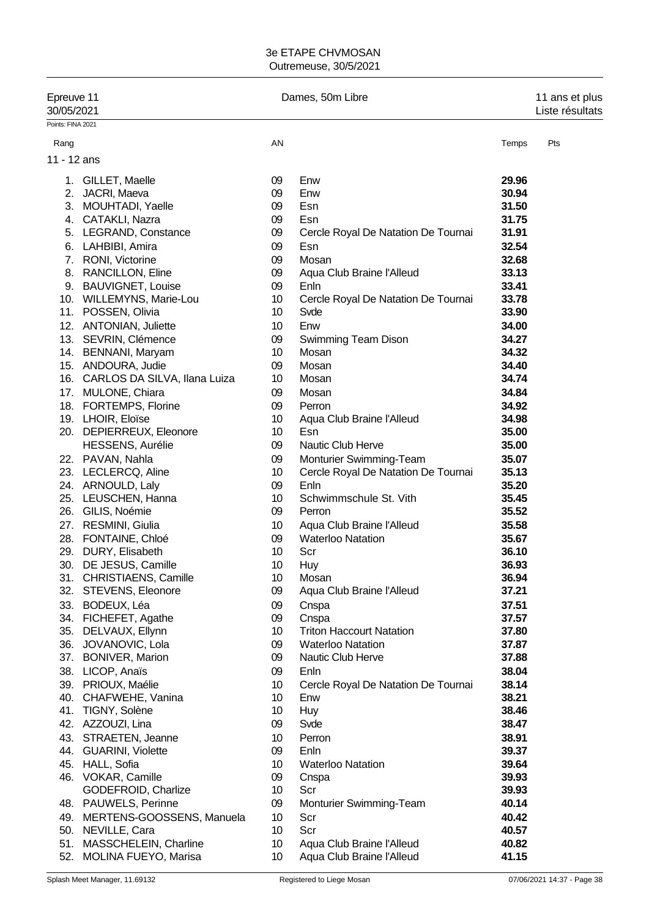# 3e ETAPE CHVMOSAN

Outremeuse, 30/5/2021

| Epreuve 11 | Dames, 50m Libre | 11 ans et plus |
|---|---|---|
| 30/05/2021 | | Liste résultats |

Points: FINA 2021

## 11 - 12 ans

| Rang | | AN | | Temps | Pts |
|---|---|---|---|---|---|
| 1. | GILLET, Maelle | 09 | Enw | **29.96** | |
| 2. | JACRI, Maeva | 09 | Enw | **30.94** | |
| 3. | MOUHTADI, Yaelle | 09 | Esn | **31.50** | |
| 4. | CATAKLI, Nazra | 09 | Esn | **31.75** | |
| 5. | LEGRAND, Constance | 09 | Cercle Royal De Natation De Tournai | **31.91** | |
| 6. | LAHBIBI, Amira | 09 | Esn | **32.54** | |
| 7. | RONI, Victorine | 09 | Mosan | **32.68** | |
| 8. | RANCILLON, Eline | 09 | Aqua Club Braine l'Alleud | **33.13** | |
| 9. | BAUVIGNET, Louise | 09 | Enln | **33.41** | |
| 10. | WILLEMYNS, Marie-Lou | 10 | Cercle Royal De Natation De Tournai | **33.78** | |
| 11. | POSSEN, Olivia | 10 | Svde | **33.90** | |
| 12. | ANTONIAN, Juliette | 10 | Enw | **34.00** | |
| 13. | SEVRIN, Clémence | 09 | Swimming Team Dison | **34.27** | |
| 14. | BENNANI, Maryam | 10 | Mosan | **34.32** | |
| 15. | ANDOURA, Judie | 09 | Mosan | **34.40** | |
| 16. | CARLOS DA SILVA, Ilana Luiza | 10 | Mosan | **34.74** | |
| 17. | MULONE, Chiara | 09 | Mosan | **34.84** | |
| 18. | FORTEMPS, Florine | 09 | Perron | **34.92** | |
| 19. | LHOIR, Eloïse | 10 | Aqua Club Braine l'Alleud | **34.98** | |
| 20. | DEPIERREUX, Eleonore | 10 | Esn | **35.00** | |
| | HESSENS, Aurélie | 09 | Nautic Club Herve | **35.00** | |
| 22. | PAVAN, Nahla | 09 | Monturier Swimming-Team | **35.07** | |
| 23. | LECLERCQ, Aline | 10 | Cercle Royal De Natation De Tournai | **35.13** | |
| 24. | ARNOULD, Laly | 09 | Enln | **35.20** | |
| 25. | LEUSCHEN, Hanna | 10 | Schwimmschule St. Vith | **35.45** | |
| 26. | GILIS, Noémie | 09 | Perron | **35.52** | |
| 27. | RESMINI, Giulia | 10 | Aqua Club Braine l'Alleud | **35.58** | |
| 28. | FONTAINE, Chloé | 09 | Waterloo Natation | **35.67** | |
| 29. | DURY, Elisabeth | 10 | Scr | **36.10** | |
| 30. | DE JESUS, Camille | 10 | Huy | **36.93** | |
| 31. | CHRISTIAENS, Camille | 10 | Mosan | **36.94** | |
| 32. | STEVENS, Eleonore | 09 | Aqua Club Braine l'Alleud | **37.21** | |
| 33. | BODEUX, Léa | 09 | Cnspa | **37.51** | |
| 34. | FICHEFET, Agathe | 09 | Cnspa | **37.57** | |
| 35. | DELVAUX, Ellynn | 10 | Triton Haccourt Natation | **37.80** | |
| 36. | JOVANOVIC, Lola | 09 | Waterloo Natation | **37.87** | |
| 37. | BONIVER, Marion | 09 | Nautic Club Herve | **37.88** | |
| 38. | LICOP, Anaïs | 09 | Enln | **38.04** | |
| 39. | PRIOUX, Maélie | 10 | Cercle Royal De Natation De Tournai | **38.14** | |
| 40. | CHAFWEHE, Vanina | 10 | Enw | **38.21** | |
| 41. | TIGNY, Solène | 10 | Huy | **38.46** | |
| 42. | AZZOUZI, Lina | 09 | Svde | **38.47** | |
| 43. | STRAETEN, Jeanne | 10 | Perron | **38.91** | |
| 44. | GUARINI, Violette | 09 | Enln | **39.37** | |
| 45. | HALL, Sofia | 10 | Waterloo Natation | **39.64** | |
| 46. | VOKAR, Camille | 09 | Cnspa | **39.93** | |
| | GODEFROID, Charlize | 10 | Scr | **39.93** | |
| 48. | PAUWELS, Perinne | 09 | Monturier Swimming-Team | **40.14** | |
| 49. | MERTENS-GOOSSENS, Manuela | 10 | Scr | **40.42** | |
| 50. | NEVILLE, Cara | 10 | Scr | **40.57** | |
| 51. | MASSCHELEIN, Charline | 10 | Aqua Club Braine l'Alleud | **40.82** | |
| 52. | MOLINA FUEYO, Marisa | 10 | Aqua Club Braine l'Alleud | **41.15** | |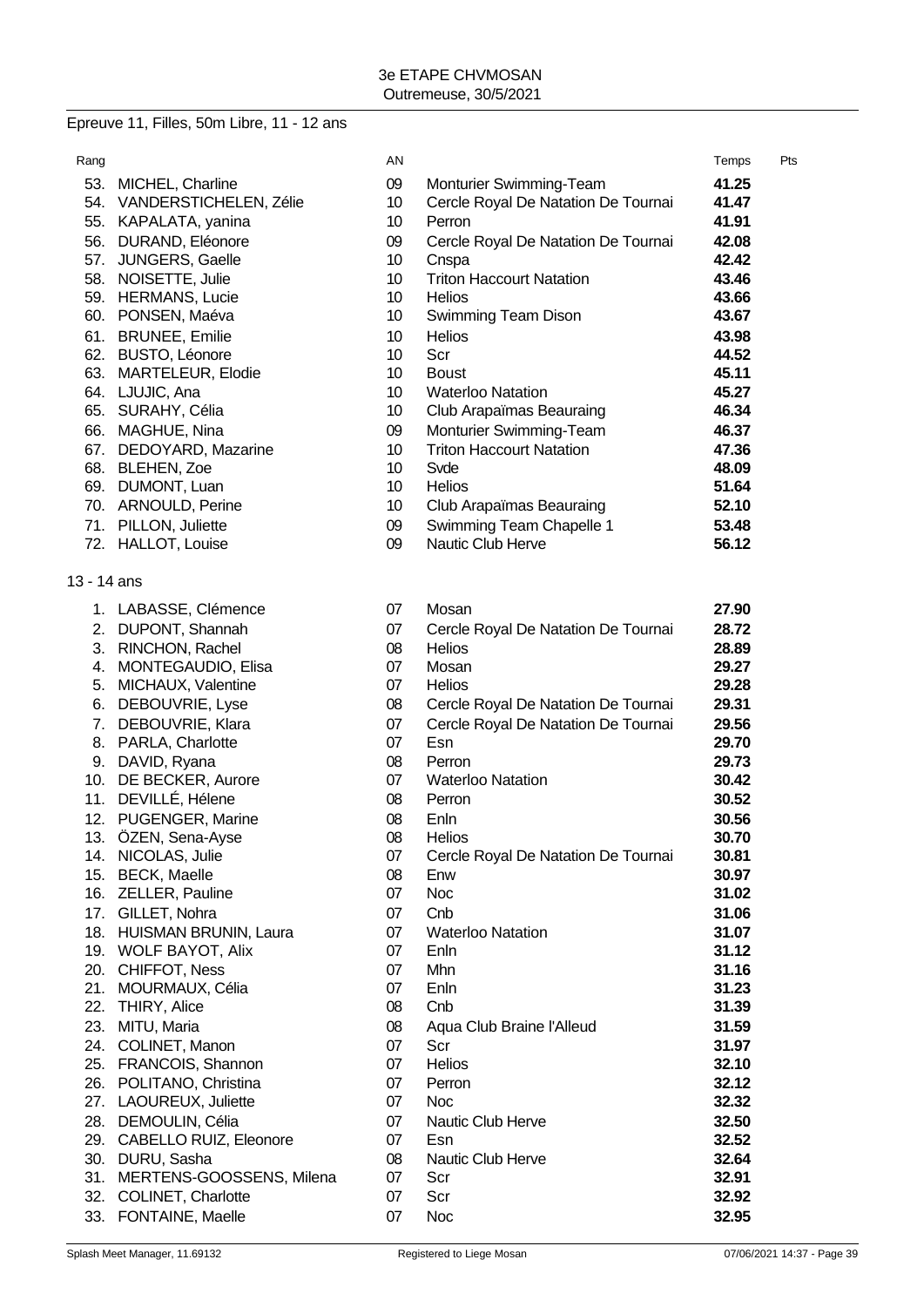3e ETAPE CHVMOSAN
Outremeuse, 30/5/2021

## Epreuve 11, Filles, 50m Libre, 11 - 12 ans

| Rang | | AN | | Temps | Pts |
|---|---|---|---|---|---|
| 53. | MICHEL, Charline | 09 | Monturier Swimming-Team | **41.25** | |
| 54. | VANDERSTICHELEN, Zélie | 10 | Cercle Royal De Natation De Tournai | **41.47** | |
| 55. | KAPALATA, yanina | 10 | Perron | **41.91** | |
| 56. | DURAND, Eléonore | 09 | Cercle Royal De Natation De Tournai | **42.08** | |
| 57. | JUNGERS, Gaelle | 10 | Cnspa | **42.42** | |
| 58. | NOISETTE, Julie | 10 | Triton Haccourt Natation | **43.46** | |
| 59. | HERMANS, Lucie | 10 | Helios | **43.66** | |
| 60. | PONSEN, Maéva | 10 | Swimming Team Dison | **43.67** | |
| 61. | BRUNEE, Emilie | 10 | Helios | **43.98** | |
| 62. | BUSTO, Léonore | 10 | Scr | **44.52** | |
| 63. | MARTELEUR, Elodie | 10 | Boust | **45.11** | |
| 64. | LJUJIC, Ana | 10 | Waterloo Natation | **45.27** | |
| 65. | SURAHY, Célia | 10 | Club Arapaïmas Beauraing | **46.34** | |
| 66. | MAGHUE, Nina | 09 | Monturier Swimming-Team | **46.37** | |
| 67. | DEDOYARD, Mazarine | 10 | Triton Haccourt Natation | **47.36** | |
| 68. | BLEHEN, Zoe | 10 | Svde | **48.09** | |
| 69. | DUMONT, Luan | 10 | Helios | **51.64** | |
| 70. | ARNOULD, Perine | 10 | Club Arapaïmas Beauraing | **52.10** | |
| 71. | PILLON, Juliette | 09 | Swimming Team Chapelle 1 | **53.48** | |
| 72. | HALLOT, Louise | 09 | Nautic Club Herve | **56.12** | |

13 - 14 ans

| Rang | | AN | | Temps | Pts |
|---|---|---|---|---|---|
| 1. | LABASSE, Clémence | 07 | Mosan | **27.90** | |
| 2. | DUPONT, Shannah | 07 | Cercle Royal De Natation De Tournai | **28.72** | |
| 3. | RINCHON, Rachel | 08 | Helios | **28.89** | |
| 4. | MONTEGAUDIO, Elisa | 07 | Mosan | **29.27** | |
| 5. | MICHAUX, Valentine | 07 | Helios | **29.28** | |
| 6. | DEBOUVRIE, Lyse | 08 | Cercle Royal De Natation De Tournai | **29.31** | |
| 7. | DEBOUVRIE, Klara | 07 | Cercle Royal De Natation De Tournai | **29.56** | |
| 8. | PARLA, Charlotte | 07 | Esn | **29.70** | |
| 9. | DAVID, Ryana | 08 | Perron | **29.73** | |
| 10. | DE BECKER, Aurore | 07 | Waterloo Natation | **30.42** | |
| 11. | DEVILLÉ, Hélene | 08 | Perron | **30.52** | |
| 12. | PUGENGER, Marine | 08 | Enln | **30.56** | |
| 13. | ÖZEN, Sena-Ayse | 08 | Helios | **30.70** | |
| 14. | NICOLAS, Julie | 07 | Cercle Royal De Natation De Tournai | **30.81** | |
| 15. | BECK, Maelle | 08 | Enw | **30.97** | |
| 16. | ZELLER, Pauline | 07 | Noc | **31.02** | |
| 17. | GILLET, Nohra | 07 | Cnb | **31.06** | |
| 18. | HUISMAN BRUNIN, Laura | 07 | Waterloo Natation | **31.07** | |
| 19. | WOLF BAYOT, Alix | 07 | Enln | **31.12** | |
| 20. | CHIFFOT, Ness | 07 | Mhn | **31.16** | |
| 21. | MOURMAUX, Célia | 07 | Enln | **31.23** | |
| 22. | THIRY, Alice | 08 | Cnb | **31.39** | |
| 23. | MITU, Maria | 08 | Aqua Club Braine l'Alleud | **31.59** | |
| 24. | COLINET, Manon | 07 | Scr | **31.97** | |
| 25. | FRANCOIS, Shannon | 07 | Helios | **32.10** | |
| 26. | POLITANO, Christina | 07 | Perron | **32.12** | |
| 27. | LAOUREUX, Juliette | 07 | Noc | **32.32** | |
| 28. | DEMOULIN, Célia | 07 | Nautic Club Herve | **32.50** | |
| 29. | CABELLO RUIZ, Eleonore | 07 | Esn | **32.52** | |
| 30. | DURU, Sasha | 08 | Nautic Club Herve | **32.64** | |
| 31. | MERTENS-GOOSSENS, Milena | 07 | Scr | **32.91** | |
| 32. | COLINET, Charlotte | 07 | Scr | **32.92** | |
| 33. | FONTAINE, Maelle | 07 | Noc | **32.95** | |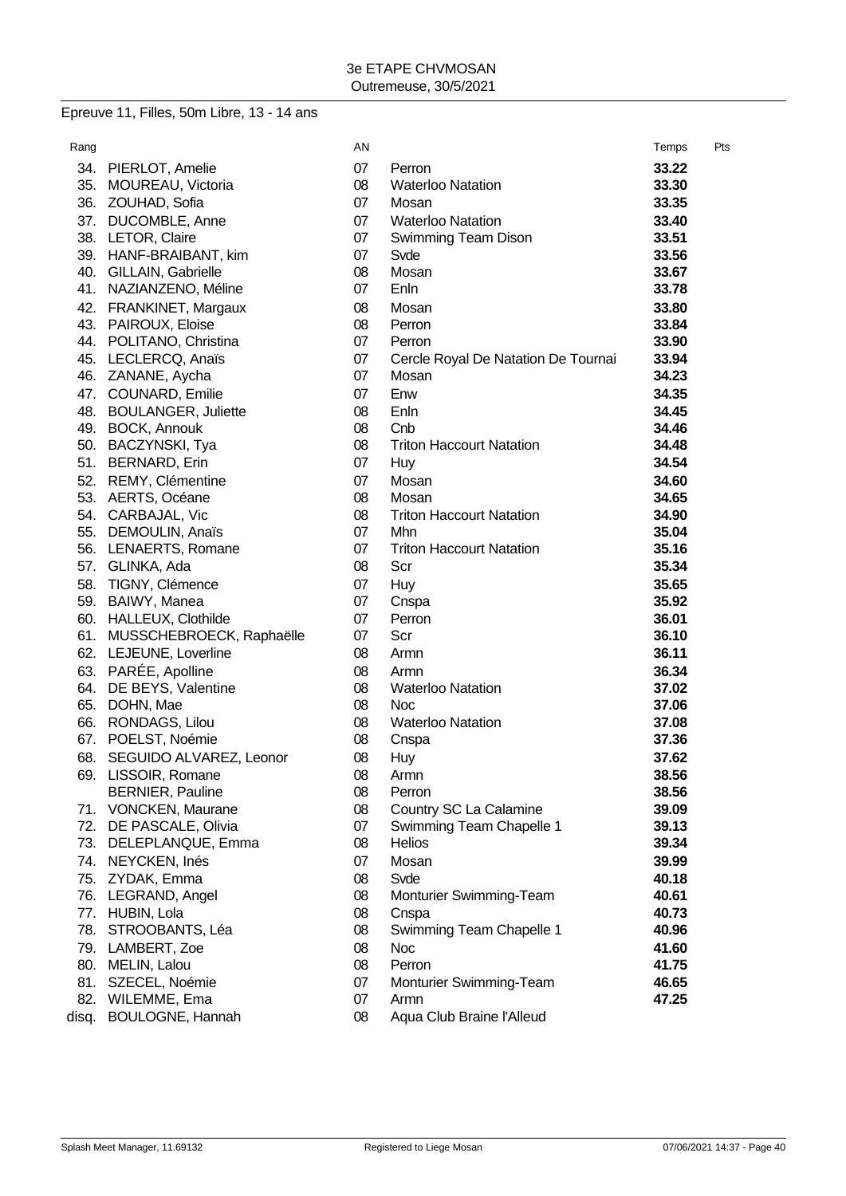3e ETAPE CHVMOSAN
Outremeuse, 30/5/2021

## Epreuve 11, Filles, 50m Libre, 13 - 14 ans

| Rang | | AN | | Temps | Pts |
|---|---|---|---|---|---|
| 34. | PIERLOT, Amelie | 07 | Perron | **33.22** | |
| 35. | MOUREAU, Victoria | 08 | Waterloo Natation | **33.30** | |
| 36. | ZOUHAD, Sofia | 07 | Mosan | **33.35** | |
| 37. | DUCOMBLE, Anne | 07 | Waterloo Natation | **33.40** | |
| 38. | LETOR, Claire | 07 | Swimming Team Dison | **33.51** | |
| 39. | HANF-BRAIBANT, kim | 07 | Svde | **33.56** | |
| 40. | GILLAIN, Gabrielle | 08 | Mosan | **33.67** | |
| 41. | NAZIANZENO, Méline | 07 | Enln | **33.78** | |
| 42. | FRANKINET, Margaux | 08 | Mosan | **33.80** | |
| 43. | PAIROUX, Eloise | 08 | Perron | **33.84** | |
| 44. | POLITANO, Christina | 07 | Perron | **33.90** | |
| 45. | LECLERCQ, Anaïs | 07 | Cercle Royal De Natation De Tournai | **33.94** | |
| 46. | ZANANE, Aycha | 07 | Mosan | **34.23** | |
| 47. | COUNARD, Emilie | 07 | Enw | **34.35** | |
| 48. | BOULANGER, Juliette | 08 | Enln | **34.45** | |
| 49. | BOCK, Annouk | 08 | Cnb | **34.46** | |
| 50. | BACZYNSKI, Tya | 08 | Triton Haccourt Natation | **34.48** | |
| 51. | BERNARD, Erin | 07 | Huy | **34.54** | |
| 52. | REMY, Clémentine | 07 | Mosan | **34.60** | |
| 53. | AERTS, Océane | 08 | Mosan | **34.65** | |
| 54. | CARBAJAL, Vic | 08 | Triton Haccourt Natation | **34.90** | |
| 55. | DEMOULIN, Anaïs | 07 | Mhn | **35.04** | |
| 56. | LENAERTS, Romane | 07 | Triton Haccourt Natation | **35.16** | |
| 57. | GLINKA, Ada | 08 | Scr | **35.34** | |
| 58. | TIGNY, Clémence | 07 | Huy | **35.65** | |
| 59. | BAIWY, Manea | 07 | Cnspa | **35.92** | |
| 60. | HALLEUX, Clothilde | 07 | Perron | **36.01** | |
| 61. | MUSSCHEBROECK, Raphaëlle | 07 | Scr | **36.10** | |
| 62. | LEJEUNE, Loverline | 08 | Armn | **36.11** | |
| 63. | PARÉE, Apolline | 08 | Armn | **36.34** | |
| 64. | DE BEYS, Valentine | 08 | Waterloo Natation | **37.02** | |
| 65. | DOHN, Mae | 08 | Noc | **37.06** | |
| 66. | RONDAGS, Lilou | 08 | Waterloo Natation | **37.08** | |
| 67. | POELST, Noémie | 08 | Cnspa | **37.36** | |
| 68. | SEGUIDO ALVAREZ, Leonor | 08 | Huy | **37.62** | |
| 69. | LISSOIR, Romane | 08 | Armn | **38.56** | |
| | BERNIER, Pauline | 08 | Perron | **38.56** | |
| 71. | VONCKEN, Maurane | 08 | Country SC La Calamine | **39.09** | |
| 72. | DE PASCALE, Olivia | 07 | Swimming Team Chapelle 1 | **39.13** | |
| 73. | DELEPLANQUE, Emma | 08 | Helios | **39.34** | |
| 74. | NEYCKEN, Inés | 07 | Mosan | **39.99** | |
| 75. | ZYDAK, Emma | 08 | Svde | **40.18** | |
| 76. | LEGRAND, Angel | 08 | Monturier Swimming-Team | **40.61** | |
| 77. | HUBIN, Lola | 08 | Cnspa | **40.73** | |
| 78. | STROOBANTS, Léa | 08 | Swimming Team Chapelle 1 | **40.96** | |
| 79. | LAMBERT, Zoe | 08 | Noc | **41.60** | |
| 80. | MELIN, Lalou | 08 | Perron | **41.75** | |
| 81. | SZECEL, Noémie | 07 | Monturier Swimming-Team | **46.65** | |
| 82. | WILEMME, Ema | 07 | Armn | **47.25** | |
| disq. | BOULOGNE, Hannah | 08 | Aqua Club Braine l'Alleud | | |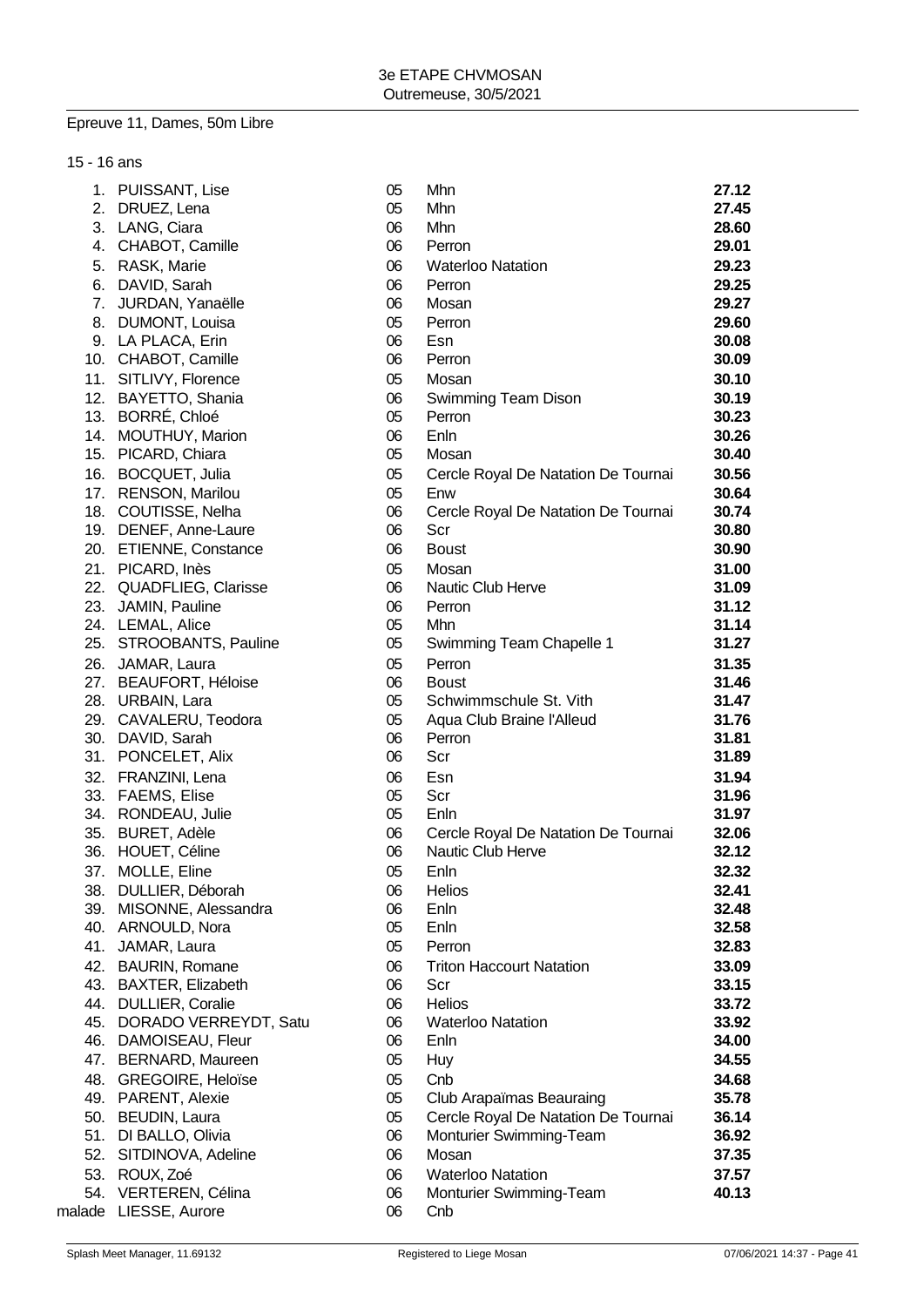3e ETAPE CHVMOSAN
Outremeuse, 30/5/2021

## Epreuve 11, Dames, 50m Libre

### 15 - 16 ans

| Place | Nom | Année | Club | Temps |
|---|---|---|---|---|
| 1. | PUISSANT, Lise | 05 | Mhn | **27.12** |
| 2. | DRUEZ, Lena | 05 | Mhn | **27.45** |
| 3. | LANG, Ciara | 06 | Mhn | **28.60** |
| 4. | CHABOT, Camille | 06 | Perron | **29.01** |
| 5. | RASK, Marie | 06 | Waterloo Natation | **29.23** |
| 6. | DAVID, Sarah | 06 | Perron | **29.25** |
| 7. | JURDAN, Yanaëlle | 06 | Mosan | **29.27** |
| 8. | DUMONT, Louisa | 05 | Perron | **29.60** |
| 9. | LA PLACA, Erin | 06 | Esn | **30.08** |
| 10. | CHABOT, Camille | 06 | Perron | **30.09** |
| 11. | SITLIVY, Florence | 05 | Mosan | **30.10** |
| 12. | BAYETTO, Shania | 06 | Swimming Team Dison | **30.19** |
| 13. | BORRÉ, Chloé | 05 | Perron | **30.23** |
| 14. | MOUTHUY, Marion | 06 | Enln | **30.26** |
| 15. | PICARD, Chiara | 05 | Mosan | **30.40** |
| 16. | BOCQUET, Julia | 05 | Cercle Royal De Natation De Tournai | **30.56** |
| 17. | RENSON, Marilou | 05 | Enw | **30.64** |
| 18. | COUTISSE, Nelha | 06 | Cercle Royal De Natation De Tournai | **30.74** |
| 19. | DENEF, Anne-Laure | 06 | Scr | **30.80** |
| 20. | ETIENNE, Constance | 06 | Boust | **30.90** |
| 21. | PICARD, Inès | 05 | Mosan | **31.00** |
| 22. | QUADFLIEG, Clarisse | 06 | Nautic Club Herve | **31.09** |
| 23. | JAMIN, Pauline | 06 | Perron | **31.12** |
| 24. | LEMAL, Alice | 05 | Mhn | **31.14** |
| 25. | STROOBANTS, Pauline | 05 | Swimming Team Chapelle 1 | **31.27** |
| 26. | JAMAR, Laura | 05 | Perron | **31.35** |
| 27. | BEAUFORT, Héloise | 06 | Boust | **31.46** |
| 28. | URBAIN, Lara | 05 | Schwimmschule St. Vith | **31.47** |
| 29. | CAVALERU, Teodora | 05 | Aqua Club Braine l'Alleud | **31.76** |
| 30. | DAVID, Sarah | 06 | Perron | **31.81** |
| 31. | PONCELET, Alix | 06 | Scr | **31.89** |
| 32. | FRANZINI, Lena | 06 | Esn | **31.94** |
| 33. | FAEMS, Elise | 05 | Scr | **31.96** |
| 34. | RONDEAU, Julie | 05 | Enln | **31.97** |
| 35. | BURET, Adèle | 06 | Cercle Royal De Natation De Tournai | **32.06** |
| 36. | HOUET, Céline | 06 | Nautic Club Herve | **32.12** |
| 37. | MOLLE, Eline | 05 | Enln | **32.32** |
| 38. | DULLIER, Déborah | 06 | Helios | **32.41** |
| 39. | MISONNE, Alessandra | 06 | Enln | **32.48** |
| 40. | ARNOULD, Nora | 05 | Enln | **32.58** |
| 41. | JAMAR, Laura | 05 | Perron | **32.83** |
| 42. | BAURIN, Romane | 06 | Triton Haccourt Natation | **33.09** |
| 43. | BAXTER, Elizabeth | 06 | Scr | **33.15** |
| 44. | DULLIER, Coralie | 06 | Helios | **33.72** |
| 45. | DORADO VERREYDT, Satu | 06 | Waterloo Natation | **33.92** |
| 46. | DAMOISEAU, Fleur | 06 | Enln | **34.00** |
| 47. | BERNARD, Maureen | 05 | Huy | **34.55** |
| 48. | GREGOIRE, Heloïse | 05 | Cnb | **34.68** |
| 49. | PARENT, Alexie | 05 | Club Arapaïmas Beauraing | **35.78** |
| 50. | BEUDIN, Laura | 05 | Cercle Royal De Natation De Tournai | **36.14** |
| 51. | DI BALLO, Olivia | 06 | Monturier Swimming-Team | **36.92** |
| 52. | SITDINOVA, Adeline | 06 | Mosan | **37.35** |
| 53. | ROUX, Zoé | 06 | Waterloo Natation | **37.57** |
| 54. | VERTEREN, Célina | 06 | Monturier Swimming-Team | **40.13** |
| malade | LIESSE, Aurore | 06 | Cnb | |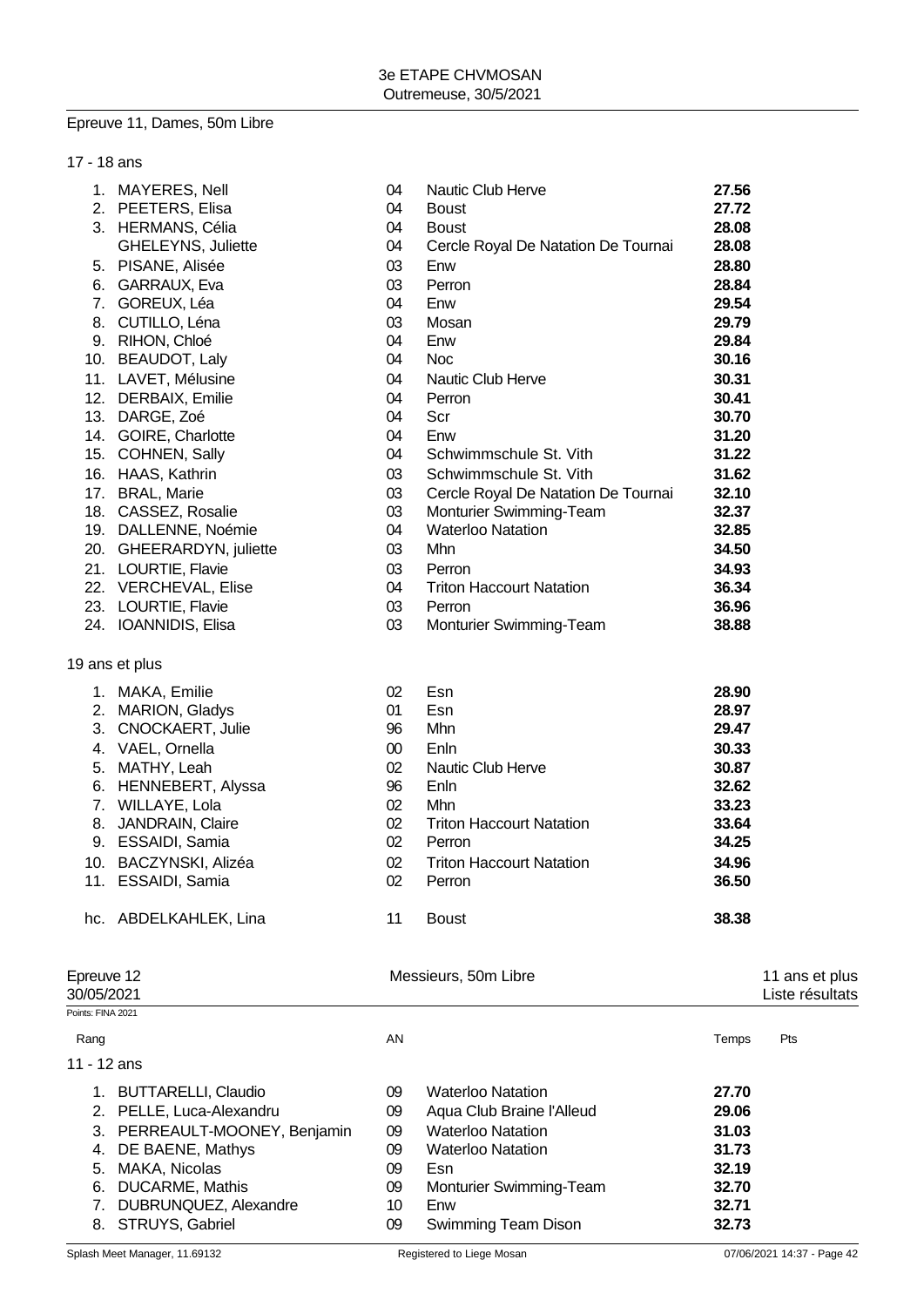Epreuve 11, Dames, 50m Libre

17 - 18 ans

| Rang | Nom | AN | Club | Temps |
|---|---|---|---|---|
| 1. | MAYERES, Nell | 04 | Nautic Club Herve | **27.56** |
| 2. | PEETERS, Elisa | 04 | Boust | **27.72** |
| 3. | HERMANS, Célia | 04 | Boust | **28.08** |
| | GHELEYNS, Juliette | 04 | Cercle Royal De Natation De Tournai | **28.08** |
| 5. | PISANE, Alisée | 03 | Enw | **28.80** |
| 6. | GARRAUX, Eva | 03 | Perron | **28.84** |
| 7. | GOREUX, Léa | 04 | Enw | **29.54** |
| 8. | CUTILLO, Léna | 03 | Mosan | **29.79** |
| 9. | RIHON, Chloé | 04 | Enw | **29.84** |
| 10. | BEAUDOT, Laly | 04 | Noc | **30.16** |
| 11. | LAVET, Mélusine | 04 | Nautic Club Herve | **30.31** |
| 12. | DERBAIX, Emilie | 04 | Perron | **30.41** |
| 13. | DARGE, Zoé | 04 | Scr | **30.70** |
| 14. | GOIRE, Charlotte | 04 | Enw | **31.20** |
| 15. | COHNEN, Sally | 04 | Schwimmschule St. Vith | **31.22** |
| 16. | HAAS, Kathrin | 03 | Schwimmschule St. Vith | **31.62** |
| 17. | BRAL, Marie | 03 | Cercle Royal De Natation De Tournai | **32.10** |
| 18. | CASSEZ, Rosalie | 03 | Monturier Swimming-Team | **32.37** |
| 19. | DALLENNE, Noémie | 04 | Waterloo Natation | **32.85** |
| 20. | GHEERARDYN, juliette | 03 | Mhn | **34.50** |
| 21. | LOURTIE, Flavie | 03 | Perron | **34.93** |
| 22. | VERCHEVAL, Elise | 04 | Triton Haccourt Natation | **36.34** |
| 23. | LOURTIE, Flavie | 03 | Perron | **36.96** |
| 24. | IOANNIDIS, Elisa | 03 | Monturier Swimming-Team | **38.88** |

19 ans et plus

| Rang | Nom | AN | Club | Temps |
|---|---|---|---|---|
| 1. | MAKA, Emilie | 02 | Esn | **28.90** |
| 2. | MARION, Gladys | 01 | Esn | **28.97** |
| 3. | CNOCKAERT, Julie | 96 | Mhn | **29.47** |
| 4. | VAEL, Ornella | 00 | Enln | **30.33** |
| 5. | MATHY, Leah | 02 | Nautic Club Herve | **30.87** |
| 6. | HENNEBERT, Alyssa | 96 | Enln | **32.62** |
| 7. | WILLAYE, Lola | 02 | Mhn | **33.23** |
| 8. | JANDRAIN, Claire | 02 | Triton Haccourt Natation | **33.64** |
| 9. | ESSAIDI, Samia | 02 | Perron | **34.25** |
| 10. | BACZYNSKI, Alizéa | 02 | Triton Haccourt Natation | **34.96** |
| 11. | ESSAIDI, Samia | 02 | Perron | **36.50** |
| hc. | ABDELKAHLEK, Lina | 11 | Boust | **38.38** |

Epreuve 12 — Messieurs, 50m Libre — 11 ans et plus

30/05/2021 — Liste résultats

Points: FINA 2021

11 - 12 ans

| Rang | Nom | AN | Club | Temps | Pts |
|---|---|---|---|---|---|
| 1. | BUTTARELLI, Claudio | 09 | Waterloo Natation | **27.70** | |
| 2. | PELLE, Luca-Alexandru | 09 | Aqua Club Braine l'Alleud | **29.06** | |
| 3. | PERREAULT-MOONEY, Benjamin | 09 | Waterloo Natation | **31.03** | |
| 4. | DE BAENE, Mathys | 09 | Waterloo Natation | **31.73** | |
| 5. | MAKA, Nicolas | 09 | Esn | **32.19** | |
| 6. | DUCARME, Mathis | 09 | Monturier Swimming-Team | **32.70** | |
| 7. | DUBRUNQUEZ, Alexandre | 10 | Enw | **32.71** | |
| 8. | STRUYS, Gabriel | 09 | Swimming Team Dison | **32.73** | |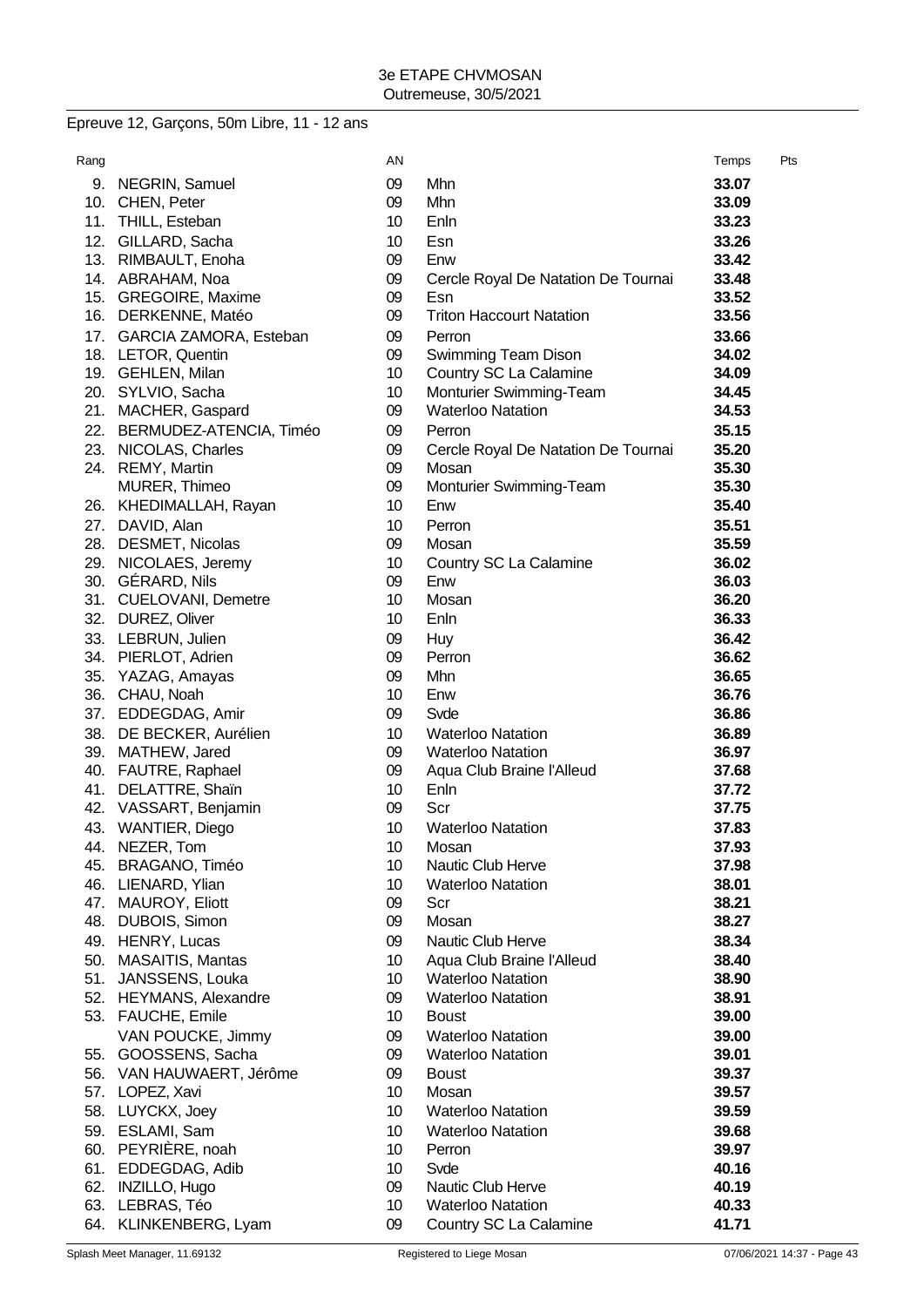3e ETAPE CHVMOSAN
Outremeuse, 30/5/2021

## Epreuve 12, Garçons, 50m Libre, 11 - 12 ans

| Rang | | AN | | Temps | Pts |
|---|---|---|---|---|---|
| 9. | NEGRIN, Samuel | 09 | Mhn | **33.07** | |
| 10. | CHEN, Peter | 09 | Mhn | **33.09** | |
| 11. | THILL, Esteban | 10 | Enln | **33.23** | |
| 12. | GILLARD, Sacha | 10 | Esn | **33.26** | |
| 13. | RIMBAULT, Enoha | 09 | Enw | **33.42** | |
| 14. | ABRAHAM, Noa | 09 | Cercle Royal De Natation De Tournai | **33.48** | |
| 15. | GREGOIRE, Maxime | 09 | Esn | **33.52** | |
| 16. | DERKENNE, Matéo | 09 | Triton Haccourt Natation | **33.56** | |
| 17. | GARCIA ZAMORA, Esteban | 09 | Perron | **33.66** | |
| 18. | LETOR, Quentin | 09 | Swimming Team Dison | **34.02** | |
| 19. | GEHLEN, Milan | 10 | Country SC La Calamine | **34.09** | |
| 20. | SYLVIO, Sacha | 10 | Monturier Swimming-Team | **34.45** | |
| 21. | MACHER, Gaspard | 09 | Waterloo Natation | **34.53** | |
| 22. | BERMUDEZ-ATENCIA, Timéo | 09 | Perron | **35.15** | |
| 23. | NICOLAS, Charles | 09 | Cercle Royal De Natation De Tournai | **35.20** | |
| 24. | REMY, Martin | 09 | Mosan | **35.30** | |
| | MURER, Thimeo | 09 | Monturier Swimming-Team | **35.30** | |
| 26. | KHEDIMALLAH, Rayan | 10 | Enw | **35.40** | |
| 27. | DAVID, Alan | 10 | Perron | **35.51** | |
| 28. | DESMET, Nicolas | 09 | Mosan | **35.59** | |
| 29. | NICOLAES, Jeremy | 10 | Country SC La Calamine | **36.02** | |
| 30. | GÉRARD, Nils | 09 | Enw | **36.03** | |
| 31. | CUELOVANI, Demetre | 10 | Mosan | **36.20** | |
| 32. | DUREZ, Oliver | 10 | Enln | **36.33** | |
| 33. | LEBRUN, Julien | 09 | Huy | **36.42** | |
| 34. | PIERLOT, Adrien | 09 | Perron | **36.62** | |
| 35. | YAZAG, Amayas | 09 | Mhn | **36.65** | |
| 36. | CHAU, Noah | 10 | Enw | **36.76** | |
| 37. | EDDEGDAG, Amir | 09 | Svde | **36.86** | |
| 38. | DE BECKER, Aurélien | 10 | Waterloo Natation | **36.89** | |
| 39. | MATHEW, Jared | 09 | Waterloo Natation | **36.97** | |
| 40. | FAUTRE, Raphael | 09 | Aqua Club Braine l'Alleud | **37.68** | |
| 41. | DELATTRE, Shaïn | 10 | Enln | **37.72** | |
| 42. | VASSART, Benjamin | 09 | Scr | **37.75** | |
| 43. | WANTIER, Diego | 10 | Waterloo Natation | **37.83** | |
| 44. | NEZER, Tom | 10 | Mosan | **37.93** | |
| 45. | BRAGANO, Timéo | 10 | Nautic Club Herve | **37.98** | |
| 46. | LIENARD, Ylian | 10 | Waterloo Natation | **38.01** | |
| 47. | MAUROY, Eliott | 09 | Scr | **38.21** | |
| 48. | DUBOIS, Simon | 09 | Mosan | **38.27** | |
| 49. | HENRY, Lucas | 09 | Nautic Club Herve | **38.34** | |
| 50. | MASAITIS, Mantas | 10 | Aqua Club Braine l'Alleud | **38.40** | |
| 51. | JANSSENS, Louka | 10 | Waterloo Natation | **38.90** | |
| 52. | HEYMANS, Alexandre | 09 | Waterloo Natation | **38.91** | |
| 53. | FAUCHE, Emile | 10 | Boust | **39.00** | |
| | VAN POUCKE, Jimmy | 09 | Waterloo Natation | **39.00** | |
| 55. | GOOSSENS, Sacha | 09 | Waterloo Natation | **39.01** | |
| 56. | VAN HAUWAERT, Jérôme | 09 | Boust | **39.37** | |
| 57. | LOPEZ, Xavi | 10 | Mosan | **39.57** | |
| 58. | LUYCKX, Joey | 10 | Waterloo Natation | **39.59** | |
| 59. | ESLAMI, Sam | 10 | Waterloo Natation | **39.68** | |
| 60. | PEYRIÈRE, noah | 10 | Perron | **39.97** | |
| 61. | EDDEGDAG, Adib | 10 | Svde | **40.16** | |
| 62. | INZILLO, Hugo | 09 | Nautic Club Herve | **40.19** | |
| 63. | LEBRAS, Téo | 10 | Waterloo Natation | **40.33** | |
| 64. | KLINKENBERG, Lyam | 09 | Country SC La Calamine | **41.71** | |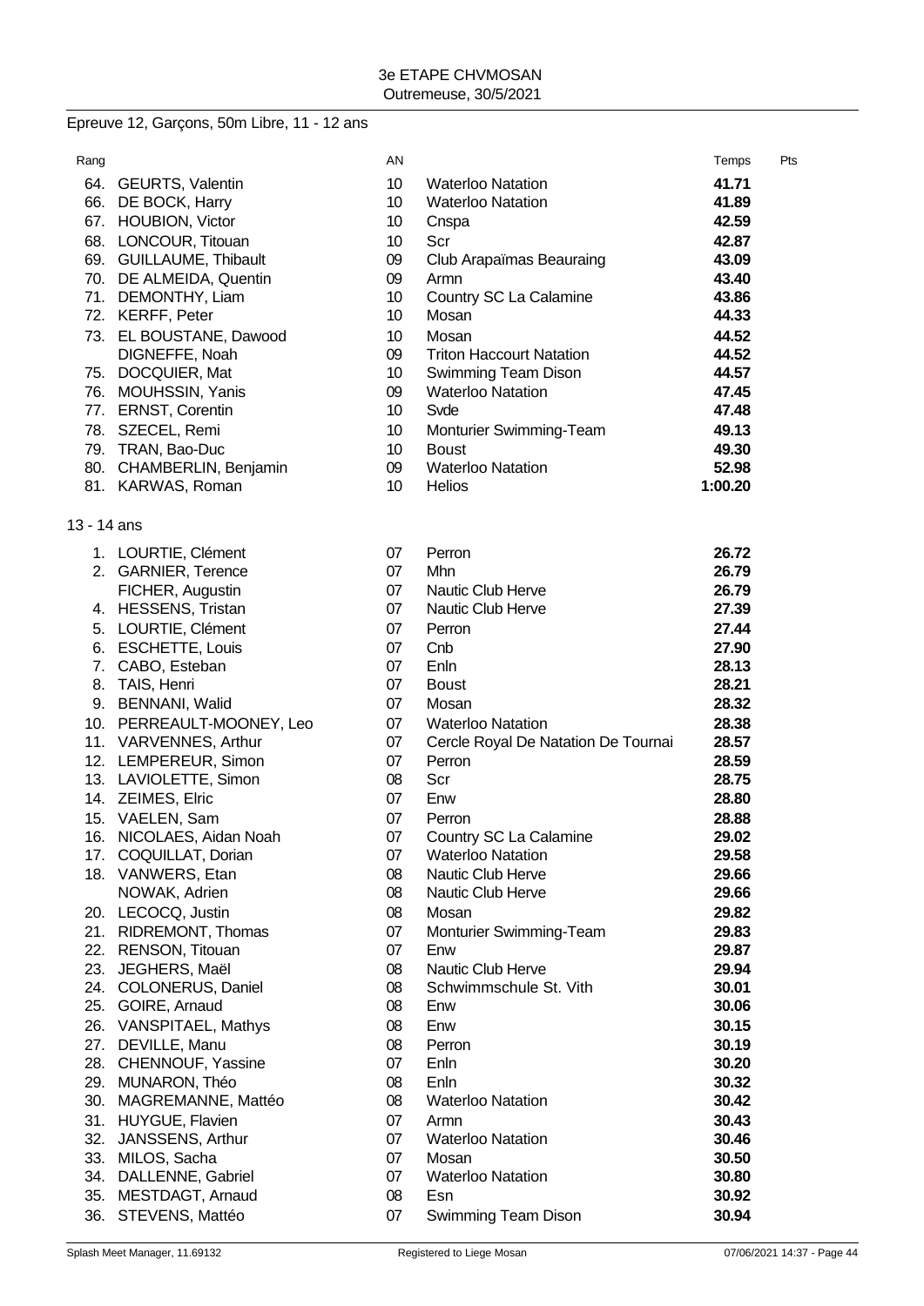3e ETAPE CHVMOSAN
Outremeuse, 30/5/2021

## Epreuve 12, Garçons, 50m Libre, 11 - 12 ans

| Rang | | AN | | Temps | Pts |
|---|---|---|---|---|---|
| 64. | GEURTS, Valentin | 10 | Waterloo Natation | **41.71** | |
| 66. | DE BOCK, Harry | 10 | Waterloo Natation | **41.89** | |
| 67. | HOUBION, Victor | 10 | Cnspa | **42.59** | |
| 68. | LONCOUR, Titouan | 10 | Scr | **42.87** | |
| 69. | GUILLAUME, Thibault | 09 | Club Arapaïmas Beauraing | **43.09** | |
| 70. | DE ALMEIDA, Quentin | 09 | Armn | **43.40** | |
| 71. | DEMONTHY, Liam | 10 | Country SC La Calamine | **43.86** | |
| 72. | KERFF, Peter | 10 | Mosan | **44.33** | |
| 73. | EL BOUSTANE, Dawood | 10 | Mosan | **44.52** | |
| | DIGNEFFE, Noah | 09 | Triton Haccourt Natation | **44.52** | |
| 75. | DOCQUIER, Mat | 10 | Swimming Team Dison | **44.57** | |
| 76. | MOUHSSIN, Yanis | 09 | Waterloo Natation | **47.45** | |
| 77. | ERNST, Corentin | 10 | Svde | **47.48** | |
| 78. | SZECEL, Remi | 10 | Monturier Swimming-Team | **49.13** | |
| 79. | TRAN, Bao-Duc | 10 | Boust | **49.30** | |
| 80. | CHAMBERLIN, Benjamin | 09 | Waterloo Natation | **52.98** | |
| 81. | KARWAS, Roman | 10 | Helios | **1:00.20** | |

### 13 - 14 ans

| Rang | | AN | | Temps | Pts |
|---|---|---|---|---|---|
| 1. | LOURTIE, Clément | 07 | Perron | **26.72** | |
| 2. | GARNIER, Terence | 07 | Mhn | **26.79** | |
| | FICHER, Augustin | 07 | Nautic Club Herve | **26.79** | |
| 4. | HESSENS, Tristan | 07 | Nautic Club Herve | **27.39** | |
| 5. | LOURTIE, Clément | 07 | Perron | **27.44** | |
| 6. | ESCHETTE, Louis | 07 | Cnb | **27.90** | |
| 7. | CABO, Esteban | 07 | Enln | **28.13** | |
| 8. | TAIS, Henri | 07 | Boust | **28.21** | |
| 9. | BENNANI, Walid | 07 | Mosan | **28.32** | |
| 10. | PERREAULT-MOONEY, Leo | 07 | Waterloo Natation | **28.38** | |
| 11. | VARVENNES, Arthur | 07 | Cercle Royal De Natation De Tournai | **28.57** | |
| 12. | LEMPEREUR, Simon | 07 | Perron | **28.59** | |
| 13. | LAVIOLETTE, Simon | 08 | Scr | **28.75** | |
| 14. | ZEIMES, Elric | 07 | Enw | **28.80** | |
| 15. | VAELEN, Sam | 07 | Perron | **28.88** | |
| 16. | NICOLAES, Aidan Noah | 07 | Country SC La Calamine | **29.02** | |
| 17. | COQUILLAT, Dorian | 07 | Waterloo Natation | **29.58** | |
| 18. | VANWERS, Etan | 08 | Nautic Club Herve | **29.66** | |
| | NOWAK, Adrien | 08 | Nautic Club Herve | **29.66** | |
| 20. | LECOCQ, Justin | 08 | Mosan | **29.82** | |
| 21. | RIDREMONT, Thomas | 07 | Monturier Swimming-Team | **29.83** | |
| 22. | RENSON, Titouan | 07 | Enw | **29.87** | |
| 23. | JEGHERS, Maël | 08 | Nautic Club Herve | **29.94** | |
| 24. | COLONERUS, Daniel | 08 | Schwimmschule St. Vith | **30.01** | |
| 25. | GOIRE, Arnaud | 08 | Enw | **30.06** | |
| 26. | VANSPITAEL, Mathys | 08 | Enw | **30.15** | |
| 27. | DEVILLE, Manu | 08 | Perron | **30.19** | |
| 28. | CHENNOUF, Yassine | 07 | Enln | **30.20** | |
| 29. | MUNARON, Théo | 08 | Enln | **30.32** | |
| 30. | MAGREMANNE, Mattéo | 08 | Waterloo Natation | **30.42** | |
| 31. | HUYGUE, Flavien | 07 | Armn | **30.43** | |
| 32. | JANSSENS, Arthur | 07 | Waterloo Natation | **30.46** | |
| 33. | MILOS, Sacha | 07 | Mosan | **30.50** | |
| 34. | DALLENNE, Gabriel | 07 | Waterloo Natation | **30.80** | |
| 35. | MESTDAGT, Arnaud | 08 | Esn | **30.92** | |
| 36. | STEVENS, Mattéo | 07 | Swimming Team Dison | **30.94** | |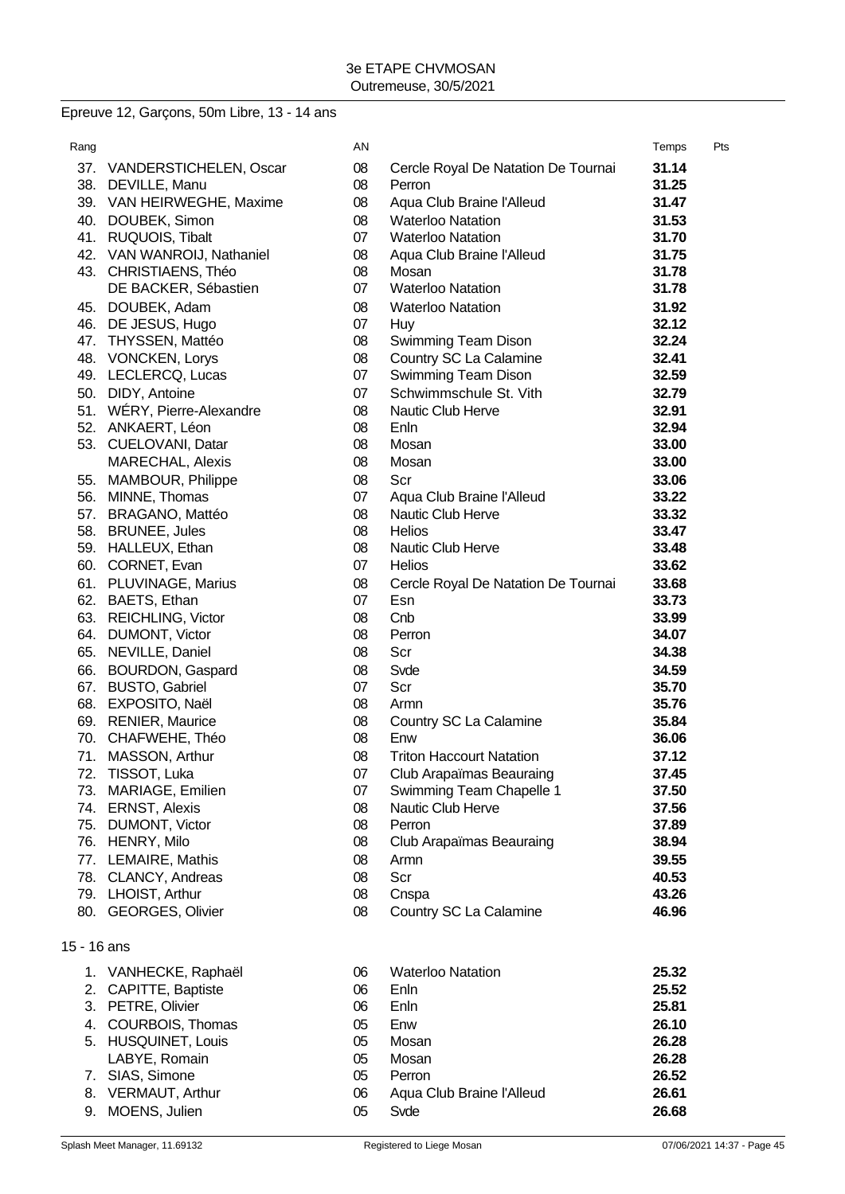3e ETAPE CHVMOSAN
Outremeuse, 30/5/2021

Epreuve 12, Garçons, 50m Libre, 13 - 14 ans

| Rang | | AN | | Temps | Pts |
|---|---|---|---|---|---|
| 37. | VANDERSTICHELEN, Oscar | 08 | Cercle Royal De Natation De Tournai | **31.14** | |
| 38. | DEVILLE, Manu | 08 | Perron | **31.25** | |
| 39. | VAN HEIRWEGHE, Maxime | 08 | Aqua Club Braine l'Alleud | **31.47** | |
| 40. | DOUBEK, Simon | 08 | Waterloo Natation | **31.53** | |
| 41. | RUQUOIS, Tibalt | 07 | Waterloo Natation | **31.70** | |
| 42. | VAN WANROIJ, Nathaniel | 08 | Aqua Club Braine l'Alleud | **31.75** | |
| 43. | CHRISTIAENS, Théo | 08 | Mosan | **31.78** | |
| | DE BACKER, Sébastien | 07 | Waterloo Natation | **31.78** | |
| 45. | DOUBEK, Adam | 08 | Waterloo Natation | **31.92** | |
| 46. | DE JESUS, Hugo | 07 | Huy | **32.12** | |
| 47. | THYSSEN, Mattéo | 08 | Swimming Team Dison | **32.24** | |
| 48. | VONCKEN, Lorys | 08 | Country SC La Calamine | **32.41** | |
| 49. | LECLERCQ, Lucas | 07 | Swimming Team Dison | **32.59** | |
| 50. | DIDY, Antoine | 07 | Schwimmschule St. Vith | **32.79** | |
| 51. | WÉRY, Pierre-Alexandre | 08 | Nautic Club Herve | **32.91** | |
| 52. | ANKAERT, Léon | 08 | Enln | **32.94** | |
| 53. | CUELOVANI, Datar | 08 | Mosan | **33.00** | |
| | MARECHAL, Alexis | 08 | Mosan | **33.00** | |
| 55. | MAMBOUR, Philippe | 08 | Scr | **33.06** | |
| 56. | MINNE, Thomas | 07 | Aqua Club Braine l'Alleud | **33.22** | |
| 57. | BRAGANO, Mattéo | 08 | Nautic Club Herve | **33.32** | |
| 58. | BRUNEE, Jules | 08 | Helios | **33.47** | |
| 59. | HALLEUX, Ethan | 08 | Nautic Club Herve | **33.48** | |
| 60. | CORNET, Evan | 07 | Helios | **33.62** | |
| 61. | PLUVINAGE, Marius | 08 | Cercle Royal De Natation De Tournai | **33.68** | |
| 62. | BAETS, Ethan | 07 | Esn | **33.73** | |
| 63. | REICHLING, Victor | 08 | Cnb | **33.99** | |
| 64. | DUMONT, Victor | 08 | Perron | **34.07** | |
| 65. | NEVILLE, Daniel | 08 | Scr | **34.38** | |
| 66. | BOURDON, Gaspard | 08 | Svde | **34.59** | |
| 67. | BUSTO, Gabriel | 07 | Scr | **35.70** | |
| 68. | EXPOSITO, Naël | 08 | Armn | **35.76** | |
| 69. | RENIER, Maurice | 08 | Country SC La Calamine | **35.84** | |
| 70. | CHAFWEHE, Théo | 08 | Enw | **36.06** | |
| 71. | MASSON, Arthur | 08 | Triton Haccourt Natation | **37.12** | |
| 72. | TISSOT, Luka | 07 | Club Arapaïmas Beauraing | **37.45** | |
| 73. | MARIAGE, Emilien | 07 | Swimming Team Chapelle 1 | **37.50** | |
| 74. | ERNST, Alexis | 08 | Nautic Club Herve | **37.56** | |
| 75. | DUMONT, Victor | 08 | Perron | **37.89** | |
| 76. | HENRY, Milo | 08 | Club Arapaïmas Beauraing | **38.94** | |
| 77. | LEMAIRE, Mathis | 08 | Armn | **39.55** | |
| 78. | CLANCY, Andreas | 08 | Scr | **40.53** | |
| 79. | LHOIST, Arthur | 08 | Cnspa | **43.26** | |
| 80. | GEORGES, Olivier | 08 | Country SC La Calamine | **46.96** | |

15 - 16 ans

| Rang | | AN | | Temps | Pts |
|---|---|---|---|---|---|
| 1. | VANHECKE, Raphaël | 06 | Waterloo Natation | **25.32** | |
| 2. | CAPITTE, Baptiste | 06 | Enln | **25.52** | |
| 3. | PETRE, Olivier | 06 | Enln | **25.81** | |
| 4. | COURBOIS, Thomas | 05 | Enw | **26.10** | |
| 5. | HUSQUINET, Louis | 05 | Mosan | **26.28** | |
| | LABYE, Romain | 05 | Mosan | **26.28** | |
| 7. | SIAS, Simone | 05 | Perron | **26.52** | |
| 8. | VERMAUT, Arthur | 06 | Aqua Club Braine l'Alleud | **26.61** | |
| 9. | MOENS, Julien | 05 | Svde | **26.68** | |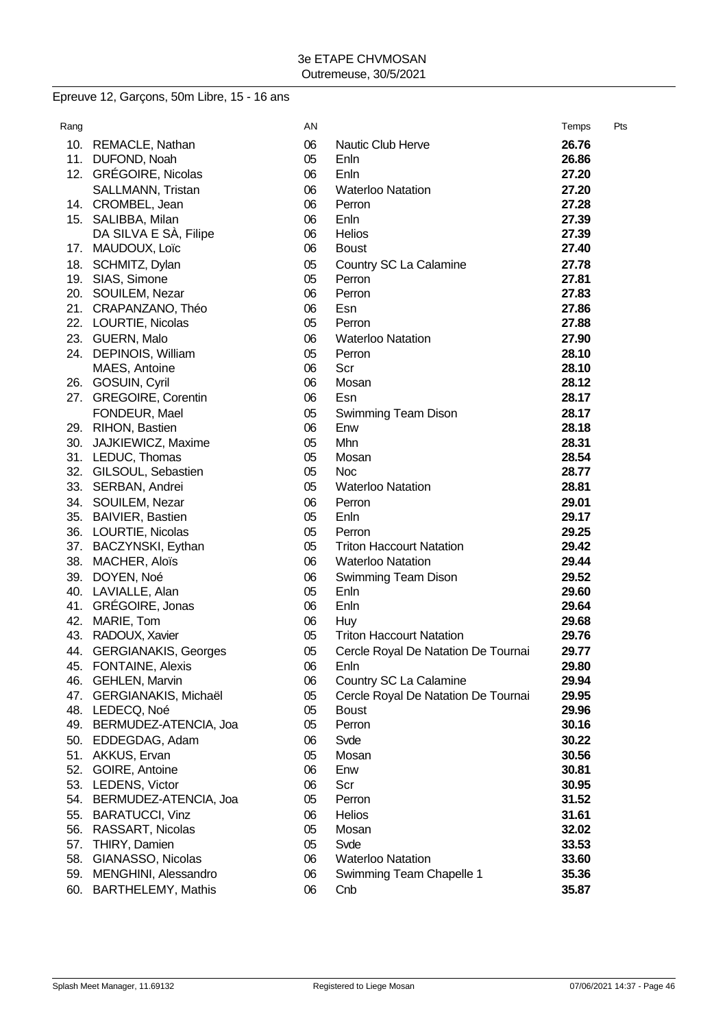3e ETAPE CHVMOSAN
Outremeuse, 30/5/2021

Epreuve 12, Garçons, 50m Libre, 15 - 16 ans

| Rang | | AN | | Temps | Pts |
|---|---|---|---|---|---|
| 10. | REMACLE, Nathan | 06 | Nautic Club Herve | **26.76** | |
| 11. | DUFOND, Noah | 05 | Enln | **26.86** | |
| 12. | GRÉGOIRE, Nicolas | 06 | Enln | **27.20** | |
| | SALLMANN, Tristan | 06 | Waterloo Natation | **27.20** | |
| 14. | CROMBEL, Jean | 06 | Perron | **27.28** | |
| 15. | SALIBBA, Milan | 06 | Enln | **27.39** | |
| | DA SILVA E SÀ, Filipe | 06 | Helios | **27.39** | |
| 17. | MAUDOUX, Loïc | 06 | Boust | **27.40** | |
| 18. | SCHMITZ, Dylan | 05 | Country SC La Calamine | **27.78** | |
| 19. | SIAS, Simone | 05 | Perron | **27.81** | |
| 20. | SOUILEM, Nezar | 06 | Perron | **27.83** | |
| 21. | CRAPANZANO, Théo | 06 | Esn | **27.86** | |
| 22. | LOURTIE, Nicolas | 05 | Perron | **27.88** | |
| 23. | GUERN, Malo | 06 | Waterloo Natation | **27.90** | |
| 24. | DEPINOIS, William | 05 | Perron | **28.10** | |
| | MAES, Antoine | 06 | Scr | **28.10** | |
| 26. | GOSUIN, Cyril | 06 | Mosan | **28.12** | |
| 27. | GREGOIRE, Corentin | 06 | Esn | **28.17** | |
| | FONDEUR, Mael | 05 | Swimming Team Dison | **28.17** | |
| 29. | RIHON, Bastien | 06 | Enw | **28.18** | |
| 30. | JAJKIEWICZ, Maxime | 05 | Mhn | **28.31** | |
| 31. | LEDUC, Thomas | 05 | Mosan | **28.54** | |
| 32. | GILSOUL, Sebastien | 05 | Noc | **28.77** | |
| 33. | SERBAN, Andrei | 05 | Waterloo Natation | **28.81** | |
| 34. | SOUILEM, Nezar | 06 | Perron | **29.01** | |
| 35. | BAIVIER, Bastien | 05 | Enln | **29.17** | |
| 36. | LOURTIE, Nicolas | 05 | Perron | **29.25** | |
| 37. | BACZYNSKI, Eythan | 05 | Triton Haccourt Natation | **29.42** | |
| 38. | MACHER, Aloïs | 06 | Waterloo Natation | **29.44** | |
| 39. | DOYEN, Noé | 06 | Swimming Team Dison | **29.52** | |
| 40. | LAVIALLE, Alan | 05 | Enln | **29.60** | |
| 41. | GRÉGOIRE, Jonas | 06 | Enln | **29.64** | |
| 42. | MARIE, Tom | 06 | Huy | **29.68** | |
| 43. | RADOUX, Xavier | 05 | Triton Haccourt Natation | **29.76** | |
| 44. | GERGIANAKIS, Georges | 05 | Cercle Royal De Natation De Tournai | **29.77** | |
| 45. | FONTAINE, Alexis | 06 | Enln | **29.80** | |
| 46. | GEHLEN, Marvin | 06 | Country SC La Calamine | **29.94** | |
| 47. | GERGIANAKIS, Michaël | 05 | Cercle Royal De Natation De Tournai | **29.95** | |
| 48. | LEDECQ, Noé | 05 | Boust | **29.96** | |
| 49. | BERMUDEZ-ATENCIA, Joa | 05 | Perron | **30.16** | |
| 50. | EDDEGDAG, Adam | 06 | Svde | **30.22** | |
| 51. | AKKUS, Ervan | 05 | Mosan | **30.56** | |
| 52. | GOIRE, Antoine | 06 | Enw | **30.81** | |
| 53. | LEDENS, Victor | 06 | Scr | **30.95** | |
| 54. | BERMUDEZ-ATENCIA, Joa | 05 | Perron | **31.52** | |
| 55. | BARATUCCI, Vinz | 06 | Helios | **31.61** | |
| 56. | RASSART, Nicolas | 05 | Mosan | **32.02** | |
| 57. | THIRY, Damien | 05 | Svde | **33.53** | |
| 58. | GIANASSO, Nicolas | 06 | Waterloo Natation | **33.60** | |
| 59. | MENGHINI, Alessandro | 06 | Swimming Team Chapelle 1 | **35.36** | |
| 60. | BARTHELEMY, Mathis | 06 | Cnb | **35.87** | |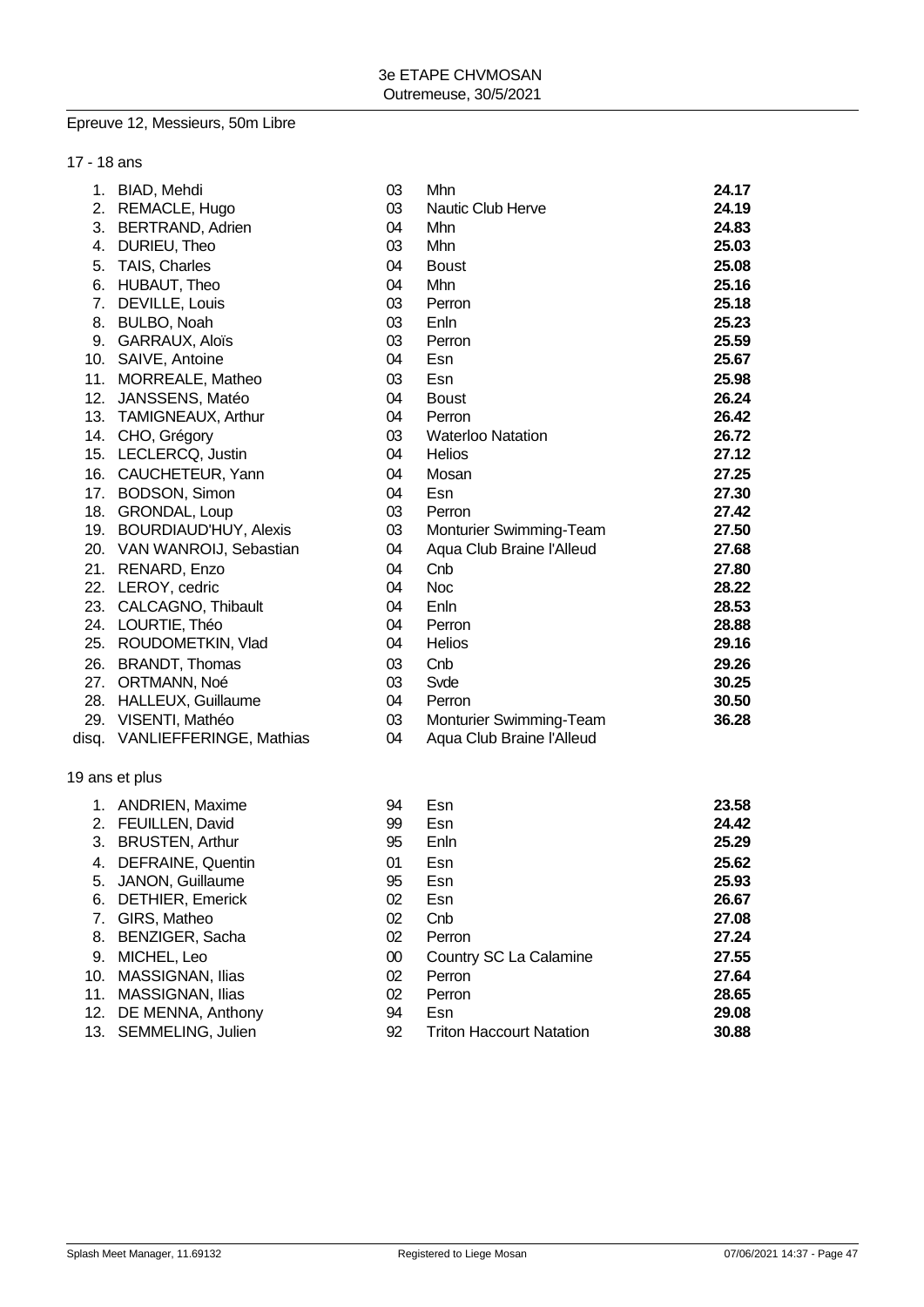3e ETAPE CHVMOSAN
Outremeuse, 30/5/2021

## Epreuve 12, Messieurs, 50m Libre

### 17 - 18 ans

| Pl. | Nom | Année | Club | Temps |
|---|---|---|---|---|
| 1. | BIAD, Mehdi | 03 | Mhn | **24.17** |
| 2. | REMACLE, Hugo | 03 | Nautic Club Herve | **24.19** |
| 3. | BERTRAND, Adrien | 04 | Mhn | **24.83** |
| 4. | DURIEU, Theo | 03 | Mhn | **25.03** |
| 5. | TAIS, Charles | 04 | Boust | **25.08** |
| 6. | HUBAUT, Theo | 04 | Mhn | **25.16** |
| 7. | DEVILLE, Louis | 03 | Perron | **25.18** |
| 8. | BULBO, Noah | 03 | Enln | **25.23** |
| 9. | GARRAUX, Aloïs | 03 | Perron | **25.59** |
| 10. | SAIVE, Antoine | 04 | Esn | **25.67** |
| 11. | MORREALE, Matheo | 03 | Esn | **25.98** |
| 12. | JANSSENS, Matéo | 04 | Boust | **26.24** |
| 13. | TAMIGNEAUX, Arthur | 04 | Perron | **26.42** |
| 14. | CHO, Grégory | 03 | Waterloo Natation | **26.72** |
| 15. | LECLERCQ, Justin | 04 | Helios | **27.12** |
| 16. | CAUCHETEUR, Yann | 04 | Mosan | **27.25** |
| 17. | BODSON, Simon | 04 | Esn | **27.30** |
| 18. | GRONDAL, Loup | 03 | Perron | **27.42** |
| 19. | BOURDIAUD'HUY, Alexis | 03 | Monturier Swimming-Team | **27.50** |
| 20. | VAN WANROIJ, Sebastian | 04 | Aqua Club Braine l'Alleud | **27.68** |
| 21. | RENARD, Enzo | 04 | Cnb | **27.80** |
| 22. | LEROY, cedric | 04 | Noc | **28.22** |
| 23. | CALCAGNO, Thibault | 04 | Enln | **28.53** |
| 24. | LOURTIE, Théo | 04 | Perron | **28.88** |
| 25. | ROUDOMETKIN, Vlad | 04 | Helios | **29.16** |
| 26. | BRANDT, Thomas | 03 | Cnb | **29.26** |
| 27. | ORTMANN, Noé | 03 | Svde | **30.25** |
| 28. | HALLEUX, Guillaume | 04 | Perron | **30.50** |
| 29. | VISENTI, Mathéo | 03 | Monturier Swimming-Team | **36.28** |
| disq. | VANLIEFFERINGE, Mathias | 04 | Aqua Club Braine l'Alleud | |

### 19 ans et plus

| Pl. | Nom | Année | Club | Temps |
|---|---|---|---|---|
| 1. | ANDRIEN, Maxime | 94 | Esn | **23.58** |
| 2. | FEUILLEN, David | 99 | Esn | **24.42** |
| 3. | BRUSTEN, Arthur | 95 | Enln | **25.29** |
| 4. | DEFRAINE, Quentin | 01 | Esn | **25.62** |
| 5. | JANON, Guillaume | 95 | Esn | **25.93** |
| 6. | DETHIER, Emerick | 02 | Esn | **26.67** |
| 7. | GIRS, Matheo | 02 | Cnb | **27.08** |
| 8. | BENZIGER, Sacha | 02 | Perron | **27.24** |
| 9. | MICHEL, Leo | 00 | Country SC La Calamine | **27.55** |
| 10. | MASSIGNAN, Ilias | 02 | Perron | **27.64** |
| 11. | MASSIGNAN, Ilias | 02 | Perron | **28.65** |
| 12. | DE MENNA, Anthony | 94 | Esn | **29.08** |
| 13. | SEMMELING, Julien | 92 | Triton Haccourt Natation | **30.88** |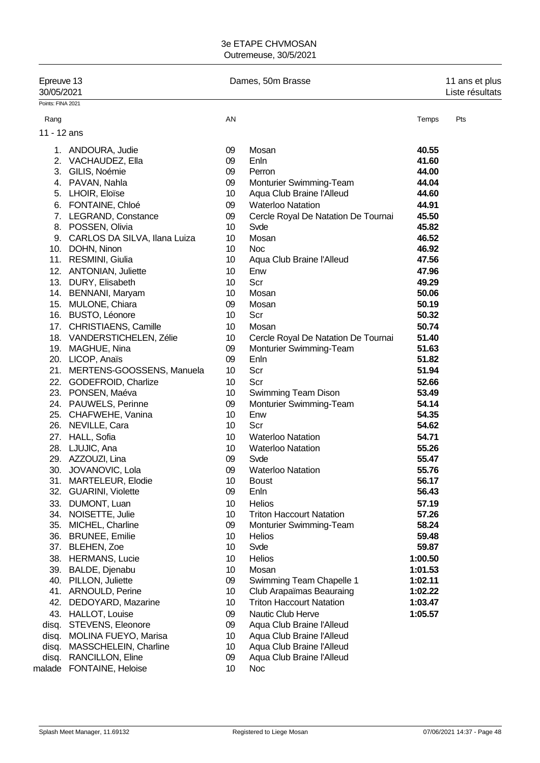# 3e ETAPE CHVMOSAN

Outremeuse, 30/5/2021

| Epreuve 13 | Dames, 50m Brasse | 11 ans et plus |
|---|---|---|
| 30/05/2021 | | Liste résultats |

Points: FINA 2021

**11 - 12 ans**

| Rang | | AN | | Temps | Pts |
|---|---|---|---|---|---|
| 1. | ANDOURA, Judie | 09 | Mosan | **40.55** | |
| 2. | VACHAUDEZ, Ella | 09 | Enln | **41.60** | |
| 3. | GILIS, Noémie | 09 | Perron | **44.00** | |
| 4. | PAVAN, Nahla | 09 | Monturier Swimming-Team | **44.04** | |
| 5. | LHOIR, Eloïse | 10 | Aqua Club Braine l'Alleud | **44.60** | |
| 6. | FONTAINE, Chloé | 09 | Waterloo Natation | **44.91** | |
| 7. | LEGRAND, Constance | 09 | Cercle Royal De Natation De Tournai | **45.50** | |
| 8. | POSSEN, Olivia | 10 | Svde | **45.82** | |
| 9. | CARLOS DA SILVA, Ilana Luiza | 10 | Mosan | **46.52** | |
| 10. | DOHN, Ninon | 10 | Noc | **46.92** | |
| 11. | RESMINI, Giulia | 10 | Aqua Club Braine l'Alleud | **47.56** | |
| 12. | ANTONIAN, Juliette | 10 | Enw | **47.96** | |
| 13. | DURY, Elisabeth | 10 | Scr | **49.29** | |
| 14. | BENNANI, Maryam | 10 | Mosan | **50.06** | |
| 15. | MULONE, Chiara | 09 | Mosan | **50.19** | |
| 16. | BUSTO, Léonore | 10 | Scr | **50.32** | |
| 17. | CHRISTIAENS, Camille | 10 | Mosan | **50.74** | |
| 18. | VANDERSTICHELEN, Zélie | 10 | Cercle Royal De Natation De Tournai | **51.40** | |
| 19. | MAGHUE, Nina | 09 | Monturier Swimming-Team | **51.63** | |
| 20. | LICOP, Anaïs | 09 | Enln | **51.82** | |
| 21. | MERTENS-GOOSSENS, Manuela | 10 | Scr | **51.94** | |
| 22. | GODEFROID, Charlize | 10 | Scr | **52.66** | |
| 23. | PONSEN, Maéva | 10 | Swimming Team Dison | **53.49** | |
| 24. | PAUWELS, Perinne | 09 | Monturier Swimming-Team | **54.14** | |
| 25. | CHAFWEHE, Vanina | 10 | Enw | **54.35** | |
| 26. | NEVILLE, Cara | 10 | Scr | **54.62** | |
| 27. | HALL, Sofia | 10 | Waterloo Natation | **54.71** | |
| 28. | LJUJIC, Ana | 10 | Waterloo Natation | **55.26** | |
| 29. | AZZOUZI, Lina | 09 | Svde | **55.47** | |
| 30. | JOVANOVIC, Lola | 09 | Waterloo Natation | **55.76** | |
| 31. | MARTELEUR, Elodie | 10 | Boust | **56.17** | |
| 32. | GUARINI, Violette | 09 | Enln | **56.43** | |
| 33. | DUMONT, Luan | 10 | Helios | **57.19** | |
| 34. | NOISETTE, Julie | 10 | Triton Haccourt Natation | **57.26** | |
| 35. | MICHEL, Charline | 09 | Monturier Swimming-Team | **58.24** | |
| 36. | BRUNEE, Emilie | 10 | Helios | **59.48** | |
| 37. | BLEHEN, Zoe | 10 | Svde | **59.87** | |
| 38. | HERMANS, Lucie | 10 | Helios | **1:00.50** | |
| 39. | BALDE, Djenabu | 10 | Mosan | **1:01.53** | |
| 40. | PILLON, Juliette | 09 | Swimming Team Chapelle 1 | **1:02.11** | |
| 41. | ARNOULD, Perine | 10 | Club Arapaïmas Beauraing | **1:02.22** | |
| 42. | DEDOYARD, Mazarine | 10 | Triton Haccourt Natation | **1:03.47** | |
| 43. | HALLOT, Louise | 09 | Nautic Club Herve | **1:05.57** | |
| disq. | STEVENS, Eleonore | 09 | Aqua Club Braine l'Alleud | | |
| disq. | MOLINA FUEYO, Marisa | 10 | Aqua Club Braine l'Alleud | | |
| disq. | MASSCHELEIN, Charline | 10 | Aqua Club Braine l'Alleud | | |
| disq. | RANCILLON, Eline | 09 | Aqua Club Braine l'Alleud | | |
| malade | FONTAINE, Heloise | 10 | Noc | | |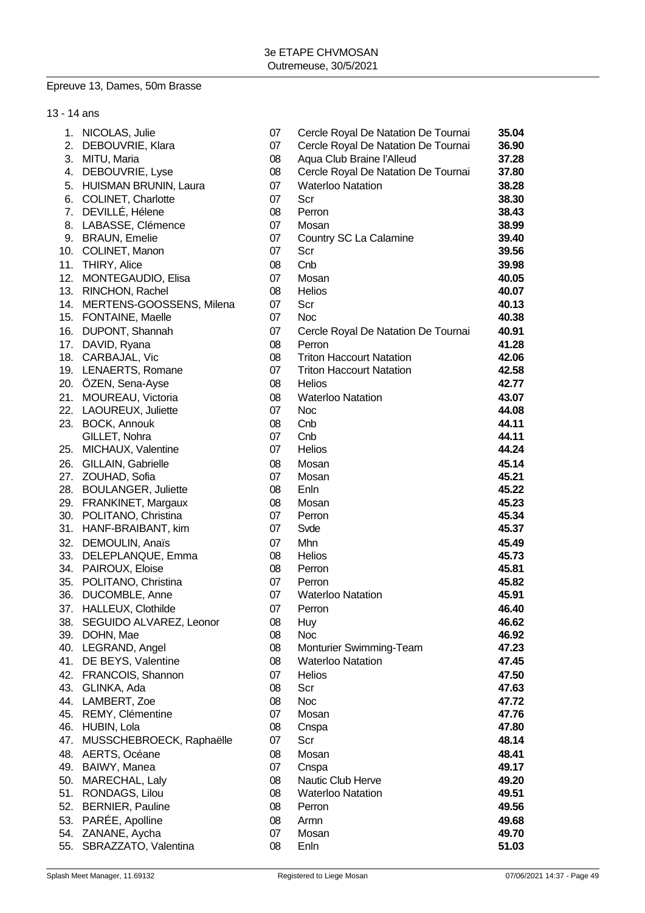3e ETAPE CHVMOSAN
Outremeuse, 30/5/2021

Epreuve 13, Dames, 50m Brasse

13 - 14 ans

| Pl. | Nom | Année | Club | Temps |
|---|---|---|---|---|
| 1. | NICOLAS, Julie | 07 | Cercle Royal De Natation De Tournai | **35.04** |
| 2. | DEBOUVRIE, Klara | 07 | Cercle Royal De Natation De Tournai | **36.90** |
| 3. | MITU, Maria | 08 | Aqua Club Braine l'Alleud | **37.28** |
| 4. | DEBOUVRIE, Lyse | 08 | Cercle Royal De Natation De Tournai | **37.80** |
| 5. | HUISMAN BRUNIN, Laura | 07 | Waterloo Natation | **38.28** |
| 6. | COLINET, Charlotte | 07 | Scr | **38.30** |
| 7. | DEVILLÉ, Hélene | 08 | Perron | **38.43** |
| 8. | LABASSE, Clémence | 07 | Mosan | **38.99** |
| 9. | BRAUN, Emelie | 07 | Country SC La Calamine | **39.40** |
| 10. | COLINET, Manon | 07 | Scr | **39.56** |
| 11. | THIRY, Alice | 08 | Cnb | **39.98** |
| 12. | MONTEGAUDIO, Elisa | 07 | Mosan | **40.05** |
| 13. | RINCHON, Rachel | 08 | Helios | **40.07** |
| 14. | MERTENS-GOOSSENS, Milena | 07 | Scr | **40.13** |
| 15. | FONTAINE, Maelle | 07 | Noc | **40.38** |
| 16. | DUPONT, Shannah | 07 | Cercle Royal De Natation De Tournai | **40.91** |
| 17. | DAVID, Ryana | 08 | Perron | **41.28** |
| 18. | CARBAJAL, Vic | 08 | Triton Haccourt Natation | **42.06** |
| 19. | LENAERTS, Romane | 07 | Triton Haccourt Natation | **42.58** |
| 20. | ÖZEN, Sena-Ayse | 08 | Helios | **42.77** |
| 21. | MOUREAU, Victoria | 08 | Waterloo Natation | **43.07** |
| 22. | LAOUREUX, Juliette | 07 | Noc | **44.08** |
| 23. | BOCK, Annouk | 08 | Cnb | **44.11** |
| | GILLET, Nohra | 07 | Cnb | **44.11** |
| 25. | MICHAUX, Valentine | 07 | Helios | **44.24** |
| 26. | GILLAIN, Gabrielle | 08 | Mosan | **45.14** |
| 27. | ZOUHAD, Sofia | 07 | Mosan | **45.21** |
| 28. | BOULANGER, Juliette | 08 | Enln | **45.22** |
| 29. | FRANKINET, Margaux | 08 | Mosan | **45.23** |
| 30. | POLITANO, Christina | 07 | Perron | **45.34** |
| 31. | HANF-BRAIBANT, kim | 07 | Svde | **45.37** |
| 32. | DEMOULIN, Anaïs | 07 | Mhn | **45.49** |
| 33. | DELEPLANQUE, Emma | 08 | Helios | **45.73** |
| 34. | PAIROUX, Eloise | 08 | Perron | **45.81** |
| 35. | POLITANO, Christina | 07 | Perron | **45.82** |
| 36. | DUCOMBLE, Anne | 07 | Waterloo Natation | **45.91** |
| 37. | HALLEUX, Clothilde | 07 | Perron | **46.40** |
| 38. | SEGUIDO ALVAREZ, Leonor | 08 | Huy | **46.62** |
| 39. | DOHN, Mae | 08 | Noc | **46.92** |
| 40. | LEGRAND, Angel | 08 | Monturier Swimming-Team | **47.23** |
| 41. | DE BEYS, Valentine | 08 | Waterloo Natation | **47.45** |
| 42. | FRANCOIS, Shannon | 07 | Helios | **47.50** |
| 43. | GLINKA, Ada | 08 | Scr | **47.63** |
| 44. | LAMBERT, Zoe | 08 | Noc | **47.72** |
| 45. | REMY, Clémentine | 07 | Mosan | **47.76** |
| 46. | HUBIN, Lola | 08 | Cnspa | **47.80** |
| 47. | MUSSCHEBROECK, Raphaëlle | 07 | Scr | **48.14** |
| 48. | AERTS, Océane | 08 | Mosan | **48.41** |
| 49. | BAIWY, Manea | 07 | Cnspa | **49.17** |
| 50. | MARECHAL, Laly | 08 | Nautic Club Herve | **49.20** |
| 51. | RONDAGS, Lilou | 08 | Waterloo Natation | **49.51** |
| 52. | BERNIER, Pauline | 08 | Perron | **49.56** |
| 53. | PARÉE, Apolline | 08 | Armn | **49.68** |
| 54. | ZANANE, Aycha | 07 | Mosan | **49.70** |
| 55. | SBRAZZATO, Valentina | 08 | Enln | **51.03** |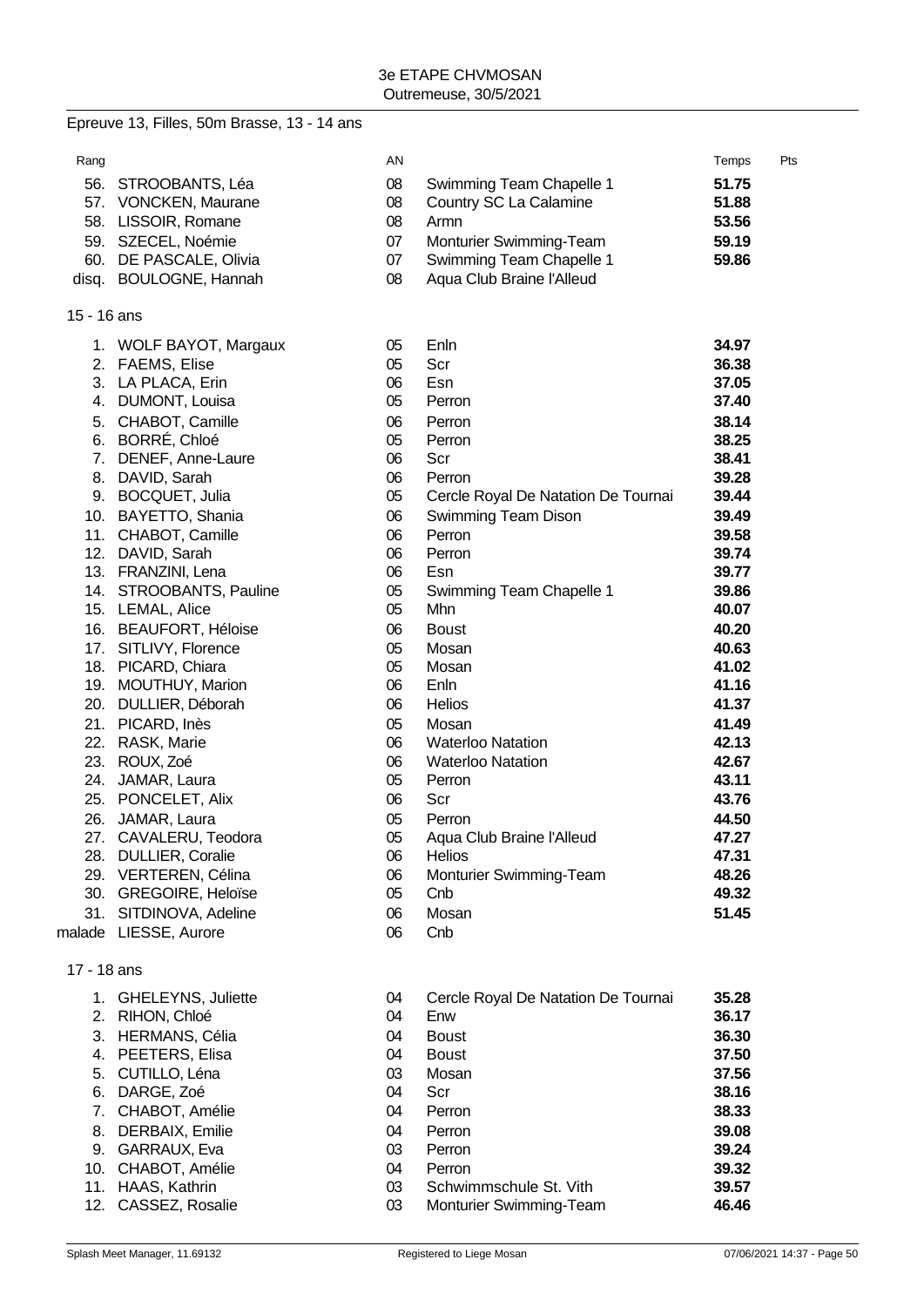3e ETAPE CHVMOSAN
Outremeuse, 30/5/2021

## Epreuve 13, Filles, 50m Brasse, 13 - 14 ans

| Rang | | AN | | Temps | Pts |
|---|---|---|---|---|---|
| 56. | STROOBANTS, Léa | 08 | Swimming Team Chapelle 1 | **51.75** | |
| 57. | VONCKEN, Maurane | 08 | Country SC La Calamine | **51.88** | |
| 58. | LISSOIR, Romane | 08 | Armn | **53.56** | |
| 59. | SZECEL, Noémie | 07 | Monturier Swimming-Team | **59.19** | |
| 60. | DE PASCALE, Olivia | 07 | Swimming Team Chapelle 1 | **59.86** | |
| disq. | BOULOGNE, Hannah | 08 | Aqua Club Braine l'Alleud | | |

### 15 - 16 ans

| Rang | | AN | | Temps | Pts |
|---|---|---|---|---|---|
| 1. | WOLF BAYOT, Margaux | 05 | Enln | **34.97** | |
| 2. | FAEMS, Elise | 05 | Scr | **36.38** | |
| 3. | LA PLACA, Erin | 06 | Esn | **37.05** | |
| 4. | DUMONT, Louisa | 05 | Perron | **37.40** | |
| 5. | CHABOT, Camille | 06 | Perron | **38.14** | |
| 6. | BORRÉ, Chloé | 05 | Perron | **38.25** | |
| 7. | DENEF, Anne-Laure | 06 | Scr | **38.41** | |
| 8. | DAVID, Sarah | 06 | Perron | **39.28** | |
| 9. | BOCQUET, Julia | 05 | Cercle Royal De Natation De Tournai | **39.44** | |
| 10. | BAYETTO, Shania | 06 | Swimming Team Dison | **39.49** | |
| 11. | CHABOT, Camille | 06 | Perron | **39.58** | |
| 12. | DAVID, Sarah | 06 | Perron | **39.74** | |
| 13. | FRANZINI, Lena | 06 | Esn | **39.77** | |
| 14. | STROOBANTS, Pauline | 05 | Swimming Team Chapelle 1 | **39.86** | |
| 15. | LEMAL, Alice | 05 | Mhn | **40.07** | |
| 16. | BEAUFORT, Héloise | 06 | Boust | **40.20** | |
| 17. | SITLIVY, Florence | 05 | Mosan | **40.63** | |
| 18. | PICARD, Chiara | 05 | Mosan | **41.02** | |
| 19. | MOUTHUY, Marion | 06 | Enln | **41.16** | |
| 20. | DULLIER, Déborah | 06 | Helios | **41.37** | |
| 21. | PICARD, Inès | 05 | Mosan | **41.49** | |
| 22. | RASK, Marie | 06 | Waterloo Natation | **42.13** | |
| 23. | ROUX, Zoé | 06 | Waterloo Natation | **42.67** | |
| 24. | JAMAR, Laura | 05 | Perron | **43.11** | |
| 25. | PONCELET, Alix | 06 | Scr | **43.76** | |
| 26. | JAMAR, Laura | 05 | Perron | **44.50** | |
| 27. | CAVALERU, Teodora | 05 | Aqua Club Braine l'Alleud | **47.27** | |
| 28. | DULLIER, Coralie | 06 | Helios | **47.31** | |
| 29. | VERTEREN, Célina | 06 | Monturier Swimming-Team | **48.26** | |
| 30. | GREGOIRE, Heloïse | 05 | Cnb | **49.32** | |
| 31. | SITDINOVA, Adeline | 06 | Mosan | **51.45** | |
| malade | LIESSE, Aurore | 06 | Cnb | | |

### 17 - 18 ans

| Rang | | AN | | Temps | Pts |
|---|---|---|---|---|---|
| 1. | GHELEYNS, Juliette | 04 | Cercle Royal De Natation De Tournai | **35.28** | |
| 2. | RIHON, Chloé | 04 | Enw | **36.17** | |
| 3. | HERMANS, Célia | 04 | Boust | **36.30** | |
| 4. | PEETERS, Elisa | 04 | Boust | **37.50** | |
| 5. | CUTILLO, Léna | 03 | Mosan | **37.56** | |
| 6. | DARGE, Zoé | 04 | Scr | **38.16** | |
| 7. | CHABOT, Amélie | 04 | Perron | **38.33** | |
| 8. | DERBAIX, Emilie | 04 | Perron | **39.08** | |
| 9. | GARRAUX, Eva | 03 | Perron | **39.24** | |
| 10. | CHABOT, Amélie | 04 | Perron | **39.32** | |
| 11. | HAAS, Kathrin | 03 | Schwimmschule St. Vith | **39.57** | |
| 12. | CASSEZ, Rosalie | 03 | Monturier Swimming-Team | **46.46** | |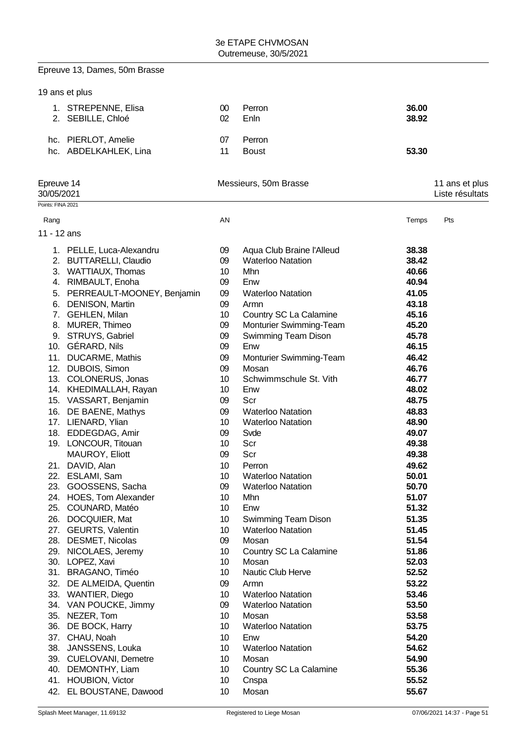## Epreuve 13, Dames, 50m Brasse

19 ans et plus

| Rang | Nom | AN | Club | Temps |
|---|---|---|---|---|
| 1. | STREPENNE, Elisa | 00 | Perron | **36.00** |
| 2. | SEBILLE, Chloé | 02 | Enln | **38.92** |
| hc. | PIERLOT, Amelie | 07 | Perron | |
| hc. | ABDELKAHLEK, Lina | 11 | Boust | **53.30** |

## Epreuve 14 — Messieurs, 50m Brasse — 11 ans et plus

30/05/2021 — Liste résultats

Points: FINA 2021

11 - 12 ans

| Rang | Nom | AN | Club | Temps | Pts |
|---|---|---|---|---|---|
| 1. | PELLE, Luca-Alexandru | 09 | Aqua Club Braine l'Alleud | **38.38** | |
| 2. | BUTTARELLI, Claudio | 09 | Waterloo Natation | **38.42** | |
| 3. | WATTIAUX, Thomas | 10 | Mhn | **40.66** | |
| 4. | RIMBAULT, Enoha | 09 | Enw | **40.94** | |
| 5. | PERREAULT-MOONEY, Benjamin | 09 | Waterloo Natation | **41.05** | |
| 6. | DENISON, Martin | 09 | Armn | **43.18** | |
| 7. | GEHLEN, Milan | 10 | Country SC La Calamine | **45.16** | |
| 8. | MURER, Thimeo | 09 | Monturier Swimming-Team | **45.20** | |
| 9. | STRUYS, Gabriel | 09 | Swimming Team Dison | **45.78** | |
| 10. | GÉRARD, Nils | 09 | Enw | **46.15** | |
| 11. | DUCARME, Mathis | 09 | Monturier Swimming-Team | **46.42** | |
| 12. | DUBOIS, Simon | 09 | Mosan | **46.76** | |
| 13. | COLONERUS, Jonas | 10 | Schwimmschule St. Vith | **46.77** | |
| 14. | KHEDIMALLAH, Rayan | 10 | Enw | **48.02** | |
| 15. | VASSART, Benjamin | 09 | Scr | **48.75** | |
| 16. | DE BAENE, Mathys | 09 | Waterloo Natation | **48.83** | |
| 17. | LIENARD, Ylian | 10 | Waterloo Natation | **48.90** | |
| 18. | EDDEGDAG, Amir | 09 | Svde | **49.07** | |
| 19. | LONCOUR, Titouan | 10 | Scr | **49.38** | |
| | MAUROY, Eliott | 09 | Scr | **49.38** | |
| 21. | DAVID, Alan | 10 | Perron | **49.62** | |
| 22. | ESLAMI, Sam | 10 | Waterloo Natation | **50.01** | |
| 23. | GOOSSENS, Sacha | 09 | Waterloo Natation | **50.70** | |
| 24. | HOES, Tom Alexander | 10 | Mhn | **51.07** | |
| 25. | COUNARD, Matéo | 10 | Enw | **51.32** | |
| 26. | DOCQUIER, Mat | 10 | Swimming Team Dison | **51.35** | |
| 27. | GEURTS, Valentin | 10 | Waterloo Natation | **51.45** | |
| 28. | DESMET, Nicolas | 09 | Mosan | **51.54** | |
| 29. | NICOLAES, Jeremy | 10 | Country SC La Calamine | **51.86** | |
| 30. | LOPEZ, Xavi | 10 | Mosan | **52.03** | |
| 31. | BRAGANO, Timéo | 10 | Nautic Club Herve | **52.52** | |
| 32. | DE ALMEIDA, Quentin | 09 | Armn | **53.22** | |
| 33. | WANTIER, Diego | 10 | Waterloo Natation | **53.46** | |
| 34. | VAN POUCKE, Jimmy | 09 | Waterloo Natation | **53.50** | |
| 35. | NEZER, Tom | 10 | Mosan | **53.58** | |
| 36. | DE BOCK, Harry | 10 | Waterloo Natation | **53.75** | |
| 37. | CHAU, Noah | 10 | Enw | **54.20** | |
| 38. | JANSSENS, Louka | 10 | Waterloo Natation | **54.62** | |
| 39. | CUELOVANI, Demetre | 10 | Mosan | **54.90** | |
| 40. | DEMONTHY, Liam | 10 | Country SC La Calamine | **55.36** | |
| 41. | HOUBION, Victor | 10 | Cnspa | **55.52** | |
| 42. | EL BOUSTANE, Dawood | 10 | Mosan | **55.67** | |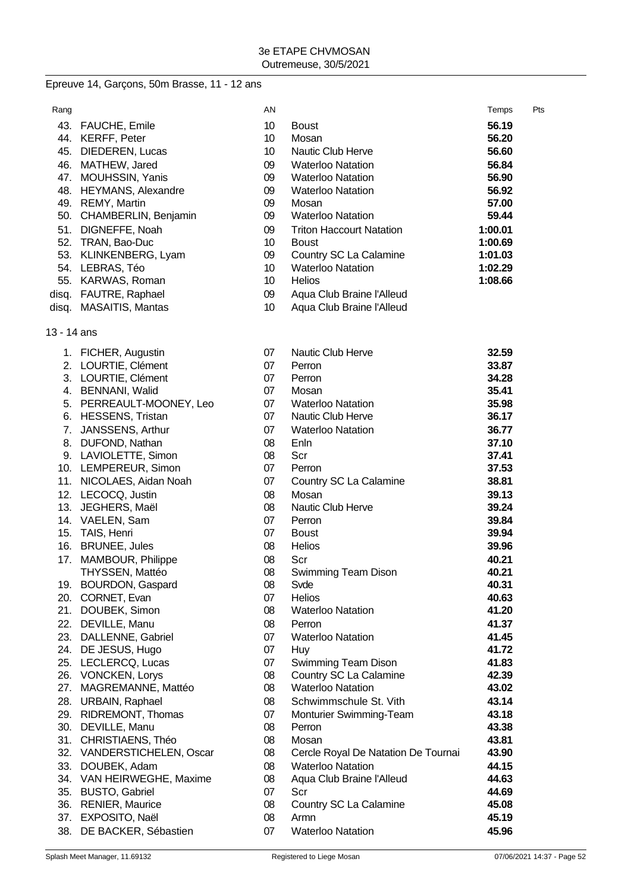3e ETAPE CHVMOSAN
Outremeuse, 30/5/2021

## Epreuve 14, Garçons, 50m Brasse, 11 - 12 ans

| Rang | | AN | | Temps | Pts |
|---|---|---|---|---|---|
| 43. | FAUCHE, Emile | 10 | Boust | **56.19** | |
| 44. | KERFF, Peter | 10 | Mosan | **56.20** | |
| 45. | DIEDEREN, Lucas | 10 | Nautic Club Herve | **56.60** | |
| 46. | MATHEW, Jared | 09 | Waterloo Natation | **56.84** | |
| 47. | MOUHSSIN, Yanis | 09 | Waterloo Natation | **56.90** | |
| 48. | HEYMANS, Alexandre | 09 | Waterloo Natation | **56.92** | |
| 49. | REMY, Martin | 09 | Mosan | **57.00** | |
| 50. | CHAMBERLIN, Benjamin | 09 | Waterloo Natation | **59.44** | |
| 51. | DIGNEFFE, Noah | 09 | Triton Haccourt Natation | **1:00.01** | |
| 52. | TRAN, Bao-Duc | 10 | Boust | **1:00.69** | |
| 53. | KLINKENBERG, Lyam | 09 | Country SC La Calamine | **1:01.03** | |
| 54. | LEBRAS, Téo | 10 | Waterloo Natation | **1:02.29** | |
| 55. | KARWAS, Roman | 10 | Helios | **1:08.66** | |
| disq. | FAUTRE, Raphael | 09 | Aqua Club Braine l'Alleud | | |
| disq. | MASAITIS, Mantas | 10 | Aqua Club Braine l'Alleud | | |

13 - 14 ans

| Rang | | AN | | Temps | Pts |
|---|---|---|---|---|---|
| 1. | FICHER, Augustin | 07 | Nautic Club Herve | **32.59** | |
| 2. | LOURTIE, Clément | 07 | Perron | **33.87** | |
| 3. | LOURTIE, Clément | 07 | Perron | **34.28** | |
| 4. | BENNANI, Walid | 07 | Mosan | **35.41** | |
| 5. | PERREAULT-MOONEY, Leo | 07 | Waterloo Natation | **35.98** | |
| 6. | HESSENS, Tristan | 07 | Nautic Club Herve | **36.17** | |
| 7. | JANSSENS, Arthur | 07 | Waterloo Natation | **36.77** | |
| 8. | DUFOND, Nathan | 08 | Enln | **37.10** | |
| 9. | LAVIOLETTE, Simon | 08 | Scr | **37.41** | |
| 10. | LEMPEREUR, Simon | 07 | Perron | **37.53** | |
| 11. | NICOLAES, Aidan Noah | 07 | Country SC La Calamine | **38.81** | |
| 12. | LECOCQ, Justin | 08 | Mosan | **39.13** | |
| 13. | JEGHERS, Maël | 08 | Nautic Club Herve | **39.24** | |
| 14. | VAELEN, Sam | 07 | Perron | **39.84** | |
| 15. | TAIS, Henri | 07 | Boust | **39.94** | |
| 16. | BRUNEE, Jules | 08 | Helios | **39.96** | |
| 17. | MAMBOUR, Philippe | 08 | Scr | **40.21** | |
| | THYSSEN, Mattéo | 08 | Swimming Team Dison | **40.21** | |
| 19. | BOURDON, Gaspard | 08 | Svde | **40.31** | |
| 20. | CORNET, Evan | 07 | Helios | **40.63** | |
| 21. | DOUBEK, Simon | 08 | Waterloo Natation | **41.20** | |
| 22. | DEVILLE, Manu | 08 | Perron | **41.37** | |
| 23. | DALLENNE, Gabriel | 07 | Waterloo Natation | **41.45** | |
| 24. | DE JESUS, Hugo | 07 | Huy | **41.72** | |
| 25. | LECLERCQ, Lucas | 07 | Swimming Team Dison | **41.83** | |
| 26. | VONCKEN, Lorys | 08 | Country SC La Calamine | **42.39** | |
| 27. | MAGREMANNE, Mattéo | 08 | Waterloo Natation | **43.02** | |
| 28. | URBAIN, Raphael | 08 | Schwimmschule St. Vith | **43.14** | |
| 29. | RIDREMONT, Thomas | 07 | Monturier Swimming-Team | **43.18** | |
| 30. | DEVILLE, Manu | 08 | Perron | **43.38** | |
| 31. | CHRISTIAENS, Théo | 08 | Mosan | **43.81** | |
| 32. | VANDERSTICHELEN, Oscar | 08 | Cercle Royal De Natation De Tournai | **43.90** | |
| 33. | DOUBEK, Adam | 08 | Waterloo Natation | **44.15** | |
| 34. | VAN HEIRWEGHE, Maxime | 08 | Aqua Club Braine l'Alleud | **44.63** | |
| 35. | BUSTO, Gabriel | 07 | Scr | **44.69** | |
| 36. | RENIER, Maurice | 08 | Country SC La Calamine | **45.08** | |
| 37. | EXPOSITO, Naël | 08 | Armn | **45.19** | |
| 38. | DE BACKER, Sébastien | 07 | Waterloo Natation | **45.96** | |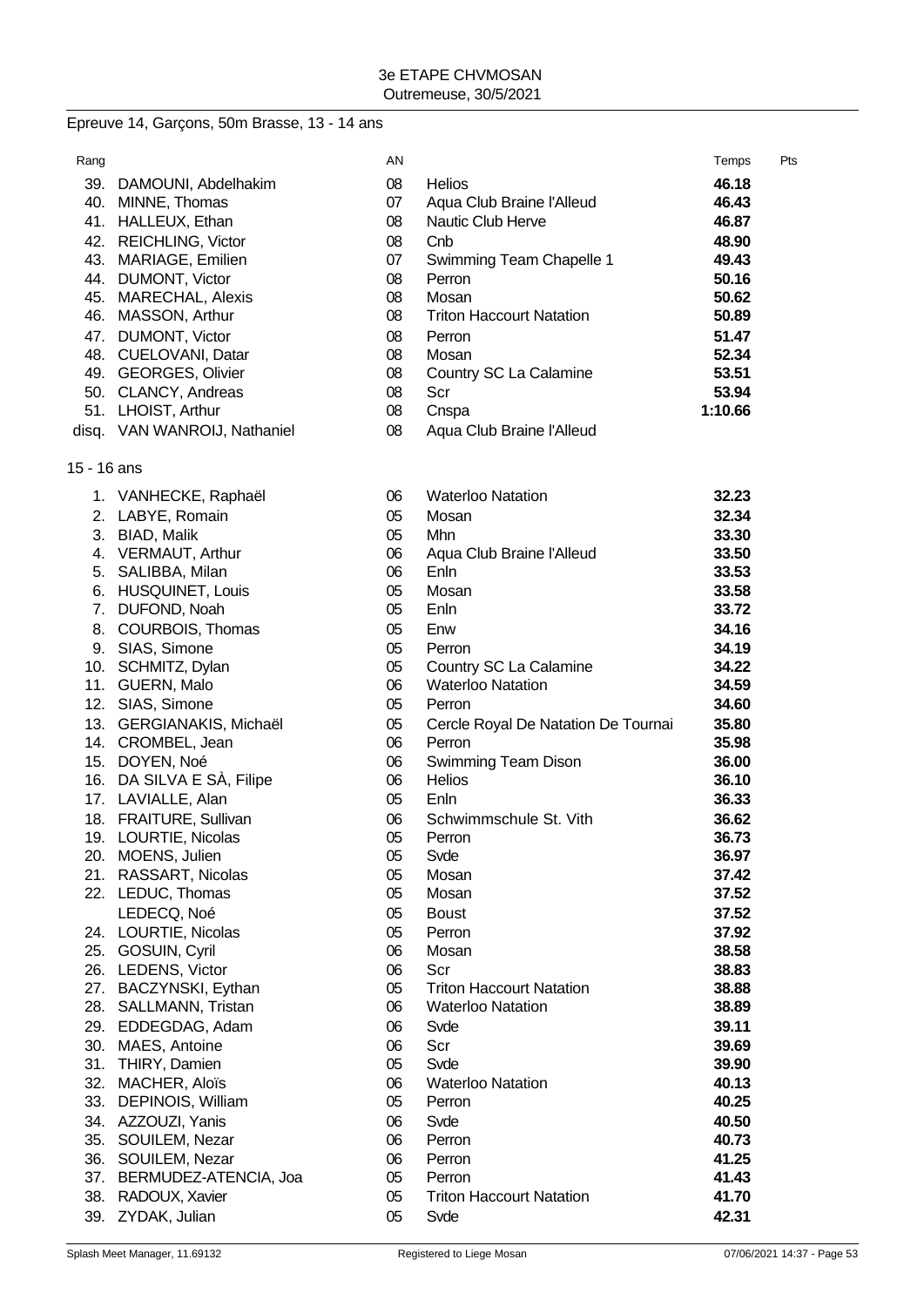3e ETAPE CHVMOSAN
Outremeuse, 30/5/2021

## Epreuve 14, Garçons, 50m Brasse, 13 - 14 ans

| Rang | | AN | | Temps | Pts |
|---|---|---|---|---|---|
| 39. | DAMOUNI, Abdelhakim | 08 | Helios | **46.18** | |
| 40. | MINNE, Thomas | 07 | Aqua Club Braine l'Alleud | **46.43** | |
| 41. | HALLEUX, Ethan | 08 | Nautic Club Herve | **46.87** | |
| 42. | REICHLING, Victor | 08 | Cnb | **48.90** | |
| 43. | MARIAGE, Emilien | 07 | Swimming Team Chapelle 1 | **49.43** | |
| 44. | DUMONT, Victor | 08 | Perron | **50.16** | |
| 45. | MARECHAL, Alexis | 08 | Mosan | **50.62** | |
| 46. | MASSON, Arthur | 08 | Triton Haccourt Natation | **50.89** | |
| 47. | DUMONT, Victor | 08 | Perron | **51.47** | |
| 48. | CUELOVANI, Datar | 08 | Mosan | **52.34** | |
| 49. | GEORGES, Olivier | 08 | Country SC La Calamine | **53.51** | |
| 50. | CLANCY, Andreas | 08 | Scr | **53.94** | |
| 51. | LHOIST, Arthur | 08 | Cnspa | **1:10.66** | |
| disq. | VAN WANROIJ, Nathaniel | 08 | Aqua Club Braine l'Alleud | | |

### 15 - 16 ans

| Rang | | AN | | Temps | Pts |
|---|---|---|---|---|---|
| 1. | VANHECKE, Raphaël | 06 | Waterloo Natation | **32.23** | |
| 2. | LABYE, Romain | 05 | Mosan | **32.34** | |
| 3. | BIAD, Malik | 05 | Mhn | **33.30** | |
| 4. | VERMAUT, Arthur | 06 | Aqua Club Braine l'Alleud | **33.50** | |
| 5. | SALIBBA, Milan | 06 | Enln | **33.53** | |
| 6. | HUSQUINET, Louis | 05 | Mosan | **33.58** | |
| 7. | DUFOND, Noah | 05 | Enln | **33.72** | |
| 8. | COURBOIS, Thomas | 05 | Enw | **34.16** | |
| 9. | SIAS, Simone | 05 | Perron | **34.19** | |
| 10. | SCHMITZ, Dylan | 05 | Country SC La Calamine | **34.22** | |
| 11. | GUERN, Malo | 06 | Waterloo Natation | **34.59** | |
| 12. | SIAS, Simone | 05 | Perron | **34.60** | |
| 13. | GERGIANAKIS, Michaël | 05 | Cercle Royal De Natation De Tournai | **35.80** | |
| 14. | CROMBEL, Jean | 06 | Perron | **35.98** | |
| 15. | DOYEN, Noé | 06 | Swimming Team Dison | **36.00** | |
| 16. | DA SILVA E SÀ, Filipe | 06 | Helios | **36.10** | |
| 17. | LAVIALLE, Alan | 05 | Enln | **36.33** | |
| 18. | FRAITURE, Sullivan | 06 | Schwimmschule St. Vith | **36.62** | |
| 19. | LOURTIE, Nicolas | 05 | Perron | **36.73** | |
| 20. | MOENS, Julien | 05 | Svde | **36.97** | |
| 21. | RASSART, Nicolas | 05 | Mosan | **37.42** | |
| 22. | LEDUC, Thomas | 05 | Mosan | **37.52** | |
| | LEDECQ, Noé | 05 | Boust | **37.52** | |
| 24. | LOURTIE, Nicolas | 05 | Perron | **37.92** | |
| 25. | GOSUIN, Cyril | 06 | Mosan | **38.58** | |
| 26. | LEDENS, Victor | 06 | Scr | **38.83** | |
| 27. | BACZYNSKI, Eythan | 05 | Triton Haccourt Natation | **38.88** | |
| 28. | SALLMANN, Tristan | 06 | Waterloo Natation | **38.89** | |
| 29. | EDDEGDAG, Adam | 06 | Svde | **39.11** | |
| 30. | MAES, Antoine | 06 | Scr | **39.69** | |
| 31. | THIRY, Damien | 05 | Svde | **39.90** | |
| 32. | MACHER, Aloïs | 06 | Waterloo Natation | **40.13** | |
| 33. | DEPINOIS, William | 05 | Perron | **40.25** | |
| 34. | AZZOUZI, Yanis | 06 | Svde | **40.50** | |
| 35. | SOUILEM, Nezar | 06 | Perron | **40.73** | |
| 36. | SOUILEM, Nezar | 06 | Perron | **41.25** | |
| 37. | BERMUDEZ-ATENCIA, Joa | 05 | Perron | **41.43** | |
| 38. | RADOUX, Xavier | 05 | Triton Haccourt Natation | **41.70** | |
| 39. | ZYDAK, Julian | 05 | Svde | **42.31** | |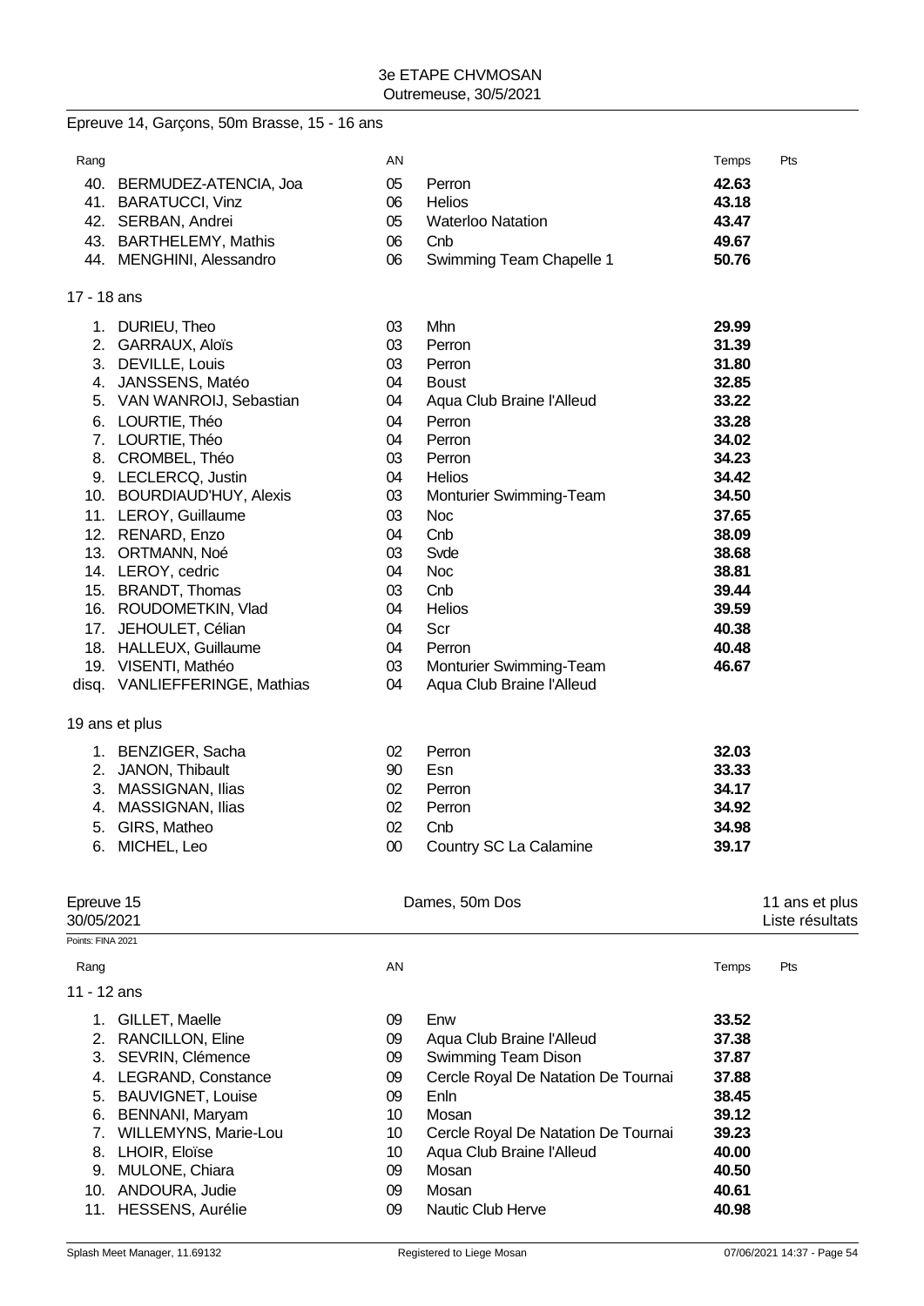# 3e ETAPE CHVMOSAN
Outremeuse, 30/5/2021

## Epreuve 14, Garçons, 50m Brasse, 15 - 16 ans

| Rang | | AN | | Temps | Pts |
|---|---|---|---|---|---|
| 40. | BERMUDEZ-ATENCIA, Joa | 05 | Perron | **42.63** | |
| 41. | BARATUCCI, Vinz | 06 | Helios | **43.18** | |
| 42. | SERBAN, Andrei | 05 | Waterloo Natation | **43.47** | |
| 43. | BARTHELEMY, Mathis | 06 | Cnb | **49.67** | |
| 44. | MENGHINI, Alessandro | 06 | Swimming Team Chapelle 1 | **50.76** | |

### 17 - 18 ans

| Rang | | AN | | Temps | Pts |
|---|---|---|---|---|---|
| 1. | DURIEU, Theo | 03 | Mhn | **29.99** | |
| 2. | GARRAUX, Aloïs | 03 | Perron | **31.39** | |
| 3. | DEVILLE, Louis | 03 | Perron | **31.80** | |
| 4. | JANSSENS, Matéo | 04 | Boust | **32.85** | |
| 5. | VAN WANROIJ, Sebastian | 04 | Aqua Club Braine l'Alleud | **33.22** | |
| 6. | LOURTIE, Théo | 04 | Perron | **33.28** | |
| 7. | LOURTIE, Théo | 04 | Perron | **34.02** | |
| 8. | CROMBEL, Théo | 03 | Perron | **34.23** | |
| 9. | LECLERCQ, Justin | 04 | Helios | **34.42** | |
| 10. | BOURDIAUD'HUY, Alexis | 03 | Monturier Swimming-Team | **34.50** | |
| 11. | LEROY, Guillaume | 03 | Noc | **37.65** | |
| 12. | RENARD, Enzo | 04 | Cnb | **38.09** | |
| 13. | ORTMANN, Noé | 03 | Svde | **38.68** | |
| 14. | LEROY, cedric | 04 | Noc | **38.81** | |
| 15. | BRANDT, Thomas | 03 | Cnb | **39.44** | |
| 16. | ROUDOMETKIN, Vlad | 04 | Helios | **39.59** | |
| 17. | JEHOULET, Célian | 04 | Scr | **40.38** | |
| 18. | HALLEUX, Guillaume | 04 | Perron | **40.48** | |
| 19. | VISENTI, Mathéo | 03 | Monturier Swimming-Team | **46.67** | |
| disq. | VANLIEFFERINGE, Mathias | 04 | Aqua Club Braine l'Alleud | | |

### 19 ans et plus

| Rang | | AN | | Temps | Pts |
|---|---|---|---|---|---|
| 1. | BENZIGER, Sacha | 02 | Perron | **32.03** | |
| 2. | JANON, Thibault | 90 | Esn | **33.33** | |
| 3. | MASSIGNAN, Ilias | 02 | Perron | **34.17** | |
| 4. | MASSIGNAN, Ilias | 02 | Perron | **34.92** | |
| 5. | GIRS, Matheo | 02 | Cnb | **34.98** | |
| 6. | MICHEL, Leo | 00 | Country SC La Calamine | **39.17** | |

## Epreuve 15 — Dames, 50m Dos — 11 ans et plus

30/05/2021 — Liste résultats

Points: FINA 2021

### 11 - 12 ans

| Rang | | AN | | Temps | Pts |
|---|---|---|---|---|---|
| 1. | GILLET, Maelle | 09 | Enw | **33.52** | |
| 2. | RANCILLON, Eline | 09 | Aqua Club Braine l'Alleud | **37.38** | |
| 3. | SEVRIN, Clémence | 09 | Swimming Team Dison | **37.87** | |
| 4. | LEGRAND, Constance | 09 | Cercle Royal De Natation De Tournai | **37.88** | |
| 5. | BAUVIGNET, Louise | 09 | Enln | **38.45** | |
| 6. | BENNANI, Maryam | 10 | Mosan | **39.12** | |
| 7. | WILLEMYNS, Marie-Lou | 10 | Cercle Royal De Natation De Tournai | **39.23** | |
| 8. | LHOIR, Eloïse | 10 | Aqua Club Braine l'Alleud | **40.00** | |
| 9. | MULONE, Chiara | 09 | Mosan | **40.50** | |
| 10. | ANDOURA, Judie | 09 | Mosan | **40.61** | |
| 11. | HESSENS, Aurélie | 09 | Nautic Club Herve | **40.98** | |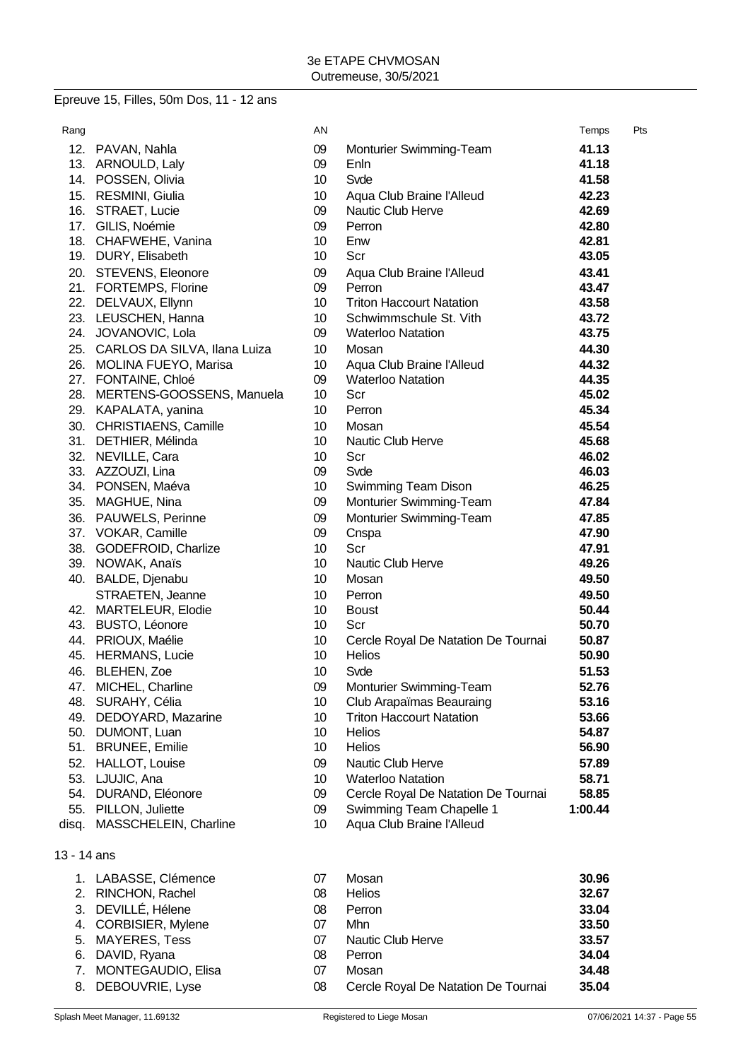Epreuve 15, Filles, 50m Dos, 11 - 12 ans

| Rang | | AN | | Temps | Pts |
|---|---|---|---|---|---|
| 12. | PAVAN, Nahla | 09 | Monturier Swimming-Team | **41.13** | |
| 13. | ARNOULD, Laly | 09 | Enln | **41.18** | |
| 14. | POSSEN, Olivia | 10 | Svde | **41.58** | |
| 15. | RESMINI, Giulia | 10 | Aqua Club Braine l'Alleud | **42.23** | |
| 16. | STRAET, Lucie | 09 | Nautic Club Herve | **42.69** | |
| 17. | GILIS, Noémie | 09 | Perron | **42.80** | |
| 18. | CHAFWEHE, Vanina | 10 | Enw | **42.81** | |
| 19. | DURY, Elisabeth | 10 | Scr | **43.05** | |
| 20. | STEVENS, Eleonore | 09 | Aqua Club Braine l'Alleud | **43.41** | |
| 21. | FORTEMPS, Florine | 09 | Perron | **43.47** | |
| 22. | DELVAUX, Ellynn | 10 | Triton Haccourt Natation | **43.58** | |
| 23. | LEUSCHEN, Hanna | 10 | Schwimmschule St. Vith | **43.72** | |
| 24. | JOVANOVIC, Lola | 09 | Waterloo Natation | **43.75** | |
| 25. | CARLOS DA SILVA, Ilana Luiza | 10 | Mosan | **44.30** | |
| 26. | MOLINA FUEYO, Marisa | 10 | Aqua Club Braine l'Alleud | **44.32** | |
| 27. | FONTAINE, Chloé | 09 | Waterloo Natation | **44.35** | |
| 28. | MERTENS-GOOSSENS, Manuela | 10 | Scr | **45.02** | |
| 29. | KAPALATA, yanina | 10 | Perron | **45.34** | |
| 30. | CHRISTIAENS, Camille | 10 | Mosan | **45.54** | |
| 31. | DETHIER, Mélinda | 10 | Nautic Club Herve | **45.68** | |
| 32. | NEVILLE, Cara | 10 | Scr | **46.02** | |
| 33. | AZZOUZI, Lina | 09 | Svde | **46.03** | |
| 34. | PONSEN, Maéva | 10 | Swimming Team Dison | **46.25** | |
| 35. | MAGHUE, Nina | 09 | Monturier Swimming-Team | **47.84** | |
| 36. | PAUWELS, Perinne | 09 | Monturier Swimming-Team | **47.85** | |
| 37. | VOKAR, Camille | 09 | Cnspa | **47.90** | |
| 38. | GODEFROID, Charlize | 10 | Scr | **47.91** | |
| 39. | NOWAK, Anaïs | 10 | Nautic Club Herve | **49.26** | |
| 40. | BALDE, Djenabu | 10 | Mosan | **49.50** | |
| | STRAETEN, Jeanne | 10 | Perron | **49.50** | |
| 42. | MARTELEUR, Elodie | 10 | Boust | **50.44** | |
| 43. | BUSTO, Léonore | 10 | Scr | **50.70** | |
| 44. | PRIOUX, Maélie | 10 | Cercle Royal De Natation De Tournai | **50.87** | |
| 45. | HERMANS, Lucie | 10 | Helios | **50.90** | |
| 46. | BLEHEN, Zoe | 10 | Svde | **51.53** | |
| 47. | MICHEL, Charline | 09 | Monturier Swimming-Team | **52.76** | |
| 48. | SURAHY, Célia | 10 | Club Arapaïmas Beauraing | **53.16** | |
| 49. | DEDOYARD, Mazarine | 10 | Triton Haccourt Natation | **53.66** | |
| 50. | DUMONT, Luan | 10 | Helios | **54.87** | |
| 51. | BRUNEE, Emilie | 10 | Helios | **56.90** | |
| 52. | HALLOT, Louise | 09 | Nautic Club Herve | **57.89** | |
| 53. | LJUJIC, Ana | 10 | Waterloo Natation | **58.71** | |
| 54. | DURAND, Eléonore | 09 | Cercle Royal De Natation De Tournai | **58.85** | |
| 55. | PILLON, Juliette | 09 | Swimming Team Chapelle 1 | **1:00.44** | |
| disq. | MASSCHELEIN, Charline | 10 | Aqua Club Braine l'Alleud | | |

13 - 14 ans

| Rang | | AN | | Temps | Pts |
|---|---|---|---|---|---|
| 1. | LABASSE, Clémence | 07 | Mosan | **30.96** | |
| 2. | RINCHON, Rachel | 08 | Helios | **32.67** | |
| 3. | DEVILLÉ, Hélene | 08 | Perron | **33.04** | |
| 4. | CORBISIER, Mylene | 07 | Mhn | **33.50** | |
| 5. | MAYERES, Tess | 07 | Nautic Club Herve | **33.57** | |
| 6. | DAVID, Ryana | 08 | Perron | **34.04** | |
| 7. | MONTEGAUDIO, Elisa | 07 | Mosan | **34.48** | |
| 8. | DEBOUVRIE, Lyse | 08 | Cercle Royal De Natation De Tournai | **35.04** | |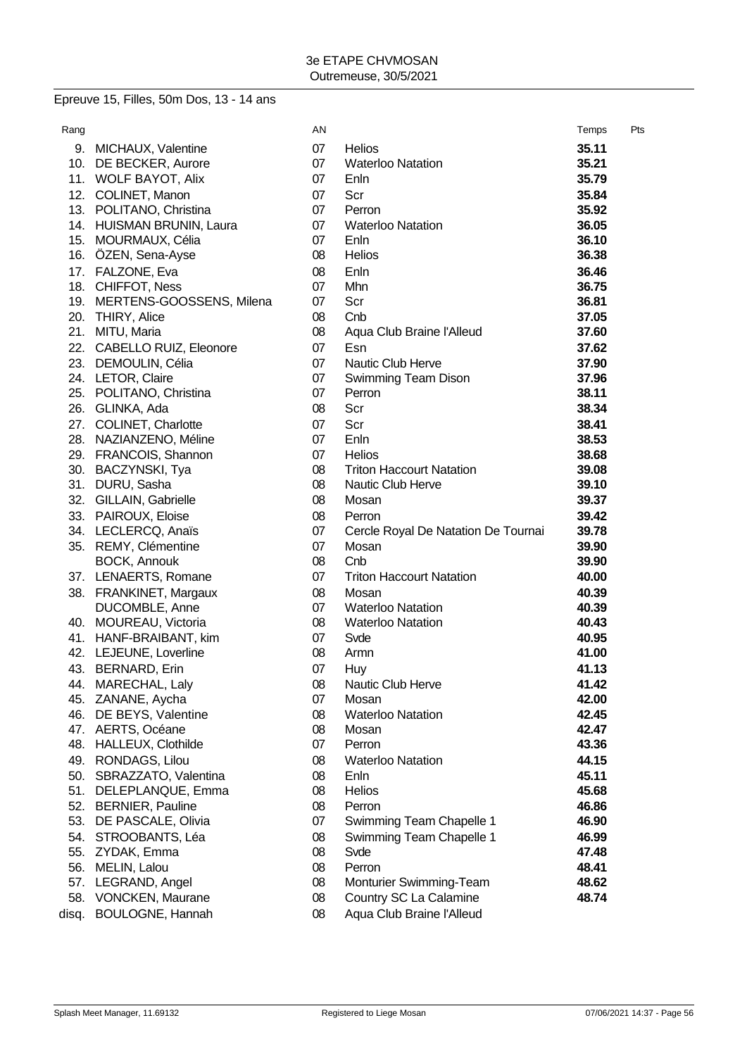3e ETAPE CHVMOSAN
Outremeuse, 30/5/2021

Epreuve 15, Filles, 50m Dos, 13 - 14 ans

| Rang | | AN | | Temps | Pts |
|---|---|---|---|---|---|
| 9. | MICHAUX, Valentine | 07 | Helios | **35.11** | |
| 10. | DE BECKER, Aurore | 07 | Waterloo Natation | **35.21** | |
| 11. | WOLF BAYOT, Alix | 07 | Enln | **35.79** | |
| 12. | COLINET, Manon | 07 | Scr | **35.84** | |
| 13. | POLITANO, Christina | 07 | Perron | **35.92** | |
| 14. | HUISMAN BRUNIN, Laura | 07 | Waterloo Natation | **36.05** | |
| 15. | MOURMAUX, Célia | 07 | Enln | **36.10** | |
| 16. | ÖZEN, Sena-Ayse | 08 | Helios | **36.38** | |
| 17. | FALZONE, Eva | 08 | Enln | **36.46** | |
| 18. | CHIFFOT, Ness | 07 | Mhn | **36.75** | |
| 19. | MERTENS-GOOSSENS, Milena | 07 | Scr | **36.81** | |
| 20. | THIRY, Alice | 08 | Cnb | **37.05** | |
| 21. | MITU, Maria | 08 | Aqua Club Braine l'Alleud | **37.60** | |
| 22. | CABELLO RUIZ, Eleonore | 07 | Esn | **37.62** | |
| 23. | DEMOULIN, Célia | 07 | Nautic Club Herve | **37.90** | |
| 24. | LETOR, Claire | 07 | Swimming Team Dison | **37.96** | |
| 25. | POLITANO, Christina | 07 | Perron | **38.11** | |
| 26. | GLINKA, Ada | 08 | Scr | **38.34** | |
| 27. | COLINET, Charlotte | 07 | Scr | **38.41** | |
| 28. | NAZIANZENO, Méline | 07 | Enln | **38.53** | |
| 29. | FRANCOIS, Shannon | 07 | Helios | **38.68** | |
| 30. | BACZYNSKI, Tya | 08 | Triton Haccourt Natation | **39.08** | |
| 31. | DURU, Sasha | 08 | Nautic Club Herve | **39.10** | |
| 32. | GILLAIN, Gabrielle | 08 | Mosan | **39.37** | |
| 33. | PAIROUX, Eloise | 08 | Perron | **39.42** | |
| 34. | LECLERCQ, Anaïs | 07 | Cercle Royal De Natation De Tournai | **39.78** | |
| 35. | REMY, Clémentine | 07 | Mosan | **39.90** | |
| | BOCK, Annouk | 08 | Cnb | **39.90** | |
| 37. | LENAERTS, Romane | 07 | Triton Haccourt Natation | **40.00** | |
| 38. | FRANKINET, Margaux | 08 | Mosan | **40.39** | |
| | DUCOMBLE, Anne | 07 | Waterloo Natation | **40.39** | |
| 40. | MOUREAU, Victoria | 08 | Waterloo Natation | **40.43** | |
| 41. | HANF-BRAIBANT, kim | 07 | Svde | **40.95** | |
| 42. | LEJEUNE, Loverline | 08 | Armn | **41.00** | |
| 43. | BERNARD, Erin | 07 | Huy | **41.13** | |
| 44. | MARECHAL, Laly | 08 | Nautic Club Herve | **41.42** | |
| 45. | ZANANE, Aycha | 07 | Mosan | **42.00** | |
| 46. | DE BEYS, Valentine | 08 | Waterloo Natation | **42.45** | |
| 47. | AERTS, Océane | 08 | Mosan | **42.47** | |
| 48. | HALLEUX, Clothilde | 07 | Perron | **43.36** | |
| 49. | RONDAGS, Lilou | 08 | Waterloo Natation | **44.15** | |
| 50. | SBRAZZATO, Valentina | 08 | Enln | **45.11** | |
| 51. | DELEPLANQUE, Emma | 08 | Helios | **45.68** | |
| 52. | BERNIER, Pauline | 08 | Perron | **46.86** | |
| 53. | DE PASCALE, Olivia | 07 | Swimming Team Chapelle 1 | **46.90** | |
| 54. | STROOBANTS, Léa | 08 | Swimming Team Chapelle 1 | **46.99** | |
| 55. | ZYDAK, Emma | 08 | Svde | **47.48** | |
| 56. | MELIN, Lalou | 08 | Perron | **48.41** | |
| 57. | LEGRAND, Angel | 08 | Monturier Swimming-Team | **48.62** | |
| 58. | VONCKEN, Maurane | 08 | Country SC La Calamine | **48.74** | |
| disq. | BOULOGNE, Hannah | 08 | Aqua Club Braine l'Alleud | | |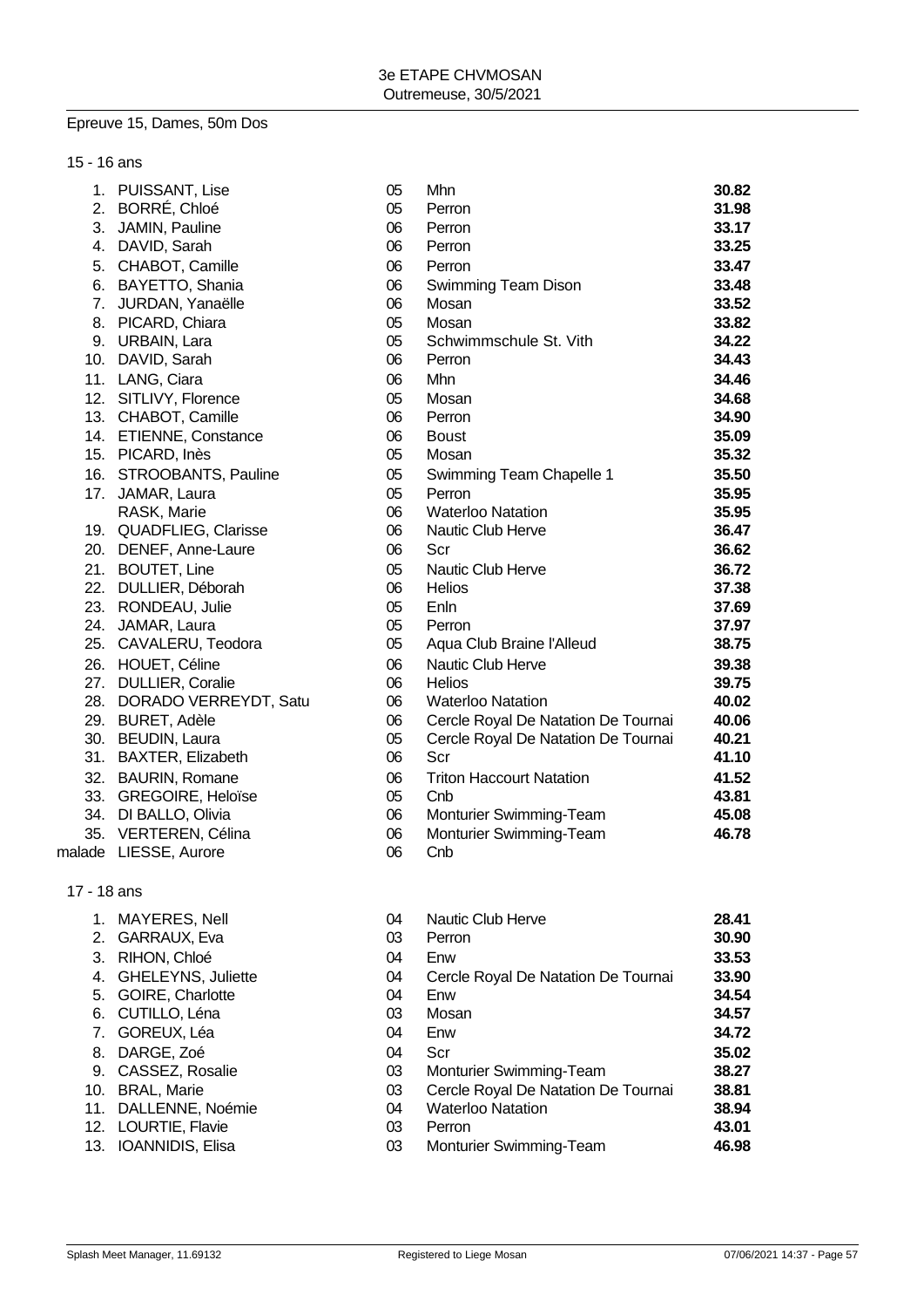3e ETAPE CHVMOSAN
Outremeuse, 30/5/2021

Epreuve 15, Dames, 50m Dos

15 - 16 ans

| | | | | |
|---|---|---|---|---|
| 1. | PUISSANT, Lise | 05 | Mhn | **30.82** |
| 2. | BORRÉ, Chloé | 05 | Perron | **31.98** |
| 3. | JAMIN, Pauline | 06 | Perron | **33.17** |
| 4. | DAVID, Sarah | 06 | Perron | **33.25** |
| 5. | CHABOT, Camille | 06 | Perron | **33.47** |
| 6. | BAYETTO, Shania | 06 | Swimming Team Dison | **33.48** |
| 7. | JURDAN, Yanaëlle | 06 | Mosan | **33.52** |
| 8. | PICARD, Chiara | 05 | Mosan | **33.82** |
| 9. | URBAIN, Lara | 05 | Schwimmschule St. Vith | **34.22** |
| 10. | DAVID, Sarah | 06 | Perron | **34.43** |
| 11. | LANG, Ciara | 06 | Mhn | **34.46** |
| 12. | SITLIVY, Florence | 05 | Mosan | **34.68** |
| 13. | CHABOT, Camille | 06 | Perron | **34.90** |
| 14. | ETIENNE, Constance | 06 | Boust | **35.09** |
| 15. | PICARD, Inès | 05 | Mosan | **35.32** |
| 16. | STROOBANTS, Pauline | 05 | Swimming Team Chapelle 1 | **35.50** |
| 17. | JAMAR, Laura | 05 | Perron | **35.95** |
| | RASK, Marie | 06 | Waterloo Natation | **35.95** |
| 19. | QUADFLIEG, Clarisse | 06 | Nautic Club Herve | **36.47** |
| 20. | DENEF, Anne-Laure | 06 | Scr | **36.62** |
| 21. | BOUTET, Line | 05 | Nautic Club Herve | **36.72** |
| 22. | DULLIER, Déborah | 06 | Helios | **37.38** |
| 23. | RONDEAU, Julie | 05 | Enln | **37.69** |
| 24. | JAMAR, Laura | 05 | Perron | **37.97** |
| 25. | CAVALERU, Teodora | 05 | Aqua Club Braine l'Alleud | **38.75** |
| 26. | HOUET, Céline | 06 | Nautic Club Herve | **39.38** |
| 27. | DULLIER, Coralie | 06 | Helios | **39.75** |
| 28. | DORADO VERREYDT, Satu | 06 | Waterloo Natation | **40.02** |
| 29. | BURET, Adèle | 06 | Cercle Royal De Natation De Tournai | **40.06** |
| 30. | BEUDIN, Laura | 05 | Cercle Royal De Natation De Tournai | **40.21** |
| 31. | BAXTER, Elizabeth | 06 | Scr | **41.10** |
| 32. | BAURIN, Romane | 06 | Triton Haccourt Natation | **41.52** |
| 33. | GREGOIRE, Heloïse | 05 | Cnb | **43.81** |
| 34. | DI BALLO, Olivia | 06 | Monturier Swimming-Team | **45.08** |
| 35. | VERTEREN, Célina | 06 | Monturier Swimming-Team | **46.78** |
| malade | LIESSE, Aurore | 06 | Cnb | |

17 - 18 ans

| | | | | |
|---|---|---|---|---|
| 1. | MAYERES, Nell | 04 | Nautic Club Herve | **28.41** |
| 2. | GARRAUX, Eva | 03 | Perron | **30.90** |
| 3. | RIHON, Chloé | 04 | Enw | **33.53** |
| 4. | GHELEYNS, Juliette | 04 | Cercle Royal De Natation De Tournai | **33.90** |
| 5. | GOIRE, Charlotte | 04 | Enw | **34.54** |
| 6. | CUTILLO, Léna | 03 | Mosan | **34.57** |
| 7. | GOREUX, Léa | 04 | Enw | **34.72** |
| 8. | DARGE, Zoé | 04 | Scr | **35.02** |
| 9. | CASSEZ, Rosalie | 03 | Monturier Swimming-Team | **38.27** |
| 10. | BRAL, Marie | 03 | Cercle Royal De Natation De Tournai | **38.81** |
| 11. | DALLENNE, Noémie | 04 | Waterloo Natation | **38.94** |
| 12. | LOURTIE, Flavie | 03 | Perron | **43.01** |
| 13. | IOANNIDIS, Elisa | 03 | Monturier Swimming-Team | **46.98** |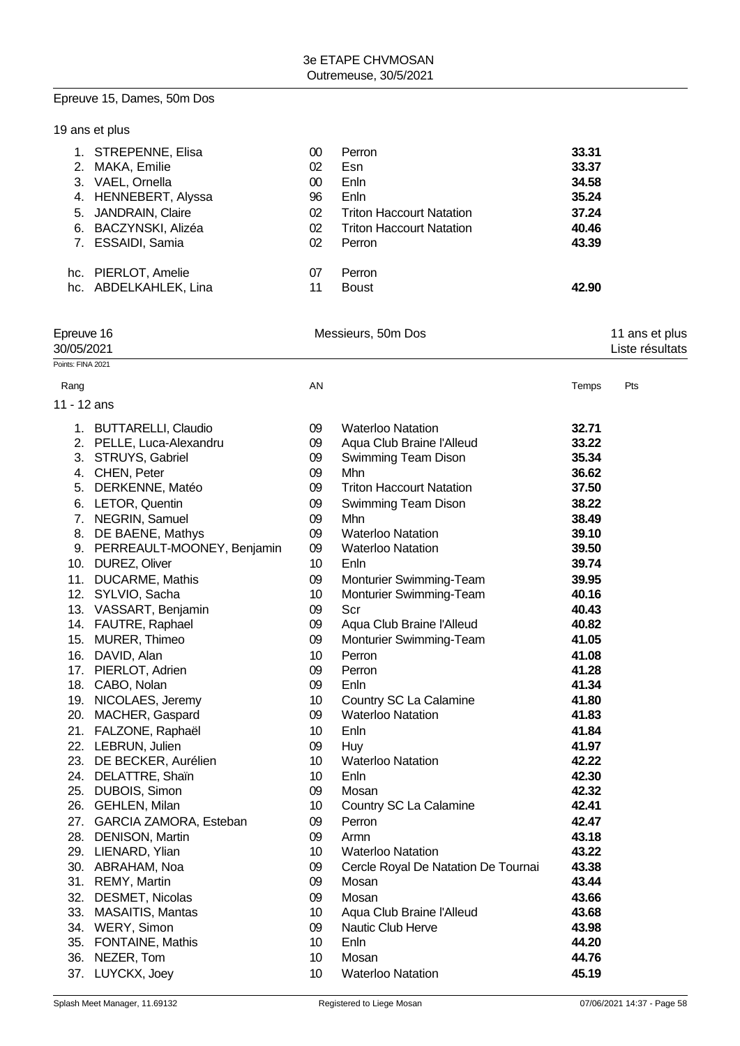Epreuve 15, Dames, 50m Dos

19 ans et plus

| Rang | Nom | AN | Club | Temps |
|---|---|---|---|---|
| 1. | STREPENNE, Elisa | 00 | Perron | **33.31** |
| 2. | MAKA, Emilie | 02 | Esn | **33.37** |
| 3. | VAEL, Ornella | 00 | Enln | **34.58** |
| 4. | HENNEBERT, Alyssa | 96 | Enln | **35.24** |
| 5. | JANDRAIN, Claire | 02 | Triton Haccourt Natation | **37.24** |
| 6. | BACZYNSKI, Alizéa | 02 | Triton Haccourt Natation | **40.46** |
| 7. | ESSAIDI, Samia | 02 | Perron | **43.39** |
| hc. | PIERLOT, Amelie | 07 | Perron | |
| hc. | ABDELKAHLEK, Lina | 11 | Boust | **42.90** |

Epreuve 16 — Messieurs, 50m Dos — 11 ans et plus

30/05/2021 — Liste résultats

Points: FINA 2021

11 - 12 ans

| Rang | Nom | AN | Club | Temps | Pts |
|---|---|---|---|---|---|
| 1. | BUTTARELLI, Claudio | 09 | Waterloo Natation | **32.71** | |
| 2. | PELLE, Luca-Alexandru | 09 | Aqua Club Braine l'Alleud | **33.22** | |
| 3. | STRUYS, Gabriel | 09 | Swimming Team Dison | **35.34** | |
| 4. | CHEN, Peter | 09 | Mhn | **36.62** | |
| 5. | DERKENNE, Matéo | 09 | Triton Haccourt Natation | **37.50** | |
| 6. | LETOR, Quentin | 09 | Swimming Team Dison | **38.22** | |
| 7. | NEGRIN, Samuel | 09 | Mhn | **38.49** | |
| 8. | DE BAENE, Mathys | 09 | Waterloo Natation | **39.10** | |
| 9. | PERREAULT-MOONEY, Benjamin | 09 | Waterloo Natation | **39.50** | |
| 10. | DUREZ, Oliver | 10 | Enln | **39.74** | |
| 11. | DUCARME, Mathis | 09 | Monturier Swimming-Team | **39.95** | |
| 12. | SYLVIO, Sacha | 10 | Monturier Swimming-Team | **40.16** | |
| 13. | VASSART, Benjamin | 09 | Scr | **40.43** | |
| 14. | FAUTRE, Raphael | 09 | Aqua Club Braine l'Alleud | **40.82** | |
| 15. | MURER, Thimeo | 09 | Monturier Swimming-Team | **41.05** | |
| 16. | DAVID, Alan | 10 | Perron | **41.08** | |
| 17. | PIERLOT, Adrien | 09 | Perron | **41.28** | |
| 18. | CABO, Nolan | 09 | Enln | **41.34** | |
| 19. | NICOLAES, Jeremy | 10 | Country SC La Calamine | **41.80** | |
| 20. | MACHER, Gaspard | 09 | Waterloo Natation | **41.83** | |
| 21. | FALZONE, Raphaël | 10 | Enln | **41.84** | |
| 22. | LEBRUN, Julien | 09 | Huy | **41.97** | |
| 23. | DE BECKER, Aurélien | 10 | Waterloo Natation | **42.22** | |
| 24. | DELATTRE, Shaïn | 10 | Enln | **42.30** | |
| 25. | DUBOIS, Simon | 09 | Mosan | **42.32** | |
| 26. | GEHLEN, Milan | 10 | Country SC La Calamine | **42.41** | |
| 27. | GARCIA ZAMORA, Esteban | 09 | Perron | **42.47** | |
| 28. | DENISON, Martin | 09 | Armn | **43.18** | |
| 29. | LIENARD, Ylian | 10 | Waterloo Natation | **43.22** | |
| 30. | ABRAHAM, Noa | 09 | Cercle Royal De Natation De Tournai | **43.38** | |
| 31. | REMY, Martin | 09 | Mosan | **43.44** | |
| 32. | DESMET, Nicolas | 09 | Mosan | **43.66** | |
| 33. | MASAITIS, Mantas | 10 | Aqua Club Braine l'Alleud | **43.68** | |
| 34. | WERY, Simon | 09 | Nautic Club Herve | **43.98** | |
| 35. | FONTAINE, Mathis | 10 | Enln | **44.20** | |
| 36. | NEZER, Tom | 10 | Mosan | **44.76** | |
| 37. | LUYCKX, Joey | 10 | Waterloo Natation | **45.19** | |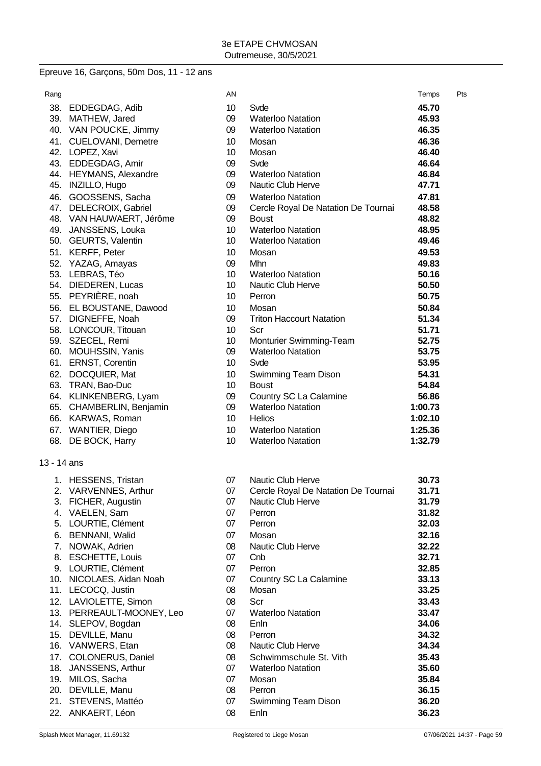3e ETAPE CHVMOSAN
Outremeuse, 30/5/2021

## Epreuve 16, Garçons, 50m Dos, 11 - 12 ans

| Rang | | AN | | Temps | Pts |
|---|---|---|---|---|---|
| 38. | EDDEGDAG, Adib | 10 | Svde | **45.70** | |
| 39. | MATHEW, Jared | 09 | Waterloo Natation | **45.93** | |
| 40. | VAN POUCKE, Jimmy | 09 | Waterloo Natation | **46.35** | |
| 41. | CUELOVANI, Demetre | 10 | Mosan | **46.36** | |
| 42. | LOPEZ, Xavi | 10 | Mosan | **46.40** | |
| 43. | EDDEGDAG, Amir | 09 | Svde | **46.64** | |
| 44. | HEYMANS, Alexandre | 09 | Waterloo Natation | **46.84** | |
| 45. | INZILLO, Hugo | 09 | Nautic Club Herve | **47.71** | |
| 46. | GOOSSENS, Sacha | 09 | Waterloo Natation | **47.81** | |
| 47. | DELECROIX, Gabriel | 09 | Cercle Royal De Natation De Tournai | **48.58** | |
| 48. | VAN HAUWAERT, Jérôme | 09 | Boust | **48.82** | |
| 49. | JANSSENS, Louka | 10 | Waterloo Natation | **48.95** | |
| 50. | GEURTS, Valentin | 10 | Waterloo Natation | **49.46** | |
| 51. | KERFF, Peter | 10 | Mosan | **49.53** | |
| 52. | YAZAG, Amayas | 09 | Mhn | **49.83** | |
| 53. | LEBRAS, Téo | 10 | Waterloo Natation | **50.16** | |
| 54. | DIEDEREN, Lucas | 10 | Nautic Club Herve | **50.50** | |
| 55. | PEYRIÈRE, noah | 10 | Perron | **50.75** | |
| 56. | EL BOUSTANE, Dawood | 10 | Mosan | **50.84** | |
| 57. | DIGNEFFE, Noah | 09 | Triton Haccourt Natation | **51.34** | |
| 58. | LONCOUR, Titouan | 10 | Scr | **51.71** | |
| 59. | SZECEL, Remi | 10 | Monturier Swimming-Team | **52.75** | |
| 60. | MOUHSSIN, Yanis | 09 | Waterloo Natation | **53.75** | |
| 61. | ERNST, Corentin | 10 | Svde | **53.95** | |
| 62. | DOCQUIER, Mat | 10 | Swimming Team Dison | **54.31** | |
| 63. | TRAN, Bao-Duc | 10 | Boust | **54.84** | |
| 64. | KLINKENBERG, Lyam | 09 | Country SC La Calamine | **56.86** | |
| 65. | CHAMBERLIN, Benjamin | 09 | Waterloo Natation | **1:00.73** | |
| 66. | KARWAS, Roman | 10 | Helios | **1:02.10** | |
| 67. | WANTIER, Diego | 10 | Waterloo Natation | **1:25.36** | |
| 68. | DE BOCK, Harry | 10 | Waterloo Natation | **1:32.79** | |

### 13 - 14 ans

| Rang | | AN | | Temps | Pts |
|---|---|---|---|---|---|
| 1. | HESSENS, Tristan | 07 | Nautic Club Herve | **30.73** | |
| 2. | VARVENNES, Arthur | 07 | Cercle Royal De Natation De Tournai | **31.71** | |
| 3. | FICHER, Augustin | 07 | Nautic Club Herve | **31.79** | |
| 4. | VAELEN, Sam | 07 | Perron | **31.82** | |
| 5. | LOURTIE, Clément | 07 | Perron | **32.03** | |
| 6. | BENNANI, Walid | 07 | Mosan | **32.16** | |
| 7. | NOWAK, Adrien | 08 | Nautic Club Herve | **32.22** | |
| 8. | ESCHETTE, Louis | 07 | Cnb | **32.71** | |
| 9. | LOURTIE, Clément | 07 | Perron | **32.85** | |
| 10. | NICOLAES, Aidan Noah | 07 | Country SC La Calamine | **33.13** | |
| 11. | LECOCQ, Justin | 08 | Mosan | **33.25** | |
| 12. | LAVIOLETTE, Simon | 08 | Scr | **33.43** | |
| 13. | PERREAULT-MOONEY, Leo | 07 | Waterloo Natation | **33.47** | |
| 14. | SLEPOV, Bogdan | 08 | Enln | **34.06** | |
| 15. | DEVILLE, Manu | 08 | Perron | **34.32** | |
| 16. | VANWERS, Etan | 08 | Nautic Club Herve | **34.34** | |
| 17. | COLONERUS, Daniel | 08 | Schwimmschule St. Vith | **35.43** | |
| 18. | JANSSENS, Arthur | 07 | Waterloo Natation | **35.60** | |
| 19. | MILOS, Sacha | 07 | Mosan | **35.84** | |
| 20. | DEVILLE, Manu | 08 | Perron | **36.15** | |
| 21. | STEVENS, Mattéo | 07 | Swimming Team Dison | **36.20** | |
| 22. | ANKAERT, Léon | 08 | Enln | **36.23** | |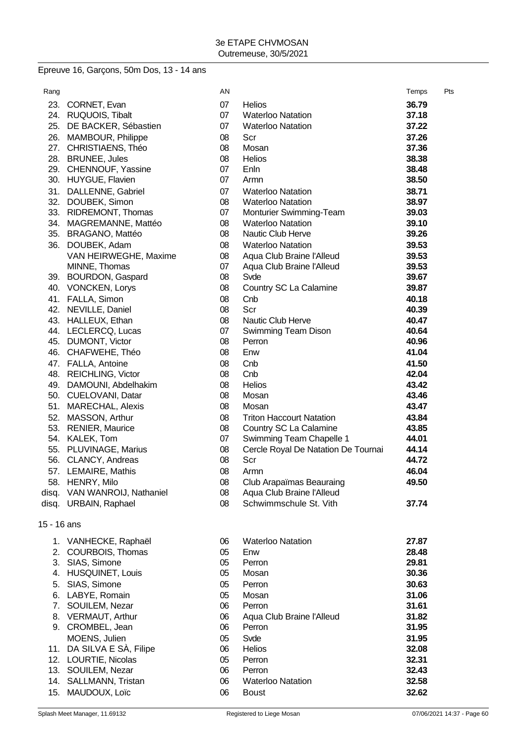3e ETAPE CHVMOSAN
Outremeuse, 30/5/2021

## Epreuve 16, Garçons, 50m Dos, 13 - 14 ans

| Rang | | AN | | Temps | Pts |
|---|---|---|---|---|---|
| 23. | CORNET, Evan | 07 | Helios | **36.79** | |
| 24. | RUQUOIS, Tibalt | 07 | Waterloo Natation | **37.18** | |
| 25. | DE BACKER, Sébastien | 07 | Waterloo Natation | **37.22** | |
| 26. | MAMBOUR, Philippe | 08 | Scr | **37.26** | |
| 27. | CHRISTIAENS, Théo | 08 | Mosan | **37.36** | |
| 28. | BRUNEE, Jules | 08 | Helios | **38.38** | |
| 29. | CHENNOUF, Yassine | 07 | Enln | **38.48** | |
| 30. | HUYGUE, Flavien | 07 | Armn | **38.50** | |
| 31. | DALLENNE, Gabriel | 07 | Waterloo Natation | **38.71** | |
| 32. | DOUBEK, Simon | 08 | Waterloo Natation | **38.97** | |
| 33. | RIDREMONT, Thomas | 07 | Monturier Swimming-Team | **39.03** | |
| 34. | MAGREMANNE, Mattéo | 08 | Waterloo Natation | **39.10** | |
| 35. | BRAGANO, Mattéo | 08 | Nautic Club Herve | **39.26** | |
| 36. | DOUBEK, Adam | 08 | Waterloo Natation | **39.53** | |
| | VAN HEIRWEGHE, Maxime | 08 | Aqua Club Braine l'Alleud | **39.53** | |
| | MINNE, Thomas | 07 | Aqua Club Braine l'Alleud | **39.53** | |
| 39. | BOURDON, Gaspard | 08 | Svde | **39.67** | |
| 40. | VONCKEN, Lorys | 08 | Country SC La Calamine | **39.87** | |
| 41. | FALLA, Simon | 08 | Cnb | **40.18** | |
| 42. | NEVILLE, Daniel | 08 | Scr | **40.39** | |
| 43. | HALLEUX, Ethan | 08 | Nautic Club Herve | **40.47** | |
| 44. | LECLERCQ, Lucas | 07 | Swimming Team Dison | **40.64** | |
| 45. | DUMONT, Victor | 08 | Perron | **40.96** | |
| 46. | CHAFWEHE, Théo | 08 | Enw | **41.04** | |
| 47. | FALLA, Antoine | 08 | Cnb | **41.50** | |
| 48. | REICHLING, Victor | 08 | Cnb | **42.04** | |
| 49. | DAMOUNI, Abdelhakim | 08 | Helios | **43.42** | |
| 50. | CUELOVANI, Datar | 08 | Mosan | **43.46** | |
| 51. | MARECHAL, Alexis | 08 | Mosan | **43.47** | |
| 52. | MASSON, Arthur | 08 | Triton Haccourt Natation | **43.84** | |
| 53. | RENIER, Maurice | 08 | Country SC La Calamine | **43.85** | |
| 54. | KALEK, Tom | 07 | Swimming Team Chapelle 1 | **44.01** | |
| 55. | PLUVINAGE, Marius | 08 | Cercle Royal De Natation De Tournai | **44.14** | |
| 56. | CLANCY, Andreas | 08 | Scr | **44.72** | |
| 57. | LEMAIRE, Mathis | 08 | Armn | **46.04** | |
| 58. | HENRY, Milo | 08 | Club Arapaïmas Beauraing | **49.50** | |
| disq. | VAN WANROIJ, Nathaniel | 08 | Aqua Club Braine l'Alleud | | |
| disq. | URBAIN, Raphael | 08 | Schwimmschule St. Vith | **37.74** | |

### 15 - 16 ans

| Rang | | AN | | Temps | Pts |
|---|---|---|---|---|---|
| 1. | VANHECKE, Raphaël | 06 | Waterloo Natation | **27.87** | |
| 2. | COURBOIS, Thomas | 05 | Enw | **28.48** | |
| 3. | SIAS, Simone | 05 | Perron | **29.81** | |
| 4. | HUSQUINET, Louis | 05 | Mosan | **30.36** | |
| 5. | SIAS, Simone | 05 | Perron | **30.63** | |
| 6. | LABYE, Romain | 05 | Mosan | **31.06** | |
| 7. | SOUILEM, Nezar | 06 | Perron | **31.61** | |
| 8. | VERMAUT, Arthur | 06 | Aqua Club Braine l'Alleud | **31.82** | |
| 9. | CROMBEL, Jean | 06 | Perron | **31.95** | |
| | MOENS, Julien | 05 | Svde | **31.95** | |
| 11. | DA SILVA E SÀ, Filipe | 06 | Helios | **32.08** | |
| 12. | LOURTIE, Nicolas | 05 | Perron | **32.31** | |
| 13. | SOUILEM, Nezar | 06 | Perron | **32.43** | |
| 14. | SALLMANN, Tristan | 06 | Waterloo Natation | **32.58** | |
| 15. | MAUDOUX, Loïc | 06 | Boust | **32.62** | |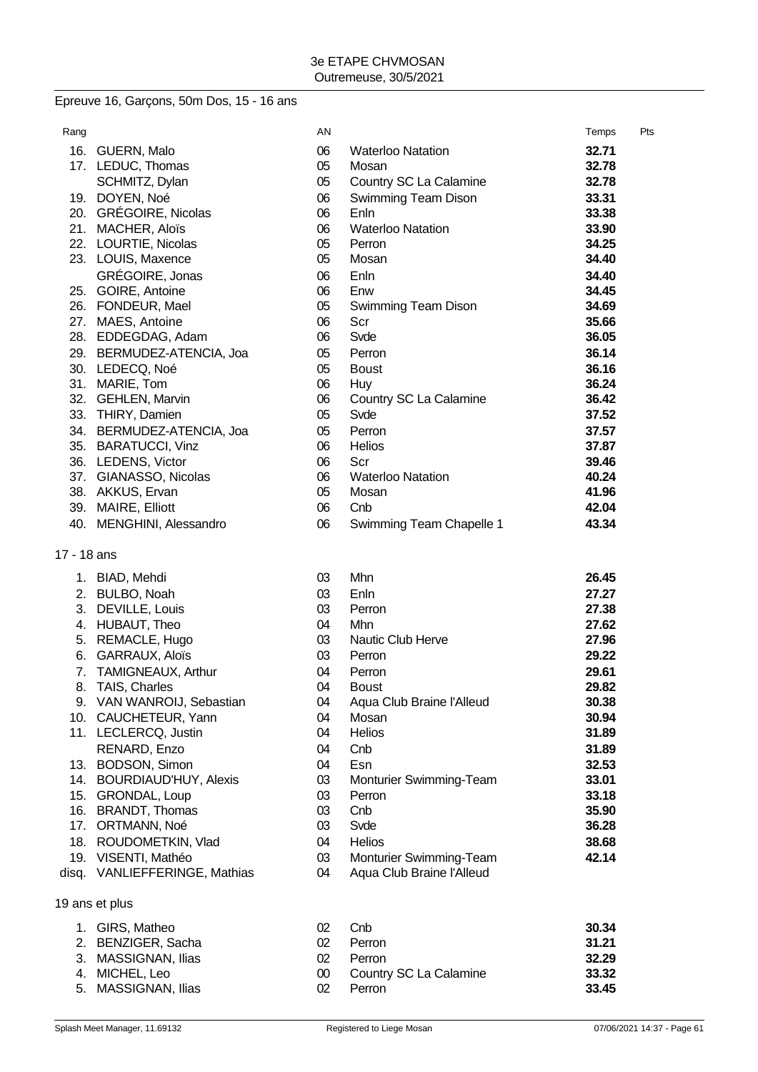Epreuve 16, Garçons, 50m Dos, 15 - 16 ans

| Rang | | AN | | Temps | Pts |
|---|---|---|---|---|---|
| 16. | GUERN, Malo | 06 | Waterloo Natation | **32.71** | |
| 17. | LEDUC, Thomas | 05 | Mosan | **32.78** | |
| | SCHMITZ, Dylan | 05 | Country SC La Calamine | **32.78** | |
| 19. | DOYEN, Noé | 06 | Swimming Team Dison | **33.31** | |
| 20. | GRÉGOIRE, Nicolas | 06 | Enln | **33.38** | |
| 21. | MACHER, Aloïs | 06 | Waterloo Natation | **33.90** | |
| 22. | LOURTIE, Nicolas | 05 | Perron | **34.25** | |
| 23. | LOUIS, Maxence | 05 | Mosan | **34.40** | |
| | GRÉGOIRE, Jonas | 06 | Enln | **34.40** | |
| 25. | GOIRE, Antoine | 06 | Enw | **34.45** | |
| 26. | FONDEUR, Mael | 05 | Swimming Team Dison | **34.69** | |
| 27. | MAES, Antoine | 06 | Scr | **35.66** | |
| 28. | EDDEGDAG, Adam | 06 | Svde | **36.05** | |
| 29. | BERMUDEZ-ATENCIA, Joa | 05 | Perron | **36.14** | |
| 30. | LEDECQ, Noé | 05 | Boust | **36.16** | |
| 31. | MARIE, Tom | 06 | Huy | **36.24** | |
| 32. | GEHLEN, Marvin | 06 | Country SC La Calamine | **36.42** | |
| 33. | THIRY, Damien | 05 | Svde | **37.52** | |
| 34. | BERMUDEZ-ATENCIA, Joa | 05 | Perron | **37.57** | |
| 35. | BARATUCCI, Vinz | 06 | Helios | **37.87** | |
| 36. | LEDENS, Victor | 06 | Scr | **39.46** | |
| 37. | GIANASSO, Nicolas | 06 | Waterloo Natation | **40.24** | |
| 38. | AKKUS, Ervan | 05 | Mosan | **41.96** | |
| 39. | MAIRE, Elliott | 06 | Cnb | **42.04** | |
| 40. | MENGHINI, Alessandro | 06 | Swimming Team Chapelle 1 | **43.34** | |

17 - 18 ans

| Rang | | AN | | Temps | Pts |
|---|---|---|---|---|---|
| 1. | BIAD, Mehdi | 03 | Mhn | **26.45** | |
| 2. | BULBO, Noah | 03 | Enln | **27.27** | |
| 3. | DEVILLE, Louis | 03 | Perron | **27.38** | |
| 4. | HUBAUT, Theo | 04 | Mhn | **27.62** | |
| 5. | REMACLE, Hugo | 03 | Nautic Club Herve | **27.96** | |
| 6. | GARRAUX, Aloïs | 03 | Perron | **29.22** | |
| 7. | TAMIGNEAUX, Arthur | 04 | Perron | **29.61** | |
| 8. | TAIS, Charles | 04 | Boust | **29.82** | |
| 9. | VAN WANROIJ, Sebastian | 04 | Aqua Club Braine l'Alleud | **30.38** | |
| 10. | CAUCHETEUR, Yann | 04 | Mosan | **30.94** | |
| 11. | LECLERCQ, Justin | 04 | Helios | **31.89** | |
| | RENARD, Enzo | 04 | Cnb | **31.89** | |
| 13. | BODSON, Simon | 04 | Esn | **32.53** | |
| 14. | BOURDIAUD'HUY, Alexis | 03 | Monturier Swimming-Team | **33.01** | |
| 15. | GRONDAL, Loup | 03 | Perron | **33.18** | |
| 16. | BRANDT, Thomas | 03 | Cnb | **35.90** | |
| 17. | ORTMANN, Noé | 03 | Svde | **36.28** | |
| 18. | ROUDOMETKIN, Vlad | 04 | Helios | **38.68** | |
| 19. | VISENTI, Mathéo | 03 | Monturier Swimming-Team | **42.14** | |
| disq. | VANLIEFFERINGE, Mathias | 04 | Aqua Club Braine l'Alleud | | |

19 ans et plus

| Rang | | AN | | Temps | Pts |
|---|---|---|---|---|---|
| 1. | GIRS, Matheo | 02 | Cnb | **30.34** | |
| 2. | BENZIGER, Sacha | 02 | Perron | **31.21** | |
| 3. | MASSIGNAN, Ilias | 02 | Perron | **32.29** | |
| 4. | MICHEL, Leo | 00 | Country SC La Calamine | **33.32** | |
| 5. | MASSIGNAN, Ilias | 02 | Perron | **33.45** | |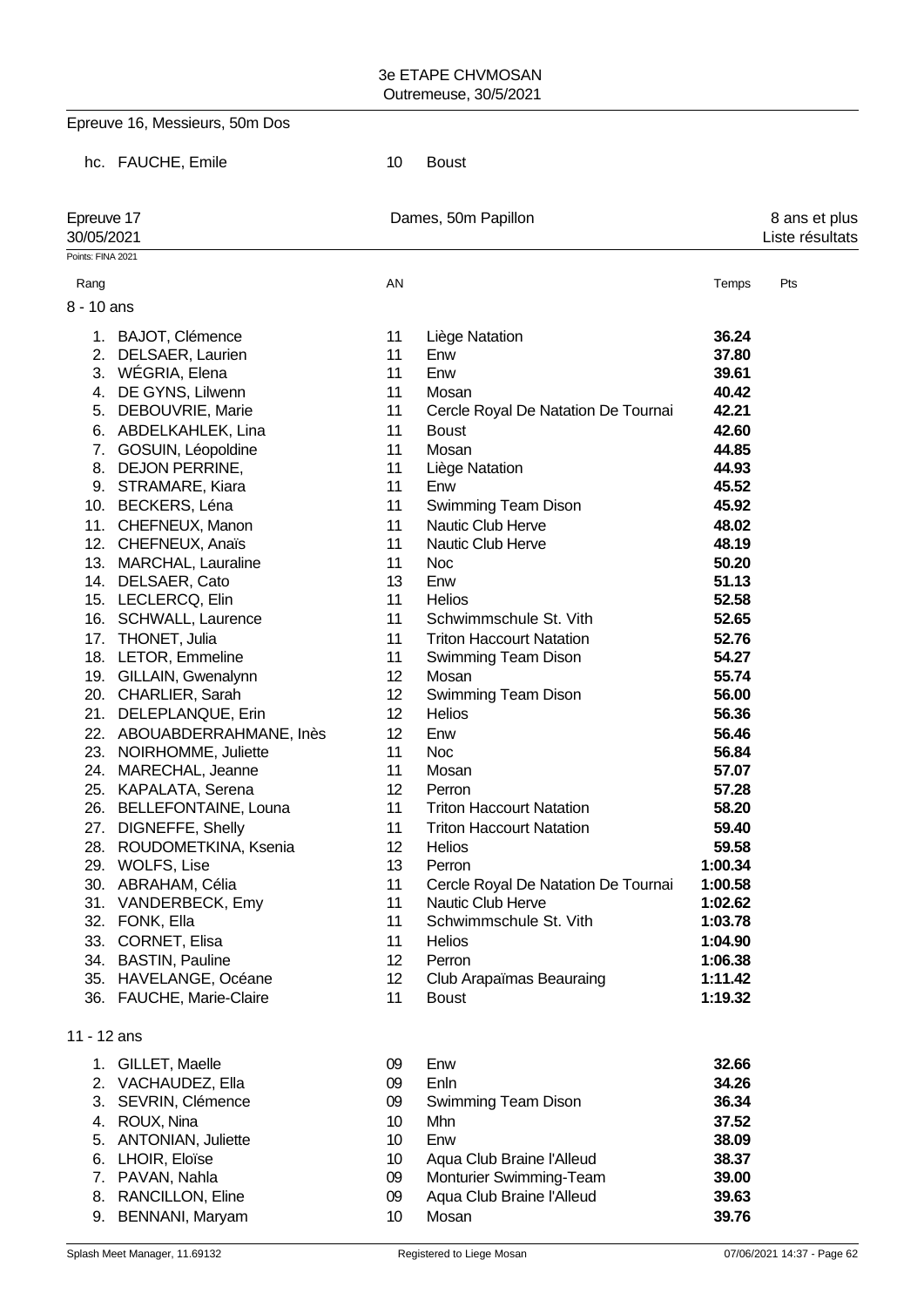Epreuve 16, Messieurs, 50m Dos

| | | | |
|---|---|---|---|
| hc. | FAUCHE, Emile | 10 | Boust |

## Epreuve 17 — Dames, 50m Papillon — 8 ans et plus

30/05/2021 — Liste résultats

Points: FINA 2021

| Rang | | AN | | Temps | Pts |
|---|---|---|---|---|---|
| **8 - 10 ans** | | | | | |
| 1. | BAJOT, Clémence | 11 | Liège Natation | **36.24** | |
| 2. | DELSAER, Laurien | 11 | Enw | **37.80** | |
| 3. | WÉGRIA, Elena | 11 | Enw | **39.61** | |
| 4. | DE GYNS, Lilwenn | 11 | Mosan | **40.42** | |
| 5. | DEBOUVRIE, Marie | 11 | Cercle Royal De Natation De Tournai | **42.21** | |
| 6. | ABDELKAHLEK, Lina | 11 | Boust | **42.60** | |
| 7. | GOSUIN, Léopoldine | 11 | Mosan | **44.85** | |
| 8. | DEJON PERRINE, | 11 | Liège Natation | **44.93** | |
| 9. | STRAMARE, Kiara | 11 | Enw | **45.52** | |
| 10. | BECKERS, Léna | 11 | Swimming Team Dison | **45.92** | |
| 11. | CHEFNEUX, Manon | 11 | Nautic Club Herve | **48.02** | |
| 12. | CHEFNEUX, Anaïs | 11 | Nautic Club Herve | **48.19** | |
| 13. | MARCHAL, Lauraline | 11 | Noc | **50.20** | |
| 14. | DELSAER, Cato | 13 | Enw | **51.13** | |
| 15. | LECLERCQ, Elin | 11 | Helios | **52.58** | |
| 16. | SCHWALL, Laurence | 11 | Schwimmschule St. Vith | **52.65** | |
| 17. | THONET, Julia | 11 | Triton Haccourt Natation | **52.76** | |
| 18. | LETOR, Emmeline | 11 | Swimming Team Dison | **54.27** | |
| 19. | GILLAIN, Gwenalynn | 12 | Mosan | **55.74** | |
| 20. | CHARLIER, Sarah | 12 | Swimming Team Dison | **56.00** | |
| 21. | DELEPLANQUE, Erin | 12 | Helios | **56.36** | |
| 22. | ABOUABDERRAHMANE, Inès | 12 | Enw | **56.46** | |
| 23. | NOIRHOMME, Juliette | 11 | Noc | **56.84** | |
| 24. | MARECHAL, Jeanne | 11 | Mosan | **57.07** | |
| 25. | KAPALATA, Serena | 12 | Perron | **57.28** | |
| 26. | BELLEFONTAINE, Louna | 11 | Triton Haccourt Natation | **58.20** | |
| 27. | DIGNEFFE, Shelly | 11 | Triton Haccourt Natation | **59.40** | |
| 28. | ROUDOMETKINA, Ksenia | 12 | Helios | **59.58** | |
| 29. | WOLFS, Lise | 13 | Perron | **1:00.34** | |
| 30. | ABRAHAM, Célia | 11 | Cercle Royal De Natation De Tournai | **1:00.58** | |
| 31. | VANDERBECK, Emy | 11 | Nautic Club Herve | **1:02.62** | |
| 32. | FONK, Ella | 11 | Schwimmschule St. Vith | **1:03.78** | |
| 33. | CORNET, Elisa | 11 | Helios | **1:04.90** | |
| 34. | BASTIN, Pauline | 12 | Perron | **1:06.38** | |
| 35. | HAVELANGE, Océane | 12 | Club Arapaïmas Beauraing | **1:11.42** | |
| 36. | FAUCHE, Marie-Claire | 11 | Boust | **1:19.32** | |
| **11 - 12 ans** | | | | | |
| 1. | GILLET, Maelle | 09 | Enw | **32.66** | |
| 2. | VACHAUDEZ, Ella | 09 | Enln | **34.26** | |
| 3. | SEVRIN, Clémence | 09 | Swimming Team Dison | **36.34** | |
| 4. | ROUX, Nina | 10 | Mhn | **37.52** | |
| 5. | ANTONIAN, Juliette | 10 | Enw | **38.09** | |
| 6. | LHOIR, Eloïse | 10 | Aqua Club Braine l'Alleud | **38.37** | |
| 7. | PAVAN, Nahla | 09 | Monturier Swimming-Team | **39.00** | |
| 8. | RANCILLON, Eline | 09 | Aqua Club Braine l'Alleud | **39.63** | |
| 9. | BENNANI, Maryam | 10 | Mosan | **39.76** | |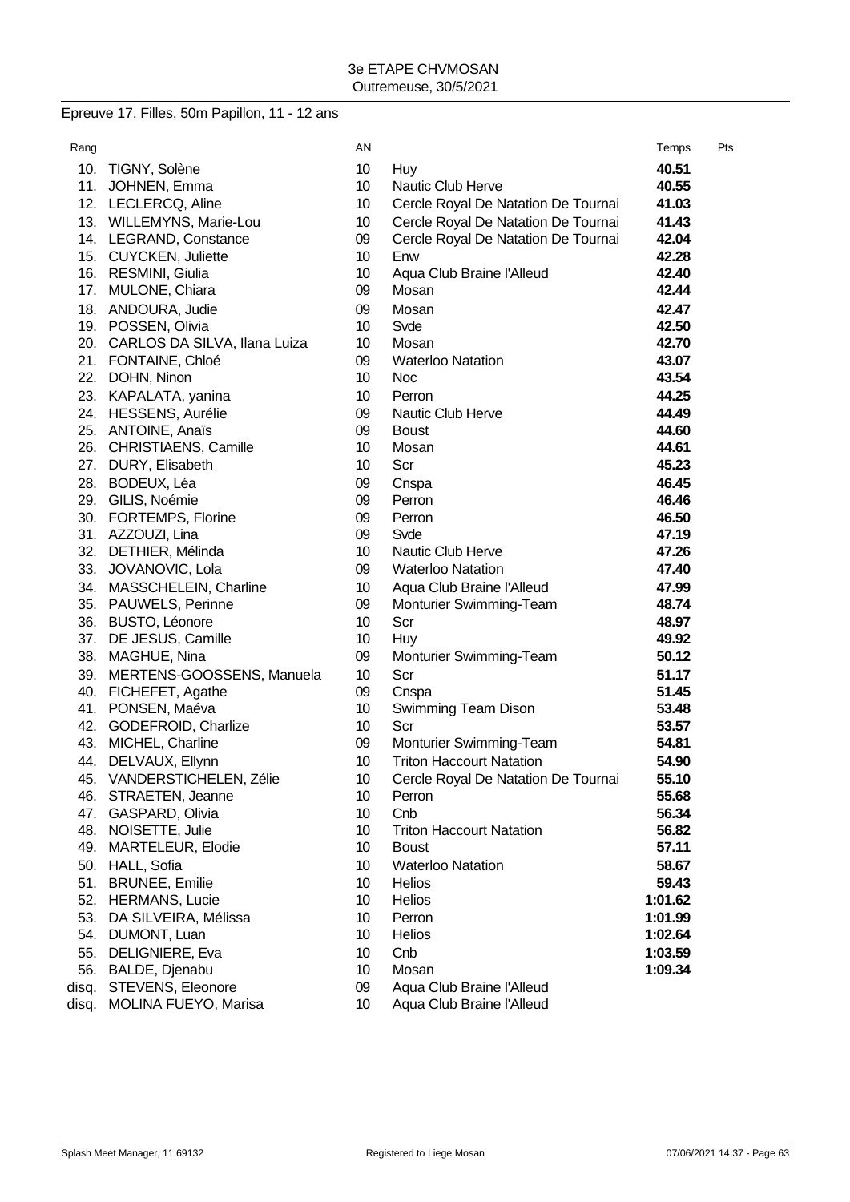3e ETAPE CHVMOSAN
Outremeuse, 30/5/2021

## Epreuve 17, Filles, 50m Papillon, 11 - 12 ans

| Rang | | AN | | Temps | Pts |
|---|---|---|---|---|---|
| 10. | TIGNY, Solène | 10 | Huy | **40.51** | |
| 11. | JOHNEN, Emma | 10 | Nautic Club Herve | **40.55** | |
| 12. | LECLERCQ, Aline | 10 | Cercle Royal De Natation De Tournai | **41.03** | |
| 13. | WILLEMYNS, Marie-Lou | 10 | Cercle Royal De Natation De Tournai | **41.43** | |
| 14. | LEGRAND, Constance | 09 | Cercle Royal De Natation De Tournai | **42.04** | |
| 15. | CUYCKEN, Juliette | 10 | Enw | **42.28** | |
| 16. | RESMINI, Giulia | 10 | Aqua Club Braine l'Alleud | **42.40** | |
| 17. | MULONE, Chiara | 09 | Mosan | **42.44** | |
| 18. | ANDOURA, Judie | 09 | Mosan | **42.47** | |
| 19. | POSSEN, Olivia | 10 | Svde | **42.50** | |
| 20. | CARLOS DA SILVA, Ilana Luiza | 10 | Mosan | **42.70** | |
| 21. | FONTAINE, Chloé | 09 | Waterloo Natation | **43.07** | |
| 22. | DOHN, Ninon | 10 | Noc | **43.54** | |
| 23. | KAPALATA, yanina | 10 | Perron | **44.25** | |
| 24. | HESSENS, Aurélie | 09 | Nautic Club Herve | **44.49** | |
| 25. | ANTOINE, Anaïs | 09 | Boust | **44.60** | |
| 26. | CHRISTIAENS, Camille | 10 | Mosan | **44.61** | |
| 27. | DURY, Elisabeth | 10 | Scr | **45.23** | |
| 28. | BODEUX, Léa | 09 | Cnspa | **46.45** | |
| 29. | GILIS, Noémie | 09 | Perron | **46.46** | |
| 30. | FORTEMPS, Florine | 09 | Perron | **46.50** | |
| 31. | AZZOUZI, Lina | 09 | Svde | **47.19** | |
| 32. | DETHIER, Mélinda | 10 | Nautic Club Herve | **47.26** | |
| 33. | JOVANOVIC, Lola | 09 | Waterloo Natation | **47.40** | |
| 34. | MASSCHELEIN, Charline | 10 | Aqua Club Braine l'Alleud | **47.99** | |
| 35. | PAUWELS, Perinne | 09 | Monturier Swimming-Team | **48.74** | |
| 36. | BUSTO, Léonore | 10 | Scr | **48.97** | |
| 37. | DE JESUS, Camille | 10 | Huy | **49.92** | |
| 38. | MAGHUE, Nina | 09 | Monturier Swimming-Team | **50.12** | |
| 39. | MERTENS-GOOSSENS, Manuela | 10 | Scr | **51.17** | |
| 40. | FICHEFET, Agathe | 09 | Cnspa | **51.45** | |
| 41. | PONSEN, Maéva | 10 | Swimming Team Dison | **53.48** | |
| 42. | GODEFROID, Charlize | 10 | Scr | **53.57** | |
| 43. | MICHEL, Charline | 09 | Monturier Swimming-Team | **54.81** | |
| 44. | DELVAUX, Ellynn | 10 | Triton Haccourt Natation | **54.90** | |
| 45. | VANDERSTICHELEN, Zélie | 10 | Cercle Royal De Natation De Tournai | **55.10** | |
| 46. | STRAETEN, Jeanne | 10 | Perron | **55.68** | |
| 47. | GASPARD, Olivia | 10 | Cnb | **56.34** | |
| 48. | NOISETTE, Julie | 10 | Triton Haccourt Natation | **56.82** | |
| 49. | MARTELEUR, Elodie | 10 | Boust | **57.11** | |
| 50. | HALL, Sofia | 10 | Waterloo Natation | **58.67** | |
| 51. | BRUNEE, Emilie | 10 | Helios | **59.43** | |
| 52. | HERMANS, Lucie | 10 | Helios | **1:01.62** | |
| 53. | DA SILVEIRA, Mélissa | 10 | Perron | **1:01.99** | |
| 54. | DUMONT, Luan | 10 | Helios | **1:02.64** | |
| 55. | DELIGNIERE, Eva | 10 | Cnb | **1:03.59** | |
| 56. | BALDE, Djenabu | 10 | Mosan | **1:09.34** | |
| disq. | STEVENS, Eleonore | 09 | Aqua Club Braine l'Alleud | | |
| disq. | MOLINA FUEYO, Marisa | 10 | Aqua Club Braine l'Alleud | | |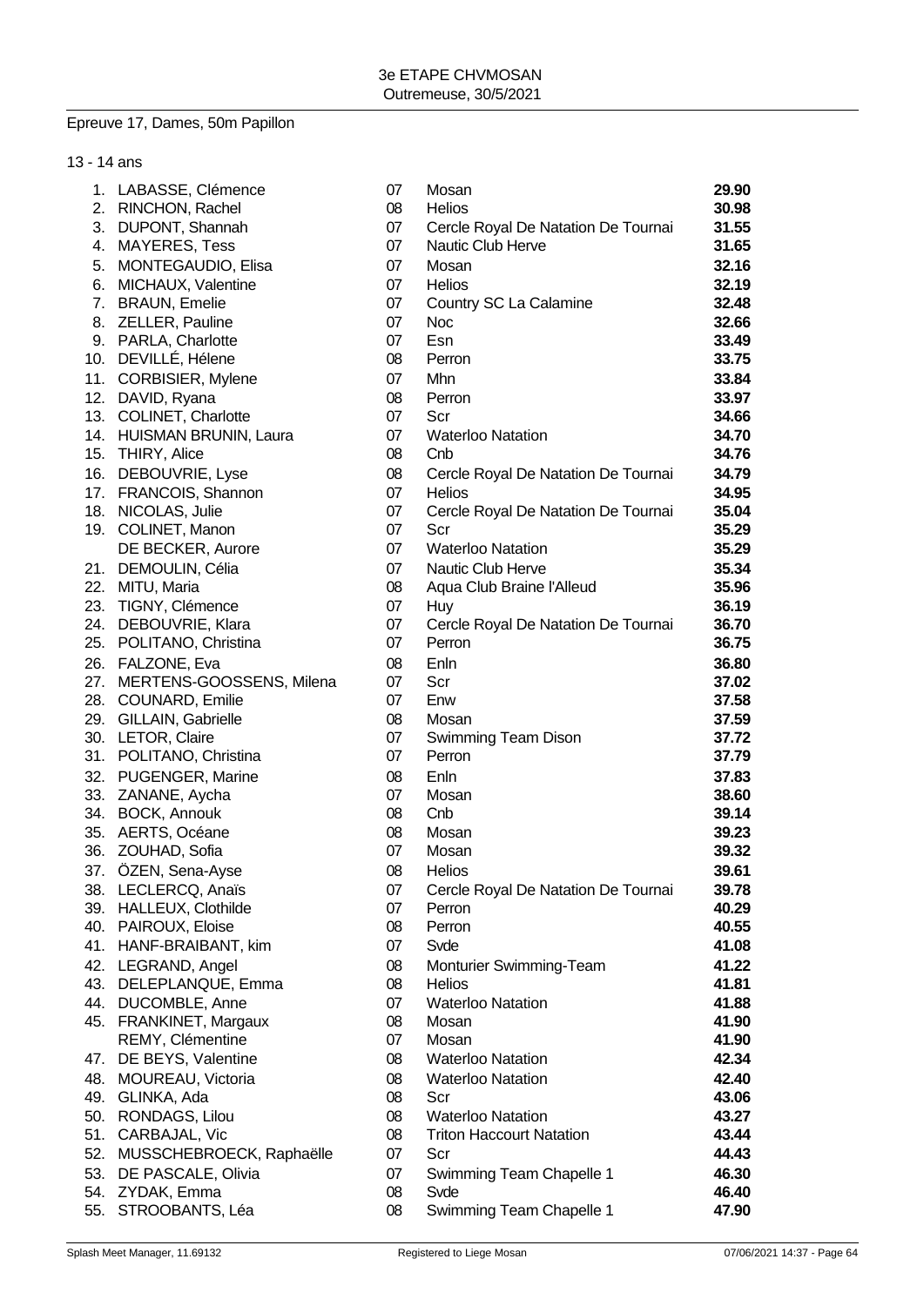3e ETAPE CHVMOSAN
Outremeuse, 30/5/2021

Epreuve 17, Dames, 50m Papillon

13 - 14 ans

| Place | Nom | Année | Club | Temps |
|---|---|---|---|---|
| 1. | LABASSE, Clémence | 07 | Mosan | **29.90** |
| 2. | RINCHON, Rachel | 08 | Helios | **30.98** |
| 3. | DUPONT, Shannah | 07 | Cercle Royal De Natation De Tournai | **31.55** |
| 4. | MAYERES, Tess | 07 | Nautic Club Herve | **31.65** |
| 5. | MONTEGAUDIO, Elisa | 07 | Mosan | **32.16** |
| 6. | MICHAUX, Valentine | 07 | Helios | **32.19** |
| 7. | BRAUN, Emelie | 07 | Country SC La Calamine | **32.48** |
| 8. | ZELLER, Pauline | 07 | Noc | **32.66** |
| 9. | PARLA, Charlotte | 07 | Esn | **33.49** |
| 10. | DEVILLÉ, Hélene | 08 | Perron | **33.75** |
| 11. | CORBISIER, Mylene | 07 | Mhn | **33.84** |
| 12. | DAVID, Ryana | 08 | Perron | **33.97** |
| 13. | COLINET, Charlotte | 07 | Scr | **34.66** |
| 14. | HUISMAN BRUNIN, Laura | 07 | Waterloo Natation | **34.70** |
| 15. | THIRY, Alice | 08 | Cnb | **34.76** |
| 16. | DEBOUVRIE, Lyse | 08 | Cercle Royal De Natation De Tournai | **34.79** |
| 17. | FRANCOIS, Shannon | 07 | Helios | **34.95** |
| 18. | NICOLAS, Julie | 07 | Cercle Royal De Natation De Tournai | **35.04** |
| 19. | COLINET, Manon | 07 | Scr | **35.29** |
| | DE BECKER, Aurore | 07 | Waterloo Natation | **35.29** |
| 21. | DEMOULIN, Célia | 07 | Nautic Club Herve | **35.34** |
| 22. | MITU, Maria | 08 | Aqua Club Braine l'Alleud | **35.96** |
| 23. | TIGNY, Clémence | 07 | Huy | **36.19** |
| 24. | DEBOUVRIE, Klara | 07 | Cercle Royal De Natation De Tournai | **36.70** |
| 25. | POLITANO, Christina | 07 | Perron | **36.75** |
| 26. | FALZONE, Eva | 08 | Enln | **36.80** |
| 27. | MERTENS-GOOSSENS, Milena | 07 | Scr | **37.02** |
| 28. | COUNARD, Emilie | 07 | Enw | **37.58** |
| 29. | GILLAIN, Gabrielle | 08 | Mosan | **37.59** |
| 30. | LETOR, Claire | 07 | Swimming Team Dison | **37.72** |
| 31. | POLITANO, Christina | 07 | Perron | **37.79** |
| 32. | PUGENGER, Marine | 08 | Enln | **37.83** |
| 33. | ZANANE, Aycha | 07 | Mosan | **38.60** |
| 34. | BOCK, Annouk | 08 | Cnb | **39.14** |
| 35. | AERTS, Océane | 08 | Mosan | **39.23** |
| 36. | ZOUHAD, Sofia | 07 | Mosan | **39.32** |
| 37. | ÖZEN, Sena-Ayse | 08 | Helios | **39.61** |
| 38. | LECLERCQ, Anaïs | 07 | Cercle Royal De Natation De Tournai | **39.78** |
| 39. | HALLEUX, Clothilde | 07 | Perron | **40.29** |
| 40. | PAIROUX, Eloise | 08 | Perron | **40.55** |
| 41. | HANF-BRAIBANT, kim | 07 | Svde | **41.08** |
| 42. | LEGRAND, Angel | 08 | Monturier Swimming-Team | **41.22** |
| 43. | DELEPLANQUE, Emma | 08 | Helios | **41.81** |
| 44. | DUCOMBLE, Anne | 07 | Waterloo Natation | **41.88** |
| 45. | FRANKINET, Margaux | 08 | Mosan | **41.90** |
| | REMY, Clémentine | 07 | Mosan | **41.90** |
| 47. | DE BEYS, Valentine | 08 | Waterloo Natation | **42.34** |
| 48. | MOUREAU, Victoria | 08 | Waterloo Natation | **42.40** |
| 49. | GLINKA, Ada | 08 | Scr | **43.06** |
| 50. | RONDAGS, Lilou | 08 | Waterloo Natation | **43.27** |
| 51. | CARBAJAL, Vic | 08 | Triton Haccourt Natation | **43.44** |
| 52. | MUSSCHEBROECK, Raphaëlle | 07 | Scr | **44.43** |
| 53. | DE PASCALE, Olivia | 07 | Swimming Team Chapelle 1 | **46.30** |
| 54. | ZYDAK, Emma | 08 | Svde | **46.40** |
| 55. | STROOBANTS, Léa | 08 | Swimming Team Chapelle 1 | **47.90** |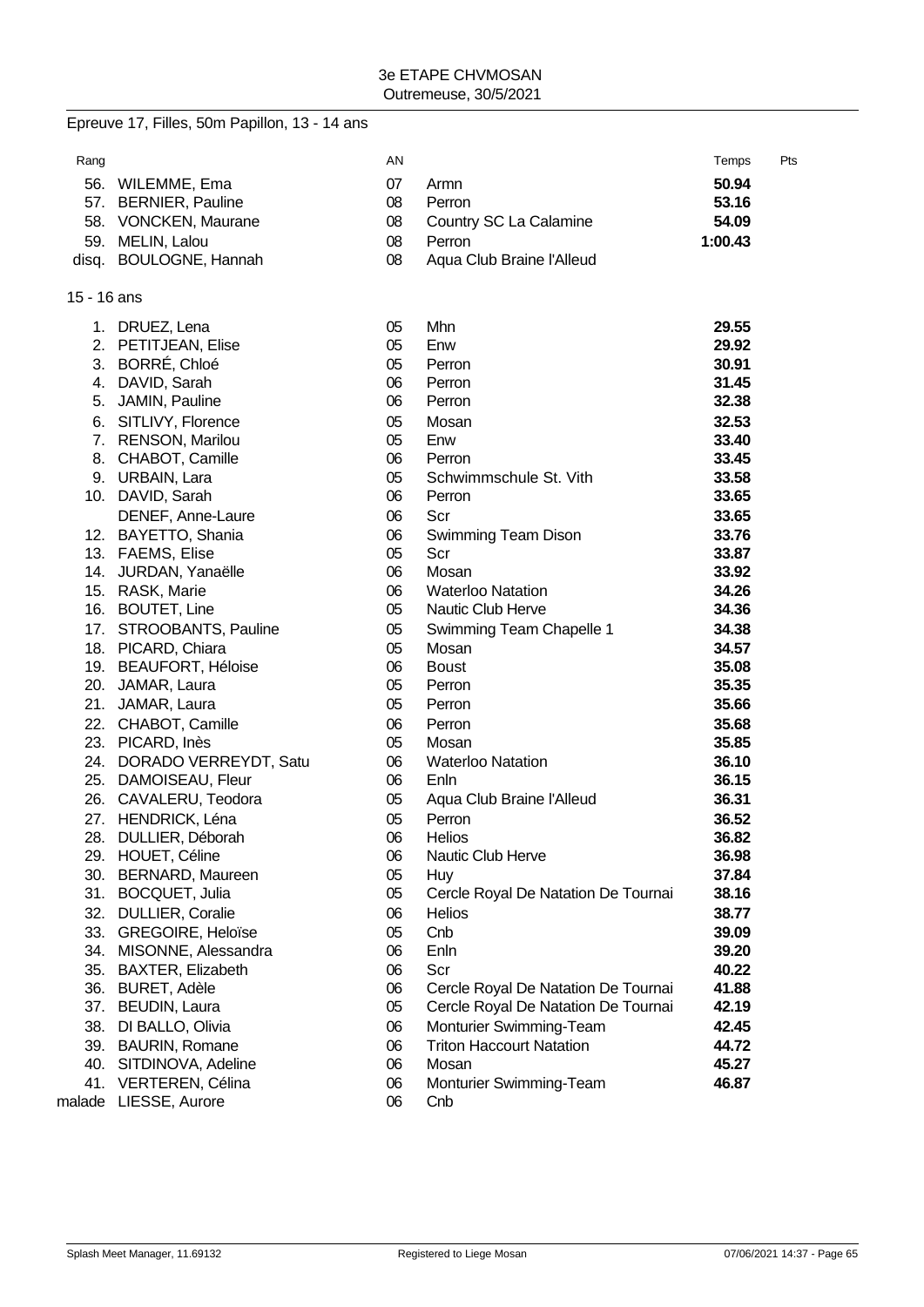3e ETAPE CHVMOSAN
Outremeuse, 30/5/2021

Epreuve 17, Filles, 50m Papillon, 13 - 14 ans

| Rang | | AN | | Temps | Pts |
|---|---|---|---|---|---|
| 56. | WILEMME, Ema | 07 | Armn | **50.94** | |
| 57. | BERNIER, Pauline | 08 | Perron | **53.16** | |
| 58. | VONCKEN, Maurane | 08 | Country SC La Calamine | **54.09** | |
| 59. | MELIN, Lalou | 08 | Perron | **1:00.43** | |
| disq. | BOULOGNE, Hannah | 08 | Aqua Club Braine l'Alleud | | |

15 - 16 ans

| Rang | | AN | | Temps | Pts |
|---|---|---|---|---|---|
| 1. | DRUEZ, Lena | 05 | Mhn | **29.55** | |
| 2. | PETITJEAN, Elise | 05 | Enw | **29.92** | |
| 3. | BORRÉ, Chloé | 05 | Perron | **30.91** | |
| 4. | DAVID, Sarah | 06 | Perron | **31.45** | |
| 5. | JAMIN, Pauline | 06 | Perron | **32.38** | |
| 6. | SITLIVY, Florence | 05 | Mosan | **32.53** | |
| 7. | RENSON, Marilou | 05 | Enw | **33.40** | |
| 8. | CHABOT, Camille | 06 | Perron | **33.45** | |
| 9. | URBAIN, Lara | 05 | Schwimmschule St. Vith | **33.58** | |
| 10. | DAVID, Sarah | 06 | Perron | **33.65** | |
| | DENEF, Anne-Laure | 06 | Scr | **33.65** | |
| 12. | BAYETTO, Shania | 06 | Swimming Team Dison | **33.76** | |
| 13. | FAEMS, Elise | 05 | Scr | **33.87** | |
| 14. | JURDAN, Yanaëlle | 06 | Mosan | **33.92** | |
| 15. | RASK, Marie | 06 | Waterloo Natation | **34.26** | |
| 16. | BOUTET, Line | 05 | Nautic Club Herve | **34.36** | |
| 17. | STROOBANTS, Pauline | 05 | Swimming Team Chapelle 1 | **34.38** | |
| 18. | PICARD, Chiara | 05 | Mosan | **34.57** | |
| 19. | BEAUFORT, Héloise | 06 | Boust | **35.08** | |
| 20. | JAMAR, Laura | 05 | Perron | **35.35** | |
| 21. | JAMAR, Laura | 05 | Perron | **35.66** | |
| 22. | CHABOT, Camille | 06 | Perron | **35.68** | |
| 23. | PICARD, Inès | 05 | Mosan | **35.85** | |
| 24. | DORADO VERREYDT, Satu | 06 | Waterloo Natation | **36.10** | |
| 25. | DAMOISEAU, Fleur | 06 | Enln | **36.15** | |
| 26. | CAVALERU, Teodora | 05 | Aqua Club Braine l'Alleud | **36.31** | |
| 27. | HENDRICK, Léna | 05 | Perron | **36.52** | |
| 28. | DULLIER, Déborah | 06 | Helios | **36.82** | |
| 29. | HOUET, Céline | 06 | Nautic Club Herve | **36.98** | |
| 30. | BERNARD, Maureen | 05 | Huy | **37.84** | |
| 31. | BOCQUET, Julia | 05 | Cercle Royal De Natation De Tournai | **38.16** | |
| 32. | DULLIER, Coralie | 06 | Helios | **38.77** | |
| 33. | GREGOIRE, Heloïse | 05 | Cnb | **39.09** | |
| 34. | MISONNE, Alessandra | 06 | Enln | **39.20** | |
| 35. | BAXTER, Elizabeth | 06 | Scr | **40.22** | |
| 36. | BURET, Adèle | 06 | Cercle Royal De Natation De Tournai | **41.88** | |
| 37. | BEUDIN, Laura | 05 | Cercle Royal De Natation De Tournai | **42.19** | |
| 38. | DI BALLO, Olivia | 06 | Monturier Swimming-Team | **42.45** | |
| 39. | BAURIN, Romane | 06 | Triton Haccourt Natation | **44.72** | |
| 40. | SITDINOVA, Adeline | 06 | Mosan | **45.27** | |
| 41. | VERTEREN, Célina | 06 | Monturier Swimming-Team | **46.87** | |
| malade | LIESSE, Aurore | 06 | Cnb | | |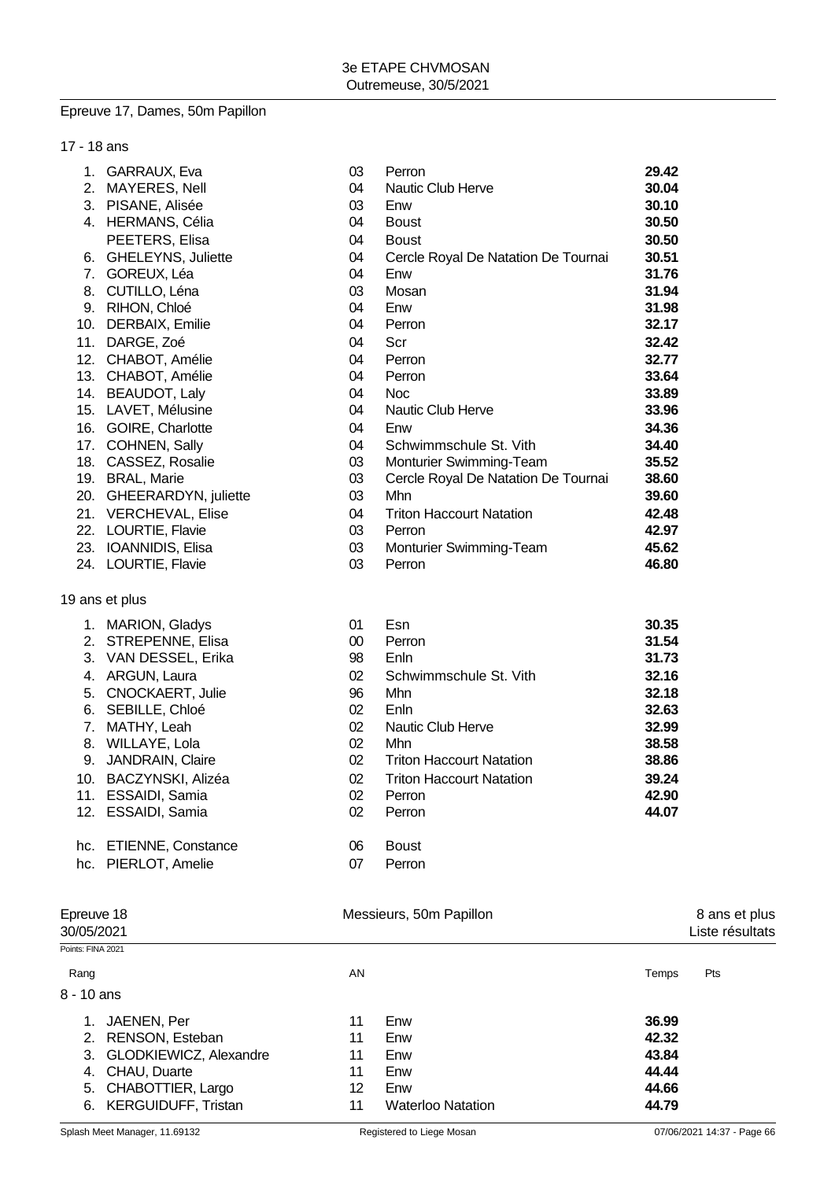Epreuve 17, Dames, 50m Papillon

17 - 18 ans

| Rang | Nom | AN | Club | Temps |
|---|---|---|---|---|
| 1. | GARRAUX, Eva | 03 | Perron | **29.42** |
| 2. | MAYERES, Nell | 04 | Nautic Club Herve | **30.04** |
| 3. | PISANE, Alisée | 03 | Enw | **30.10** |
| 4. | HERMANS, Célia | 04 | Boust | **30.50** |
| | PEETERS, Elisa | 04 | Boust | **30.50** |
| 6. | GHELEYNS, Juliette | 04 | Cercle Royal De Natation De Tournai | **30.51** |
| 7. | GOREUX, Léa | 04 | Enw | **31.76** |
| 8. | CUTILLO, Léna | 03 | Mosan | **31.94** |
| 9. | RIHON, Chloé | 04 | Enw | **31.98** |
| 10. | DERBAIX, Emilie | 04 | Perron | **32.17** |
| 11. | DARGE, Zoé | 04 | Scr | **32.42** |
| 12. | CHABOT, Amélie | 04 | Perron | **32.77** |
| 13. | CHABOT, Amélie | 04 | Perron | **33.64** |
| 14. | BEAUDOT, Laly | 04 | Noc | **33.89** |
| 15. | LAVET, Mélusine | 04 | Nautic Club Herve | **33.96** |
| 16. | GOIRE, Charlotte | 04 | Enw | **34.36** |
| 17. | COHNEN, Sally | 04 | Schwimmschule St. Vith | **34.40** |
| 18. | CASSEZ, Rosalie | 03 | Monturier Swimming-Team | **35.52** |
| 19. | BRAL, Marie | 03 | Cercle Royal De Natation De Tournai | **38.60** |
| 20. | GHEERARDYN, juliette | 03 | Mhn | **39.60** |
| 21. | VERCHEVAL, Elise | 04 | Triton Haccourt Natation | **42.48** |
| 22. | LOURTIE, Flavie | 03 | Perron | **42.97** |
| 23. | IOANNIDIS, Elisa | 03 | Monturier Swimming-Team | **45.62** |
| 24. | LOURTIE, Flavie | 03 | Perron | **46.80** |

19 ans et plus

| Rang | Nom | AN | Club | Temps |
|---|---|---|---|---|
| 1. | MARION, Gladys | 01 | Esn | **30.35** |
| 2. | STREPENNE, Elisa | 00 | Perron | **31.54** |
| 3. | VAN DESSEL, Erika | 98 | Enln | **31.73** |
| 4. | ARGUN, Laura | 02 | Schwimmschule St. Vith | **32.16** |
| 5. | CNOCKAERT, Julie | 96 | Mhn | **32.18** |
| 6. | SEBILLE, Chloé | 02 | Enln | **32.63** |
| 7. | MATHY, Leah | 02 | Nautic Club Herve | **32.99** |
| 8. | WILLAYE, Lola | 02 | Mhn | **38.58** |
| 9. | JANDRAIN, Claire | 02 | Triton Haccourt Natation | **38.86** |
| 10. | BACZYNSKI, Alizéa | 02 | Triton Haccourt Natation | **39.24** |
| 11. | ESSAIDI, Samia | 02 | Perron | **42.90** |
| 12. | ESSAIDI, Samia | 02 | Perron | **44.07** |
| hc. | ETIENNE, Constance | 06 | Boust | |
| hc. | PIERLOT, Amelie | 07 | Perron | |

Epreuve 18 — Messieurs, 50m Papillon — 8 ans et plus

30/05/2021 — Liste résultats

Points: FINA 2021

8 - 10 ans

| Rang | Nom | AN | Club | Temps | Pts |
|---|---|---|---|---|---|
| 1. | JAENEN, Per | 11 | Enw | **36.99** | |
| 2. | RENSON, Esteban | 11 | Enw | **42.32** | |
| 3. | GLODKIEWICZ, Alexandre | 11 | Enw | **43.84** | |
| 4. | CHAU, Duarte | 11 | Enw | **44.44** | |
| 5. | CHABOTTIER, Largo | 12 | Enw | **44.66** | |
| 6. | KERGUIDUFF, Tristan | 11 | Waterloo Natation | **44.79** | |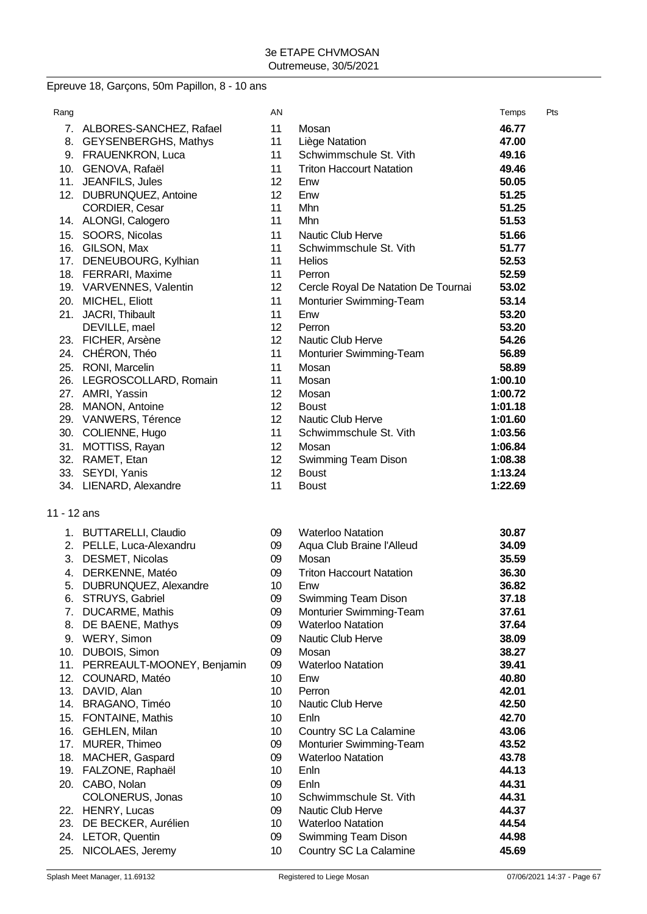3e ETAPE CHVMOSAN
Outremeuse, 30/5/2021

## Epreuve 18, Garçons, 50m Papillon, 8 - 10 ans

| Rang | | AN | | Temps | Pts |
|---|---|---|---|---|---|
| 7. | ALBORES-SANCHEZ, Rafael | 11 | Mosan | **46.77** | |
| 8. | GEYSENBERGHS, Mathys | 11 | Liège Natation | **47.00** | |
| 9. | FRAUENKRON, Luca | 11 | Schwimmschule St. Vith | **49.16** | |
| 10. | GENOVA, Rafaël | 11 | Triton Haccourt Natation | **49.46** | |
| 11. | JEANFILS, Jules | 12 | Enw | **50.05** | |
| 12. | DUBRUNQUEZ, Antoine | 12 | Enw | **51.25** | |
| | CORDIER, Cesar | 11 | Mhn | **51.25** | |
| 14. | ALONGI, Calogero | 11 | Mhn | **51.53** | |
| 15. | SOORS, Nicolas | 11 | Nautic Club Herve | **51.66** | |
| 16. | GILSON, Max | 11 | Schwimmschule St. Vith | **51.77** | |
| 17. | DENEUBOURG, Kylhian | 11 | Helios | **52.53** | |
| 18. | FERRARI, Maxime | 11 | Perron | **52.59** | |
| 19. | VARVENNES, Valentin | 12 | Cercle Royal De Natation De Tournai | **53.02** | |
| 20. | MICHEL, Eliott | 11 | Monturier Swimming-Team | **53.14** | |
| 21. | JACRI, Thibault | 11 | Enw | **53.20** | |
| | DEVILLE, mael | 12 | Perron | **53.20** | |
| 23. | FICHER, Arsène | 12 | Nautic Club Herve | **54.26** | |
| 24. | CHÉRON, Théo | 11 | Monturier Swimming-Team | **56.89** | |
| 25. | RONI, Marcelin | 11 | Mosan | **58.89** | |
| 26. | LEGROSCOLLARD, Romain | 11 | Mosan | **1:00.10** | |
| 27. | AMRI, Yassin | 12 | Mosan | **1:00.72** | |
| 28. | MANON, Antoine | 12 | Boust | **1:01.18** | |
| 29. | VANWERS, Térence | 12 | Nautic Club Herve | **1:01.60** | |
| 30. | COLIENNE, Hugo | 11 | Schwimmschule St. Vith | **1:03.56** | |
| 31. | MOTTISS, Rayan | 12 | Mosan | **1:06.84** | |
| 32. | RAMET, Etan | 12 | Swimming Team Dison | **1:08.38** | |
| 33. | SEYDI, Yanis | 12 | Boust | **1:13.24** | |
| 34. | LIENARD, Alexandre | 11 | Boust | **1:22.69** | |

### 11 - 12 ans

| Rang | | AN | | Temps | Pts |
|---|---|---|---|---|---|
| 1. | BUTTARELLI, Claudio | 09 | Waterloo Natation | **30.87** | |
| 2. | PELLE, Luca-Alexandru | 09 | Aqua Club Braine l'Alleud | **34.09** | |
| 3. | DESMET, Nicolas | 09 | Mosan | **35.59** | |
| 4. | DERKENNE, Matéo | 09 | Triton Haccourt Natation | **36.30** | |
| 5. | DUBRUNQUEZ, Alexandre | 10 | Enw | **36.82** | |
| 6. | STRUYS, Gabriel | 09 | Swimming Team Dison | **37.18** | |
| 7. | DUCARME, Mathis | 09 | Monturier Swimming-Team | **37.61** | |
| 8. | DE BAENE, Mathys | 09 | Waterloo Natation | **37.64** | |
| 9. | WERY, Simon | 09 | Nautic Club Herve | **38.09** | |
| 10. | DUBOIS, Simon | 09 | Mosan | **38.27** | |
| 11. | PERREAULT-MOONEY, Benjamin | 09 | Waterloo Natation | **39.41** | |
| 12. | COUNARD, Matéo | 10 | Enw | **40.80** | |
| 13. | DAVID, Alan | 10 | Perron | **42.01** | |
| 14. | BRAGANO, Timéo | 10 | Nautic Club Herve | **42.50** | |
| 15. | FONTAINE, Mathis | 10 | Enln | **42.70** | |
| 16. | GEHLEN, Milan | 10 | Country SC La Calamine | **43.06** | |
| 17. | MURER, Thimeo | 09 | Monturier Swimming-Team | **43.52** | |
| 18. | MACHER, Gaspard | 09 | Waterloo Natation | **43.78** | |
| 19. | FALZONE, Raphaël | 10 | Enln | **44.13** | |
| 20. | CABO, Nolan | 09 | Enln | **44.31** | |
| | COLONERUS, Jonas | 10 | Schwimmschule St. Vith | **44.31** | |
| 22. | HENRY, Lucas | 09 | Nautic Club Herve | **44.37** | |
| 23. | DE BECKER, Aurélien | 10 | Waterloo Natation | **44.54** | |
| 24. | LETOR, Quentin | 09 | Swimming Team Dison | **44.98** | |
| 25. | NICOLAES, Jeremy | 10 | Country SC La Calamine | **45.69** | |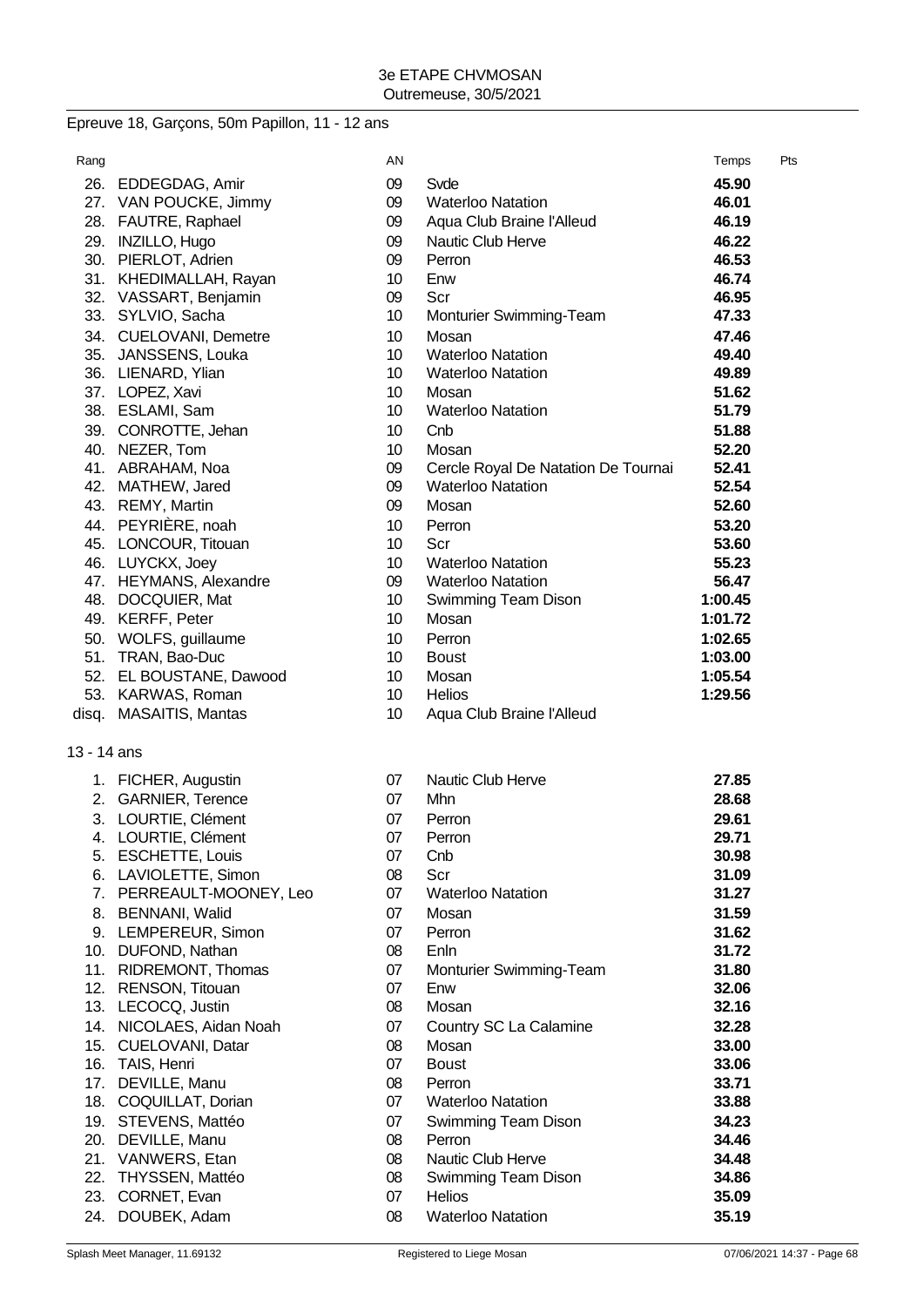3e ETAPE CHVMOSAN
Outremeuse, 30/5/2021

## Epreuve 18, Garçons, 50m Papillon, 11 - 12 ans

| Rang | | AN | | Temps | Pts |
|---|---|---|---|---|---|
| 26. | EDDEGDAG, Amir | 09 | Svde | **45.90** | |
| 27. | VAN POUCKE, Jimmy | 09 | Waterloo Natation | **46.01** | |
| 28. | FAUTRE, Raphael | 09 | Aqua Club Braine l'Alleud | **46.19** | |
| 29. | INZILLO, Hugo | 09 | Nautic Club Herve | **46.22** | |
| 30. | PIERLOT, Adrien | 09 | Perron | **46.53** | |
| 31. | KHEDIMALLAH, Rayan | 10 | Enw | **46.74** | |
| 32. | VASSART, Benjamin | 09 | Scr | **46.95** | |
| 33. | SYLVIO, Sacha | 10 | Monturier Swimming-Team | **47.33** | |
| 34. | CUELOVANI, Demetre | 10 | Mosan | **47.46** | |
| 35. | JANSSENS, Louka | 10 | Waterloo Natation | **49.40** | |
| 36. | LIENARD, Ylian | 10 | Waterloo Natation | **49.89** | |
| 37. | LOPEZ, Xavi | 10 | Mosan | **51.62** | |
| 38. | ESLAMI, Sam | 10 | Waterloo Natation | **51.79** | |
| 39. | CONROTTE, Jehan | 10 | Cnb | **51.88** | |
| 40. | NEZER, Tom | 10 | Mosan | **52.20** | |
| 41. | ABRAHAM, Noa | 09 | Cercle Royal De Natation De Tournai | **52.41** | |
| 42. | MATHEW, Jared | 09 | Waterloo Natation | **52.54** | |
| 43. | REMY, Martin | 09 | Mosan | **52.60** | |
| 44. | PEYRIÈRE, noah | 10 | Perron | **53.20** | |
| 45. | LONCOUR, Titouan | 10 | Scr | **53.60** | |
| 46. | LUYCKX, Joey | 10 | Waterloo Natation | **55.23** | |
| 47. | HEYMANS, Alexandre | 09 | Waterloo Natation | **56.47** | |
| 48. | DOCQUIER, Mat | 10 | Swimming Team Dison | **1:00.45** | |
| 49. | KERFF, Peter | 10 | Mosan | **1:01.72** | |
| 50. | WOLFS, guillaume | 10 | Perron | **1:02.65** | |
| 51. | TRAN, Bao-Duc | 10 | Boust | **1:03.00** | |
| 52. | EL BOUSTANE, Dawood | 10 | Mosan | **1:05.54** | |
| 53. | KARWAS, Roman | 10 | Helios | **1:29.56** | |
| disq. | MASAITIS, Mantas | 10 | Aqua Club Braine l'Alleud | | |

### 13 - 14 ans

| Rang | | AN | | Temps | Pts |
|---|---|---|---|---|---|
| 1. | FICHER, Augustin | 07 | Nautic Club Herve | **27.85** | |
| 2. | GARNIER, Terence | 07 | Mhn | **28.68** | |
| 3. | LOURTIE, Clément | 07 | Perron | **29.61** | |
| 4. | LOURTIE, Clément | 07 | Perron | **29.71** | |
| 5. | ESCHETTE, Louis | 07 | Cnb | **30.98** | |
| 6. | LAVIOLETTE, Simon | 08 | Scr | **31.09** | |
| 7. | PERREAULT-MOONEY, Leo | 07 | Waterloo Natation | **31.27** | |
| 8. | BENNANI, Walid | 07 | Mosan | **31.59** | |
| 9. | LEMPEREUR, Simon | 07 | Perron | **31.62** | |
| 10. | DUFOND, Nathan | 08 | Enln | **31.72** | |
| 11. | RIDREMONT, Thomas | 07 | Monturier Swimming-Team | **31.80** | |
| 12. | RENSON, Titouan | 07 | Enw | **32.06** | |
| 13. | LECOCQ, Justin | 08 | Mosan | **32.16** | |
| 14. | NICOLAES, Aidan Noah | 07 | Country SC La Calamine | **32.28** | |
| 15. | CUELOVANI, Datar | 08 | Mosan | **33.00** | |
| 16. | TAIS, Henri | 07 | Boust | **33.06** | |
| 17. | DEVILLE, Manu | 08 | Perron | **33.71** | |
| 18. | COQUILLAT, Dorian | 07 | Waterloo Natation | **33.88** | |
| 19. | STEVENS, Mattéo | 07 | Swimming Team Dison | **34.23** | |
| 20. | DEVILLE, Manu | 08 | Perron | **34.46** | |
| 21. | VANWERS, Etan | 08 | Nautic Club Herve | **34.48** | |
| 22. | THYSSEN, Mattéo | 08 | Swimming Team Dison | **34.86** | |
| 23. | CORNET, Evan | 07 | Helios | **35.09** | |
| 24. | DOUBEK, Adam | 08 | Waterloo Natation | **35.19** | |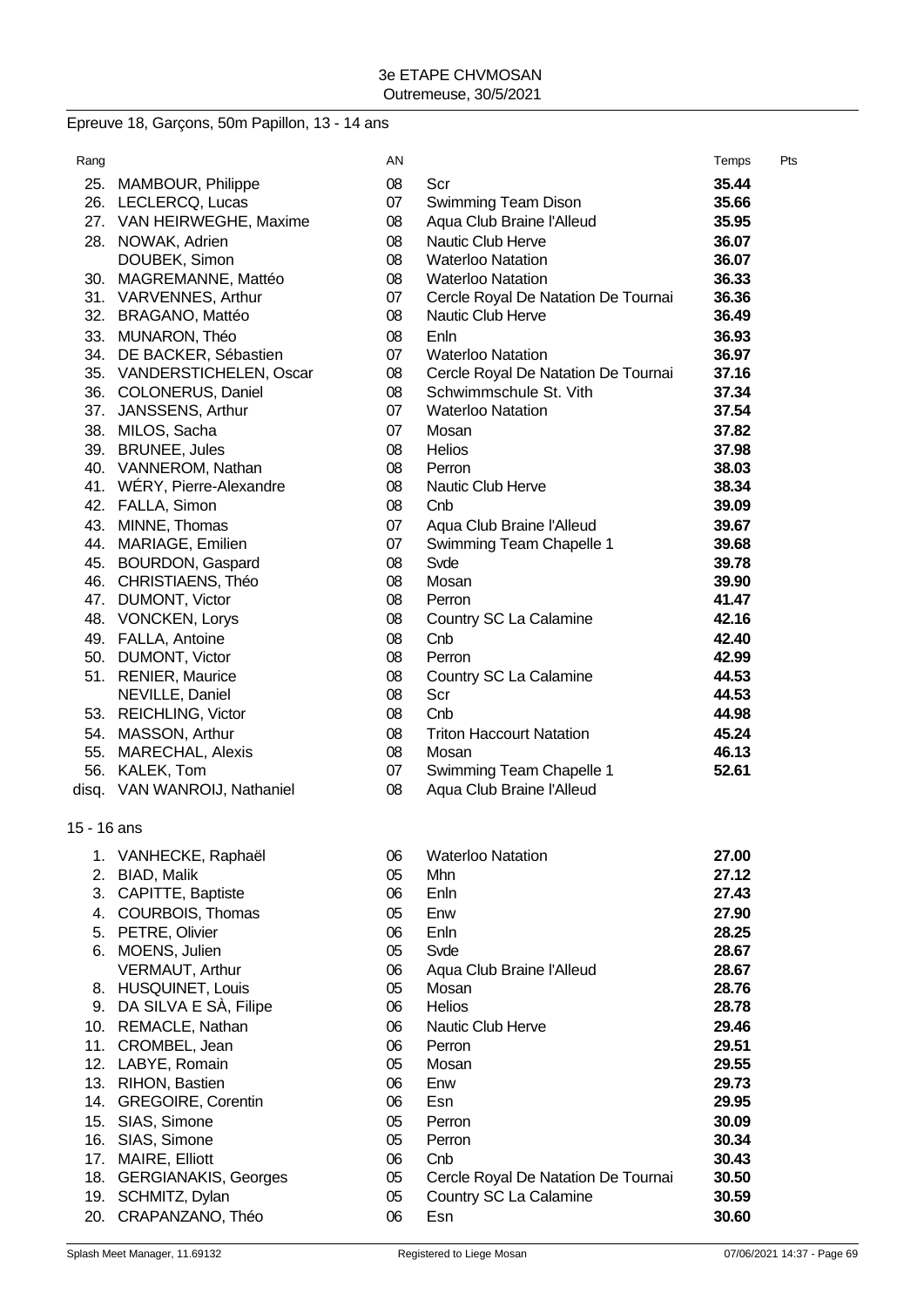3e ETAPE CHVMOSAN
Outremeuse, 30/5/2021

## Epreuve 18, Garçons, 50m Papillon, 13 - 14 ans

| Rang | | AN | | Temps | Pts |
|---|---|---|---|---|---|
| 25. | MAMBOUR, Philippe | 08 | Scr | **35.44** | |
| 26. | LECLERCQ, Lucas | 07 | Swimming Team Dison | **35.66** | |
| 27. | VAN HEIRWEGHE, Maxime | 08 | Aqua Club Braine l'Alleud | **35.95** | |
| 28. | NOWAK, Adrien | 08 | Nautic Club Herve | **36.07** | |
| | DOUBEK, Simon | 08 | Waterloo Natation | **36.07** | |
| 30. | MAGREMANNE, Mattéo | 08 | Waterloo Natation | **36.33** | |
| 31. | VARVENNES, Arthur | 07 | Cercle Royal De Natation De Tournai | **36.36** | |
| 32. | BRAGANO, Mattéo | 08 | Nautic Club Herve | **36.49** | |
| 33. | MUNARON, Théo | 08 | Enln | **36.93** | |
| 34. | DE BACKER, Sébastien | 07 | Waterloo Natation | **36.97** | |
| 35. | VANDERSTICHELEN, Oscar | 08 | Cercle Royal De Natation De Tournai | **37.16** | |
| 36. | COLONERUS, Daniel | 08 | Schwimmschule St. Vith | **37.34** | |
| 37. | JANSSENS, Arthur | 07 | Waterloo Natation | **37.54** | |
| 38. | MILOS, Sacha | 07 | Mosan | **37.82** | |
| 39. | BRUNEE, Jules | 08 | Helios | **37.98** | |
| 40. | VANNEROM, Nathan | 08 | Perron | **38.03** | |
| 41. | WÉRY, Pierre-Alexandre | 08 | Nautic Club Herve | **38.34** | |
| 42. | FALLA, Simon | 08 | Cnb | **39.09** | |
| 43. | MINNE, Thomas | 07 | Aqua Club Braine l'Alleud | **39.67** | |
| 44. | MARIAGE, Emilien | 07 | Swimming Team Chapelle 1 | **39.68** | |
| 45. | BOURDON, Gaspard | 08 | Svde | **39.78** | |
| 46. | CHRISTIAENS, Théo | 08 | Mosan | **39.90** | |
| 47. | DUMONT, Victor | 08 | Perron | **41.47** | |
| 48. | VONCKEN, Lorys | 08 | Country SC La Calamine | **42.16** | |
| 49. | FALLA, Antoine | 08 | Cnb | **42.40** | |
| 50. | DUMONT, Victor | 08 | Perron | **42.99** | |
| 51. | RENIER, Maurice | 08 | Country SC La Calamine | **44.53** | |
| | NEVILLE, Daniel | 08 | Scr | **44.53** | |
| 53. | REICHLING, Victor | 08 | Cnb | **44.98** | |
| 54. | MASSON, Arthur | 08 | Triton Haccourt Natation | **45.24** | |
| 55. | MARECHAL, Alexis | 08 | Mosan | **46.13** | |
| 56. | KALEK, Tom | 07 | Swimming Team Chapelle 1 | **52.61** | |
| disq. | VAN WANROIJ, Nathaniel | 08 | Aqua Club Braine l'Alleud | | |

## 15 - 16 ans

| Rang | | AN | | Temps | Pts |
|---|---|---|---|---|---|
| 1. | VANHECKE, Raphaël | 06 | Waterloo Natation | **27.00** | |
| 2. | BIAD, Malik | 05 | Mhn | **27.12** | |
| 3. | CAPITTE, Baptiste | 06 | Enln | **27.43** | |
| 4. | COURBOIS, Thomas | 05 | Enw | **27.90** | |
| 5. | PETRE, Olivier | 06 | Enln | **28.25** | |
| 6. | MOENS, Julien | 05 | Svde | **28.67** | |
| | VERMAUT, Arthur | 06 | Aqua Club Braine l'Alleud | **28.67** | |
| 8. | HUSQUINET, Louis | 05 | Mosan | **28.76** | |
| 9. | DA SILVA E SÀ, Filipe | 06 | Helios | **28.78** | |
| 10. | REMACLE, Nathan | 06 | Nautic Club Herve | **29.46** | |
| 11. | CROMBEL, Jean | 06 | Perron | **29.51** | |
| 12. | LABYE, Romain | 05 | Mosan | **29.55** | |
| 13. | RIHON, Bastien | 06 | Enw | **29.73** | |
| 14. | GREGOIRE, Corentin | 06 | Esn | **29.95** | |
| 15. | SIAS, Simone | 05 | Perron | **30.09** | |
| 16. | SIAS, Simone | 05 | Perron | **30.34** | |
| 17. | MAIRE, Elliott | 06 | Cnb | **30.43** | |
| 18. | GERGIANAKIS, Georges | 05 | Cercle Royal De Natation De Tournai | **30.50** | |
| 19. | SCHMITZ, Dylan | 05 | Country SC La Calamine | **30.59** | |
| 20. | CRAPANZANO, Théo | 06 | Esn | **30.60** | |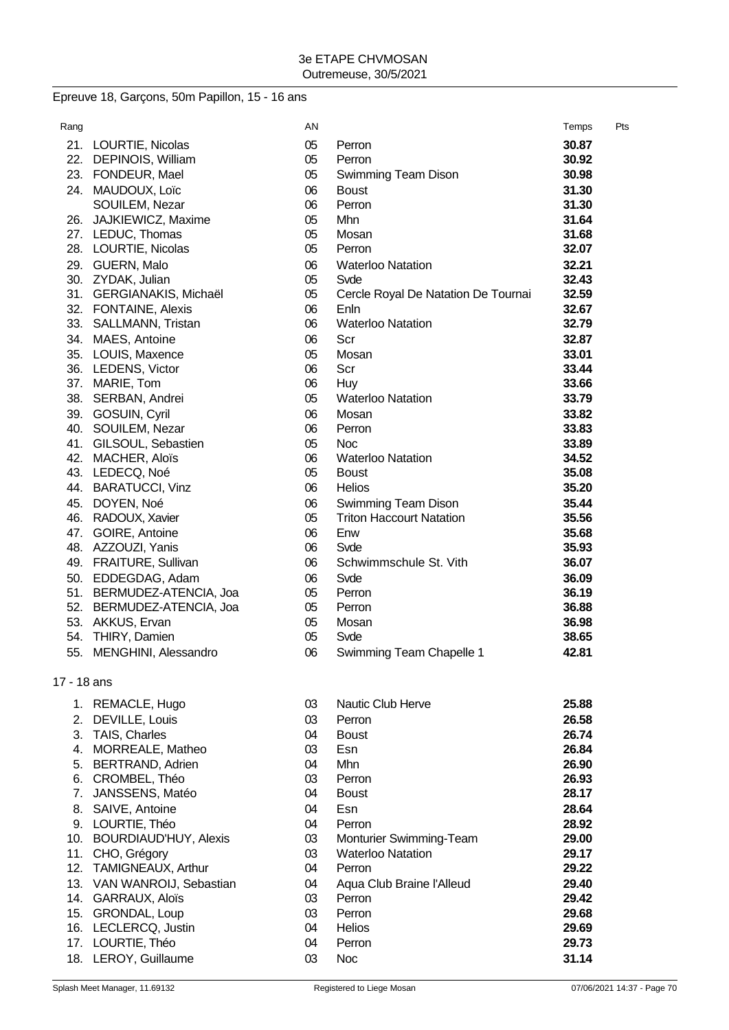## Epreuve 18, Garçons, 50m Papillon, 15 - 16 ans

| Rang | | AN | | Temps | Pts |
|---|---|---|---|---|---|
| 21. | LOURTIE, Nicolas | 05 | Perron | **30.87** | |
| 22. | DEPINOIS, William | 05 | Perron | **30.92** | |
| 23. | FONDEUR, Mael | 05 | Swimming Team Dison | **30.98** | |
| 24. | MAUDOUX, Loïc | 06 | Boust | **31.30** | |
| | SOUILEM, Nezar | 06 | Perron | **31.30** | |
| 26. | JAJKIEWICZ, Maxime | 05 | Mhn | **31.64** | |
| 27. | LEDUC, Thomas | 05 | Mosan | **31.68** | |
| 28. | LOURTIE, Nicolas | 05 | Perron | **32.07** | |
| 29. | GUERN, Malo | 06 | Waterloo Natation | **32.21** | |
| 30. | ZYDAK, Julian | 05 | Svde | **32.43** | |
| 31. | GERGIANAKIS, Michaël | 05 | Cercle Royal De Natation De Tournai | **32.59** | |
| 32. | FONTAINE, Alexis | 06 | Enln | **32.67** | |
| 33. | SALLMANN, Tristan | 06 | Waterloo Natation | **32.79** | |
| 34. | MAES, Antoine | 06 | Scr | **32.87** | |
| 35. | LOUIS, Maxence | 05 | Mosan | **33.01** | |
| 36. | LEDENS, Victor | 06 | Scr | **33.44** | |
| 37. | MARIE, Tom | 06 | Huy | **33.66** | |
| 38. | SERBAN, Andrei | 05 | Waterloo Natation | **33.79** | |
| 39. | GOSUIN, Cyril | 06 | Mosan | **33.82** | |
| 40. | SOUILEM, Nezar | 06 | Perron | **33.83** | |
| 41. | GILSOUL, Sebastien | 05 | Noc | **33.89** | |
| 42. | MACHER, Aloïs | 06 | Waterloo Natation | **34.52** | |
| 43. | LEDECQ, Noé | 05 | Boust | **35.08** | |
| 44. | BARATUCCI, Vinz | 06 | Helios | **35.20** | |
| 45. | DOYEN, Noé | 06 | Swimming Team Dison | **35.44** | |
| 46. | RADOUX, Xavier | 05 | Triton Haccourt Natation | **35.56** | |
| 47. | GOIRE, Antoine | 06 | Enw | **35.68** | |
| 48. | AZZOUZI, Yanis | 06 | Svde | **35.93** | |
| 49. | FRAITURE, Sullivan | 06 | Schwimmschule St. Vith | **36.07** | |
| 50. | EDDEGDAG, Adam | 06 | Svde | **36.09** | |
| 51. | BERMUDEZ-ATENCIA, Joa | 05 | Perron | **36.19** | |
| 52. | BERMUDEZ-ATENCIA, Joa | 05 | Perron | **36.88** | |
| 53. | AKKUS, Ervan | 05 | Mosan | **36.98** | |
| 54. | THIRY, Damien | 05 | Svde | **38.65** | |
| 55. | MENGHINI, Alessandro | 06 | Swimming Team Chapelle 1 | **42.81** | |

### 17 - 18 ans

| Rang | | AN | | Temps | Pts |
|---|---|---|---|---|---|
| 1. | REMACLE, Hugo | 03 | Nautic Club Herve | **25.88** | |
| 2. | DEVILLE, Louis | 03 | Perron | **26.58** | |
| 3. | TAIS, Charles | 04 | Boust | **26.74** | |
| 4. | MORREALE, Matheo | 03 | Esn | **26.84** | |
| 5. | BERTRAND, Adrien | 04 | Mhn | **26.90** | |
| 6. | CROMBEL, Théo | 03 | Perron | **26.93** | |
| 7. | JANSSENS, Matéo | 04 | Boust | **28.17** | |
| 8. | SAIVE, Antoine | 04 | Esn | **28.64** | |
| 9. | LOURTIE, Théo | 04 | Perron | **28.92** | |
| 10. | BOURDIAUD'HUY, Alexis | 03 | Monturier Swimming-Team | **29.00** | |
| 11. | CHO, Grégory | 03 | Waterloo Natation | **29.17** | |
| 12. | TAMIGNEAUX, Arthur | 04 | Perron | **29.22** | |
| 13. | VAN WANROIJ, Sebastian | 04 | Aqua Club Braine l'Alleud | **29.40** | |
| 14. | GARRAUX, Aloïs | 03 | Perron | **29.42** | |
| 15. | GRONDAL, Loup | 03 | Perron | **29.68** | |
| 16. | LECLERCQ, Justin | 04 | Helios | **29.69** | |
| 17. | LOURTIE, Théo | 04 | Perron | **29.73** | |
| 18. | LEROY, Guillaume | 03 | Noc | **31.14** | |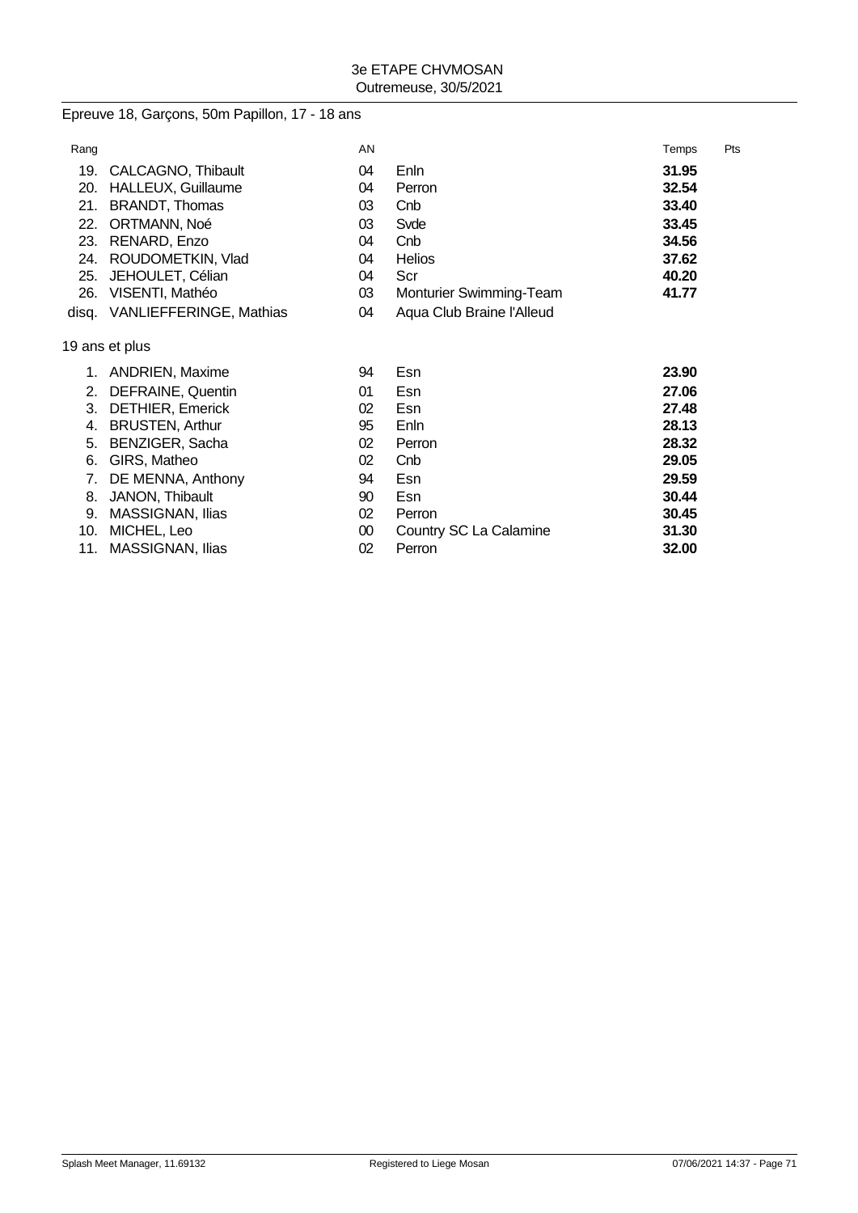## Epreuve 18, Garçons, 50m Papillon, 17 - 18 ans

| Rang | | AN | | Temps | Pts |
|---|---|---|---|---|---|
| 19. | CALCAGNO, Thibault | 04 | Enln | **31.95** | |
| 20. | HALLEUX, Guillaume | 04 | Perron | **32.54** | |
| 21. | BRANDT, Thomas | 03 | Cnb | **33.40** | |
| 22. | ORTMANN, Noé | 03 | Svde | **33.45** | |
| 23. | RENARD, Enzo | 04 | Cnb | **34.56** | |
| 24. | ROUDOMETKIN, Vlad | 04 | Helios | **37.62** | |
| 25. | JEHOULET, Célian | 04 | Scr | **40.20** | |
| 26. | VISENTI, Mathéo | 03 | Monturier Swimming-Team | **41.77** | |
| disq. | VANLIEFFERINGE, Mathias | 04 | Aqua Club Braine l'Alleud | | |

19 ans et plus

| Rang | | AN | | Temps | Pts |
|---|---|---|---|---|---|
| 1. | ANDRIEN, Maxime | 94 | Esn | **23.90** | |
| 2. | DEFRAINE, Quentin | 01 | Esn | **27.06** | |
| 3. | DETHIER, Emerick | 02 | Esn | **27.48** | |
| 4. | BRUSTEN, Arthur | 95 | Enln | **28.13** | |
| 5. | BENZIGER, Sacha | 02 | Perron | **28.32** | |
| 6. | GIRS, Matheo | 02 | Cnb | **29.05** | |
| 7. | DE MENNA, Anthony | 94 | Esn | **29.59** | |
| 8. | JANON, Thibault | 90 | Esn | **30.44** | |
| 9. | MASSIGNAN, Ilias | 02 | Perron | **30.45** | |
| 10. | MICHEL, Leo | 00 | Country SC La Calamine | **31.30** | |
| 11. | MASSIGNAN, Ilias | 02 | Perron | **32.00** | |